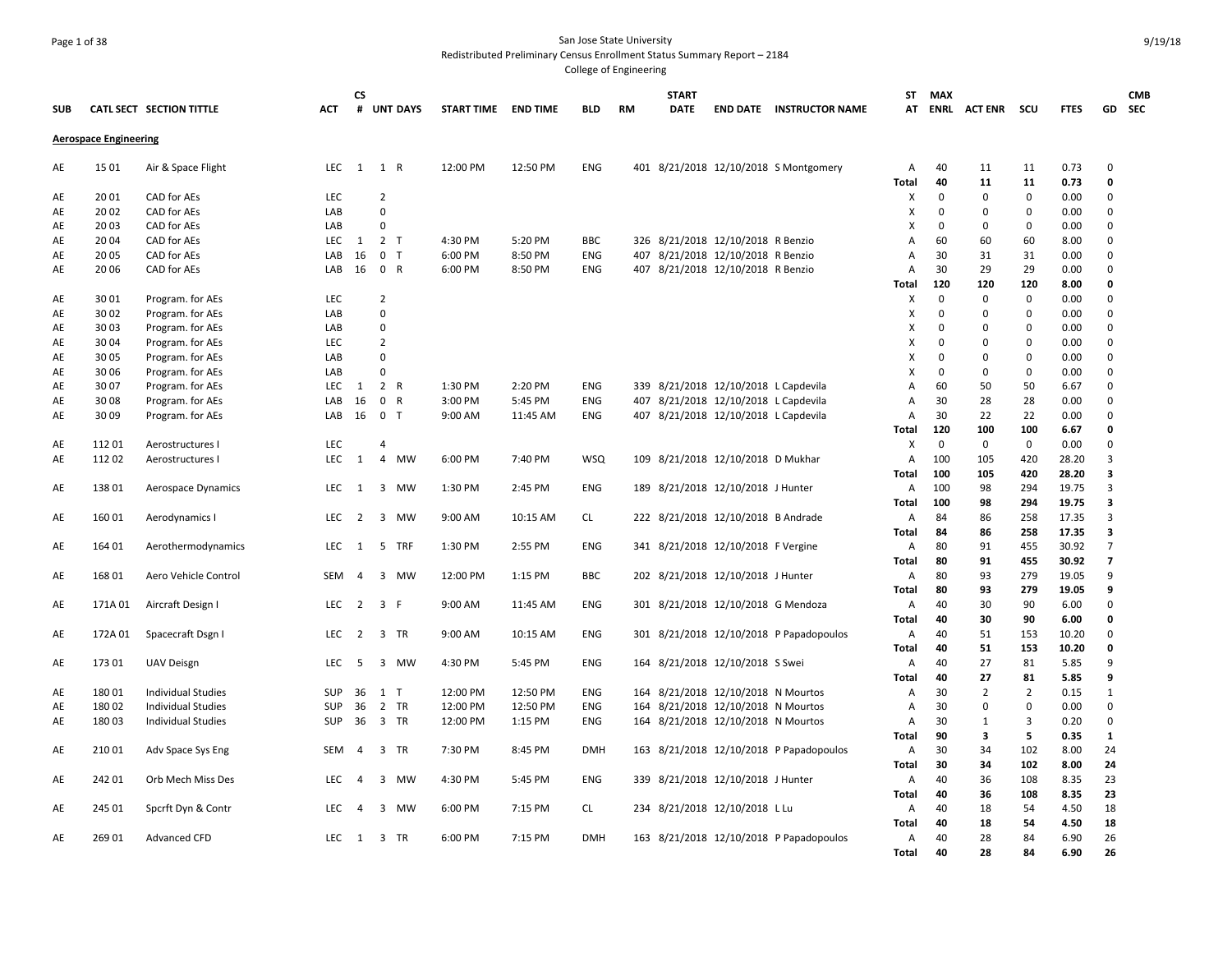San Jose State University

Redistributed Preliminary Census Enrollment Status Summary Report – 2184

College of Engineering

9/19/18

## Aerospace Engineering

| SUB | CATL SECT | SECTION TITTLE | ACT | CS # | UNT | DAYS | START TIME | END TIME | BLD | RM | START DATE | END DATE | INSTRUCTOR NAME | STAT | MAX ENRL | ACT ENR | SCU | FTES | GD | CMB SEC |
|---|---|---|---|---|---|---|---|---|---|---|---|---|---|---|---|---|---|---|---|---|
| AE | 15 01 | Air & Space Flight | LEC | 1 | 1 | R | 12:00 PM | 12:50 PM | ENG | 401 | 8/21/2018 | 12/10/2018 | S Montgomery | A | 40 | 11 | 11 | 0.73 | 0 | |
| | | | | | | | | | | | | | | **Total** | **40** | **11** | **11** | **0.73** | **0** | |
| AE | 20 01 | CAD for AEs | LEC | | 2 | | | | | | | | | X | 0 | 0 | 0 | 0.00 | 0 | |
| AE | 20 02 | CAD for AEs | LAB | | 0 | | | | | | | | | X | 0 | 0 | 0 | 0.00 | 0 | |
| AE | 20 03 | CAD for AEs | LAB | | 0 | | | | | | | | | X | 0 | 0 | 0 | 0.00 | 0 | |
| AE | 20 04 | CAD for AEs | LEC | 1 | 2 | T | 4:30 PM | 5:20 PM | BBC | 326 | 8/21/2018 | 12/10/2018 | R Benzio | A | 60 | 60 | 60 | 8.00 | 0 | |
| AE | 20 05 | CAD for AEs | LAB | 16 | 0 | T | 6:00 PM | 8:50 PM | ENG | 407 | 8/21/2018 | 12/10/2018 | R Benzio | A | 30 | 31 | 31 | 0.00 | 0 | |
| AE | 20 06 | CAD for AEs | LAB | 16 | 0 | R | 6:00 PM | 8:50 PM | ENG | 407 | 8/21/2018 | 12/10/2018 | R Benzio | A | 30 | 29 | 29 | 0.00 | 0 | |
| | | | | | | | | | | | | | | **Total** | **120** | **120** | **120** | **8.00** | **0** | |
| AE | 30 01 | Program. for AEs | LEC | | 2 | | | | | | | | | X | 0 | 0 | 0 | 0.00 | 0 | |
| AE | 30 02 | Program. for AEs | LAB | | 0 | | | | | | | | | X | 0 | 0 | 0 | 0.00 | 0 | |
| AE | 30 03 | Program. for AEs | LAB | | 0 | | | | | | | | | X | 0 | 0 | 0 | 0.00 | 0 | |
| AE | 30 04 | Program. for AEs | LEC | | 2 | | | | | | | | | X | 0 | 0 | 0 | 0.00 | 0 | |
| AE | 30 05 | Program. for AEs | LAB | | 0 | | | | | | | | | X | 0 | 0 | 0 | 0.00 | 0 | |
| AE | 30 06 | Program. for AEs | LAB | | 0 | | | | | | | | | X | 0 | 0 | 0 | 0.00 | 0 | |
| AE | 30 07 | Program. for AEs | LEC | 1 | 2 | R | 1:30 PM | 2:20 PM | ENG | 339 | 8/21/2018 | 12/10/2018 | L Capdevila | A | 60 | 50 | 50 | 6.67 | 0 | |
| AE | 30 08 | Program. for AEs | LAB | 16 | 0 | R | 3:00 PM | 5:45 PM | ENG | 407 | 8/21/2018 | 12/10/2018 | L Capdevila | A | 30 | 28 | 28 | 0.00 | 0 | |
| AE | 30 09 | Program. for AEs | LAB | 16 | 0 | T | 9:00 AM | 11:45 AM | ENG | 407 | 8/21/2018 | 12/10/2018 | L Capdevila | A | 30 | 22 | 22 | 0.00 | 0 | |
| | | | | | | | | | | | | | | **Total** | **120** | **100** | **100** | **6.67** | **0** | |
| AE | 112 01 | Aerostructures I | LEC | | 4 | | | | | | | | | X | 0 | 0 | 0 | 0.00 | 0 | |
| AE | 112 02 | Aerostructures I | LEC | 1 | 4 | MW | 6:00 PM | 7:40 PM | WSQ | 109 | 8/21/2018 | 12/10/2018 | D Mukhar | A | 100 | 105 | 420 | 28.20 | 3 | |
| | | | | | | | | | | | | | | **Total** | **100** | **105** | **420** | **28.20** | **3** | |
| AE | 138 01 | Aerospace Dynamics | LEC | 1 | 3 | MW | 1:30 PM | 2:45 PM | ENG | 189 | 8/21/2018 | 12/10/2018 | J Hunter | A | 100 | 98 | 294 | 19.75 | 3 | |
| | | | | | | | | | | | | | | **Total** | **100** | **98** | **294** | **19.75** | **3** | |
| AE | 160 01 | Aerodynamics I | LEC | 2 | 3 | MW | 9:00 AM | 10:15 AM | CL | 222 | 8/21/2018 | 12/10/2018 | B Andrade | A | 84 | 86 | 258 | 17.35 | 3 | |
| | | | | | | | | | | | | | | **Total** | **84** | **86** | **258** | **17.35** | **3** | |
| AE | 164 01 | Aerothermodynamics | LEC | 1 | 5 | TRF | 1:30 PM | 2:55 PM | ENG | 341 | 8/21/2018 | 12/10/2018 | F Vergine | A | 80 | 91 | 455 | 30.92 | 7 | |
| | | | | | | | | | | | | | | **Total** | **80** | **91** | **455** | **30.92** | **7** | |
| AE | 168 01 | Aero Vehicle Control | SEM | 4 | 3 | MW | 12:00 PM | 1:15 PM | BBC | 202 | 8/21/2018 | 12/10/2018 | J Hunter | A | 80 | 93 | 279 | 19.05 | 9 | |
| | | | | | | | | | | | | | | **Total** | **80** | **93** | **279** | **19.05** | **9** | |
| AE | 171A 01 | Aircraft Design I | LEC | 2 | 3 | F | 9:00 AM | 11:45 AM | ENG | 301 | 8/21/2018 | 12/10/2018 | G Mendoza | A | 40 | 30 | 90 | 6.00 | 0 | |
| | | | | | | | | | | | | | | **Total** | **40** | **30** | **90** | **6.00** | **0** | |
| AE | 172A 01 | Spacecraft Dsgn I | LEC | 2 | 3 | TR | 9:00 AM | 10:15 AM | ENG | 301 | 8/21/2018 | 12/10/2018 | P Papadopoulos | A | 40 | 51 | 153 | 10.20 | 0 | |
| | | | | | | | | | | | | | | **Total** | **40** | **51** | **153** | **10.20** | **0** | |
| AE | 173 01 | UAV Deisgn | LEC | 5 | 3 | MW | 4:30 PM | 5:45 PM | ENG | 164 | 8/21/2018 | 12/10/2018 | S Swei | A | 40 | 27 | 81 | 5.85 | 9 | |
| | | | | | | | | | | | | | | **Total** | **40** | **27** | **81** | **5.85** | **9** | |
| AE | 180 01 | Individual Studies | SUP | 36 | 1 | T | 12:00 PM | 12:50 PM | ENG | 164 | 8/21/2018 | 12/10/2018 | N Mourtos | A | 30 | 2 | 2 | 0.15 | 1 | |
| AE | 180 02 | Individual Studies | SUP | 36 | 2 | TR | 12:00 PM | 12:50 PM | ENG | 164 | 8/21/2018 | 12/10/2018 | N Mourtos | A | 30 | 0 | 0 | 0.00 | 0 | |
| AE | 180 03 | Individual Studies | SUP | 36 | 3 | TR | 12:00 PM | 1:15 PM | ENG | 164 | 8/21/2018 | 12/10/2018 | N Mourtos | A | 30 | 1 | 3 | 0.20 | 0 | |
| | | | | | | | | | | | | | | **Total** | **90** | **3** | **5** | **0.35** | **1** | |
| AE | 210 01 | Adv Space Sys Eng | SEM | 4 | 3 | TR | 7:30 PM | 8:45 PM | DMH | 163 | 8/21/2018 | 12/10/2018 | P Papadopoulos | A | 30 | 34 | 102 | 8.00 | 24 | |
| | | | | | | | | | | | | | | **Total** | **30** | **34** | **102** | **8.00** | **24** | |
| AE | 242 01 | Orb Mech Miss Des | LEC | 4 | 3 | MW | 4:30 PM | 5:45 PM | ENG | 339 | 8/21/2018 | 12/10/2018 | J Hunter | A | 40 | 36 | 108 | 8.35 | 23 | |
| | | | | | | | | | | | | | | **Total** | **40** | **36** | **108** | **8.35** | **23** | |
| AE | 245 01 | Spcrft Dyn & Contr | LEC | 4 | 3 | MW | 6:00 PM | 7:15 PM | CL | 234 | 8/21/2018 | 12/10/2018 | L Lu | A | 40 | 18 | 54 | 4.50 | 18 | |
| | | | | | | | | | | | | | | **Total** | **40** | **18** | **54** | **4.50** | **18** | |
| AE | 269 01 | Advanced CFD | LEC | 1 | 3 | TR | 6:00 PM | 7:15 PM | DMH | 163 | 8/21/2018 | 12/10/2018 | P Papadopoulos | A | 40 | 28 | 84 | 6.90 | 26 | |
| | | | | | | | | | | | | | | **Total** | **40** | **28** | **84** | **6.90** | **26** | |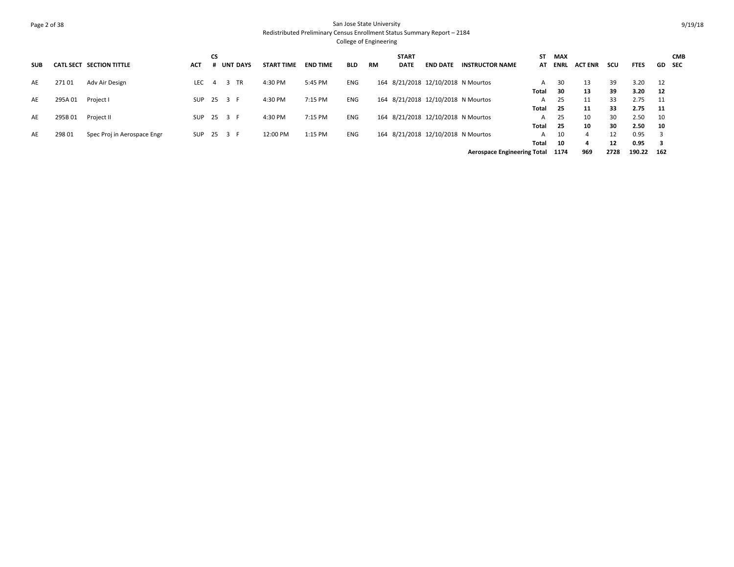San Jose State University

Redistributed Preliminary Census Enrollment Status Summary Report – 2184

College of Engineering

| SUB | CATL SECT | SECTION TITTLE | ACT | CS # | UNT | DAYS | START TIME | END TIME | BLD | RM | START DATE | END DATE | INSTRUCTOR NAME | ST AT | MAX ENRL | ACT ENR | SCU | FTES | GD | CMB SEC |
|---|---|---|---|---|---|---|---|---|---|---|---|---|---|---|---|---|---|---|---|---|
| AE | 271 01 | Adv Air Design | LEC | 4 | 3 | TR | 4:30 PM | 5:45 PM | ENG | 164 | 8/21/2018 | 12/10/2018 | N Mourtos | A | 30 | 13 | 39 | 3.20 | 12 | |
| | | | | | | | | | | | | | | **Total** | **30** | **13** | **39** | **3.20** | **12** | |
| AE | 295A 01 | Project I | SUP | 25 | 3 | F | 4:30 PM | 7:15 PM | ENG | 164 | 8/21/2018 | 12/10/2018 | N Mourtos | A | 25 | 11 | 33 | 2.75 | 11 | |
| | | | | | | | | | | | | | | **Total** | **25** | **11** | **33** | **2.75** | **11** | |
| AE | 295B 01 | Project II | SUP | 25 | 3 | F | 4:30 PM | 7:15 PM | ENG | 164 | 8/21/2018 | 12/10/2018 | N Mourtos | A | 25 | 10 | 30 | 2.50 | 10 | |
| | | | | | | | | | | | | | | **Total** | **25** | **10** | **30** | **2.50** | **10** | |
| AE | 298 01 | Spec Proj in Aerospace Engr | SUP | 25 | 3 | F | 12:00 PM | 1:15 PM | ENG | 164 | 8/21/2018 | 12/10/2018 | N Mourtos | A | 10 | 4 | 12 | 0.95 | 3 | |
| | | | | | | | | | | | | | | **Total** | **10** | **4** | **12** | **0.95** | **3** | |
| | | | | | | | | | | | | | **Aerospace Engineering Total** | | **1174** | **969** | **2728** | **190.22** | **162** | |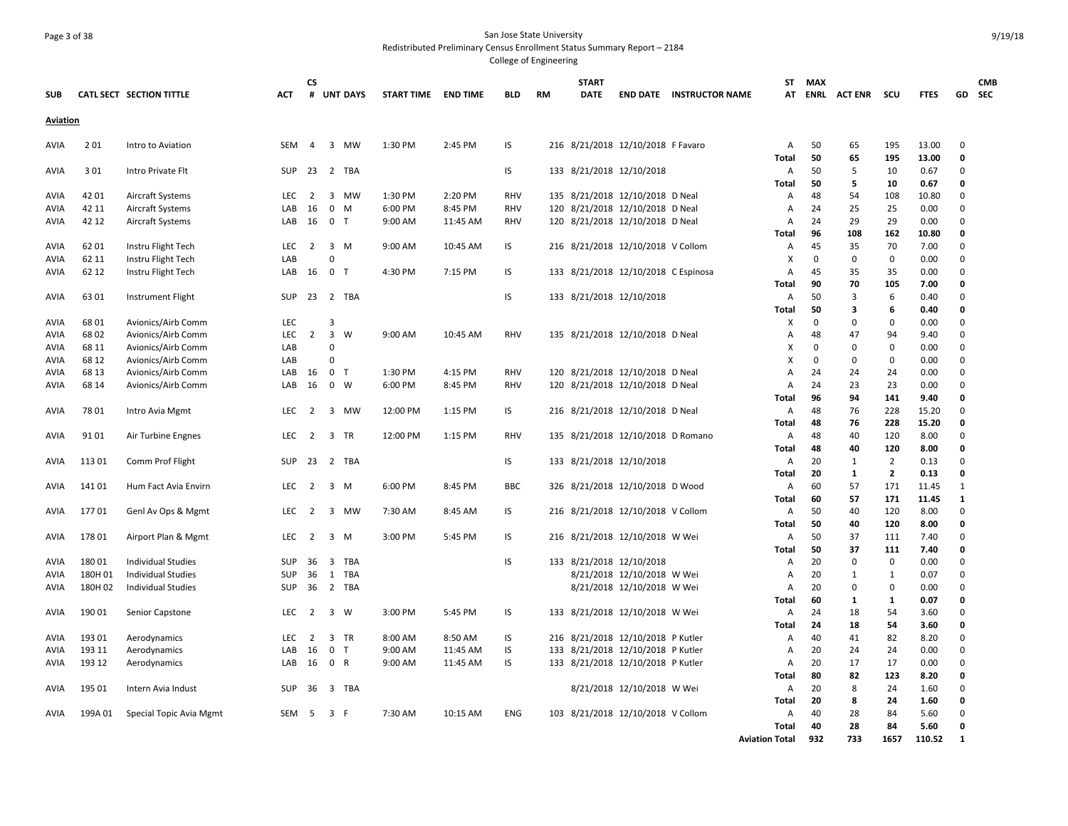San Jose State University
Redistributed Preliminary Census Enrollment Status Summary Report – 2184
College of Engineering

| SUB | CATL SECT | SECTION TITTLE | ACT | CS # | UNT | DAYS | START TIME | END TIME | BLD | RM | START DATE | END DATE | INSTRUCTOR NAME | STAT | MAX ENRL | ACT ENR | SCU | FTES | GD | CMB SEC |
|---|---|---|---|---|---|---|---|---|---|---|---|---|---|---|---|---|---|---|---|---|
| **Aviation** | | | | | | | | | | | | | | | | | | | | |
| AVIA | 2 01 | Intro to Aviation | SEM | 4 | 3 | MW | 1:30 PM | 2:45 PM | IS | 216 | 8/21/2018 | 12/10/2018 | F Favaro | A | 50 | 65 | 195 | 13.00 | 0 | |
| | | | | | | | | | | | | | | **Total** | **50** | **65** | **195** | **13.00** | **0** | |
| AVIA | 3 01 | Intro Private Flt | SUP | 23 | 2 | TBA | | | IS | 133 | 8/21/2018 | 12/10/2018 | | A | 50 | 5 | 10 | 0.67 | 0 | |
| | | | | | | | | | | | | | | **Total** | **50** | **5** | **10** | **0.67** | **0** | |
| AVIA | 42 01 | Aircraft Systems | LEC | 2 | 3 | MW | 1:30 PM | 2:20 PM | RHV | 135 | 8/21/2018 | 12/10/2018 | D Neal | A | 48 | 54 | 108 | 10.80 | 0 | |
| AVIA | 42 11 | Aircraft Systems | LAB | 16 | 0 | M | 6:00 PM | 8:45 PM | RHV | 120 | 8/21/2018 | 12/10/2018 | D Neal | A | 24 | 25 | 25 | 0.00 | 0 | |
| AVIA | 42 12 | Aircraft Systems | LAB | 16 | 0 | T | 9:00 AM | 11:45 AM | RHV | 120 | 8/21/2018 | 12/10/2018 | D Neal | A | 24 | 29 | 29 | 0.00 | 0 | |
| | | | | | | | | | | | | | | **Total** | **96** | **108** | **162** | **10.80** | **0** | |
| AVIA | 62 01 | Instru Flight Tech | LEC | 2 | 3 | M | 9:00 AM | 10:45 AM | IS | 216 | 8/21/2018 | 12/10/2018 | V Collom | A | 45 | 35 | 70 | 7.00 | 0 | |
| AVIA | 62 11 | Instru Flight Tech | LAB | | 0 | | | | | | | | | X | 0 | 0 | 0 | 0.00 | 0 | |
| AVIA | 62 12 | Instru Flight Tech | LAB | 16 | 0 | T | 4:30 PM | 7:15 PM | IS | 133 | 8/21/2018 | 12/10/2018 | C Espinosa | A | 45 | 35 | 35 | 0.00 | 0 | |
| | | | | | | | | | | | | | | **Total** | **90** | **70** | **105** | **7.00** | **0** | |
| AVIA | 63 01 | Instrument Flight | SUP | 23 | 2 | TBA | | | IS | 133 | 8/21/2018 | 12/10/2018 | | A | 50 | 3 | 6 | 0.40 | 0 | |
| | | | | | | | | | | | | | | **Total** | **50** | **3** | **6** | **0.40** | **0** | |
| AVIA | 68 01 | Avionics/Airb Comm | LEC | | 3 | | | | | | | | | X | 0 | 0 | 0 | 0.00 | 0 | |
| AVIA | 68 02 | Avionics/Airb Comm | LEC | 2 | 3 | W | 9:00 AM | 10:45 AM | RHV | 135 | 8/21/2018 | 12/10/2018 | D Neal | A | 48 | 47 | 94 | 9.40 | 0 | |
| AVIA | 68 11 | Avionics/Airb Comm | LAB | | 0 | | | | | | | | | X | 0 | 0 | 0 | 0.00 | 0 | |
| AVIA | 68 12 | Avionics/Airb Comm | LAB | | 0 | | | | | | | | | X | 0 | 0 | 0 | 0.00 | 0 | |
| AVIA | 68 13 | Avionics/Airb Comm | LAB | 16 | 0 | T | 1:30 PM | 4:15 PM | RHV | 120 | 8/21/2018 | 12/10/2018 | D Neal | A | 24 | 24 | 24 | 0.00 | 0 | |
| AVIA | 68 14 | Avionics/Airb Comm | LAB | 16 | 0 | W | 6:00 PM | 8:45 PM | RHV | 120 | 8/21/2018 | 12/10/2018 | D Neal | A | 24 | 23 | 23 | 0.00 | 0 | |
| | | | | | | | | | | | | | | **Total** | **96** | **94** | **141** | **9.40** | **0** | |
| AVIA | 78 01 | Intro Avia Mgmt | LEC | 2 | 3 | MW | 12:00 PM | 1:15 PM | IS | 216 | 8/21/2018 | 12/10/2018 | D Neal | A | 48 | 76 | 228 | 15.20 | 0 | |
| | | | | | | | | | | | | | | **Total** | **48** | **76** | **228** | **15.20** | **0** | |
| AVIA | 91 01 | Air Turbine Engnes | LEC | 2 | 3 | TR | 12:00 PM | 1:15 PM | RHV | 135 | 8/21/2018 | 12/10/2018 | D Romano | A | 48 | 40 | 120 | 8.00 | 0 | |
| | | | | | | | | | | | | | | **Total** | **48** | **40** | **120** | **8.00** | **0** | |
| AVIA | 113 01 | Comm Prof Flight | SUP | 23 | 2 | TBA | | | IS | 133 | 8/21/2018 | 12/10/2018 | | A | 20 | 1 | 2 | 0.13 | 0 | |
| | | | | | | | | | | | | | | **Total** | **20** | **1** | **2** | **0.13** | **0** | |
| AVIA | 141 01 | Hum Fact Avia Envirn | LEC | 2 | 3 | M | 6:00 PM | 8:45 PM | BBC | 326 | 8/21/2018 | 12/10/2018 | D Wood | A | 60 | 57 | 171 | 11.45 | 1 | |
| | | | | | | | | | | | | | | **Total** | **60** | **57** | **171** | **11.45** | **1** | |
| AVIA | 177 01 | Genl Av Ops & Mgmt | LEC | 2 | 3 | MW | 7:30 AM | 8:45 AM | IS | 216 | 8/21/2018 | 12/10/2018 | V Collom | A | 50 | 40 | 120 | 8.00 | 0 | |
| | | | | | | | | | | | | | | **Total** | **50** | **40** | **120** | **8.00** | **0** | |
| AVIA | 178 01 | Airport Plan & Mgmt | LEC | 2 | 3 | M | 3:00 PM | 5:45 PM | IS | 216 | 8/21/2018 | 12/10/2018 | W Wei | A | 50 | 37 | 111 | 7.40 | 0 | |
| | | | | | | | | | | | | | | **Total** | **50** | **37** | **111** | **7.40** | **0** | |
| AVIA | 180 01 | Individual Studies | SUP | 36 | 3 | TBA | | | IS | 133 | 8/21/2018 | 12/10/2018 | | A | 20 | 0 | 0 | 0.00 | 0 | |
| AVIA | 180H 01 | Individual Studies | SUP | 36 | 1 | TBA | | | | | 8/21/2018 | 12/10/2018 | W Wei | A | 20 | 1 | 1 | 0.07 | 0 | |
| AVIA | 180H 02 | Individual Studies | SUP | 36 | 2 | TBA | | | | | 8/21/2018 | 12/10/2018 | W Wei | A | 20 | 0 | 0 | 0.00 | 0 | |
| | | | | | | | | | | | | | | **Total** | **60** | **1** | **1** | **0.07** | **0** | |
| AVIA | 190 01 | Senior Capstone | LEC | 2 | 3 | W | 3:00 PM | 5:45 PM | IS | 133 | 8/21/2018 | 12/10/2018 | W Wei | A | 24 | 18 | 54 | 3.60 | 0 | |
| | | | | | | | | | | | | | | **Total** | **24** | **18** | **54** | **3.60** | **0** | |
| AVIA | 193 01 | Aerodynamics | LEC | 2 | 3 | TR | 8:00 AM | 8:50 AM | IS | 216 | 8/21/2018 | 12/10/2018 | P Kutler | A | 40 | 41 | 82 | 8.20 | 0 | |
| AVIA | 193 11 | Aerodynamics | LAB | 16 | 0 | T | 9:00 AM | 11:45 AM | IS | 133 | 8/21/2018 | 12/10/2018 | P Kutler | A | 20 | 24 | 24 | 0.00 | 0 | |
| AVIA | 193 12 | Aerodynamics | LAB | 16 | 0 | R | 9:00 AM | 11:45 AM | IS | 133 | 8/21/2018 | 12/10/2018 | P Kutler | A | 20 | 17 | 17 | 0.00 | 0 | |
| | | | | | | | | | | | | | | **Total** | **80** | **82** | **123** | **8.20** | **0** | |
| AVIA | 195 01 | Intern Avia Indust | SUP | 36 | 3 | TBA | | | | | 8/21/2018 | 12/10/2018 | W Wei | A | 20 | 8 | 24 | 1.60 | 0 | |
| | | | | | | | | | | | | | | **Total** | **20** | **8** | **24** | **1.60** | **0** | |
| AVIA | 199A 01 | Special Topic Avia Mgmt | SEM | 5 | 3 | F | 7:30 AM | 10:15 AM | ENG | 103 | 8/21/2018 | 12/10/2018 | V Collom | A | 40 | 28 | 84 | 5.60 | 0 | |
| | | | | | | | | | | | | | | **Total** | **40** | **28** | **84** | **5.60** | **0** | |
| | | | | | | | | | | | | | | **Aviation Total** | **932** | **733** | **1657** | **110.52** | **1** | |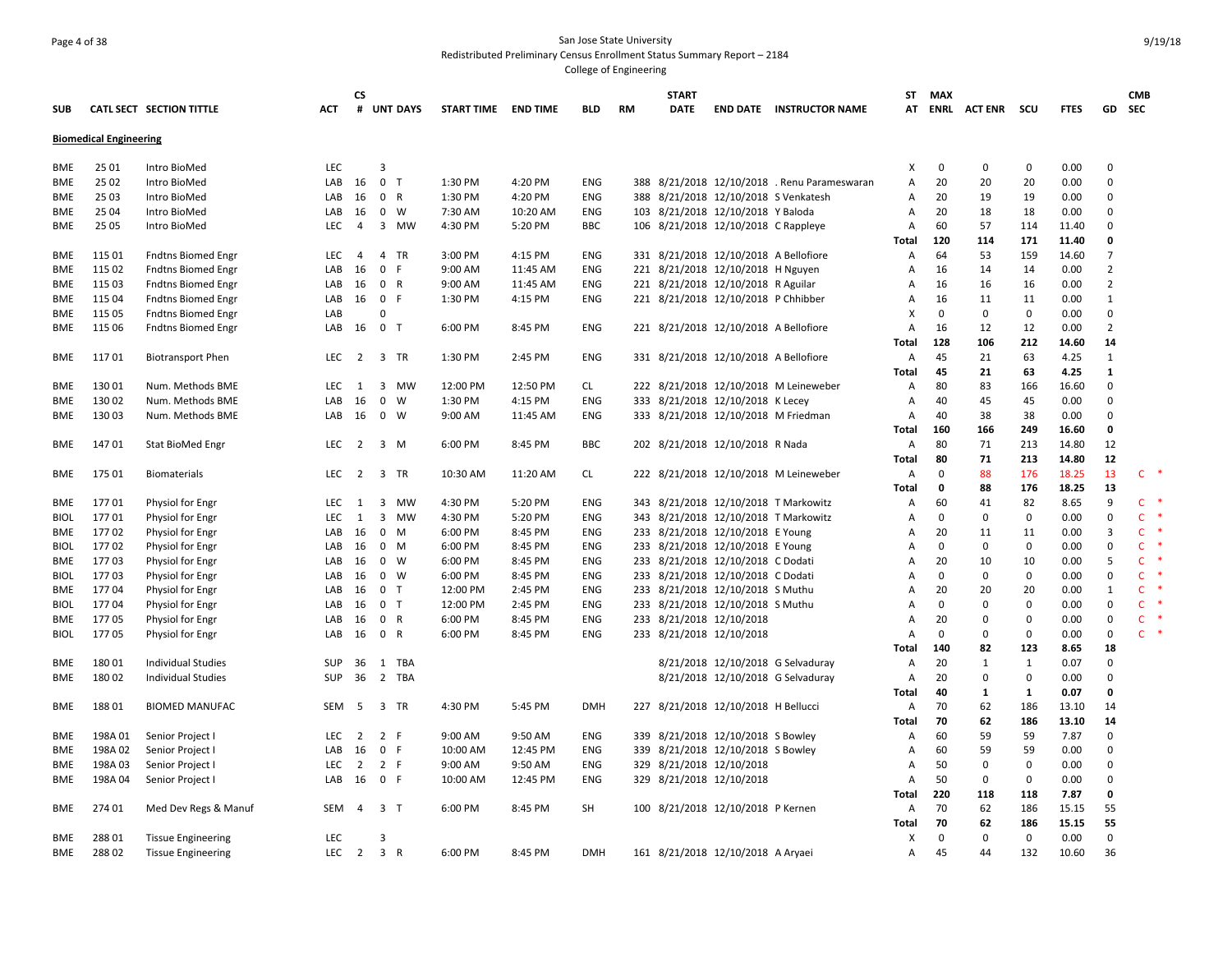San Jose State University
Redistributed Preliminary Census Enrollment Status Summary Report – 2184
College of Engineering

9/19/18

## Biomedical Engineering

| SUB | CATL SECT | SECTION TITTLE | ACT | CS # | UNT | DAYS | START TIME | END TIME | BLD | RM | START DATE | END DATE | INSTRUCTOR NAME | ST AT | MAX ENRL | ACT ENR | SCU | FTES | GD | CMB SEC |
|---|---|---|---|---|---|---|---|---|---|---|---|---|---|---|---|---|---|---|---|---|
| BME | 25 01 | Intro BioMed | LEC | | 3 | | | | | | | | | X | 0 | 0 | 0 | 0.00 | 0 | |
| BME | 25 02 | Intro BioMed | LAB | 16 | 0 | T | 1:30 PM | 4:20 PM | ENG | 388 | 8/21/2018 | 12/10/2018 | . Renu Parameswaran | A | 20 | 20 | 20 | 0.00 | 0 | |
| BME | 25 03 | Intro BioMed | LAB | 16 | 0 | R | 1:30 PM | 4:20 PM | ENG | 388 | 8/21/2018 | 12/10/2018 | S Venkatesh | A | 20 | 19 | 19 | 0.00 | 0 | |
| BME | 25 04 | Intro BioMed | LAB | 16 | 0 | W | 7:30 AM | 10:20 AM | ENG | 103 | 8/21/2018 | 12/10/2018 | Y Baloda | A | 20 | 18 | 18 | 0.00 | 0 | |
| BME | 25 05 | Intro BioMed | LEC | 4 | 3 | MW | 4:30 PM | 5:20 PM | BBC | 106 | 8/21/2018 | 12/10/2018 | C Rappleye | A | 60 | 57 | 114 | 11.40 | 0 | |
| | | | | | | | | | | | | | | **Total** | **120** | **114** | **171** | **11.40** | **0** | |
| BME | 115 01 | Fndtns Biomed Engr | LEC | 4 | 4 | TR | 3:00 PM | 4:15 PM | ENG | 331 | 8/21/2018 | 12/10/2018 | A Bellofiore | A | 64 | 53 | 159 | 14.60 | 7 | |
| BME | 115 02 | Fndtns Biomed Engr | LAB | 16 | 0 | F | 9:00 AM | 11:45 AM | ENG | 221 | 8/21/2018 | 12/10/2018 | H Nguyen | A | 16 | 14 | 14 | 0.00 | 2 | |
| BME | 115 03 | Fndtns Biomed Engr | LAB | 16 | 0 | R | 9:00 AM | 11:45 AM | ENG | 221 | 8/21/2018 | 12/10/2018 | R Aguilar | A | 16 | 16 | 16 | 0.00 | 2 | |
| BME | 115 04 | Fndtns Biomed Engr | LAB | 16 | 0 | F | 1:30 PM | 4:15 PM | ENG | 221 | 8/21/2018 | 12/10/2018 | P Chhibber | A | 16 | 11 | 11 | 0.00 | 1 | |
| BME | 115 05 | Fndtns Biomed Engr | LAB | | 0 | | | | | | | | | X | 0 | 0 | 0 | 0.00 | 0 | |
| BME | 115 06 | Fndtns Biomed Engr | LAB | 16 | 0 | T | 6:00 PM | 8:45 PM | ENG | 221 | 8/21/2018 | 12/10/2018 | A Bellofiore | A | 16 | 12 | 12 | 0.00 | 2 | |
| | | | | | | | | | | | | | | **Total** | **128** | **106** | **212** | **14.60** | **14** | |
| BME | 117 01 | Biotransport Phen | LEC | 2 | 3 | TR | 1:30 PM | 2:45 PM | ENG | 331 | 8/21/2018 | 12/10/2018 | A Bellofiore | A | 45 | 21 | 63 | 4.25 | 1 | |
| | | | | | | | | | | | | | | **Total** | **45** | **21** | **63** | **4.25** | **1** | |
| BME | 130 01 | Num. Methods BME | LEC | 1 | 3 | MW | 12:00 PM | 12:50 PM | CL | 222 | 8/21/2018 | 12/10/2018 | M Leineweber | A | 80 | 83 | 166 | 16.60 | 0 | |
| BME | 130 02 | Num. Methods BME | LAB | 16 | 0 | W | 1:30 PM | 4:15 PM | ENG | 333 | 8/21/2018 | 12/10/2018 | K Lecey | A | 40 | 45 | 45 | 0.00 | 0 | |
| BME | 130 03 | Num. Methods BME | LAB | 16 | 0 | W | 9:00 AM | 11:45 AM | ENG | 333 | 8/21/2018 | 12/10/2018 | M Friedman | A | 40 | 38 | 38 | 0.00 | 0 | |
| | | | | | | | | | | | | | | **Total** | **160** | **166** | **249** | **16.60** | **0** | |
| BME | 147 01 | Stat BioMed Engr | LEC | 2 | 3 | M | 6:00 PM | 8:45 PM | BBC | 202 | 8/21/2018 | 12/10/2018 | R Nada | A | 80 | 71 | 213 | 14.80 | 12 | |
| | | | | | | | | | | | | | | **Total** | **80** | **71** | **213** | **14.80** | **12** | |
| BME | 175 01 | Biomaterials | LEC | 2 | 3 | TR | 10:30 AM | 11:20 AM | CL | 222 | 8/21/2018 | 12/10/2018 | M Leineweber | A | 0 | 88 | 176 | 18.25 | 13 | C * |
| | | | | | | | | | | | | | | **Total** | **0** | **88** | **176** | **18.25** | **13** | |
| BME | 177 01 | Physiol for Engr | LEC | 1 | 3 | MW | 4:30 PM | 5:20 PM | ENG | 343 | 8/21/2018 | 12/10/2018 | T Markowitz | A | 60 | 41 | 82 | 8.65 | 9 | C * |
| BIOL | 177 01 | Physiol for Engr | LEC | 1 | 3 | MW | 4:30 PM | 5:20 PM | ENG | 343 | 8/21/2018 | 12/10/2018 | T Markowitz | A | 0 | 0 | 0 | 0.00 | 0 | C * |
| BME | 177 02 | Physiol for Engr | LAB | 16 | 0 | M | 6:00 PM | 8:45 PM | ENG | 233 | 8/21/2018 | 12/10/2018 | E Young | A | 20 | 11 | 11 | 0.00 | 3 | C * |
| BIOL | 177 02 | Physiol for Engr | LAB | 16 | 0 | M | 6:00 PM | 8:45 PM | ENG | 233 | 8/21/2018 | 12/10/2018 | E Young | A | 0 | 0 | 0 | 0.00 | 0 | C * |
| BME | 177 03 | Physiol for Engr | LAB | 16 | 0 | W | 6:00 PM | 8:45 PM | ENG | 233 | 8/21/2018 | 12/10/2018 | C Dodati | A | 20 | 10 | 10 | 0.00 | 5 | C * |
| BIOL | 177 03 | Physiol for Engr | LAB | 16 | 0 | W | 6:00 PM | 8:45 PM | ENG | 233 | 8/21/2018 | 12/10/2018 | C Dodati | A | 0 | 0 | 0 | 0.00 | 0 | C * |
| BME | 177 04 | Physiol for Engr | LAB | 16 | 0 | T | 12:00 PM | 2:45 PM | ENG | 233 | 8/21/2018 | 12/10/2018 | S Muthu | A | 20 | 20 | 20 | 0.00 | 1 | C * |
| BIOL | 177 04 | Physiol for Engr | LAB | 16 | 0 | T | 12:00 PM | 2:45 PM | ENG | 233 | 8/21/2018 | 12/10/2018 | S Muthu | A | 0 | 0 | 0 | 0.00 | 0 | C * |
| BME | 177 05 | Physiol for Engr | LAB | 16 | 0 | R | 6:00 PM | 8:45 PM | ENG | 233 | 8/21/2018 | 12/10/2018 | | A | 20 | 0 | 0 | 0.00 | 0 | C * |
| BIOL | 177 05 | Physiol for Engr | LAB | 16 | 0 | R | 6:00 PM | 8:45 PM | ENG | 233 | 8/21/2018 | 12/10/2018 | | A | 0 | 0 | 0 | 0.00 | 0 | C * |
| | | | | | | | | | | | | | | **Total** | **140** | **82** | **123** | **8.65** | **18** | |
| BME | 180 01 | Individual Studies | SUP | 36 | 1 | TBA | | | | | 8/21/2018 | 12/10/2018 | G Selvaduray | A | 20 | 1 | 1 | 0.07 | 0 | |
| BME | 180 02 | Individual Studies | SUP | 36 | 2 | TBA | | | | | 8/21/2018 | 12/10/2018 | G Selvaduray | A | 20 | 0 | 0 | 0.00 | 0 | |
| | | | | | | | | | | | | | | **Total** | **40** | **1** | **1** | **0.07** | **0** | |
| BME | 188 01 | BIOMED MANUFAC | SEM | 5 | 3 | TR | 4:30 PM | 5:45 PM | DMH | 227 | 8/21/2018 | 12/10/2018 | H Bellucci | A | 70 | 62 | 186 | 13.10 | 14 | |
| | | | | | | | | | | | | | | **Total** | **70** | **62** | **186** | **13.10** | **14** | |
| BME | 198A 01 | Senior Project I | LEC | 2 | 2 | F | 9:00 AM | 9:50 AM | ENG | 339 | 8/21/2018 | 12/10/2018 | S Bowley | A | 60 | 59 | 59 | 7.87 | 0 | |
| BME | 198A 02 | Senior Project I | LAB | 16 | 0 | F | 10:00 AM | 12:45 PM | ENG | 339 | 8/21/2018 | 12/10/2018 | S Bowley | A | 60 | 59 | 59 | 0.00 | 0 | |
| BME | 198A 03 | Senior Project I | LEC | 2 | 2 | F | 9:00 AM | 9:50 AM | ENG | 329 | 8/21/2018 | 12/10/2018 | | A | 50 | 0 | 0 | 0.00 | 0 | |
| BME | 198A 04 | Senior Project I | LAB | 16 | 0 | F | 10:00 AM | 12:45 PM | ENG | 329 | 8/21/2018 | 12/10/2018 | | A | 50 | 0 | 0 | 0.00 | 0 | |
| | | | | | | | | | | | | | | **Total** | **220** | **118** | **118** | **7.87** | **0** | |
| BME | 274 01 | Med Dev Regs & Manuf | SEM | 4 | 3 | T | 6:00 PM | 8:45 PM | SH | 100 | 8/21/2018 | 12/10/2018 | P Kernen | A | 70 | 62 | 186 | 15.15 | 55 | |
| | | | | | | | | | | | | | | **Total** | **70** | **62** | **186** | **15.15** | **55** | |
| BME | 288 01 | Tissue Engineering | LEC | | 3 | | | | | | | | | X | 0 | 0 | 0 | 0.00 | 0 | |
| BME | 288 02 | Tissue Engineering | LEC | 2 | 3 | R | 6:00 PM | 8:45 PM | DMH | 161 | 8/21/2018 | 12/10/2018 | A Aryaei | A | 45 | 44 | 132 | 10.60 | 36 | |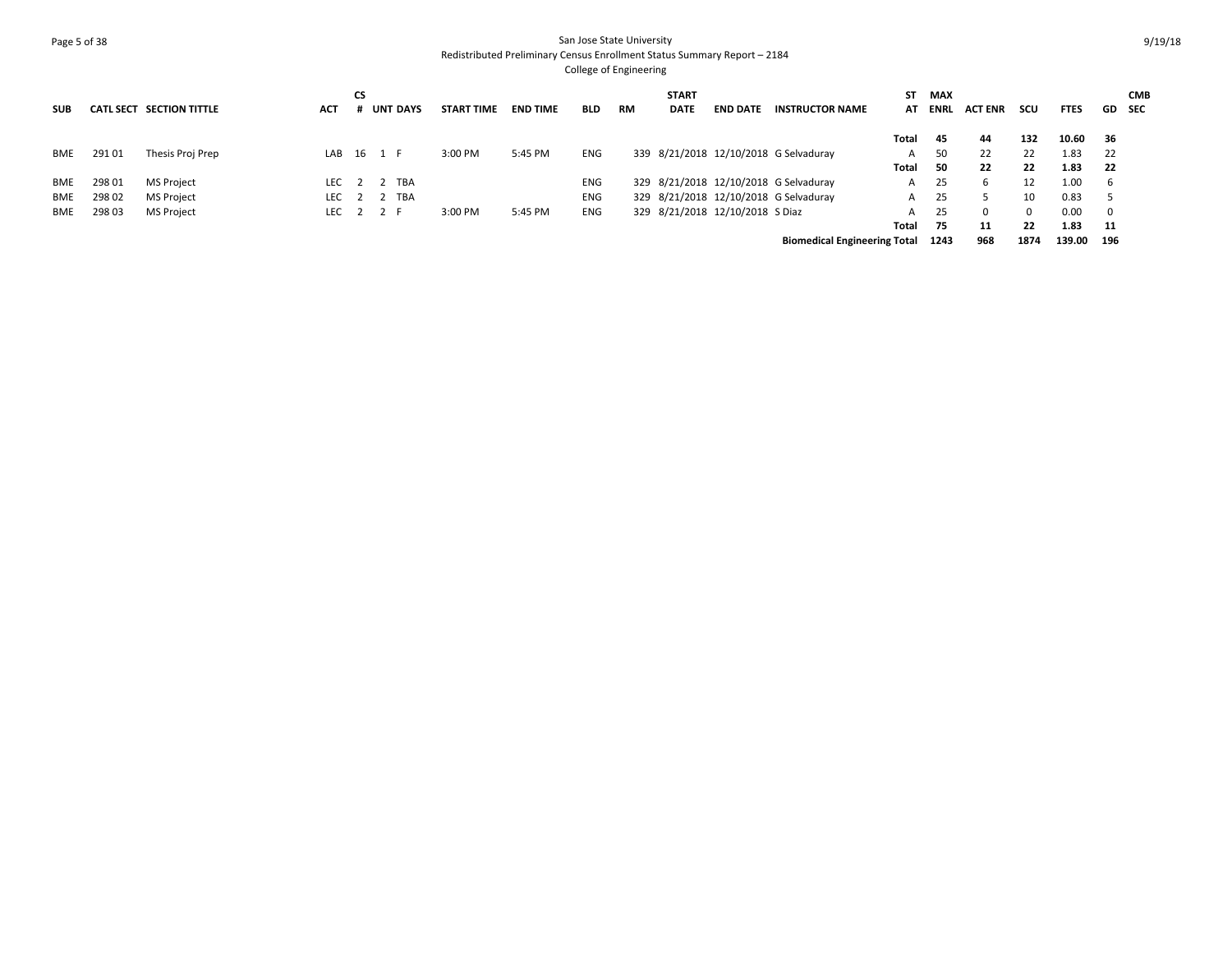San Jose State University
Redistributed Preliminary Census Enrollment Status Summary Report – 2184
College of Engineering

| SUB | CATL SECT | SECTION TITTLE | ACT | CS # | UNT | DAYS | START TIME | END TIME | BLD | RM | START DATE | END DATE | INSTRUCTOR NAME | ST AT | MAX ENRL | ACT ENR | SCU | FTES | GD | CMB SEC |
|---|---|---|---|---|---|---|---|---|---|---|---|---|---|---|---|---|---|---|---|---|
| | | | | | | | | | | | | | | **Total** | **45** | **44** | **132** | **10.60** | **36** | |
| BME | 291 01 | Thesis Proj Prep | LAB | 16 | 1 | F | 3:00 PM | 5:45 PM | ENG | 339 | 8/21/2018 | 12/10/2018 | G Selvaduray | A | 50 | 22 | 22 | 1.83 | 22 | |
| | | | | | | | | | | | | | | **Total** | **50** | **22** | **22** | **1.83** | **22** | |
| BME | 298 01 | MS Project | LEC | 2 | 2 | TBA | | | ENG | 329 | 8/21/2018 | 12/10/2018 | G Selvaduray | A | 25 | 6 | 12 | 1.00 | 6 | |
| BME | 298 02 | MS Project | LEC | 2 | 2 | TBA | | | ENG | 329 | 8/21/2018 | 12/10/2018 | G Selvaduray | A | 25 | 5 | 10 | 0.83 | 5 | |
| BME | 298 03 | MS Project | LEC | 2 | 2 | F | 3:00 PM | 5:45 PM | ENG | 329 | 8/21/2018 | 12/10/2018 | S Diaz | A | 25 | 0 | 0 | 0.00 | 0 | |
| | | | | | | | | | | | | | | **Total** | **75** | **11** | **22** | **1.83** | **11** | |
| | | | | | | | | | | | | | **Biomedical Engineering Total** | | **1243** | **968** | **1874** | **139.00** | **196** | |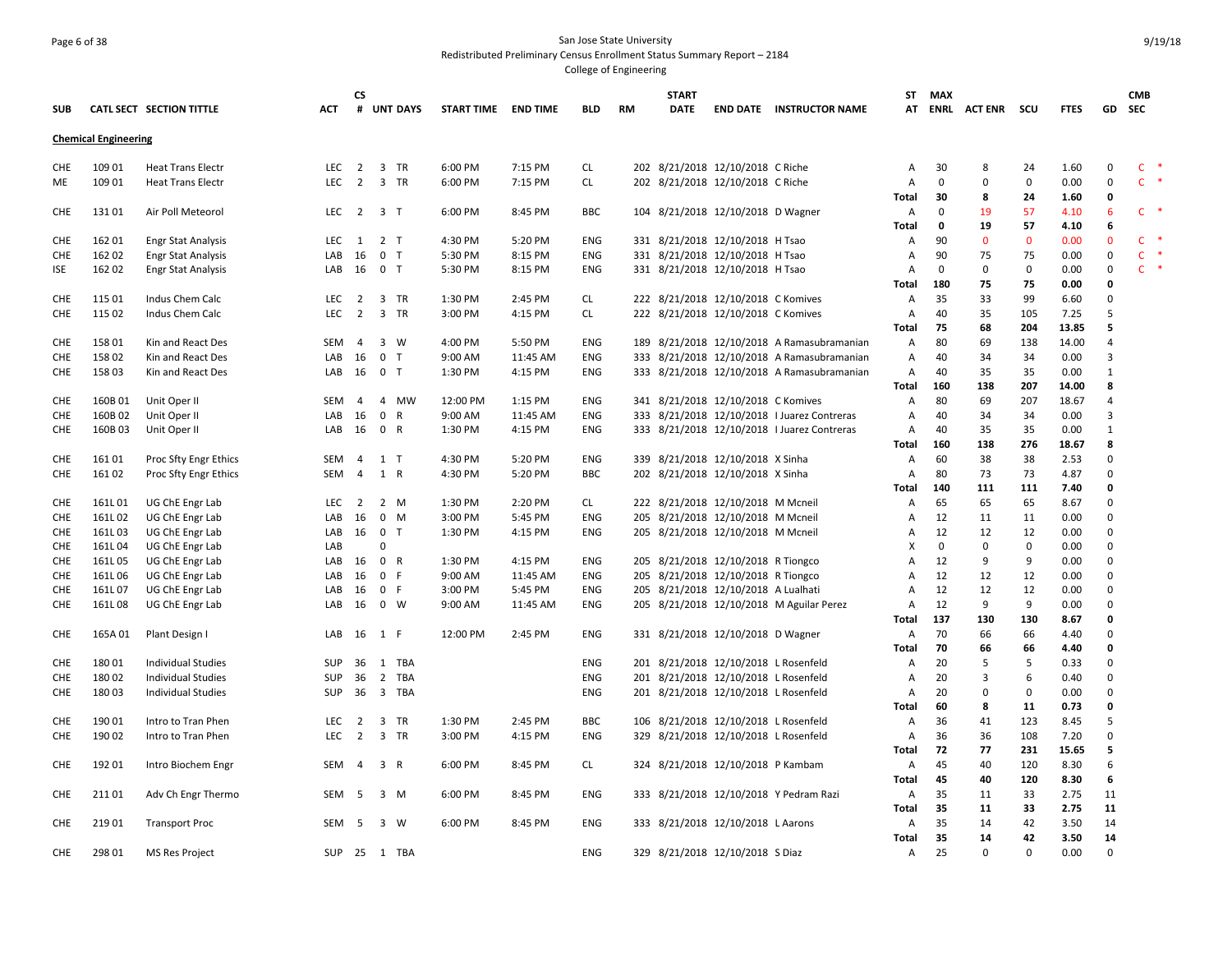San Jose State University

Redistributed Preliminary Census Enrollment Status Summary Report – 2184

College of Engineering

## Chemical Engineering

| SUB | CATL SECT | SECTION TITTLE | ACT | CS # | UNT | DAYS | START TIME | END TIME | BLD | RM | START DATE | END DATE | INSTRUCTOR NAME | ST AT | MAX ENRL | ACT ENR | SCU | FTES | GD | CMB SEC |
|---|---|---|---|---|---|---|---|---|---|---|---|---|---|---|---|---|---|---|---|---|
| CHE | 109 01 | Heat Trans Electr | LEC | 2 | 3 | TR | 6:00 PM | 7:15 PM | CL | 202 | 8/21/2018 | 12/10/2018 | C Riche | A | 30 | 8 | 24 | 1.60 | 0 | C * |
| ME | 109 01 | Heat Trans Electr | LEC | 2 | 3 | TR | 6:00 PM | 7:15 PM | CL | 202 | 8/21/2018 | 12/10/2018 | C Riche | A | 0 | 0 | 0 | 0.00 | 0 | C * |
| | | | | | | | | | | | | | | Total | 30 | 8 | 24 | 1.60 | 0 | |
| CHE | 131 01 | Air Poll Meteorol | LEC | 2 | 3 | T | 6:00 PM | 8:45 PM | BBC | 104 | 8/21/2018 | 12/10/2018 | D Wagner | A | 0 | 19 | 57 | 4.10 | 6 | C * |
| | | | | | | | | | | | | | | Total | 0 | 19 | 57 | 4.10 | 6 | |
| CHE | 162 01 | Engr Stat Analysis | LEC | 1 | 2 | T | 4:30 PM | 5:20 PM | ENG | 331 | 8/21/2018 | 12/10/2018 | H Tsao | A | 90 | 0 | 0 | 0.00 | 0 | C * |
| CHE | 162 02 | Engr Stat Analysis | LAB | 16 | 0 | T | 5:30 PM | 8:15 PM | ENG | 331 | 8/21/2018 | 12/10/2018 | H Tsao | A | 90 | 75 | 75 | 0.00 | 0 | C * |
| ISE | 162 02 | Engr Stat Analysis | LAB | 16 | 0 | T | 5:30 PM | 8:15 PM | ENG | 331 | 8/21/2018 | 12/10/2018 | H Tsao | A | 0 | 0 | 0 | 0.00 | 0 | C * |
| | | | | | | | | | | | | | | Total | 180 | 75 | 75 | 0.00 | 0 | |
| CHE | 115 01 | Indus Chem Calc | LEC | 2 | 3 | TR | 1:30 PM | 2:45 PM | CL | 222 | 8/21/2018 | 12/10/2018 | C Komives | A | 35 | 33 | 99 | 6.60 | 0 | |
| CHE | 115 02 | Indus Chem Calc | LEC | 2 | 3 | TR | 3:00 PM | 4:15 PM | CL | 222 | 8/21/2018 | 12/10/2018 | C Komives | A | 40 | 35 | 105 | 7.25 | 5 | |
| | | | | | | | | | | | | | | Total | 75 | 68 | 204 | 13.85 | 5 | |
| CHE | 158 01 | Kin and React Des | SEM | 4 | 3 | W | 4:00 PM | 5:50 PM | ENG | 189 | 8/21/2018 | 12/10/2018 | A Ramasubramanian | A | 80 | 69 | 138 | 14.00 | 4 | |
| CHE | 158 02 | Kin and React Des | LAB | 16 | 0 | T | 9:00 AM | 11:45 AM | ENG | 333 | 8/21/2018 | 12/10/2018 | A Ramasubramanian | A | 40 | 34 | 34 | 0.00 | 3 | |
| CHE | 158 03 | Kin and React Des | LAB | 16 | 0 | T | 1:30 PM | 4:15 PM | ENG | 333 | 8/21/2018 | 12/10/2018 | A Ramasubramanian | A | 40 | 35 | 35 | 0.00 | 1 | |
| | | | | | | | | | | | | | | Total | 160 | 138 | 207 | 14.00 | 8 | |
| CHE | 160B 01 | Unit Oper II | SEM | 4 | 4 | MW | 12:00 PM | 1:15 PM | ENG | 341 | 8/21/2018 | 12/10/2018 | C Komives | A | 80 | 69 | 207 | 18.67 | 4 | |
| CHE | 160B 02 | Unit Oper II | LAB | 16 | 0 | R | 9:00 AM | 11:45 AM | ENG | 333 | 8/21/2018 | 12/10/2018 | I Juarez Contreras | A | 40 | 34 | 34 | 0.00 | 3 | |
| CHE | 160B 03 | Unit Oper II | LAB | 16 | 0 | R | 1:30 PM | 4:15 PM | ENG | 333 | 8/21/2018 | 12/10/2018 | I Juarez Contreras | A | 40 | 35 | 35 | 0.00 | 1 | |
| | | | | | | | | | | | | | | Total | 160 | 138 | 276 | 18.67 | 8 | |
| CHE | 161 01 | Proc Sfty Engr Ethics | SEM | 4 | 1 | T | 4:30 PM | 5:20 PM | ENG | 339 | 8/21/2018 | 12/10/2018 | X Sinha | A | 60 | 38 | 38 | 2.53 | 0 | |
| CHE | 161 02 | Proc Sfty Engr Ethics | SEM | 4 | 1 | R | 4:30 PM | 5:20 PM | BBC | 202 | 8/21/2018 | 12/10/2018 | X Sinha | A | 80 | 73 | 73 | 4.87 | 0 | |
| | | | | | | | | | | | | | | Total | 140 | 111 | 111 | 7.40 | 0 | |
| CHE | 161L 01 | UG ChE Engr Lab | LEC | 2 | 2 | M | 1:30 PM | 2:20 PM | CL | 222 | 8/21/2018 | 12/10/2018 | M Mcneil | A | 65 | 65 | 65 | 8.67 | 0 | |
| CHE | 161L 02 | UG ChE Engr Lab | LAB | 16 | 0 | M | 3:00 PM | 5:45 PM | ENG | 205 | 8/21/2018 | 12/10/2018 | M Mcneil | A | 12 | 11 | 11 | 0.00 | 0 | |
| CHE | 161L 03 | UG ChE Engr Lab | LAB | 16 | 0 | T | 1:30 PM | 4:15 PM | ENG | 205 | 8/21/2018 | 12/10/2018 | M Mcneil | A | 12 | 12 | 12 | 0.00 | 0 | |
| CHE | 161L 04 | UG ChE Engr Lab | LAB | | 0 | | | | | | | | | X | 0 | 0 | 0 | 0.00 | 0 | |
| CHE | 161L 05 | UG ChE Engr Lab | LAB | 16 | 0 | R | 1:30 PM | 4:15 PM | ENG | 205 | 8/21/2018 | 12/10/2018 | R Tiongco | A | 12 | 9 | 9 | 0.00 | 0 | |
| CHE | 161L 06 | UG ChE Engr Lab | LAB | 16 | 0 | F | 9:00 AM | 11:45 AM | ENG | 205 | 8/21/2018 | 12/10/2018 | R Tiongco | A | 12 | 12 | 12 | 0.00 | 0 | |
| CHE | 161L 07 | UG ChE Engr Lab | LAB | 16 | 0 | F | 3:00 PM | 5:45 PM | ENG | 205 | 8/21/2018 | 12/10/2018 | A Lualhati | A | 12 | 12 | 12 | 0.00 | 0 | |
| CHE | 161L 08 | UG ChE Engr Lab | LAB | 16 | 0 | W | 9:00 AM | 11:45 AM | ENG | 205 | 8/21/2018 | 12/10/2018 | M Aguilar Perez | A | 12 | 9 | 9 | 0.00 | 0 | |
| | | | | | | | | | | | | | | Total | 137 | 130 | 130 | 8.67 | 0 | |
| CHE | 165A 01 | Plant Design I | LAB | 16 | 1 | F | 12:00 PM | 2:45 PM | ENG | 331 | 8/21/2018 | 12/10/2018 | D Wagner | A | 70 | 66 | 66 | 4.40 | 0 | |
| | | | | | | | | | | | | | | Total | 70 | 66 | 66 | 4.40 | 0 | |
| CHE | 180 01 | Individual Studies | SUP | 36 | 1 | TBA | | | ENG | 201 | 8/21/2018 | 12/10/2018 | L Rosenfeld | A | 20 | 5 | 5 | 0.33 | 0 | |
| CHE | 180 02 | Individual Studies | SUP | 36 | 2 | TBA | | | ENG | 201 | 8/21/2018 | 12/10/2018 | L Rosenfeld | A | 20 | 3 | 6 | 0.40 | 0 | |
| CHE | 180 03 | Individual Studies | SUP | 36 | 3 | TBA | | | ENG | 201 | 8/21/2018 | 12/10/2018 | L Rosenfeld | A | 20 | 0 | 0 | 0.00 | 0 | |
| | | | | | | | | | | | | | | Total | 60 | 8 | 11 | 0.73 | 0 | |
| CHE | 190 01 | Intro to Tran Phen | LEC | 2 | 3 | TR | 1:30 PM | 2:45 PM | BBC | 106 | 8/21/2018 | 12/10/2018 | L Rosenfeld | A | 36 | 41 | 123 | 8.45 | 5 | |
| CHE | 190 02 | Intro to Tran Phen | LEC | 2 | 3 | TR | 3:00 PM | 4:15 PM | ENG | 329 | 8/21/2018 | 12/10/2018 | L Rosenfeld | A | 36 | 36 | 108 | 7.20 | 0 | |
| | | | | | | | | | | | | | | Total | 72 | 77 | 231 | 15.65 | 5 | |
| CHE | 192 01 | Intro Biochem Engr | SEM | 4 | 3 | R | 6:00 PM | 8:45 PM | CL | 324 | 8/21/2018 | 12/10/2018 | P Kambam | A | 45 | 40 | 120 | 8.30 | 6 | |
| | | | | | | | | | | | | | | Total | 45 | 40 | 120 | 8.30 | 6 | |
| CHE | 211 01 | Adv Ch Engr Thermo | SEM | 5 | 3 | M | 6:00 PM | 8:45 PM | ENG | 333 | 8/21/2018 | 12/10/2018 | Y Pedram Razi | A | 35 | 11 | 33 | 2.75 | 11 | |
| | | | | | | | | | | | | | | Total | 35 | 11 | 33 | 2.75 | 11 | |
| CHE | 219 01 | Transport Proc | SEM | 5 | 3 | W | 6:00 PM | 8:45 PM | ENG | 333 | 8/21/2018 | 12/10/2018 | L Aarons | A | 35 | 14 | 42 | 3.50 | 14 | |
| | | | | | | | | | | | | | | Total | 35 | 14 | 42 | 3.50 | 14 | |
| CHE | 298 01 | MS Res Project | SUP | 25 | 1 | TBA | | | ENG | 329 | 8/21/2018 | 12/10/2018 | S Diaz | A | 25 | 0 | 0 | 0.00 | 0 | |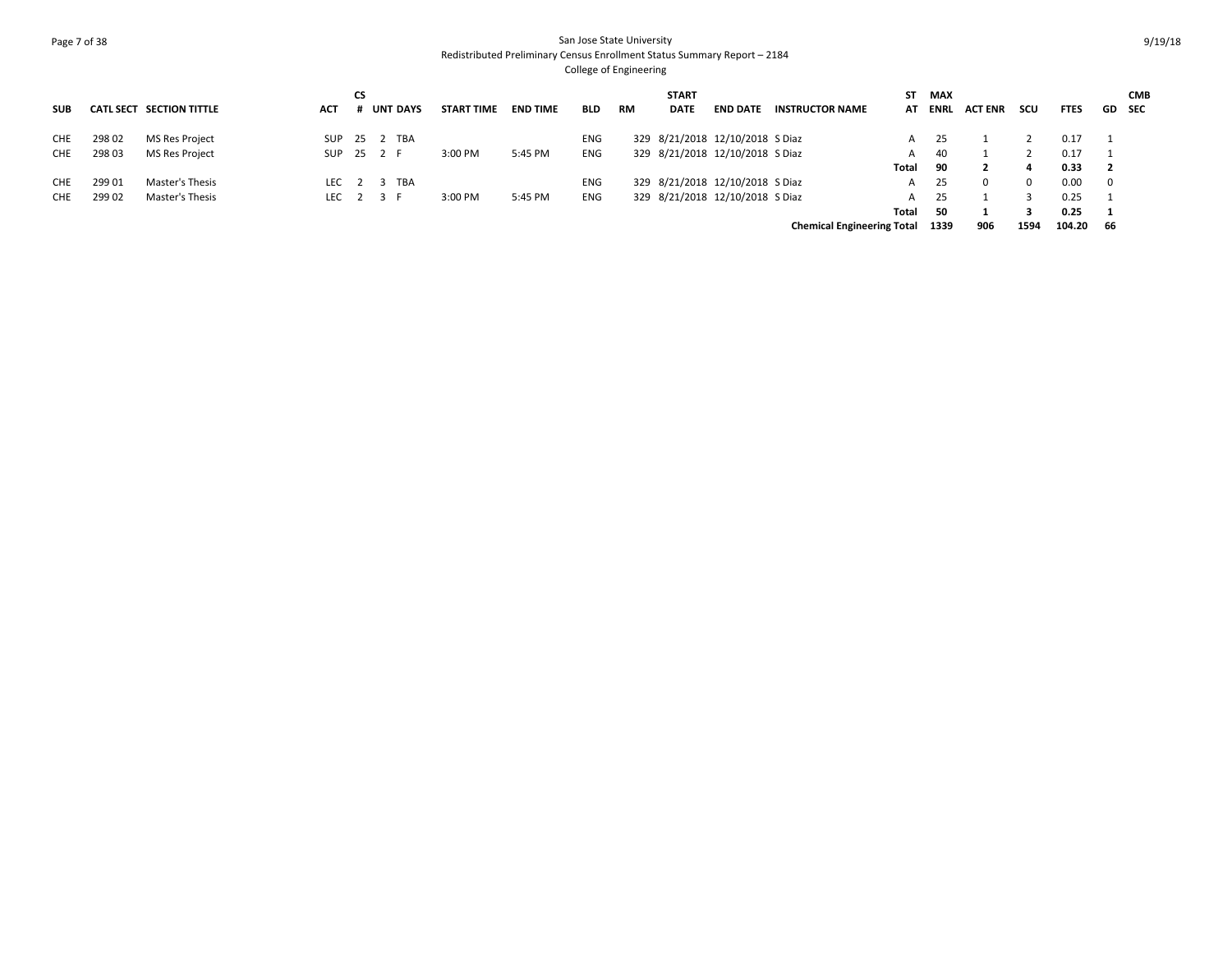San Jose State University
Redistributed Preliminary Census Enrollment Status Summary Report – 2184
College of Engineering

| SUB | CATL SECT | SECTION TITTLE | ACT | CS # | UNT | DAYS | START TIME | END TIME | BLD | RM | START DATE | END DATE | INSTRUCTOR NAME | ST AT | MAX ENRL | ACT ENR | SCU | FTES | GD | CMB SEC |
|---|---|---|---|---|---|---|---|---|---|---|---|---|---|---|---|---|---|---|---|---|
| CHE | 298 02 | MS Res Project | SUP | 25 | 2 | TBA | | | ENG | 329 | 8/21/2018 | 12/10/2018 | S Diaz | A | 25 | 1 | 2 | 0.17 | 1 | |
| CHE | 298 03 | MS Res Project | SUP | 25 | 2 | F | 3:00 PM | 5:45 PM | ENG | 329 | 8/21/2018 | 12/10/2018 | S Diaz | A | 40 | 1 | 2 | 0.17 | 1 | |
| | | | | | | | | | | | | | | **Total** | **90** | **2** | **4** | **0.33** | **2** | |
| CHE | 299 01 | Master's Thesis | LEC | 2 | 3 | TBA | | | ENG | 329 | 8/21/2018 | 12/10/2018 | S Diaz | A | 25 | 0 | 0 | 0.00 | 0 | |
| CHE | 299 02 | Master's Thesis | LEC | 2 | 3 | F | 3:00 PM | 5:45 PM | ENG | 329 | 8/21/2018 | 12/10/2018 | S Diaz | A | 25 | 1 | 3 | 0.25 | 1 | |
| | | | | | | | | | | | | | | **Total** | **50** | **1** | **3** | **0.25** | **1** | |
| | | | | | | | | | | | | | **Chemical Engineering Total** | | **1339** | **906** | **1594** | **104.20** | **66** | |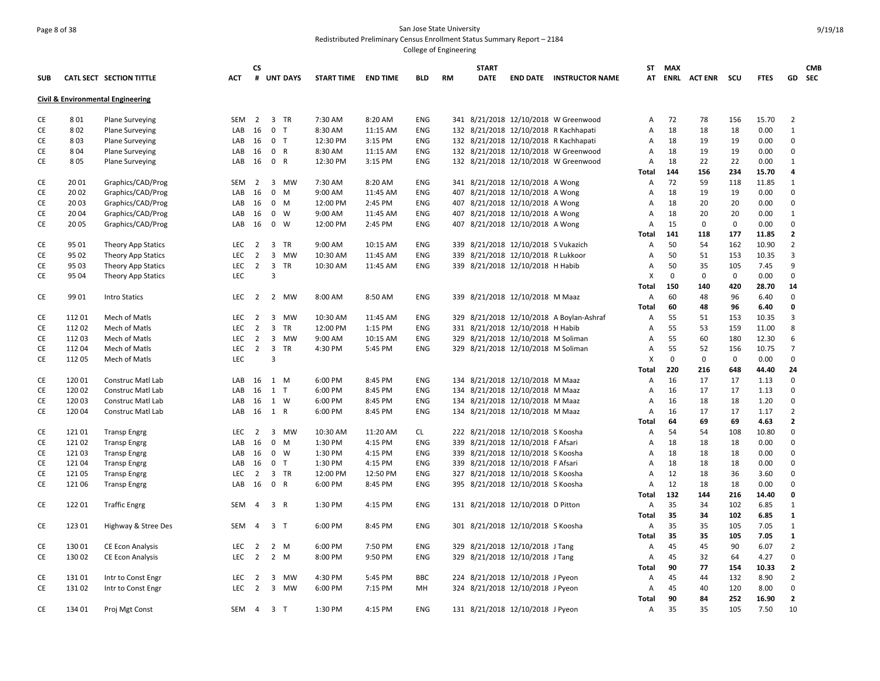San Jose State University
Redistributed Preliminary Census Enrollment Status Summary Report – 2184
College of Engineering

| SUB | CATL SECT | SECTION TITTLE | ACT | CS # | UNT | DAYS | START TIME | END TIME | BLD | RM | START DATE | END DATE | INSTRUCTOR NAME | ST AT | MAX ENRL | ACT ENR | SCU | FTES | GD | CMB SEC |
|---|---|---|---|---|---|---|---|---|---|---|---|---|---|---|---|---|---|---|---|---|
| **Civil & Environmental Engineering** | | | | | | | | | | | | | | | | | | | | |
| CE | 8 01 | Plane Surveying | SEM | 2 | 3 | TR | 7:30 AM | 8:20 AM | ENG | 341 | 8/21/2018 | 12/10/2018 | W Greenwood | A | 72 | 78 | 156 | 15.70 | 2 | |
| CE | 8 02 | Plane Surveying | LAB | 16 | 0 | T | 8:30 AM | 11:15 AM | ENG | 132 | 8/21/2018 | 12/10/2018 | R Kachhapati | A | 18 | 18 | 18 | 0.00 | 1 | |
| CE | 8 03 | Plane Surveying | LAB | 16 | 0 | T | 12:30 PM | 3:15 PM | ENG | 132 | 8/21/2018 | 12/10/2018 | R Kachhapati | A | 18 | 19 | 19 | 0.00 | 0 | |
| CE | 8 04 | Plane Surveying | LAB | 16 | 0 | R | 8:30 AM | 11:15 AM | ENG | 132 | 8/21/2018 | 12/10/2018 | W Greenwood | A | 18 | 19 | 19 | 0.00 | 0 | |
| CE | 8 05 | Plane Surveying | LAB | 16 | 0 | R | 12:30 PM | 3:15 PM | ENG | 132 | 8/21/2018 | 12/10/2018 | W Greenwood | A | 18 | 22 | 22 | 0.00 | 1 | |
| | | | | | | | | | | | | | | **Total** | **144** | **156** | **234** | **15.70** | **4** | |
| CE | 20 01 | Graphics/CAD/Prog | SEM | 2 | 3 | MW | 7:30 AM | 8:20 AM | ENG | 341 | 8/21/2018 | 12/10/2018 | A Wong | A | 72 | 59 | 118 | 11.85 | 1 | |
| CE | 20 02 | Graphics/CAD/Prog | LAB | 16 | 0 | M | 9:00 AM | 11:45 AM | ENG | 407 | 8/21/2018 | 12/10/2018 | A Wong | A | 18 | 19 | 19 | 0.00 | 0 | |
| CE | 20 03 | Graphics/CAD/Prog | LAB | 16 | 0 | M | 12:00 PM | 2:45 PM | ENG | 407 | 8/21/2018 | 12/10/2018 | A Wong | A | 18 | 20 | 20 | 0.00 | 0 | |
| CE | 20 04 | Graphics/CAD/Prog | LAB | 16 | 0 | W | 9:00 AM | 11:45 AM | ENG | 407 | 8/21/2018 | 12/10/2018 | A Wong | A | 18 | 20 | 20 | 0.00 | 1 | |
| CE | 20 05 | Graphics/CAD/Prog | LAB | 16 | 0 | W | 12:00 PM | 2:45 PM | ENG | 407 | 8/21/2018 | 12/10/2018 | A Wong | A | 15 | 0 | 0 | 0.00 | 0 | |
| | | | | | | | | | | | | | | **Total** | **141** | **118** | **177** | **11.85** | **2** | |
| CE | 95 01 | Theory App Statics | LEC | 2 | 3 | TR | 9:00 AM | 10:15 AM | ENG | 339 | 8/21/2018 | 12/10/2018 | S Vukazich | A | 50 | 54 | 162 | 10.90 | 2 | |
| CE | 95 02 | Theory App Statics | LEC | 2 | 3 | MW | 10:30 AM | 11:45 AM | ENG | 339 | 8/21/2018 | 12/10/2018 | R Lukkoor | A | 50 | 51 | 153 | 10.35 | 3 | |
| CE | 95 03 | Theory App Statics | LEC | 2 | 3 | TR | 10:30 AM | 11:45 AM | ENG | 339 | 8/21/2018 | 12/10/2018 | H Habib | A | 50 | 35 | 105 | 7.45 | 9 | |
| CE | 95 04 | Theory App Statics | LEC | | 3 | | | | | | | | | X | 0 | 0 | 0 | 0.00 | 0 | |
| | | | | | | | | | | | | | | **Total** | **150** | **140** | **420** | **28.70** | **14** | |
| CE | 99 01 | Intro Statics | LEC | 2 | 2 | MW | 8:00 AM | 8:50 AM | ENG | 339 | 8/21/2018 | 12/10/2018 | M Maaz | A | 60 | 48 | 96 | 6.40 | 0 | |
| | | | | | | | | | | | | | | **Total** | **60** | **48** | **96** | **6.40** | **0** | |
| CE | 112 01 | Mech of Matls | LEC | 2 | 3 | MW | 10:30 AM | 11:45 AM | ENG | 329 | 8/21/2018 | 12/10/2018 | A Boylan-Ashraf | A | 55 | 51 | 153 | 10.35 | 3 | |
| CE | 112 02 | Mech of Matls | LEC | 2 | 3 | TR | 12:00 PM | 1:15 PM | ENG | 331 | 8/21/2018 | 12/10/2018 | H Habib | A | 55 | 53 | 159 | 11.00 | 8 | |
| CE | 112 03 | Mech of Matls | LEC | 2 | 3 | MW | 9:00 AM | 10:15 AM | ENG | 329 | 8/21/2018 | 12/10/2018 | M Soliman | A | 55 | 60 | 180 | 12.30 | 6 | |
| CE | 112 04 | Mech of Matls | LEC | 2 | 3 | TR | 4:30 PM | 5:45 PM | ENG | 329 | 8/21/2018 | 12/10/2018 | M Soliman | A | 55 | 52 | 156 | 10.75 | 7 | |
| CE | 112 05 | Mech of Matls | LEC | | 3 | | | | | | | | | X | 0 | 0 | 0 | 0.00 | 0 | |
| | | | | | | | | | | | | | | **Total** | **220** | **216** | **648** | **44.40** | **24** | |
| CE | 120 01 | Construc Matl Lab | LAB | 16 | 1 | M | 6:00 PM | 8:45 PM | ENG | 134 | 8/21/2018 | 12/10/2018 | M Maaz | A | 16 | 17 | 17 | 1.13 | 0 | |
| CE | 120 02 | Construc Matl Lab | LAB | 16 | 1 | T | 6:00 PM | 8:45 PM | ENG | 134 | 8/21/2018 | 12/10/2018 | M Maaz | A | 16 | 17 | 17 | 1.13 | 0 | |
| CE | 120 03 | Construc Matl Lab | LAB | 16 | 1 | W | 6:00 PM | 8:45 PM | ENG | 134 | 8/21/2018 | 12/10/2018 | M Maaz | A | 16 | 18 | 18 | 1.20 | 0 | |
| CE | 120 04 | Construc Matl Lab | LAB | 16 | 1 | R | 6:00 PM | 8:45 PM | ENG | 134 | 8/21/2018 | 12/10/2018 | M Maaz | A | 16 | 17 | 17 | 1.17 | 2 | |
| | | | | | | | | | | | | | | **Total** | **64** | **69** | **69** | **4.63** | **2** | |
| CE | 121 01 | Transp Engrg | LEC | 2 | 3 | MW | 10:30 AM | 11:20 AM | CL | 222 | 8/21/2018 | 12/10/2018 | S Koosha | A | 54 | 54 | 108 | 10.80 | 0 | |
| CE | 121 02 | Transp Engrg | LAB | 16 | 0 | M | 1:30 PM | 4:15 PM | ENG | 339 | 8/21/2018 | 12/10/2018 | F Afsari | A | 18 | 18 | 18 | 0.00 | 0 | |
| CE | 121 03 | Transp Engrg | LAB | 16 | 0 | W | 1:30 PM | 4:15 PM | ENG | 339 | 8/21/2018 | 12/10/2018 | S Koosha | A | 18 | 18 | 18 | 0.00 | 0 | |
| CE | 121 04 | Transp Engrg | LAB | 16 | 0 | T | 1:30 PM | 4:15 PM | ENG | 339 | 8/21/2018 | 12/10/2018 | F Afsari | A | 18 | 18 | 18 | 0.00 | 0 | |
| CE | 121 05 | Transp Engrg | LEC | 2 | 3 | TR | 12:00 PM | 12:50 PM | ENG | 327 | 8/21/2018 | 12/10/2018 | S Koosha | A | 12 | 18 | 36 | 3.60 | 0 | |
| CE | 121 06 | Transp Engrg | LAB | 16 | 0 | R | 6:00 PM | 8:45 PM | ENG | 395 | 8/21/2018 | 12/10/2018 | S Koosha | A | 12 | 18 | 18 | 0.00 | 0 | |
| | | | | | | | | | | | | | | **Total** | **132** | **144** | **216** | **14.40** | **0** | |
| CE | 122 01 | Traffic Engrg | SEM | 4 | 3 | R | 1:30 PM | 4:15 PM | ENG | 131 | 8/21/2018 | 12/10/2018 | D Pitton | A | 35 | 34 | 102 | 6.85 | 1 | |
| | | | | | | | | | | | | | | **Total** | **35** | **34** | **102** | **6.85** | **1** | |
| CE | 123 01 | Highway & Stree Des | SEM | 4 | 3 | T | 6:00 PM | 8:45 PM | ENG | 301 | 8/21/2018 | 12/10/2018 | S Koosha | A | 35 | 35 | 105 | 7.05 | 1 | |
| | | | | | | | | | | | | | | **Total** | **35** | **35** | **105** | **7.05** | **1** | |
| CE | 130 01 | CE Econ Analysis | LEC | 2 | 2 | M | 6:00 PM | 7:50 PM | ENG | 329 | 8/21/2018 | 12/10/2018 | J Tang | A | 45 | 45 | 90 | 6.07 | 2 | |
| CE | 130 02 | CE Econ Analysis | LEC | 2 | 2 | M | 8:00 PM | 9:50 PM | ENG | 329 | 8/21/2018 | 12/10/2018 | J Tang | A | 45 | 32 | 64 | 4.27 | 0 | |
| | | | | | | | | | | | | | | **Total** | **90** | **77** | **154** | **10.33** | **2** | |
| CE | 131 01 | Intr to Const Engr | LEC | 2 | 3 | MW | 4:30 PM | 5:45 PM | BBC | 224 | 8/21/2018 | 12/10/2018 | J Pyeon | A | 45 | 44 | 132 | 8.90 | 2 | |
| CE | 131 02 | Intr to Const Engr | LEC | 2 | 3 | MW | 6:00 PM | 7:15 PM | MH | 324 | 8/21/2018 | 12/10/2018 | J Pyeon | A | 45 | 40 | 120 | 8.00 | 0 | |
| | | | | | | | | | | | | | | **Total** | **90** | **84** | **252** | **16.90** | **2** | |
| CE | 134 01 | Proj Mgt Const | SEM | 4 | 3 | T | 1:30 PM | 4:15 PM | ENG | 131 | 8/21/2018 | 12/10/2018 | J Pyeon | A | 35 | 35 | 105 | 7.50 | 10 | |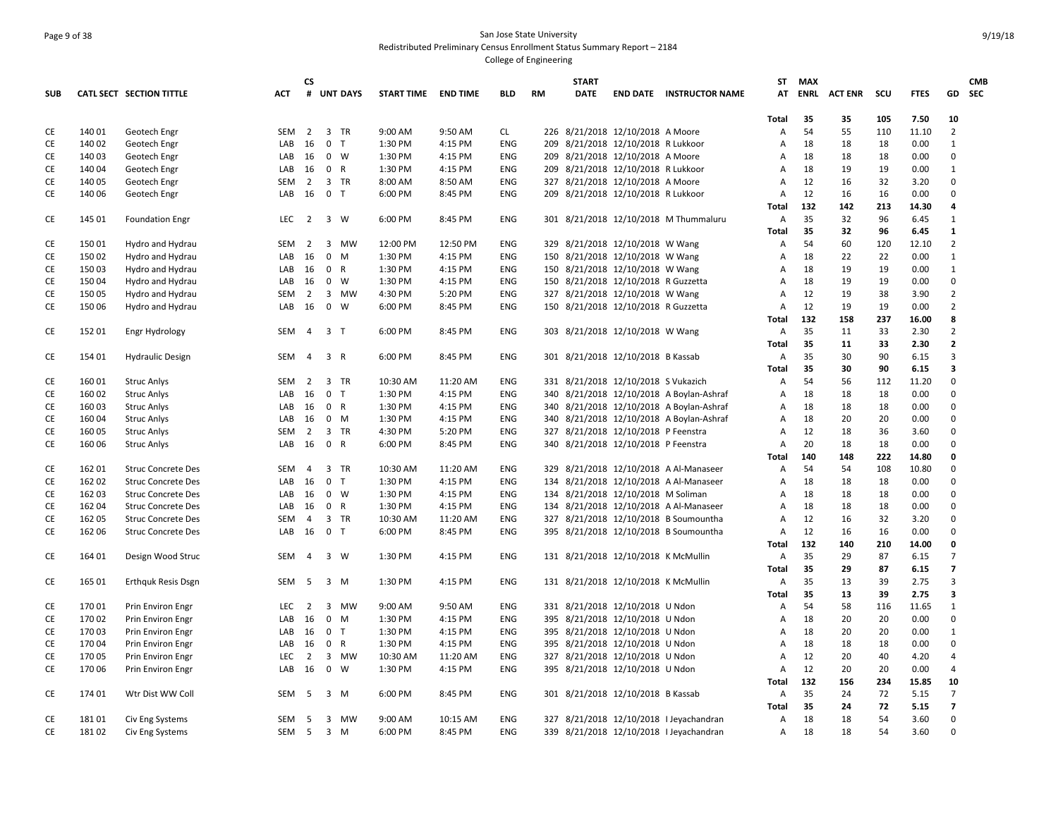San Jose State University
Redistributed Preliminary Census Enrollment Status Summary Report – 2184
College of Engineering

| SUB | CATL SECT | SECTION TITTLE | ACT | CS # | UNT | DAYS | START TIME | END TIME | BLD | RM | START DATE | END DATE | INSTRUCTOR NAME | ST AT | MAX ENRL | ACT ENR | SCU | FTES | GD | CMB SEC |
|---|---|---|---|---|---|---|---|---|---|---|---|---|---|---|---|---|---|---|---|---|
| | | | | | | | | | | | | | | Total | 35 | 35 | 105 | 7.50 | 10 | |
| CE | 140 01 | Geotech Engr | SEM | 2 | 3 | TR | 9:00 AM | 9:50 AM | CL | 226 | 8/21/2018 | 12/10/2018 | A Moore | A | 54 | 55 | 110 | 11.10 | 2 | |
| CE | 140 02 | Geotech Engr | LAB | 16 | 0 | T | 1:30 PM | 4:15 PM | ENG | 209 | 8/21/2018 | 12/10/2018 | R Lukkoor | A | 18 | 18 | 18 | 0.00 | 1 | |
| CE | 140 03 | Geotech Engr | LAB | 16 | 0 | W | 1:30 PM | 4:15 PM | ENG | 209 | 8/21/2018 | 12/10/2018 | A Moore | A | 18 | 18 | 18 | 0.00 | 0 | |
| CE | 140 04 | Geotech Engr | LAB | 16 | 0 | R | 1:30 PM | 4:15 PM | ENG | 209 | 8/21/2018 | 12/10/2018 | R Lukkoor | A | 18 | 19 | 19 | 0.00 | 1 | |
| CE | 140 05 | Geotech Engr | SEM | 2 | 3 | TR | 8:00 AM | 8:50 AM | ENG | 327 | 8/21/2018 | 12/10/2018 | A Moore | A | 12 | 16 | 32 | 3.20 | 0 | |
| CE | 140 06 | Geotech Engr | LAB | 16 | 0 | T | 6:00 PM | 8:45 PM | ENG | 209 | 8/21/2018 | 12/10/2018 | R Lukkoor | A | 12 | 16 | 16 | 0.00 | 0 | |
| | | | | | | | | | | | | | | Total | 132 | 142 | 213 | 14.30 | 4 | |
| CE | 145 01 | Foundation Engr | LEC | 2 | 3 | W | 6:00 PM | 8:45 PM | ENG | 301 | 8/21/2018 | 12/10/2018 | M Thummaluru | A | 35 | 32 | 96 | 6.45 | 1 | |
| | | | | | | | | | | | | | | Total | 35 | 32 | 96 | 6.45 | 1 | |
| CE | 150 01 | Hydro and Hydrau | SEM | 2 | 3 | MW | 12:00 PM | 12:50 PM | ENG | 329 | 8/21/2018 | 12/10/2018 | W Wang | A | 54 | 60 | 120 | 12.10 | 2 | |
| CE | 150 02 | Hydro and Hydrau | LAB | 16 | 0 | M | 1:30 PM | 4:15 PM | ENG | 150 | 8/21/2018 | 12/10/2018 | W Wang | A | 18 | 22 | 22 | 0.00 | 1 | |
| CE | 150 03 | Hydro and Hydrau | LAB | 16 | 0 | R | 1:30 PM | 4:15 PM | ENG | 150 | 8/21/2018 | 12/10/2018 | W Wang | A | 18 | 19 | 19 | 0.00 | 1 | |
| CE | 150 04 | Hydro and Hydrau | LAB | 16 | 0 | W | 1:30 PM | 4:15 PM | ENG | 150 | 8/21/2018 | 12/10/2018 | R Guzzetta | A | 18 | 19 | 19 | 0.00 | 0 | |
| CE | 150 05 | Hydro and Hydrau | SEM | 2 | 3 | MW | 4:30 PM | 5:20 PM | ENG | 327 | 8/21/2018 | 12/10/2018 | W Wang | A | 12 | 19 | 38 | 3.90 | 2 | |
| CE | 150 06 | Hydro and Hydrau | LAB | 16 | 0 | W | 6:00 PM | 8:45 PM | ENG | 150 | 8/21/2018 | 12/10/2018 | R Guzzetta | A | 12 | 19 | 19 | 0.00 | 2 | |
| | | | | | | | | | | | | | | Total | 132 | 158 | 237 | 16.00 | 8 | |
| CE | 152 01 | Engr Hydrology | SEM | 4 | 3 | T | 6:00 PM | 8:45 PM | ENG | 303 | 8/21/2018 | 12/10/2018 | W Wang | A | 35 | 11 | 33 | 2.30 | 2 | |
| | | | | | | | | | | | | | | Total | 35 | 11 | 33 | 2.30 | 2 | |
| CE | 154 01 | Hydraulic Design | SEM | 4 | 3 | R | 6:00 PM | 8:45 PM | ENG | 301 | 8/21/2018 | 12/10/2018 | B Kassab | A | 35 | 30 | 90 | 6.15 | 3 | |
| | | | | | | | | | | | | | | Total | 35 | 30 | 90 | 6.15 | 3 | |
| CE | 160 01 | Struc Anlys | SEM | 2 | 3 | TR | 10:30 AM | 11:20 AM | ENG | 331 | 8/21/2018 | 12/10/2018 | S Vukazich | A | 54 | 56 | 112 | 11.20 | 0 | |
| CE | 160 02 | Struc Anlys | LAB | 16 | 0 | T | 1:30 PM | 4:15 PM | ENG | 340 | 8/21/2018 | 12/10/2018 | A Boylan-Ashraf | A | 18 | 18 | 18 | 0.00 | 0 | |
| CE | 160 03 | Struc Anlys | LAB | 16 | 0 | R | 1:30 PM | 4:15 PM | ENG | 340 | 8/21/2018 | 12/10/2018 | A Boylan-Ashraf | A | 18 | 18 | 18 | 0.00 | 0 | |
| CE | 160 04 | Struc Anlys | LAB | 16 | 0 | M | 1:30 PM | 4:15 PM | ENG | 340 | 8/21/2018 | 12/10/2018 | A Boylan-Ashraf | A | 18 | 20 | 20 | 0.00 | 0 | |
| CE | 160 05 | Struc Anlys | SEM | 2 | 3 | TR | 4:30 PM | 5:20 PM | ENG | 327 | 8/21/2018 | 12/10/2018 | P Feenstra | A | 12 | 18 | 36 | 3.60 | 0 | |
| CE | 160 06 | Struc Anlys | LAB | 16 | 0 | R | 6:00 PM | 8:45 PM | ENG | 340 | 8/21/2018 | 12/10/2018 | P Feenstra | A | 20 | 18 | 18 | 0.00 | 0 | |
| | | | | | | | | | | | | | | Total | 140 | 148 | 222 | 14.80 | 0 | |
| CE | 162 01 | Struc Concrete Des | SEM | 4 | 3 | TR | 10:30 AM | 11:20 AM | ENG | 329 | 8/21/2018 | 12/10/2018 | A Al-Manaseer | A | 54 | 54 | 108 | 10.80 | 0 | |
| CE | 162 02 | Struc Concrete Des | LAB | 16 | 0 | T | 1:30 PM | 4:15 PM | ENG | 134 | 8/21/2018 | 12/10/2018 | A Al-Manaseer | A | 18 | 18 | 18 | 0.00 | 0 | |
| CE | 162 03 | Struc Concrete Des | LAB | 16 | 0 | W | 1:30 PM | 4:15 PM | ENG | 134 | 8/21/2018 | 12/10/2018 | M Soliman | A | 18 | 18 | 18 | 0.00 | 0 | |
| CE | 162 04 | Struc Concrete Des | LAB | 16 | 0 | R | 1:30 PM | 4:15 PM | ENG | 134 | 8/21/2018 | 12/10/2018 | A Al-Manaseer | A | 18 | 18 | 18 | 0.00 | 0 | |
| CE | 162 05 | Struc Concrete Des | SEM | 4 | 3 | TR | 10:30 AM | 11:20 AM | ENG | 327 | 8/21/2018 | 12/10/2018 | B Soumountha | A | 12 | 16 | 32 | 3.20 | 0 | |
| CE | 162 06 | Struc Concrete Des | LAB | 16 | 0 | T | 6:00 PM | 8:45 PM | ENG | 395 | 8/21/2018 | 12/10/2018 | B Soumountha | A | 12 | 16 | 16 | 0.00 | 0 | |
| | | | | | | | | | | | | | | Total | 132 | 140 | 210 | 14.00 | 0 | |
| CE | 164 01 | Design Wood Struc | SEM | 4 | 3 | W | 1:30 PM | 4:15 PM | ENG | 131 | 8/21/2018 | 12/10/2018 | K McMullin | A | 35 | 29 | 87 | 6.15 | 7 | |
| | | | | | | | | | | | | | | Total | 35 | 29 | 87 | 6.15 | 7 | |
| CE | 165 01 | Erthquk Resis Dsgn | SEM | 5 | 3 | M | 1:30 PM | 4:15 PM | ENG | 131 | 8/21/2018 | 12/10/2018 | K McMullin | A | 35 | 13 | 39 | 2.75 | 3 | |
| | | | | | | | | | | | | | | Total | 35 | 13 | 39 | 2.75 | 3 | |
| CE | 170 01 | Prin Environ Engr | LEC | 2 | 3 | MW | 9:00 AM | 9:50 AM | ENG | 331 | 8/21/2018 | 12/10/2018 | U Ndon | A | 54 | 58 | 116 | 11.65 | 1 | |
| CE | 170 02 | Prin Environ Engr | LAB | 16 | 0 | M | 1:30 PM | 4:15 PM | ENG | 395 | 8/21/2018 | 12/10/2018 | U Ndon | A | 18 | 20 | 20 | 0.00 | 0 | |
| CE | 170 03 | Prin Environ Engr | LAB | 16 | 0 | T | 1:30 PM | 4:15 PM | ENG | 395 | 8/21/2018 | 12/10/2018 | U Ndon | A | 18 | 20 | 20 | 0.00 | 1 | |
| CE | 170 04 | Prin Environ Engr | LAB | 16 | 0 | R | 1:30 PM | 4:15 PM | ENG | 395 | 8/21/2018 | 12/10/2018 | U Ndon | A | 18 | 18 | 18 | 0.00 | 0 | |
| CE | 170 05 | Prin Environ Engr | LEC | 2 | 3 | MW | 10:30 AM | 11:20 AM | ENG | 327 | 8/21/2018 | 12/10/2018 | U Ndon | A | 12 | 20 | 40 | 4.20 | 4 | |
| CE | 170 06 | Prin Environ Engr | LAB | 16 | 0 | W | 1:30 PM | 4:15 PM | ENG | 395 | 8/21/2018 | 12/10/2018 | U Ndon | A | 12 | 20 | 20 | 0.00 | 4 | |
| | | | | | | | | | | | | | | Total | 132 | 156 | 234 | 15.85 | 10 | |
| CE | 174 01 | Wtr Dist WW Coll | SEM | 5 | 3 | M | 6:00 PM | 8:45 PM | ENG | 301 | 8/21/2018 | 12/10/2018 | B Kassab | A | 35 | 24 | 72 | 5.15 | 7 | |
| | | | | | | | | | | | | | | Total | 35 | 24 | 72 | 5.15 | 7 | |
| CE | 181 01 | Civ Eng Systems | SEM | 5 | 3 | MW | 9:00 AM | 10:15 AM | ENG | 327 | 8/21/2018 | 12/10/2018 | I Jeyachandran | A | 18 | 18 | 54 | 3.60 | 0 | |
| CE | 181 02 | Civ Eng Systems | SEM | 5 | 3 | M | 6:00 PM | 8:45 PM | ENG | 339 | 8/21/2018 | 12/10/2018 | I Jeyachandran | A | 18 | 18 | 54 | 3.60 | 0 | |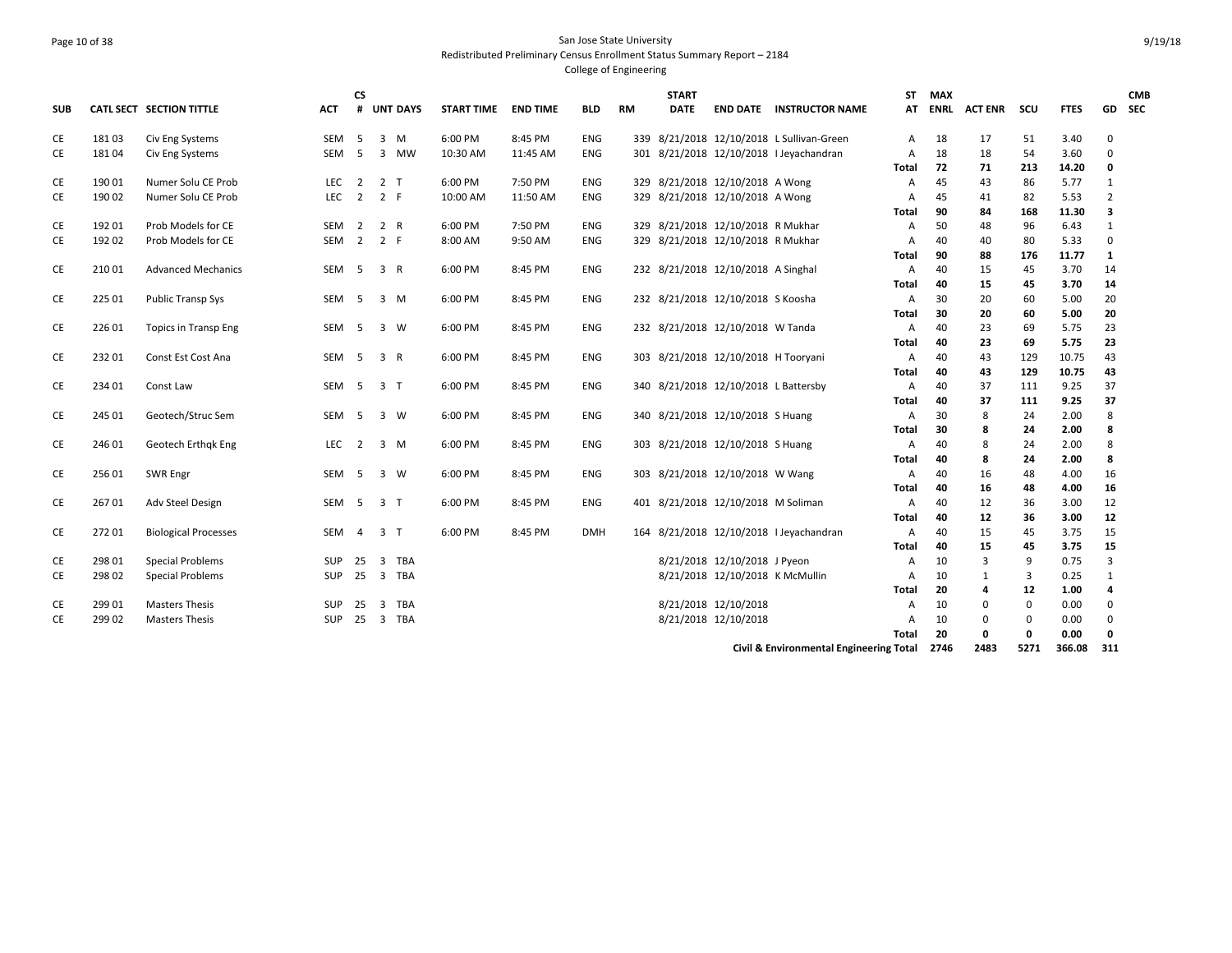San Jose State University

Redistributed Preliminary Census Enrollment Status Summary Report – 2184

College of Engineering

| SUB | CATL SECT | SECTION TITTLE | ACT | CS # | UNT | DAYS | START TIME | END TIME | BLD | RM | START DATE | END DATE | INSTRUCTOR NAME | ST AT | MAX ENRL | ACT ENR | SCU | FTES | GD | CMB SEC |
|---|---|---|---|---|---|---|---|---|---|---|---|---|---|---|---|---|---|---|---|---|
| CE | 181 03 | Civ Eng Systems | SEM | 5 | 3 | M | 6:00 PM | 8:45 PM | ENG | 339 | 8/21/2018 | 12/10/2018 | L Sullivan-Green | A | 18 | 17 | 51 | 3.40 | 0 | |
| CE | 181 04 | Civ Eng Systems | SEM | 5 | 3 | MW | 10:30 AM | 11:45 AM | ENG | 301 | 8/21/2018 | 12/10/2018 | I Jeyachandran | A | 18 | 18 | 54 | 3.60 | 0 | |
| | | | | | | | | | | | | | | **Total** | **72** | **71** | **213** | **14.20** | **0** | |
| CE | 190 01 | Numer Solu CE Prob | LEC | 2 | 2 | T | 6:00 PM | 7:50 PM | ENG | 329 | 8/21/2018 | 12/10/2018 | A Wong | A | 45 | 43 | 86 | 5.77 | 1 | |
| CE | 190 02 | Numer Solu CE Prob | LEC | 2 | 2 | F | 10:00 AM | 11:50 AM | ENG | 329 | 8/21/2018 | 12/10/2018 | A Wong | A | 45 | 41 | 82 | 5.53 | 2 | |
| | | | | | | | | | | | | | | **Total** | **90** | **84** | **168** | **11.30** | **3** | |
| CE | 192 01 | Prob Models for CE | SEM | 2 | 2 | R | 6:00 PM | 7:50 PM | ENG | 329 | 8/21/2018 | 12/10/2018 | R Mukhar | A | 50 | 48 | 96 | 6.43 | 1 | |
| CE | 192 02 | Prob Models for CE | SEM | 2 | 2 | F | 8:00 AM | 9:50 AM | ENG | 329 | 8/21/2018 | 12/10/2018 | R Mukhar | A | 40 | 40 | 80 | 5.33 | 0 | |
| | | | | | | | | | | | | | | **Total** | **90** | **88** | **176** | **11.77** | **1** | |
| CE | 210 01 | Advanced Mechanics | SEM | 5 | 3 | R | 6:00 PM | 8:45 PM | ENG | 232 | 8/21/2018 | 12/10/2018 | A Singhal | A | 40 | 15 | 45 | 3.70 | 14 | |
| | | | | | | | | | | | | | | **Total** | **40** | **15** | **45** | **3.70** | **14** | |
| CE | 225 01 | Public Transp Sys | SEM | 5 | 3 | M | 6:00 PM | 8:45 PM | ENG | 232 | 8/21/2018 | 12/10/2018 | S Koosha | A | 30 | 20 | 60 | 5.00 | 20 | |
| | | | | | | | | | | | | | | **Total** | **30** | **20** | **60** | **5.00** | **20** | |
| CE | 226 01 | Topics in Transp Eng | SEM | 5 | 3 | W | 6:00 PM | 8:45 PM | ENG | 232 | 8/21/2018 | 12/10/2018 | W Tanda | A | 40 | 23 | 69 | 5.75 | 23 | |
| | | | | | | | | | | | | | | **Total** | **40** | **23** | **69** | **5.75** | **23** | |
| CE | 232 01 | Const Est Cost Ana | SEM | 5 | 3 | R | 6:00 PM | 8:45 PM | ENG | 303 | 8/21/2018 | 12/10/2018 | H Tooryani | A | 40 | 43 | 129 | 10.75 | 43 | |
| | | | | | | | | | | | | | | **Total** | **40** | **43** | **129** | **10.75** | **43** | |
| CE | 234 01 | Const Law | SEM | 5 | 3 | T | 6:00 PM | 8:45 PM | ENG | 340 | 8/21/2018 | 12/10/2018 | L Battersby | A | 40 | 37 | 111 | 9.25 | 37 | |
| | | | | | | | | | | | | | | **Total** | **40** | **37** | **111** | **9.25** | **37** | |
| CE | 245 01 | Geotech/Struc Sem | SEM | 5 | 3 | W | 6:00 PM | 8:45 PM | ENG | 340 | 8/21/2018 | 12/10/2018 | S Huang | A | 30 | 8 | 24 | 2.00 | 8 | |
| | | | | | | | | | | | | | | **Total** | **30** | **8** | **24** | **2.00** | **8** | |
| CE | 246 01 | Geotech Erthqk Eng | LEC | 2 | 3 | M | 6:00 PM | 8:45 PM | ENG | 303 | 8/21/2018 | 12/10/2018 | S Huang | A | 40 | 8 | 24 | 2.00 | 8 | |
| | | | | | | | | | | | | | | **Total** | **40** | **8** | **24** | **2.00** | **8** | |
| CE | 256 01 | SWR Engr | SEM | 5 | 3 | W | 6:00 PM | 8:45 PM | ENG | 303 | 8/21/2018 | 12/10/2018 | W Wang | A | 40 | 16 | 48 | 4.00 | 16 | |
| | | | | | | | | | | | | | | **Total** | **40** | **16** | **48** | **4.00** | **16** | |
| CE | 267 01 | Adv Steel Design | SEM | 5 | 3 | T | 6:00 PM | 8:45 PM | ENG | 401 | 8/21/2018 | 12/10/2018 | M Soliman | A | 40 | 12 | 36 | 3.00 | 12 | |
| | | | | | | | | | | | | | | **Total** | **40** | **12** | **36** | **3.00** | **12** | |
| CE | 272 01 | Biological Processes | SEM | 4 | 3 | T | 6:00 PM | 8:45 PM | DMH | 164 | 8/21/2018 | 12/10/2018 | I Jeyachandran | A | 40 | 15 | 45 | 3.75 | 15 | |
| | | | | | | | | | | | | | | **Total** | **40** | **15** | **45** | **3.75** | **15** | |
| CE | 298 01 | Special Problems | SUP | 25 | 3 | TBA | | | | | 8/21/2018 | 12/10/2018 | J Pyeon | A | 10 | 3 | 9 | 0.75 | 3 | |
| CE | 298 02 | Special Problems | SUP | 25 | 3 | TBA | | | | | 8/21/2018 | 12/10/2018 | K McMullin | A | 10 | 1 | 3 | 0.25 | 1 | |
| | | | | | | | | | | | | | | **Total** | **20** | **4** | **12** | **1.00** | **4** | |
| CE | 299 01 | Masters Thesis | SUP | 25 | 3 | TBA | | | | | 8/21/2018 | 12/10/2018 | | A | 10 | 0 | 0 | 0.00 | 0 | |
| CE | 299 02 | Masters Thesis | SUP | 25 | 3 | TBA | | | | | 8/21/2018 | 12/10/2018 | | A | 10 | 0 | 0 | 0.00 | 0 | |
| | | | | | | | | | | | | | | **Total** | **20** | **0** | **0** | **0.00** | **0** | |
| | | | | | | | | | | | | | **Civil & Environmental Engineering Total** | | **2746** | **2483** | **5271** | **366.08** | **311** | |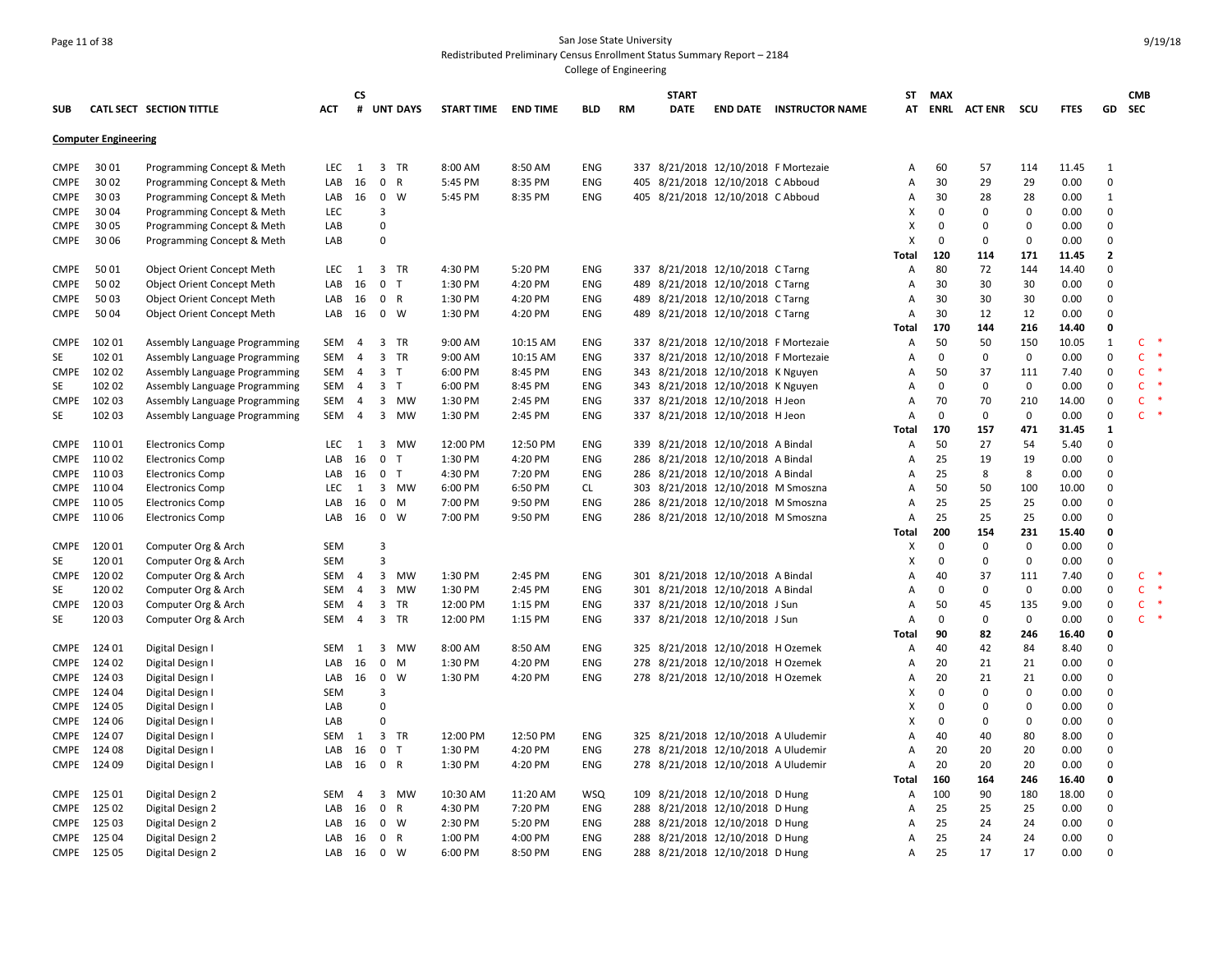San Jose State University

Redistributed Preliminary Census Enrollment Status Summary Report – 2184

College of Engineering

| SUB | CATL SECT | SECTION TITTLE | ACT | CS # | UNT | DAYS | START TIME | END TIME | BLD | RM | START DATE | END DATE | INSTRUCTOR NAME | ST AT | MAX ENRL | ACT ENR | SCU | FTES | GD | CMB SEC |
|---|---|---|---|---|---|---|---|---|---|---|---|---|---|---|---|---|---|---|---|---|
| **Computer Engineering** | | | | | | | | | | | | | | | | | | | | |
| CMPE | 30 01 | Programming Concept & Meth | LEC | 1 | 3 | TR | 8:00 AM | 8:50 AM | ENG | 337 | 8/21/2018 | 12/10/2018 | F Mortezaie | A | 60 | 57 | 114 | 11.45 | 1 | |
| CMPE | 30 02 | Programming Concept & Meth | LAB | 16 | 0 | R | 5:45 PM | 8:35 PM | ENG | 405 | 8/21/2018 | 12/10/2018 | C Abboud | A | 30 | 29 | 29 | 0.00 | 0 | |
| CMPE | 30 03 | Programming Concept & Meth | LAB | 16 | 0 | W | 5:45 PM | 8:35 PM | ENG | 405 | 8/21/2018 | 12/10/2018 | C Abboud | A | 30 | 28 | 28 | 0.00 | 1 | |
| CMPE | 30 04 | Programming Concept & Meth | LEC | | 3 | | | | | | | | | X | 0 | 0 | 0 | 0.00 | 0 | |
| CMPE | 30 05 | Programming Concept & Meth | LAB | | 0 | | | | | | | | | X | 0 | 0 | 0 | 0.00 | 0 | |
| CMPE | 30 06 | Programming Concept & Meth | LAB | | 0 | | | | | | | | | X | 0 | 0 | 0 | 0.00 | 0 | |
| | | | | | | | | | | | | | | **Total** | **120** | **114** | **171** | **11.45** | **2** | |
| CMPE | 50 01 | Object Orient Concept Meth | LEC | 1 | 3 | TR | 4:30 PM | 5:20 PM | ENG | 337 | 8/21/2018 | 12/10/2018 | C Tarng | A | 80 | 72 | 144 | 14.40 | 0 | |
| CMPE | 50 02 | Object Orient Concept Meth | LAB | 16 | 0 | T | 1:30 PM | 4:20 PM | ENG | 489 | 8/21/2018 | 12/10/2018 | C Tarng | A | 30 | 30 | 30 | 0.00 | 0 | |
| CMPE | 50 03 | Object Orient Concept Meth | LAB | 16 | 0 | R | 1:30 PM | 4:20 PM | ENG | 489 | 8/21/2018 | 12/10/2018 | C Tarng | A | 30 | 30 | 30 | 0.00 | 0 | |
| CMPE | 50 04 | Object Orient Concept Meth | LAB | 16 | 0 | W | 1:30 PM | 4:20 PM | ENG | 489 | 8/21/2018 | 12/10/2018 | C Tarng | A | 30 | 12 | 12 | 0.00 | 0 | |
| | | | | | | | | | | | | | | **Total** | **170** | **144** | **216** | **14.40** | **0** | |
| CMPE | 102 01 | Assembly Language Programming | SEM | 4 | 3 | TR | 9:00 AM | 10:15 AM | ENG | 337 | 8/21/2018 | 12/10/2018 | F Mortezaie | A | 50 | 50 | 150 | 10.05 | 1 | C * |
| SE | 102 01 | Assembly Language Programming | SEM | 4 | 3 | TR | 9:00 AM | 10:15 AM | ENG | 337 | 8/21/2018 | 12/10/2018 | F Mortezaie | A | 0 | 0 | 0 | 0.00 | 0 | C * |
| CMPE | 102 02 | Assembly Language Programming | SEM | 4 | 3 | T | 6:00 PM | 8:45 PM | ENG | 343 | 8/21/2018 | 12/10/2018 | K Nguyen | A | 50 | 37 | 111 | 7.40 | 0 | C * |
| SE | 102 02 | Assembly Language Programming | SEM | 4 | 3 | T | 6:00 PM | 8:45 PM | ENG | 343 | 8/21/2018 | 12/10/2018 | K Nguyen | A | 0 | 0 | 0 | 0.00 | 0 | C * |
| CMPE | 102 03 | Assembly Language Programming | SEM | 4 | 3 | MW | 1:30 PM | 2:45 PM | ENG | 337 | 8/21/2018 | 12/10/2018 | H Jeon | A | 70 | 70 | 210 | 14.00 | 0 | C * |
| SE | 102 03 | Assembly Language Programming | SEM | 4 | 3 | MW | 1:30 PM | 2:45 PM | ENG | 337 | 8/21/2018 | 12/10/2018 | H Jeon | A | 0 | 0 | 0 | 0.00 | 0 | C * |
| | | | | | | | | | | | | | | **Total** | **170** | **157** | **471** | **31.45** | **1** | |
| CMPE | 110 01 | Electronics Comp | LEC | 1 | 3 | MW | 12:00 PM | 12:50 PM | ENG | 339 | 8/21/2018 | 12/10/2018 | A Bindal | A | 50 | 27 | 54 | 5.40 | 0 | |
| CMPE | 110 02 | Electronics Comp | LAB | 16 | 0 | T | 1:30 PM | 4:20 PM | ENG | 286 | 8/21/2018 | 12/10/2018 | A Bindal | A | 25 | 19 | 19 | 0.00 | 0 | |
| CMPE | 110 03 | Electronics Comp | LAB | 16 | 0 | T | 4:30 PM | 7:20 PM | ENG | 286 | 8/21/2018 | 12/10/2018 | A Bindal | A | 25 | 8 | 8 | 0.00 | 0 | |
| CMPE | 110 04 | Electronics Comp | LEC | 1 | 3 | MW | 6:00 PM | 6:50 PM | CL | 303 | 8/21/2018 | 12/10/2018 | M Smoszna | A | 50 | 50 | 100 | 10.00 | 0 | |
| CMPE | 110 05 | Electronics Comp | LAB | 16 | 0 | M | 7:00 PM | 9:50 PM | ENG | 286 | 8/21/2018 | 12/10/2018 | M Smoszna | A | 25 | 25 | 25 | 0.00 | 0 | |
| CMPE | 110 06 | Electronics Comp | LAB | 16 | 0 | W | 7:00 PM | 9:50 PM | ENG | 286 | 8/21/2018 | 12/10/2018 | M Smoszna | A | 25 | 25 | 25 | 0.00 | 0 | |
| | | | | | | | | | | | | | | **Total** | **200** | **154** | **231** | **15.40** | **0** | |
| CMPE | 120 01 | Computer Org & Arch | SEM | | 3 | | | | | | | | | X | 0 | 0 | 0 | 0.00 | 0 | |
| SE | 120 01 | Computer Org & Arch | SEM | | 3 | | | | | | | | | X | 0 | 0 | 0 | 0.00 | 0 | |
| CMPE | 120 02 | Computer Org & Arch | SEM | 4 | 3 | MW | 1:30 PM | 2:45 PM | ENG | 301 | 8/21/2018 | 12/10/2018 | A Bindal | A | 40 | 37 | 111 | 7.40 | 0 | C * |
| SE | 120 02 | Computer Org & Arch | SEM | 4 | 3 | MW | 1:30 PM | 2:45 PM | ENG | 301 | 8/21/2018 | 12/10/2018 | A Bindal | A | 0 | 0 | 0 | 0.00 | 0 | C * |
| CMPE | 120 03 | Computer Org & Arch | SEM | 4 | 3 | TR | 12:00 PM | 1:15 PM | ENG | 337 | 8/21/2018 | 12/10/2018 | J Sun | A | 50 | 45 | 135 | 9.00 | 0 | C * |
| SE | 120 03 | Computer Org & Arch | SEM | 4 | 3 | TR | 12:00 PM | 1:15 PM | ENG | 337 | 8/21/2018 | 12/10/2018 | J Sun | A | 0 | 0 | 0 | 0.00 | 0 | C * |
| | | | | | | | | | | | | | | **Total** | **90** | **82** | **246** | **16.40** | **0** | |
| CMPE | 124 01 | Digital Design I | SEM | 1 | 3 | MW | 8:00 AM | 8:50 AM | ENG | 325 | 8/21/2018 | 12/10/2018 | H Ozemek | A | 40 | 42 | 84 | 8.40 | 0 | |
| CMPE | 124 02 | Digital Design I | LAB | 16 | 0 | M | 1:30 PM | 4:20 PM | ENG | 278 | 8/21/2018 | 12/10/2018 | H Ozemek | A | 20 | 21 | 21 | 0.00 | 0 | |
| CMPE | 124 03 | Digital Design I | LAB | 16 | 0 | W | 1:30 PM | 4:20 PM | ENG | 278 | 8/21/2018 | 12/10/2018 | H Ozemek | A | 20 | 21 | 21 | 0.00 | 0 | |
| CMPE | 124 04 | Digital Design I | SEM | | 3 | | | | | | | | | X | 0 | 0 | 0 | 0.00 | 0 | |
| CMPE | 124 05 | Digital Design I | LAB | | 0 | | | | | | | | | X | 0 | 0 | 0 | 0.00 | 0 | |
| CMPE | 124 06 | Digital Design I | LAB | | 0 | | | | | | | | | X | 0 | 0 | 0 | 0.00 | 0 | |
| CMPE | 124 07 | Digital Design I | SEM | 1 | 3 | TR | 12:00 PM | 12:50 PM | ENG | 325 | 8/21/2018 | 12/10/2018 | A Uludemir | A | 40 | 40 | 80 | 8.00 | 0 | |
| CMPE | 124 08 | Digital Design I | LAB | 16 | 0 | T | 1:30 PM | 4:20 PM | ENG | 278 | 8/21/2018 | 12/10/2018 | A Uludemir | A | 20 | 20 | 20 | 0.00 | 0 | |
| CMPE | 124 09 | Digital Design I | LAB | 16 | 0 | R | 1:30 PM | 4:20 PM | ENG | 278 | 8/21/2018 | 12/10/2018 | A Uludemir | A | 20 | 20 | 20 | 0.00 | 0 | |
| | | | | | | | | | | | | | | **Total** | **160** | **164** | **246** | **16.40** | **0** | |
| CMPE | 125 01 | Digital Design 2 | SEM | 4 | 3 | MW | 10:30 AM | 11:20 AM | WSQ | 109 | 8/21/2018 | 12/10/2018 | D Hung | A | 100 | 90 | 180 | 18.00 | 0 | |
| CMPE | 125 02 | Digital Design 2 | LAB | 16 | 0 | R | 4:30 PM | 7:20 PM | ENG | 288 | 8/21/2018 | 12/10/2018 | D Hung | A | 25 | 25 | 25 | 0.00 | 0 | |
| CMPE | 125 03 | Digital Design 2 | LAB | 16 | 0 | W | 2:30 PM | 5:20 PM | ENG | 288 | 8/21/2018 | 12/10/2018 | D Hung | A | 25 | 24 | 24 | 0.00 | 0 | |
| CMPE | 125 04 | Digital Design 2 | LAB | 16 | 0 | R | 1:00 PM | 4:00 PM | ENG | 288 | 8/21/2018 | 12/10/2018 | D Hung | A | 25 | 24 | 24 | 0.00 | 0 | |
| CMPE | 125 05 | Digital Design 2 | LAB | 16 | 0 | W | 6:00 PM | 8:50 PM | ENG | 288 | 8/21/2018 | 12/10/2018 | D Hung | A | 25 | 17 | 17 | 0.00 | 0 | |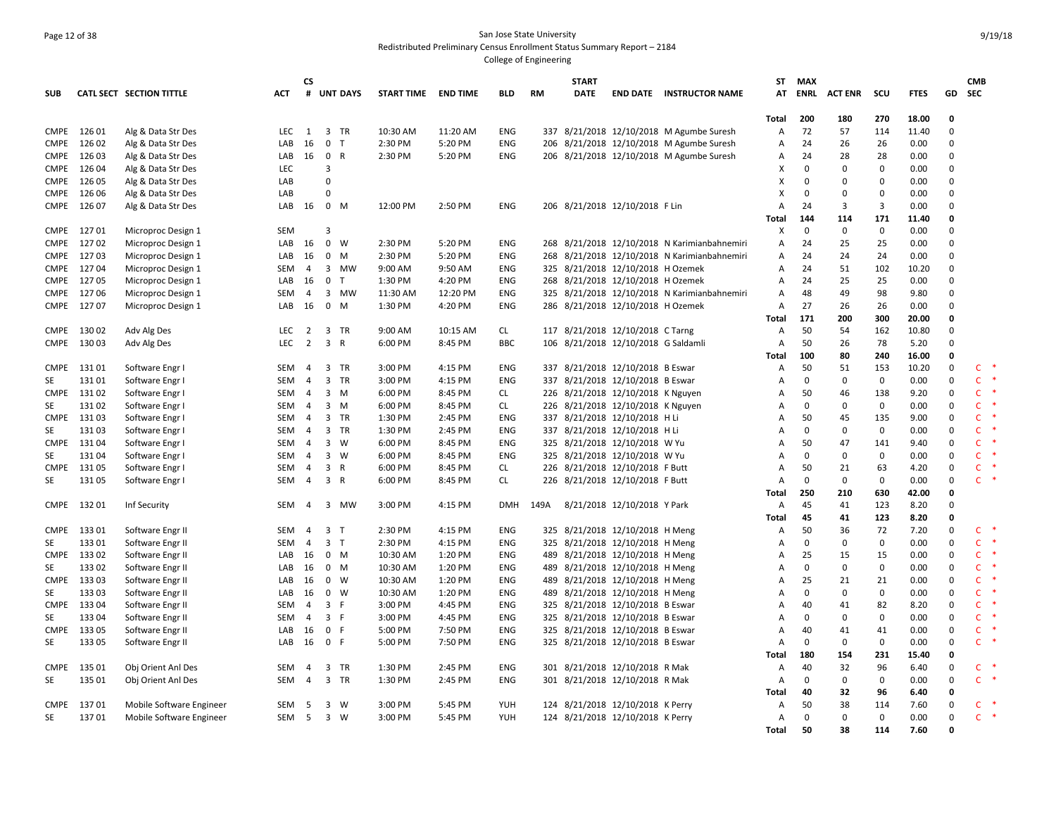San Jose State University
Redistributed Preliminary Census Enrollment Status Summary Report – 2184
College of Engineering

| SUB | CATL SECT | SECTION TITTLE | ACT | CS # | UNT | DAYS | START TIME | END TIME | BLD | RM | START DATE | END DATE | INSTRUCTOR NAME | ST AT | MAX ENRL | ACT ENR | SCU | FTES | GD | CMB SEC |
|---|---|---|---|---|---|---|---|---|---|---|---|---|---|---|---|---|---|---|---|---|
| | | | | | | | | | | | | | | Total | 200 | 180 | 270 | 18.00 | 0 | |
| CMPE | 126 01 | Alg & Data Str Des | LEC | 1 | 3 | TR | 10:30 AM | 11:20 AM | ENG | 337 | 8/21/2018 | 12/10/2018 | M Agumbe Suresh | A | 72 | 57 | 114 | 11.40 | 0 | |
| CMPE | 126 02 | Alg & Data Str Des | LAB | 16 | 0 | T | 2:30 PM | 5:20 PM | ENG | 206 | 8/21/2018 | 12/10/2018 | M Agumbe Suresh | A | 24 | 26 | 26 | 0.00 | 0 | |
| CMPE | 126 03 | Alg & Data Str Des | LAB | 16 | 0 | R | 2:30 PM | 5:20 PM | ENG | 206 | 8/21/2018 | 12/10/2018 | M Agumbe Suresh | A | 24 | 28 | 28 | 0.00 | 0 | |
| CMPE | 126 04 | Alg & Data Str Des | LEC | | 3 | | | | | | | | | X | 0 | 0 | 0 | 0.00 | 0 | |
| CMPE | 126 05 | Alg & Data Str Des | LAB | | 0 | | | | | | | | | X | 0 | 0 | 0 | 0.00 | 0 | |
| CMPE | 126 06 | Alg & Data Str Des | LAB | | 0 | | | | | | | | | X | 0 | 0 | 0 | 0.00 | 0 | |
| CMPE | 126 07 | Alg & Data Str Des | LAB | 16 | 0 | M | 12:00 PM | 2:50 PM | ENG | 206 | 8/21/2018 | 12/10/2018 | F Lin | A | 24 | 3 | 3 | 0.00 | 0 | |
| | | | | | | | | | | | | | | Total | 144 | 114 | 171 | 11.40 | 0 | |
| CMPE | 127 01 | Microproc Design 1 | SEM | | 3 | | | | | | | | | X | 0 | 0 | 0 | 0.00 | 0 | |
| CMPE | 127 02 | Microproc Design 1 | LAB | 16 | 0 | W | 2:30 PM | 5:20 PM | ENG | 268 | 8/21/2018 | 12/10/2018 | N Karimianbahnemiri | A | 24 | 25 | 25 | 0.00 | 0 | |
| CMPE | 127 03 | Microproc Design 1 | LAB | 16 | 0 | M | 2:30 PM | 5:20 PM | ENG | 268 | 8/21/2018 | 12/10/2018 | N Karimianbahnemiri | A | 24 | 24 | 24 | 0.00 | 0 | |
| CMPE | 127 04 | Microproc Design 1 | SEM | 4 | 3 | MW | 9:00 AM | 9:50 AM | ENG | 325 | 8/21/2018 | 12/10/2018 | H Ozemek | A | 24 | 51 | 102 | 10.20 | 0 | |
| CMPE | 127 05 | Microproc Design 1 | LAB | 16 | 0 | T | 1:30 PM | 4:20 PM | ENG | 268 | 8/21/2018 | 12/10/2018 | H Ozemek | A | 24 | 25 | 25 | 0.00 | 0 | |
| CMPE | 127 06 | Microproc Design 1 | SEM | 4 | 3 | MW | 11:30 AM | 12:20 PM | ENG | 325 | 8/21/2018 | 12/10/2018 | N Karimianbahnemiri | A | 48 | 49 | 98 | 9.80 | 0 | |
| CMPE | 127 07 | Microproc Design 1 | LAB | 16 | 0 | M | 1:30 PM | 4:20 PM | ENG | 286 | 8/21/2018 | 12/10/2018 | H Ozemek | A | 27 | 26 | 26 | 0.00 | 0 | |
| | | | | | | | | | | | | | | Total | 171 | 200 | 300 | 20.00 | 0 | |
| CMPE | 130 02 | Adv Alg Des | LEC | 2 | 3 | TR | 9:00 AM | 10:15 AM | CL | 117 | 8/21/2018 | 12/10/2018 | C Tarng | A | 50 | 54 | 162 | 10.80 | 0 | |
| CMPE | 130 03 | Adv Alg Des | LEC | 2 | 3 | R | 6:00 PM | 8:45 PM | BBC | 106 | 8/21/2018 | 12/10/2018 | G Saldamli | A | 50 | 26 | 78 | 5.20 | 0 | |
| | | | | | | | | | | | | | | Total | 100 | 80 | 240 | 16.00 | 0 | |
| CMPE | 131 01 | Software Engr I | SEM | 4 | 3 | TR | 3:00 PM | 4:15 PM | ENG | 337 | 8/21/2018 | 12/10/2018 | B Eswar | A | 50 | 51 | 153 | 10.20 | 0 | C * |
| SE | 131 01 | Software Engr I | SEM | 4 | 3 | TR | 3:00 PM | 4:15 PM | ENG | 337 | 8/21/2018 | 12/10/2018 | B Eswar | A | 0 | 0 | 0 | 0.00 | 0 | C * |
| CMPE | 131 02 | Software Engr I | SEM | 4 | 3 | M | 6:00 PM | 8:45 PM | CL | 226 | 8/21/2018 | 12/10/2018 | K Nguyen | A | 50 | 46 | 138 | 9.20 | 0 | C * |
| SE | 131 02 | Software Engr I | SEM | 4 | 3 | M | 6:00 PM | 8:45 PM | CL | 226 | 8/21/2018 | 12/10/2018 | K Nguyen | A | 0 | 0 | 0 | 0.00 | 0 | C * |
| CMPE | 131 03 | Software Engr I | SEM | 4 | 3 | TR | 1:30 PM | 2:45 PM | ENG | 337 | 8/21/2018 | 12/10/2018 | H Li | A | 50 | 45 | 135 | 9.00 | 0 | C * |
| SE | 131 03 | Software Engr I | SEM | 4 | 3 | TR | 1:30 PM | 2:45 PM | ENG | 337 | 8/21/2018 | 12/10/2018 | H Li | A | 0 | 0 | 0 | 0.00 | 0 | C * |
| CMPE | 131 04 | Software Engr I | SEM | 4 | 3 | W | 6:00 PM | 8:45 PM | ENG | 325 | 8/21/2018 | 12/10/2018 | W Yu | A | 50 | 47 | 141 | 9.40 | 0 | C * |
| SE | 131 04 | Software Engr I | SEM | 4 | 3 | W | 6:00 PM | 8:45 PM | ENG | 325 | 8/21/2018 | 12/10/2018 | W Yu | A | 0 | 0 | 0 | 0.00 | 0 | C * |
| CMPE | 131 05 | Software Engr I | SEM | 4 | 3 | R | 6:00 PM | 8:45 PM | CL | 226 | 8/21/2018 | 12/10/2018 | F Butt | A | 50 | 21 | 63 | 4.20 | 0 | C * |
| SE | 131 05 | Software Engr I | SEM | 4 | 3 | R | 6:00 PM | 8:45 PM | CL | 226 | 8/21/2018 | 12/10/2018 | F Butt | A | 0 | 0 | 0 | 0.00 | 0 | C * |
| | | | | | | | | | | | | | | Total | 250 | 210 | 630 | 42.00 | 0 | |
| CMPE | 132 01 | Inf Security | SEM | 4 | 3 | MW | 3:00 PM | 4:15 PM | DMH | 149A | 8/21/2018 | 12/10/2018 | Y Park | A | 45 | 41 | 123 | 8.20 | 0 | |
| | | | | | | | | | | | | | | Total | 45 | 41 | 123 | 8.20 | 0 | |
| CMPE | 133 01 | Software Engr II | SEM | 4 | 3 | T | 2:30 PM | 4:15 PM | ENG | 325 | 8/21/2018 | 12/10/2018 | H Meng | A | 50 | 36 | 72 | 7.20 | 0 | C * |
| SE | 133 01 | Software Engr II | SEM | 4 | 3 | T | 2:30 PM | 4:15 PM | ENG | 325 | 8/21/2018 | 12/10/2018 | H Meng | A | 0 | 0 | 0 | 0.00 | 0 | C * |
| CMPE | 133 02 | Software Engr II | LAB | 16 | 0 | M | 10:30 AM | 1:20 PM | ENG | 489 | 8/21/2018 | 12/10/2018 | H Meng | A | 25 | 15 | 15 | 0.00 | 0 | C * |
| SE | 133 02 | Software Engr II | LAB | 16 | 0 | M | 10:30 AM | 1:20 PM | ENG | 489 | 8/21/2018 | 12/10/2018 | H Meng | A | 0 | 0 | 0 | 0.00 | 0 | C * |
| CMPE | 133 03 | Software Engr II | LAB | 16 | 0 | W | 10:30 AM | 1:20 PM | ENG | 489 | 8/21/2018 | 12/10/2018 | H Meng | A | 25 | 21 | 21 | 0.00 | 0 | C * |
| SE | 133 03 | Software Engr II | LAB | 16 | 0 | W | 10:30 AM | 1:20 PM | ENG | 489 | 8/21/2018 | 12/10/2018 | H Meng | A | 0 | 0 | 0 | 0.00 | 0 | C * |
| CMPE | 133 04 | Software Engr II | SEM | 4 | 3 | F | 3:00 PM | 4:45 PM | ENG | 325 | 8/21/2018 | 12/10/2018 | B Eswar | A | 40 | 41 | 82 | 8.20 | 0 | C * |
| SE | 133 04 | Software Engr II | SEM | 4 | 3 | F | 3:00 PM | 4:45 PM | ENG | 325 | 8/21/2018 | 12/10/2018 | B Eswar | A | 0 | 0 | 0 | 0.00 | 0 | C * |
| CMPE | 133 05 | Software Engr II | LAB | 16 | 0 | F | 5:00 PM | 7:50 PM | ENG | 325 | 8/21/2018 | 12/10/2018 | B Eswar | A | 40 | 41 | 41 | 0.00 | 0 | C * |
| SE | 133 05 | Software Engr II | LAB | 16 | 0 | F | 5:00 PM | 7:50 PM | ENG | 325 | 8/21/2018 | 12/10/2018 | B Eswar | A | 0 | 0 | 0 | 0.00 | 0 | C * |
| | | | | | | | | | | | | | | Total | 180 | 154 | 231 | 15.40 | 0 | |
| CMPE | 135 01 | Obj Orient Anl Des | SEM | 4 | 3 | TR | 1:30 PM | 2:45 PM | ENG | 301 | 8/21/2018 | 12/10/2018 | R Mak | A | 40 | 32 | 96 | 6.40 | 0 | C * |
| SE | 135 01 | Obj Orient Anl Des | SEM | 4 | 3 | TR | 1:30 PM | 2:45 PM | ENG | 301 | 8/21/2018 | 12/10/2018 | R Mak | A | 0 | 0 | 0 | 0.00 | 0 | C * |
| | | | | | | | | | | | | | | Total | 40 | 32 | 96 | 6.40 | 0 | |
| CMPE | 137 01 | Mobile Software Engineer | SEM | 5 | 3 | W | 3:00 PM | 5:45 PM | YUH | 124 | 8/21/2018 | 12/10/2018 | K Perry | A | 50 | 38 | 114 | 7.60 | 0 | C * |
| SE | 137 01 | Mobile Software Engineer | SEM | 5 | 3 | W | 3:00 PM | 5:45 PM | YUH | 124 | 8/21/2018 | 12/10/2018 | K Perry | A | 0 | 0 | 0 | 0.00 | 0 | C * |
| | | | | | | | | | | | | | | Total | 50 | 38 | 114 | 7.60 | 0 | |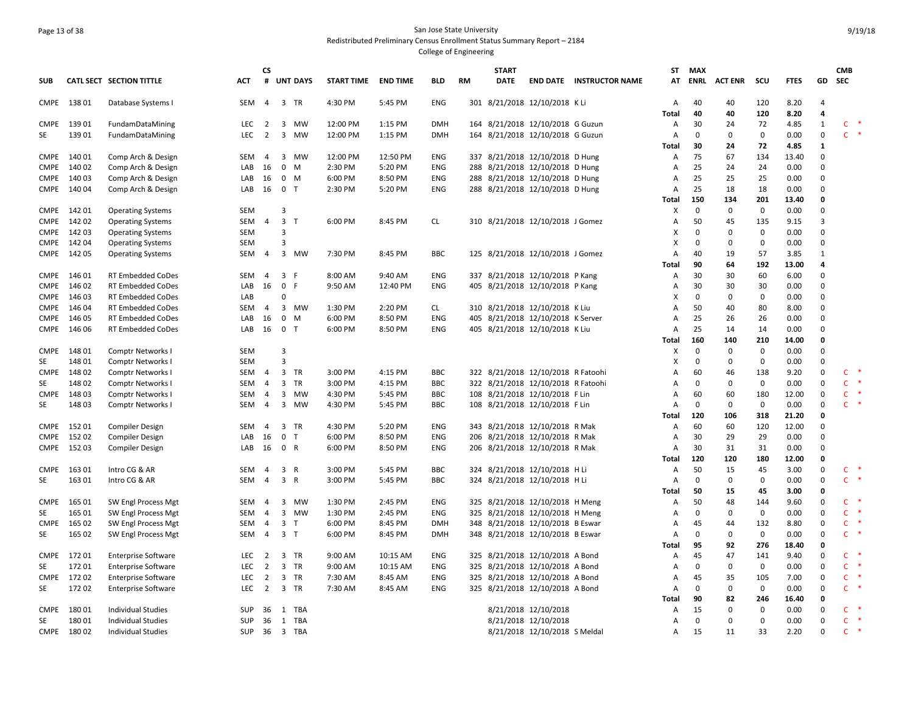San Jose State University

Redistributed Preliminary Census Enrollment Status Summary Report – 2184

College of Engineering

9/19/18

| SUB | CATL SECT | SECTION TITTLE | ACT | CS # | UNT | DAYS | START TIME | END TIME | BLD | RM | START DATE | END DATE | INSTRUCTOR NAME | ST AT | MAX ENRL | ACT ENR | SCU | FTES | GD | CMB SEC |
|---|---|---|---|---|---|---|---|---|---|---|---|---|---|---|---|---|---|---|---|---|
| CMPE | 138 01 | Database Systems I | SEM | 4 | 3 | TR | 4:30 PM | 5:45 PM | ENG | 301 | 8/21/2018 | 12/10/2018 | K Li | A | 40 | 40 | 120 | 8.20 | 4 | |
| | | | | | | | | | | | | | | **Total** | **40** | **40** | **120** | **8.20** | **4** | |
| CMPE | 139 01 | FundamDataMining | LEC | 2 | 3 | MW | 12:00 PM | 1:15 PM | DMH | 164 | 8/21/2018 | 12/10/2018 | G Guzun | A | 30 | 24 | 72 | 4.85 | 1 | C * |
| SE | 139 01 | FundamDataMining | LEC | 2 | 3 | MW | 12:00 PM | 1:15 PM | DMH | 164 | 8/21/2018 | 12/10/2018 | G Guzun | A | 0 | 0 | 0 | 0.00 | 0 | C * |
| | | | | | | | | | | | | | | **Total** | **30** | **24** | **72** | **4.85** | **1** | |
| CMPE | 140 01 | Comp Arch & Design | SEM | 4 | 3 | MW | 12:00 PM | 12:50 PM | ENG | 337 | 8/21/2018 | 12/10/2018 | D Hung | A | 75 | 67 | 134 | 13.40 | 0 | |
| CMPE | 140 02 | Comp Arch & Design | LAB | 16 | 0 | M | 2:30 PM | 5:20 PM | ENG | 288 | 8/21/2018 | 12/10/2018 | D Hung | A | 25 | 24 | 24 | 0.00 | 0 | |
| CMPE | 140 03 | Comp Arch & Design | LAB | 16 | 0 | M | 6:00 PM | 8:50 PM | ENG | 288 | 8/21/2018 | 12/10/2018 | D Hung | A | 25 | 25 | 25 | 0.00 | 0 | |
| CMPE | 140 04 | Comp Arch & Design | LAB | 16 | 0 | T | 2:30 PM | 5:20 PM | ENG | 288 | 8/21/2018 | 12/10/2018 | D Hung | A | 25 | 18 | 18 | 0.00 | 0 | |
| | | | | | | | | | | | | | | **Total** | **150** | **134** | **201** | **13.40** | **0** | |
| CMPE | 142 01 | Operating Systems | SEM | | 3 | | | | | | | | | X | 0 | 0 | 0 | 0.00 | 0 | |
| CMPE | 142 02 | Operating Systems | SEM | 4 | 3 | T | 6:00 PM | 8:45 PM | CL | 310 | 8/21/2018 | 12/10/2018 | J Gomez | A | 50 | 45 | 135 | 9.15 | 3 | |
| CMPE | 142 03 | Operating Systems | SEM | | 3 | | | | | | | | | X | 0 | 0 | 0 | 0.00 | 0 | |
| CMPE | 142 04 | Operating Systems | SEM | | 3 | | | | | | | | | X | 0 | 0 | 0 | 0.00 | 0 | |
| CMPE | 142 05 | Operating Systems | SEM | 4 | 3 | MW | 7:30 PM | 8:45 PM | BBC | 125 | 8/21/2018 | 12/10/2018 | J Gomez | A | 40 | 19 | 57 | 3.85 | 1 | |
| | | | | | | | | | | | | | | **Total** | **90** | **64** | **192** | **13.00** | **4** | |
| CMPE | 146 01 | RT Embedded CoDes | SEM | 4 | 3 | F | 8:00 AM | 9:40 AM | ENG | 337 | 8/21/2018 | 12/10/2018 | P Kang | A | 30 | 30 | 60 | 6.00 | 0 | |
| CMPE | 146 02 | RT Embedded CoDes | LAB | 16 | 0 | F | 9:50 AM | 12:40 PM | ENG | 405 | 8/21/2018 | 12/10/2018 | P Kang | A | 30 | 30 | 30 | 0.00 | 0 | |
| CMPE | 146 03 | RT Embedded CoDes | LAB | | 0 | | | | | | | | | X | 0 | 0 | 0 | 0.00 | 0 | |
| CMPE | 146 04 | RT Embedded CoDes | SEM | 4 | 3 | MW | 1:30 PM | 2:20 PM | CL | 310 | 8/21/2018 | 12/10/2018 | K Liu | A | 50 | 40 | 80 | 8.00 | 0 | |
| CMPE | 146 05 | RT Embedded CoDes | LAB | 16 | 0 | M | 6:00 PM | 8:50 PM | ENG | 405 | 8/21/2018 | 12/10/2018 | K Server | A | 25 | 26 | 26 | 0.00 | 0 | |
| CMPE | 146 06 | RT Embedded CoDes | LAB | 16 | 0 | T | 6:00 PM | 8:50 PM | ENG | 405 | 8/21/2018 | 12/10/2018 | K Liu | A | 25 | 14 | 14 | 0.00 | 0 | |
| | | | | | | | | | | | | | | **Total** | **160** | **140** | **210** | **14.00** | **0** | |
| CMPE | 148 01 | Comptr Networks I | SEM | | 3 | | | | | | | | | X | 0 | 0 | 0 | 0.00 | 0 | |
| SE | 148 01 | Comptr Networks I | SEM | | 3 | | | | | | | | | X | 0 | 0 | 0 | 0.00 | 0 | |
| CMPE | 148 02 | Comptr Networks I | SEM | 4 | 3 | TR | 3:00 PM | 4:15 PM | BBC | 322 | 8/21/2018 | 12/10/2018 | R Fatoohi | A | 60 | 46 | 138 | 9.20 | 0 | C * |
| SE | 148 02 | Comptr Networks I | SEM | 4 | 3 | TR | 3:00 PM | 4:15 PM | BBC | 322 | 8/21/2018 | 12/10/2018 | R Fatoohi | A | 0 | 0 | 0 | 0.00 | 0 | C * |
| CMPE | 148 03 | Comptr Networks I | SEM | 4 | 3 | MW | 4:30 PM | 5:45 PM | BBC | 108 | 8/21/2018 | 12/10/2018 | F Lin | A | 60 | 60 | 180 | 12.00 | 0 | C * |
| SE | 148 03 | Comptr Networks I | SEM | 4 | 3 | MW | 4:30 PM | 5:45 PM | BBC | 108 | 8/21/2018 | 12/10/2018 | F Lin | A | 0 | 0 | 0 | 0.00 | 0 | C * |
| | | | | | | | | | | | | | | **Total** | **120** | **106** | **318** | **21.20** | **0** | |
| CMPE | 152 01 | Compiler Design | SEM | 4 | 3 | TR | 4:30 PM | 5:20 PM | ENG | 343 | 8/21/2018 | 12/10/2018 | R Mak | A | 60 | 60 | 120 | 12.00 | 0 | |
| CMPE | 152 02 | Compiler Design | LAB | 16 | 0 | T | 6:00 PM | 8:50 PM | ENG | 206 | 8/21/2018 | 12/10/2018 | R Mak | A | 30 | 29 | 29 | 0.00 | 0 | |
| CMPE | 152 03 | Compiler Design | LAB | 16 | 0 | R | 6:00 PM | 8:50 PM | ENG | 206 | 8/21/2018 | 12/10/2018 | R Mak | A | 30 | 31 | 31 | 0.00 | 0 | |
| | | | | | | | | | | | | | | **Total** | **120** | **120** | **180** | **12.00** | **0** | |
| CMPE | 163 01 | Intro CG & AR | SEM | 4 | 3 | R | 3:00 PM | 5:45 PM | BBC | 324 | 8/21/2018 | 12/10/2018 | H Li | A | 50 | 15 | 45 | 3.00 | 0 | C * |
| SE | 163 01 | Intro CG & AR | SEM | 4 | 3 | R | 3:00 PM | 5:45 PM | BBC | 324 | 8/21/2018 | 12/10/2018 | H Li | A | 0 | 0 | 0 | 0.00 | 0 | C * |
| | | | | | | | | | | | | | | **Total** | **50** | **15** | **45** | **3.00** | **0** | |
| CMPE | 165 01 | SW Engl Process Mgt | SEM | 4 | 3 | MW | 1:30 PM | 2:45 PM | ENG | 325 | 8/21/2018 | 12/10/2018 | H Meng | A | 50 | 48 | 144 | 9.60 | 0 | C * |
| SE | 165 01 | SW Engl Process Mgt | SEM | 4 | 3 | MW | 1:30 PM | 2:45 PM | ENG | 325 | 8/21/2018 | 12/10/2018 | H Meng | A | 0 | 0 | 0 | 0.00 | 0 | C * |
| CMPE | 165 02 | SW Engl Process Mgt | SEM | 4 | 3 | T | 6:00 PM | 8:45 PM | DMH | 348 | 8/21/2018 | 12/10/2018 | B Eswar | A | 45 | 44 | 132 | 8.80 | 0 | C * |
| SE | 165 02 | SW Engl Process Mgt | SEM | 4 | 3 | T | 6:00 PM | 8:45 PM | DMH | 348 | 8/21/2018 | 12/10/2018 | B Eswar | A | 0 | 0 | 0 | 0.00 | 0 | C * |
| | | | | | | | | | | | | | | **Total** | **95** | **92** | **276** | **18.40** | **0** | |
| CMPE | 172 01 | Enterprise Software | LEC | 2 | 3 | TR | 9:00 AM | 10:15 AM | ENG | 325 | 8/21/2018 | 12/10/2018 | A Bond | A | 45 | 47 | 141 | 9.40 | 0 | C * |
| SE | 172 01 | Enterprise Software | LEC | 2 | 3 | TR | 9:00 AM | 10:15 AM | ENG | 325 | 8/21/2018 | 12/10/2018 | A Bond | A | 0 | 0 | 0 | 0.00 | 0 | C * |
| CMPE | 172 02 | Enterprise Software | LEC | 2 | 3 | TR | 7:30 AM | 8:45 AM | ENG | 325 | 8/21/2018 | 12/10/2018 | A Bond | A | 45 | 35 | 105 | 7.00 | 0 | C * |
| SE | 172 02 | Enterprise Software | LEC | 2 | 3 | TR | 7:30 AM | 8:45 AM | ENG | 325 | 8/21/2018 | 12/10/2018 | A Bond | A | 0 | 0 | 0 | 0.00 | 0 | C * |
| | | | | | | | | | | | | | | **Total** | **90** | **82** | **246** | **16.40** | **0** | |
| CMPE | 180 01 | Individual Studies | SUP | 36 | 1 | TBA | | | | | 8/21/2018 | 12/10/2018 | | A | 15 | 0 | 0 | 0.00 | 0 | C * |
| SE | 180 01 | Individual Studies | SUP | 36 | 1 | TBA | | | | | 8/21/2018 | 12/10/2018 | | A | 0 | 0 | 0 | 0.00 | 0 | C * |
| CMPE | 180 02 | Individual Studies | SUP | 36 | 3 | TBA | | | | | 8/21/2018 | 12/10/2018 | S Meldal | A | 15 | 11 | 33 | 2.20 | 0 | C * |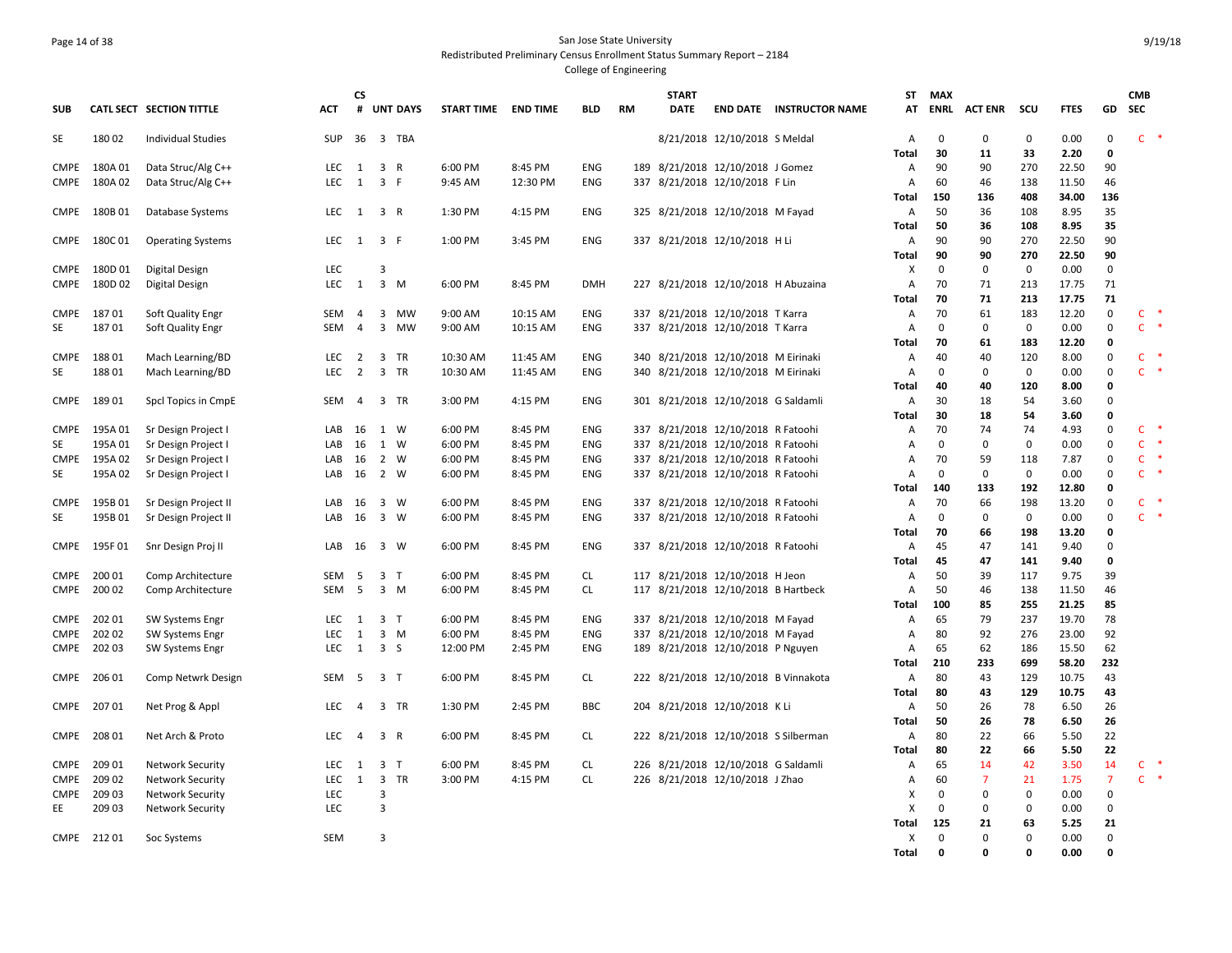San Jose State University
Redistributed Preliminary Census Enrollment Status Summary Report – 2184
College of Engineering

| SUB | CATL SECT | SECTION TITTLE | ACT | CS # | UNT | DAYS | START TIME | END TIME | BLD | RM | START DATE | END DATE | INSTRUCTOR NAME | ST AT | MAX ENRL | ACT ENR | SCU | FTES | GD | CMB SEC |
|---|---|---|---|---|---|---|---|---|---|---|---|---|---|---|---|---|---|---|---|---|
| SE | 180 02 | Individual Studies | SUP | 36 | 3 | TBA | | | | | 8/21/2018 | 12/10/2018 | S Meldal | A | 0 | 0 | 0 | 0.00 | 0 | C * |
| | | | | | | | | | | | | | | **Total** | **30** | **11** | **33** | **2.20** | **0** | |
| CMPE | 180A 01 | Data Struc/Alg C++ | LEC | 1 | 3 | R | 6:00 PM | 8:45 PM | ENG | 189 | 8/21/2018 | 12/10/2018 | J Gomez | A | 90 | 90 | 270 | 22.50 | 90 | |
| CMPE | 180A 02 | Data Struc/Alg C++ | LEC | 1 | 3 | F | 9:45 AM | 12:30 PM | ENG | 337 | 8/21/2018 | 12/10/2018 | F Lin | A | 60 | 46 | 138 | 11.50 | 46 | |
| | | | | | | | | | | | | | | **Total** | **150** | **136** | **408** | **34.00** | **136** | |
| CMPE | 180B 01 | Database Systems | LEC | 1 | 3 | R | 1:30 PM | 4:15 PM | ENG | 325 | 8/21/2018 | 12/10/2018 | M Fayad | A | 50 | 36 | 108 | 8.95 | 35 | |
| | | | | | | | | | | | | | | **Total** | **50** | **36** | **108** | **8.95** | **35** | |
| CMPE | 180C 01 | Operating Systems | LEC | 1 | 3 | F | 1:00 PM | 3:45 PM | ENG | 337 | 8/21/2018 | 12/10/2018 | H Li | A | 90 | 90 | 270 | 22.50 | 90 | |
| | | | | | | | | | | | | | | **Total** | **90** | **90** | **270** | **22.50** | **90** | |
| CMPE | 180D 01 | Digital Design | LEC | | 3 | | | | | | | | | X | 0 | 0 | 0 | 0.00 | 0 | |
| CMPE | 180D 02 | Digital Design | LEC | 1 | 3 | M | 6:00 PM | 8:45 PM | DMH | 227 | 8/21/2018 | 12/10/2018 | H Abuzaina | A | 70 | 71 | 213 | 17.75 | 71 | |
| | | | | | | | | | | | | | | **Total** | **70** | **71** | **213** | **17.75** | **71** | |
| CMPE | 187 01 | Soft Quality Engr | SEM | 4 | 3 | MW | 9:00 AM | 10:15 AM | ENG | 337 | 8/21/2018 | 12/10/2018 | T Karra | A | 70 | 61 | 183 | 12.20 | 0 | C * |
| SE | 187 01 | Soft Quality Engr | SEM | 4 | 3 | MW | 9:00 AM | 10:15 AM | ENG | 337 | 8/21/2018 | 12/10/2018 | T Karra | A | 0 | 0 | 0 | 0.00 | 0 | C * |
| | | | | | | | | | | | | | | **Total** | **70** | **61** | **183** | **12.20** | **0** | |
| CMPE | 188 01 | Mach Learning/BD | LEC | 2 | 3 | TR | 10:30 AM | 11:45 AM | ENG | 340 | 8/21/2018 | 12/10/2018 | M Eirinaki | A | 40 | 40 | 120 | 8.00 | 0 | C * |
| SE | 188 01 | Mach Learning/BD | LEC | 2 | 3 | TR | 10:30 AM | 11:45 AM | ENG | 340 | 8/21/2018 | 12/10/2018 | M Eirinaki | A | 0 | 0 | 0 | 0.00 | 0 | C * |
| | | | | | | | | | | | | | | **Total** | **40** | **40** | **120** | **8.00** | **0** | |
| CMPE | 189 01 | Spcl Topics in CmpE | SEM | 4 | 3 | TR | 3:00 PM | 4:15 PM | ENG | 301 | 8/21/2018 | 12/10/2018 | G Saldamli | A | 30 | 18 | 54 | 3.60 | 0 | |
| | | | | | | | | | | | | | | **Total** | **30** | **18** | **54** | **3.60** | **0** | |
| CMPE | 195A 01 | Sr Design Project I | LAB | 16 | 1 | W | 6:00 PM | 8:45 PM | ENG | 337 | 8/21/2018 | 12/10/2018 | R Fatoohi | A | 70 | 74 | 74 | 4.93 | 0 | C * |
| SE | 195A 01 | Sr Design Project I | LAB | 16 | 1 | W | 6:00 PM | 8:45 PM | ENG | 337 | 8/21/2018 | 12/10/2018 | R Fatoohi | A | 0 | 0 | 0 | 0.00 | 0 | C * |
| CMPE | 195A 02 | Sr Design Project I | LAB | 16 | 2 | W | 6:00 PM | 8:45 PM | ENG | 337 | 8/21/2018 | 12/10/2018 | R Fatoohi | A | 70 | 59 | 118 | 7.87 | 0 | C * |
| SE | 195A 02 | Sr Design Project I | LAB | 16 | 2 | W | 6:00 PM | 8:45 PM | ENG | 337 | 8/21/2018 | 12/10/2018 | R Fatoohi | A | 0 | 0 | 0 | 0.00 | 0 | C * |
| | | | | | | | | | | | | | | **Total** | **140** | **133** | **192** | **12.80** | **0** | |
| CMPE | 195B 01 | Sr Design Project II | LAB | 16 | 3 | W | 6:00 PM | 8:45 PM | ENG | 337 | 8/21/2018 | 12/10/2018 | R Fatoohi | A | 70 | 66 | 198 | 13.20 | 0 | C * |
| SE | 195B 01 | Sr Design Project II | LAB | 16 | 3 | W | 6:00 PM | 8:45 PM | ENG | 337 | 8/21/2018 | 12/10/2018 | R Fatoohi | A | 0 | 0 | 0 | 0.00 | 0 | C * |
| | | | | | | | | | | | | | | **Total** | **70** | **66** | **198** | **13.20** | **0** | |
| CMPE | 195F 01 | Snr Design Proj II | LAB | 16 | 3 | W | 6:00 PM | 8:45 PM | ENG | 337 | 8/21/2018 | 12/10/2018 | R Fatoohi | A | 45 | 47 | 141 | 9.40 | 0 | |
| | | | | | | | | | | | | | | **Total** | **45** | **47** | **141** | **9.40** | **0** | |
| CMPE | 200 01 | Comp Architecture | SEM | 5 | 3 | T | 6:00 PM | 8:45 PM | CL | 117 | 8/21/2018 | 12/10/2018 | H Jeon | A | 50 | 39 | 117 | 9.75 | 39 | |
| CMPE | 200 02 | Comp Architecture | SEM | 5 | 3 | M | 6:00 PM | 8:45 PM | CL | 117 | 8/21/2018 | 12/10/2018 | B Hartbeck | A | 50 | 46 | 138 | 11.50 | 46 | |
| | | | | | | | | | | | | | | **Total** | **100** | **85** | **255** | **21.25** | **85** | |
| CMPE | 202 01 | SW Systems Engr | LEC | 1 | 3 | T | 6:00 PM | 8:45 PM | ENG | 337 | 8/21/2018 | 12/10/2018 | M Fayad | A | 65 | 79 | 237 | 19.70 | 78 | |
| CMPE | 202 02 | SW Systems Engr | LEC | 1 | 3 | M | 6:00 PM | 8:45 PM | ENG | 337 | 8/21/2018 | 12/10/2018 | M Fayad | A | 80 | 92 | 276 | 23.00 | 92 | |
| CMPE | 202 03 | SW Systems Engr | LEC | 1 | 3 | S | 12:00 PM | 2:45 PM | ENG | 189 | 8/21/2018 | 12/10/2018 | P Nguyen | A | 65 | 62 | 186 | 15.50 | 62 | |
| | | | | | | | | | | | | | | **Total** | **210** | **233** | **699** | **58.20** | **232** | |
| CMPE | 206 01 | Comp Netwrk Design | SEM | 5 | 3 | T | 6:00 PM | 8:45 PM | CL | 222 | 8/21/2018 | 12/10/2018 | B Vinnakota | A | 80 | 43 | 129 | 10.75 | 43 | |
| | | | | | | | | | | | | | | **Total** | **80** | **43** | **129** | **10.75** | **43** | |
| CMPE | 207 01 | Net Prog & Appl | LEC | 4 | 3 | TR | 1:30 PM | 2:45 PM | BBC | 204 | 8/21/2018 | 12/10/2018 | K Li | A | 50 | 26 | 78 | 6.50 | 26 | |
| | | | | | | | | | | | | | | **Total** | **50** | **26** | **78** | **6.50** | **26** | |
| CMPE | 208 01 | Net Arch & Proto | LEC | 4 | 3 | R | 6:00 PM | 8:45 PM | CL | 222 | 8/21/2018 | 12/10/2018 | S Silberman | A | 80 | 22 | 66 | 5.50 | 22 | |
| | | | | | | | | | | | | | | **Total** | **80** | **22** | **66** | **5.50** | **22** | |
| CMPE | 209 01 | Network Security | LEC | 1 | 3 | T | 6:00 PM | 8:45 PM | CL | 226 | 8/21/2018 | 12/10/2018 | G Saldamli | A | 65 | 14 | 42 | 3.50 | 14 | C * |
| CMPE | 209 02 | Network Security | LEC | 1 | 3 | TR | 3:00 PM | 4:15 PM | CL | 226 | 8/21/2018 | 12/10/2018 | J Zhao | A | 60 | 7 | 21 | 1.75 | 7 | C * |
| CMPE | 209 03 | Network Security | LEC | | 3 | | | | | | | | | X | 0 | 0 | 0 | 0.00 | 0 | |
| EE | 209 03 | Network Security | LEC | | 3 | | | | | | | | | X | 0 | 0 | 0 | 0.00 | 0 | |
| | | | | | | | | | | | | | | **Total** | **125** | **21** | **63** | **5.25** | **21** | |
| CMPE | 212 01 | Soc Systems | SEM | | 3 | | | | | | | | | X | 0 | 0 | 0 | 0.00 | 0 | |
| | | | | | | | | | | | | | | **Total** | **0** | **0** | **0** | **0.00** | **0** | |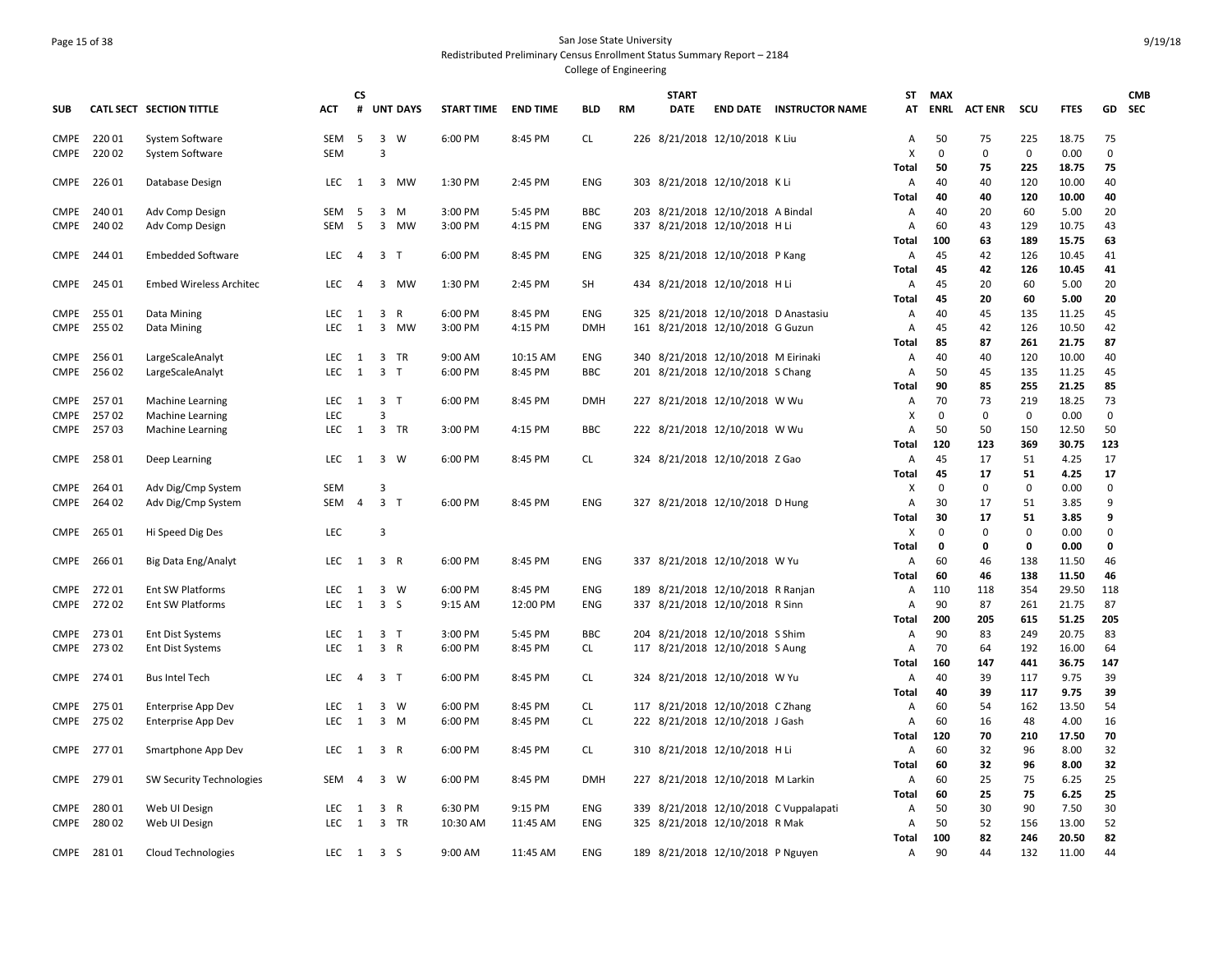San Jose State University

Redistributed Preliminary Census Enrollment Status Summary Report – 2184

College of Engineering

| SUB | CATL SECT | SECTION TITTLE | ACT | CS # | UNT | DAYS | START TIME | END TIME | BLD | RM | START DATE | END DATE | INSTRUCTOR NAME | ST AT | MAX ENRL | ACT ENR | SCU | FTES | GD | CMB SEC |
|---|---|---|---|---|---|---|---|---|---|---|---|---|---|---|---|---|---|---|---|---|
| CMPE | 220 01 | System Software | SEM | 5 | 3 | W | 6:00 PM | 8:45 PM | CL | 226 | 8/21/2018 | 12/10/2018 | K Liu | A | 50 | 75 | 225 | 18.75 | 75 | |
| CMPE | 220 02 | System Software | SEM | | 3 | | | | | | | | | X | 0 | 0 | 0 | 0.00 | 0 | |
| | | | | | | | | | | | | | | Total | 50 | 75 | 225 | 18.75 | 75 | |
| CMPE | 226 01 | Database Design | LEC | 1 | 3 | MW | 1:30 PM | 2:45 PM | ENG | 303 | 8/21/2018 | 12/10/2018 | K Li | A | 40 | 40 | 120 | 10.00 | 40 | |
| | | | | | | | | | | | | | | Total | 40 | 40 | 120 | 10.00 | 40 | |
| CMPE | 240 01 | Adv Comp Design | SEM | 5 | 3 | M | 3:00 PM | 5:45 PM | BBC | 203 | 8/21/2018 | 12/10/2018 | A Bindal | A | 40 | 20 | 60 | 5.00 | 20 | |
| CMPE | 240 02 | Adv Comp Design | SEM | 5 | 3 | MW | 3:00 PM | 4:15 PM | ENG | 337 | 8/21/2018 | 12/10/2018 | H Li | A | 60 | 43 | 129 | 10.75 | 43 | |
| | | | | | | | | | | | | | | Total | 100 | 63 | 189 | 15.75 | 63 | |
| CMPE | 244 01 | Embedded Software | LEC | 4 | 3 | T | 6:00 PM | 8:45 PM | ENG | 325 | 8/21/2018 | 12/10/2018 | P Kang | A | 45 | 42 | 126 | 10.45 | 41 | |
| | | | | | | | | | | | | | | Total | 45 | 42 | 126 | 10.45 | 41 | |
| CMPE | 245 01 | Embed Wireless Architec | LEC | 4 | 3 | MW | 1:30 PM | 2:45 PM | SH | 434 | 8/21/2018 | 12/10/2018 | H Li | A | 45 | 20 | 60 | 5.00 | 20 | |
| | | | | | | | | | | | | | | Total | 45 | 20 | 60 | 5.00 | 20 | |
| CMPE | 255 01 | Data Mining | LEC | 1 | 3 | R | 6:00 PM | 8:45 PM | ENG | 325 | 8/21/2018 | 12/10/2018 | D Anastasiu | A | 40 | 45 | 135 | 11.25 | 45 | |
| CMPE | 255 02 | Data Mining | LEC | 1 | 3 | MW | 3:00 PM | 4:15 PM | DMH | 161 | 8/21/2018 | 12/10/2018 | G Guzun | A | 45 | 42 | 126 | 10.50 | 42 | |
| | | | | | | | | | | | | | | Total | 85 | 87 | 261 | 21.75 | 87 | |
| CMPE | 256 01 | LargeScaleAnalyt | LEC | 1 | 3 | TR | 9:00 AM | 10:15 AM | ENG | 340 | 8/21/2018 | 12/10/2018 | M Eirinaki | A | 40 | 40 | 120 | 10.00 | 40 | |
| CMPE | 256 02 | LargeScaleAnalyt | LEC | 1 | 3 | T | 6:00 PM | 8:45 PM | BBC | 201 | 8/21/2018 | 12/10/2018 | S Chang | A | 50 | 45 | 135 | 11.25 | 45 | |
| | | | | | | | | | | | | | | Total | 90 | 85 | 255 | 21.25 | 85 | |
| CMPE | 257 01 | Machine Learning | LEC | 1 | 3 | T | 6:00 PM | 8:45 PM | DMH | 227 | 8/21/2018 | 12/10/2018 | W Wu | A | 70 | 73 | 219 | 18.25 | 73 | |
| CMPE | 257 02 | Machine Learning | LEC | | 3 | | | | | | | | | X | 0 | 0 | 0 | 0.00 | 0 | |
| CMPE | 257 03 | Machine Learning | LEC | 1 | 3 | TR | 3:00 PM | 4:15 PM | BBC | 222 | 8/21/2018 | 12/10/2018 | W Wu | A | 50 | 50 | 150 | 12.50 | 50 | |
| | | | | | | | | | | | | | | Total | 120 | 123 | 369 | 30.75 | 123 | |
| CMPE | 258 01 | Deep Learning | LEC | 1 | 3 | W | 6:00 PM | 8:45 PM | CL | 324 | 8/21/2018 | 12/10/2018 | Z Gao | A | 45 | 17 | 51 | 4.25 | 17 | |
| | | | | | | | | | | | | | | Total | 45 | 17 | 51 | 4.25 | 17 | |
| CMPE | 264 01 | Adv Dig/Cmp System | SEM | | 3 | | | | | | | | | X | 0 | 0 | 0 | 0.00 | 0 | |
| CMPE | 264 02 | Adv Dig/Cmp System | SEM | 4 | 3 | T | 6:00 PM | 8:45 PM | ENG | 327 | 8/21/2018 | 12/10/2018 | D Hung | A | 30 | 17 | 51 | 3.85 | 9 | |
| | | | | | | | | | | | | | | Total | 30 | 17 | 51 | 3.85 | 9 | |
| CMPE | 265 01 | Hi Speed Dig Des | LEC | | 3 | | | | | | | | | X | 0 | 0 | 0 | 0.00 | 0 | |
| | | | | | | | | | | | | | | Total | 0 | 0 | 0 | 0.00 | 0 | |
| CMPE | 266 01 | Big Data Eng/Analyt | LEC | 1 | 3 | R | 6:00 PM | 8:45 PM | ENG | 337 | 8/21/2018 | 12/10/2018 | W Yu | A | 60 | 46 | 138 | 11.50 | 46 | |
| | | | | | | | | | | | | | | Total | 60 | 46 | 138 | 11.50 | 46 | |
| CMPE | 272 01 | Ent SW Platforms | LEC | 1 | 3 | W | 6:00 PM | 8:45 PM | ENG | 189 | 8/21/2018 | 12/10/2018 | R Ranjan | A | 110 | 118 | 354 | 29.50 | 118 | |
| CMPE | 272 02 | Ent SW Platforms | LEC | 1 | 3 | S | 9:15 AM | 12:00 PM | ENG | 337 | 8/21/2018 | 12/10/2018 | R Sinn | A | 90 | 87 | 261 | 21.75 | 87 | |
| | | | | | | | | | | | | | | Total | 200 | 205 | 615 | 51.25 | 205 | |
| CMPE | 273 01 | Ent Dist Systems | LEC | 1 | 3 | T | 3:00 PM | 5:45 PM | BBC | 204 | 8/21/2018 | 12/10/2018 | S Shim | A | 90 | 83 | 249 | 20.75 | 83 | |
| CMPE | 273 02 | Ent Dist Systems | LEC | 1 | 3 | R | 6:00 PM | 8:45 PM | CL | 117 | 8/21/2018 | 12/10/2018 | S Aung | A | 70 | 64 | 192 | 16.00 | 64 | |
| | | | | | | | | | | | | | | Total | 160 | 147 | 441 | 36.75 | 147 | |
| CMPE | 274 01 | Bus Intel Tech | LEC | 4 | 3 | T | 6:00 PM | 8:45 PM | CL | 324 | 8/21/2018 | 12/10/2018 | W Yu | A | 40 | 39 | 117 | 9.75 | 39 | |
| | | | | | | | | | | | | | | Total | 40 | 39 | 117 | 9.75 | 39 | |
| CMPE | 275 01 | Enterprise App Dev | LEC | 1 | 3 | W | 6:00 PM | 8:45 PM | CL | 117 | 8/21/2018 | 12/10/2018 | C Zhang | A | 60 | 54 | 162 | 13.50 | 54 | |
| CMPE | 275 02 | Enterprise App Dev | LEC | 1 | 3 | M | 6:00 PM | 8:45 PM | CL | 222 | 8/21/2018 | 12/10/2018 | J Gash | A | 60 | 16 | 48 | 4.00 | 16 | |
| | | | | | | | | | | | | | | Total | 120 | 70 | 210 | 17.50 | 70 | |
| CMPE | 277 01 | Smartphone App Dev | LEC | 1 | 3 | R | 6:00 PM | 8:45 PM | CL | 310 | 8/21/2018 | 12/10/2018 | H Li | A | 60 | 32 | 96 | 8.00 | 32 | |
| | | | | | | | | | | | | | | Total | 60 | 32 | 96 | 8.00 | 32 | |
| CMPE | 279 01 | SW Security Technologies | SEM | 4 | 3 | W | 6:00 PM | 8:45 PM | DMH | 227 | 8/21/2018 | 12/10/2018 | M Larkin | A | 60 | 25 | 75 | 6.25 | 25 | |
| | | | | | | | | | | | | | | Total | 60 | 25 | 75 | 6.25 | 25 | |
| CMPE | 280 01 | Web UI Design | LEC | 1 | 3 | R | 6:30 PM | 9:15 PM | ENG | 339 | 8/21/2018 | 12/10/2018 | C Vuppalapati | A | 50 | 30 | 90 | 7.50 | 30 | |
| CMPE | 280 02 | Web UI Design | LEC | 1 | 3 | TR | 10:30 AM | 11:45 AM | ENG | 325 | 8/21/2018 | 12/10/2018 | R Mak | A | 50 | 52 | 156 | 13.00 | 52 | |
| | | | | | | | | | | | | | | Total | 100 | 82 | 246 | 20.50 | 82 | |
| CMPE | 281 01 | Cloud Technologies | LEC | 1 | 3 | S | 9:00 AM | 11:45 AM | ENG | 189 | 8/21/2018 | 12/10/2018 | P Nguyen | A | 90 | 44 | 132 | 11.00 | 44 | |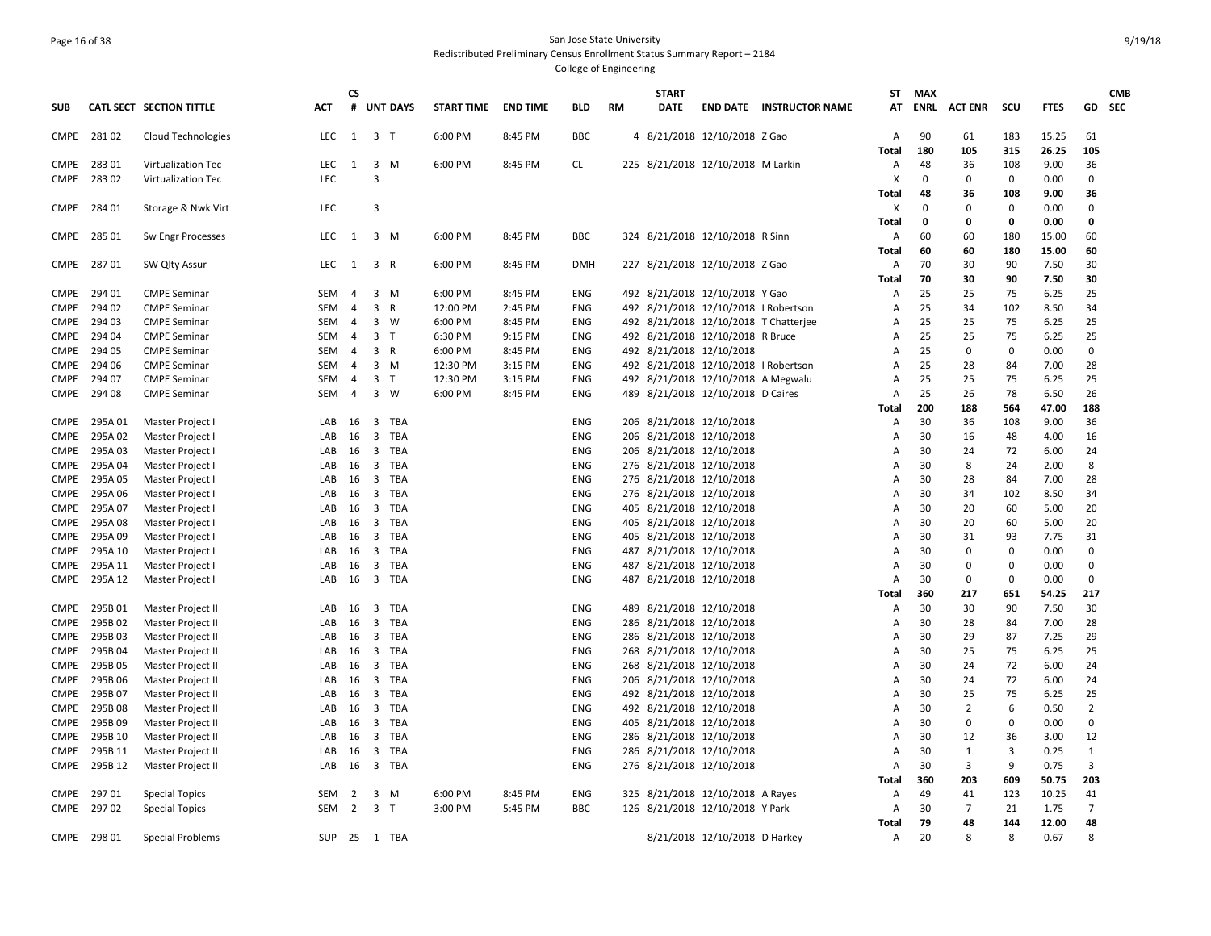San Jose State University
Redistributed Preliminary Census Enrollment Status Summary Report – 2184
College of Engineering

| SUB | CATL SECT | SECTION TITTLE | ACT | CS # | UNT | DAYS | START TIME | END TIME | BLD | RM | START DATE | END DATE | INSTRUCTOR NAME | ST AT | MAX ENRL | ACT ENR | SCU | FTES | GD | CMB SEC |
|---|---|---|---|---|---|---|---|---|---|---|---|---|---|---|---|---|---|---|---|---|
| CMPE | 281 02 | Cloud Technologies | LEC | 1 | 3 | T | 6:00 PM | 8:45 PM | BBC | 4 | 8/21/2018 | 12/10/2018 | Z Gao | A | 90 | 61 | 183 | 15.25 | 61 | |
| | | | | | | | | | | | | | | Total | 180 | 105 | 315 | 26.25 | 105 | |
| CMPE | 283 01 | Virtualization Tec | LEC | 1 | 3 | M | 6:00 PM | 8:45 PM | CL | 225 | 8/21/2018 | 12/10/2018 | M Larkin | A | 48 | 36 | 108 | 9.00 | 36 | |
| CMPE | 283 02 | Virtualization Tec | LEC | | 3 | | | | | | | | | X | 0 | 0 | 0 | 0.00 | 0 | |
| | | | | | | | | | | | | | | Total | 48 | 36 | 108 | 9.00 | 36 | |
| CMPE | 284 01 | Storage & Nwk Virt | LEC | | 3 | | | | | | | | | X | 0 | 0 | 0 | 0.00 | 0 | |
| | | | | | | | | | | | | | | Total | 0 | 0 | 0 | 0.00 | 0 | |
| CMPE | 285 01 | Sw Engr Processes | LEC | 1 | 3 | M | 6:00 PM | 8:45 PM | BBC | 324 | 8/21/2018 | 12/10/2018 | R Sinn | A | 60 | 60 | 180 | 15.00 | 60 | |
| | | | | | | | | | | | | | | Total | 60 | 60 | 180 | 15.00 | 60 | |
| CMPE | 287 01 | SW Qlty Assur | LEC | 1 | 3 | R | 6:00 PM | 8:45 PM | DMH | 227 | 8/21/2018 | 12/10/2018 | Z Gao | A | 70 | 30 | 90 | 7.50 | 30 | |
| | | | | | | | | | | | | | | Total | 70 | 30 | 90 | 7.50 | 30 | |
| CMPE | 294 01 | CMPE Seminar | SEM | 4 | 3 | M | 6:00 PM | 8:45 PM | ENG | 492 | 8/21/2018 | 12/10/2018 | Y Gao | A | 25 | 25 | 75 | 6.25 | 25 | |
| CMPE | 294 02 | CMPE Seminar | SEM | 4 | 3 | R | 12:00 PM | 2:45 PM | ENG | 492 | 8/21/2018 | 12/10/2018 | I Robertson | A | 25 | 34 | 102 | 8.50 | 34 | |
| CMPE | 294 03 | CMPE Seminar | SEM | 4 | 3 | W | 6:00 PM | 8:45 PM | ENG | 492 | 8/21/2018 | 12/10/2018 | T Chatterjee | A | 25 | 25 | 75 | 6.25 | 25 | |
| CMPE | 294 04 | CMPE Seminar | SEM | 4 | 3 | T | 6:30 PM | 9:15 PM | ENG | 492 | 8/21/2018 | 12/10/2018 | R Bruce | A | 25 | 25 | 75 | 6.25 | 25 | |
| CMPE | 294 05 | CMPE Seminar | SEM | 4 | 3 | R | 6:00 PM | 8:45 PM | ENG | 492 | 8/21/2018 | 12/10/2018 | | A | 25 | 0 | 0 | 0.00 | 0 | |
| CMPE | 294 06 | CMPE Seminar | SEM | 4 | 3 | M | 12:30 PM | 3:15 PM | ENG | 492 | 8/21/2018 | 12/10/2018 | I Robertson | A | 25 | 28 | 84 | 7.00 | 28 | |
| CMPE | 294 07 | CMPE Seminar | SEM | 4 | 3 | T | 12:30 PM | 3:15 PM | ENG | 492 | 8/21/2018 | 12/10/2018 | A Megwalu | A | 25 | 25 | 75 | 6.25 | 25 | |
| CMPE | 294 08 | CMPE Seminar | SEM | 4 | 3 | W | 6:00 PM | 8:45 PM | ENG | 489 | 8/21/2018 | 12/10/2018 | D Caires | A | 25 | 26 | 78 | 6.50 | 26 | |
| | | | | | | | | | | | | | | Total | 200 | 188 | 564 | 47.00 | 188 | |
| CMPE | 295A 01 | Master Project I | LAB | 16 | 3 | TBA | | | ENG | 206 | 8/21/2018 | 12/10/2018 | | A | 30 | 36 | 108 | 9.00 | 36 | |
| CMPE | 295A 02 | Master Project I | LAB | 16 | 3 | TBA | | | ENG | 206 | 8/21/2018 | 12/10/2018 | | A | 30 | 16 | 48 | 4.00 | 16 | |
| CMPE | 295A 03 | Master Project I | LAB | 16 | 3 | TBA | | | ENG | 206 | 8/21/2018 | 12/10/2018 | | A | 30 | 24 | 72 | 6.00 | 24 | |
| CMPE | 295A 04 | Master Project I | LAB | 16 | 3 | TBA | | | ENG | 276 | 8/21/2018 | 12/10/2018 | | A | 30 | 8 | 24 | 2.00 | 8 | |
| CMPE | 295A 05 | Master Project I | LAB | 16 | 3 | TBA | | | ENG | 276 | 8/21/2018 | 12/10/2018 | | A | 30 | 28 | 84 | 7.00 | 28 | |
| CMPE | 295A 06 | Master Project I | LAB | 16 | 3 | TBA | | | ENG | 276 | 8/21/2018 | 12/10/2018 | | A | 30 | 34 | 102 | 8.50 | 34 | |
| CMPE | 295A 07 | Master Project I | LAB | 16 | 3 | TBA | | | ENG | 405 | 8/21/2018 | 12/10/2018 | | A | 30 | 20 | 60 | 5.00 | 20 | |
| CMPE | 295A 08 | Master Project I | LAB | 16 | 3 | TBA | | | ENG | 405 | 8/21/2018 | 12/10/2018 | | A | 30 | 20 | 60 | 5.00 | 20 | |
| CMPE | 295A 09 | Master Project I | LAB | 16 | 3 | TBA | | | ENG | 405 | 8/21/2018 | 12/10/2018 | | A | 30 | 31 | 93 | 7.75 | 31 | |
| CMPE | 295A 10 | Master Project I | LAB | 16 | 3 | TBA | | | ENG | 487 | 8/21/2018 | 12/10/2018 | | A | 30 | 0 | 0 | 0.00 | 0 | |
| CMPE | 295A 11 | Master Project I | LAB | 16 | 3 | TBA | | | ENG | 487 | 8/21/2018 | 12/10/2018 | | A | 30 | 0 | 0 | 0.00 | 0 | |
| CMPE | 295A 12 | Master Project I | LAB | 16 | 3 | TBA | | | ENG | 487 | 8/21/2018 | 12/10/2018 | | A | 30 | 0 | 0 | 0.00 | 0 | |
| | | | | | | | | | | | | | | Total | 360 | 217 | 651 | 54.25 | 217 | |
| CMPE | 295B 01 | Master Project II | LAB | 16 | 3 | TBA | | | ENG | 489 | 8/21/2018 | 12/10/2018 | | A | 30 | 30 | 90 | 7.50 | 30 | |
| CMPE | 295B 02 | Master Project II | LAB | 16 | 3 | TBA | | | ENG | 286 | 8/21/2018 | 12/10/2018 | | A | 30 | 28 | 84 | 7.00 | 28 | |
| CMPE | 295B 03 | Master Project II | LAB | 16 | 3 | TBA | | | ENG | 286 | 8/21/2018 | 12/10/2018 | | A | 30 | 29 | 87 | 7.25 | 29 | |
| CMPE | 295B 04 | Master Project II | LAB | 16 | 3 | TBA | | | ENG | 268 | 8/21/2018 | 12/10/2018 | | A | 30 | 25 | 75 | 6.25 | 25 | |
| CMPE | 295B 05 | Master Project II | LAB | 16 | 3 | TBA | | | ENG | 268 | 8/21/2018 | 12/10/2018 | | A | 30 | 24 | 72 | 6.00 | 24 | |
| CMPE | 295B 06 | Master Project II | LAB | 16 | 3 | TBA | | | ENG | 206 | 8/21/2018 | 12/10/2018 | | A | 30 | 24 | 72 | 6.00 | 24 | |
| CMPE | 295B 07 | Master Project II | LAB | 16 | 3 | TBA | | | ENG | 492 | 8/21/2018 | 12/10/2018 | | A | 30 | 25 | 75 | 6.25 | 25 | |
| CMPE | 295B 08 | Master Project II | LAB | 16 | 3 | TBA | | | ENG | 492 | 8/21/2018 | 12/10/2018 | | A | 30 | 2 | 6 | 0.50 | 2 | |
| CMPE | 295B 09 | Master Project II | LAB | 16 | 3 | TBA | | | ENG | 405 | 8/21/2018 | 12/10/2018 | | A | 30 | 0 | 0 | 0.00 | 0 | |
| CMPE | 295B 10 | Master Project II | LAB | 16 | 3 | TBA | | | ENG | 286 | 8/21/2018 | 12/10/2018 | | A | 30 | 12 | 36 | 3.00 | 12 | |
| CMPE | 295B 11 | Master Project II | LAB | 16 | 3 | TBA | | | ENG | 286 | 8/21/2018 | 12/10/2018 | | A | 30 | 1 | 3 | 0.25 | 1 | |
| CMPE | 295B 12 | Master Project II | LAB | 16 | 3 | TBA | | | ENG | 276 | 8/21/2018 | 12/10/2018 | | A | 30 | 3 | 9 | 0.75 | 3 | |
| | | | | | | | | | | | | | | Total | 360 | 203 | 609 | 50.75 | 203 | |
| CMPE | 297 01 | Special Topics | SEM | 2 | 3 | M | 6:00 PM | 8:45 PM | ENG | 325 | 8/21/2018 | 12/10/2018 | A Rayes | A | 49 | 41 | 123 | 10.25 | 41 | |
| CMPE | 297 02 | Special Topics | SEM | 2 | 3 | T | 3:00 PM | 5:45 PM | BBC | 126 | 8/21/2018 | 12/10/2018 | Y Park | A | 30 | 7 | 21 | 1.75 | 7 | |
| | | | | | | | | | | | | | | Total | 79 | 48 | 144 | 12.00 | 48 | |
| CMPE | 298 01 | Special Problems | SUP | 25 | 1 | TBA | | | | | 8/21/2018 | 12/10/2018 | D Harkey | A | 20 | 8 | 8 | 0.67 | 8 | |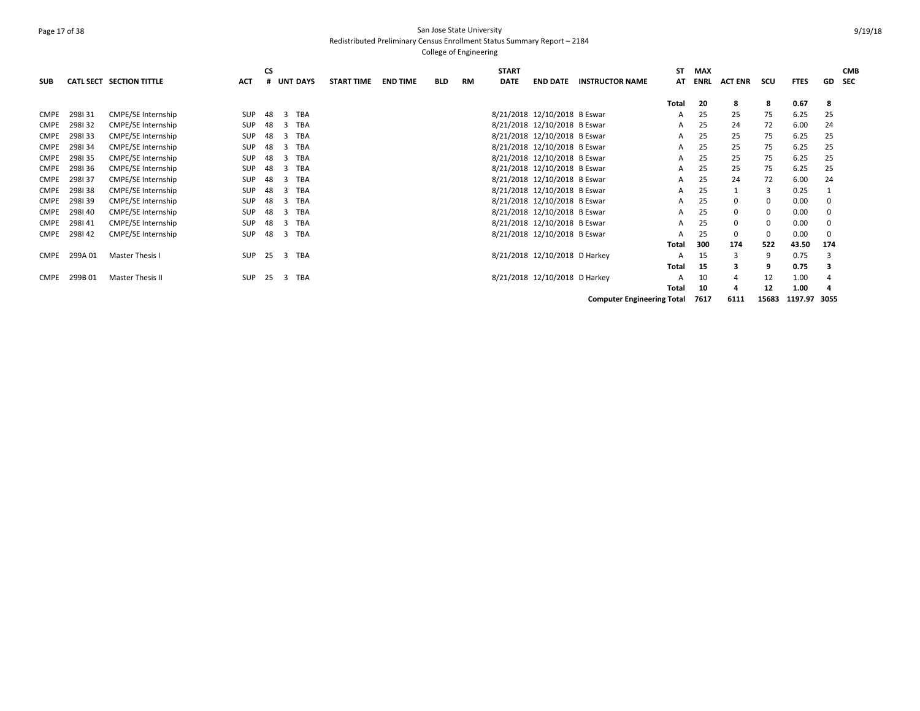| SUB | CATL | SECT | SECTION TITTLE | ACT | CS # | UNT | DAYS | START TIME | END TIME | BLD | RM | START DATE | END DATE | INSTRUCTOR NAME | ST AT | MAX ENRL | ACT ENR | SCU | FTES | GD | CMB SEC |
|---|---|---|---|---|---|---|---|---|---|---|---|---|---|---|---|---|---|---|---|---|---|
| | | | | | | | | | | | | | | | **Total** | **20** | **8** | **8** | **0.67** | **8** | |
| CMPE | 298I | 31 | CMPE/SE Internship | SUP | 48 | 3 | TBA | | | | | 8/21/2018 | 12/10/2018 | B Eswar | A | 25 | 25 | 75 | 6.25 | 25 | |
| CMPE | 298I | 32 | CMPE/SE Internship | SUP | 48 | 3 | TBA | | | | | 8/21/2018 | 12/10/2018 | B Eswar | A | 25 | 24 | 72 | 6.00 | 24 | |
| CMPE | 298I | 33 | CMPE/SE Internship | SUP | 48 | 3 | TBA | | | | | 8/21/2018 | 12/10/2018 | B Eswar | A | 25 | 25 | 75 | 6.25 | 25 | |
| CMPE | 298I | 34 | CMPE/SE Internship | SUP | 48 | 3 | TBA | | | | | 8/21/2018 | 12/10/2018 | B Eswar | A | 25 | 25 | 75 | 6.25 | 25 | |
| CMPE | 298I | 35 | CMPE/SE Internship | SUP | 48 | 3 | TBA | | | | | 8/21/2018 | 12/10/2018 | B Eswar | A | 25 | 25 | 75 | 6.25 | 25 | |
| CMPE | 298I | 36 | CMPE/SE Internship | SUP | 48 | 3 | TBA | | | | | 8/21/2018 | 12/10/2018 | B Eswar | A | 25 | 25 | 75 | 6.25 | 25 | |
| CMPE | 298I | 37 | CMPE/SE Internship | SUP | 48 | 3 | TBA | | | | | 8/21/2018 | 12/10/2018 | B Eswar | A | 25 | 24 | 72 | 6.00 | 24 | |
| CMPE | 298I | 38 | CMPE/SE Internship | SUP | 48 | 3 | TBA | | | | | 8/21/2018 | 12/10/2018 | B Eswar | A | 25 | 1 | 3 | 0.25 | 1 | |
| CMPE | 298I | 39 | CMPE/SE Internship | SUP | 48 | 3 | TBA | | | | | 8/21/2018 | 12/10/2018 | B Eswar | A | 25 | 0 | 0 | 0.00 | 0 | |
| CMPE | 298I | 40 | CMPE/SE Internship | SUP | 48 | 3 | TBA | | | | | 8/21/2018 | 12/10/2018 | B Eswar | A | 25 | 0 | 0 | 0.00 | 0 | |
| CMPE | 298I | 41 | CMPE/SE Internship | SUP | 48 | 3 | TBA | | | | | 8/21/2018 | 12/10/2018 | B Eswar | A | 25 | 0 | 0 | 0.00 | 0 | |
| CMPE | 298I | 42 | CMPE/SE Internship | SUP | 48 | 3 | TBA | | | | | 8/21/2018 | 12/10/2018 | B Eswar | A | 25 | 0 | 0 | 0.00 | 0 | |
| | | | | | | | | | | | | | | | **Total** | **300** | **174** | **522** | **43.50** | **174** | |
| CMPE | 299A | 01 | Master Thesis I | SUP | 25 | 3 | TBA | | | | | 8/21/2018 | 12/10/2018 | D Harkey | A | 15 | 3 | 9 | 0.75 | 3 | |
| | | | | | | | | | | | | | | | **Total** | **15** | **3** | **9** | **0.75** | **3** | |
| CMPE | 299B | 01 | Master Thesis II | SUP | 25 | 3 | TBA | | | | | 8/21/2018 | 12/10/2018 | D Harkey | A | 10 | 4 | 12 | 1.00 | 4 | |
| | | | | | | | | | | | | | | | **Total** | **10** | **4** | **12** | **1.00** | **4** | |
| | | | | | | | | | | | | | | **Computer Engineering Total** | | **7617** | **6111** | **15683** | **1197.97** | **3055** | |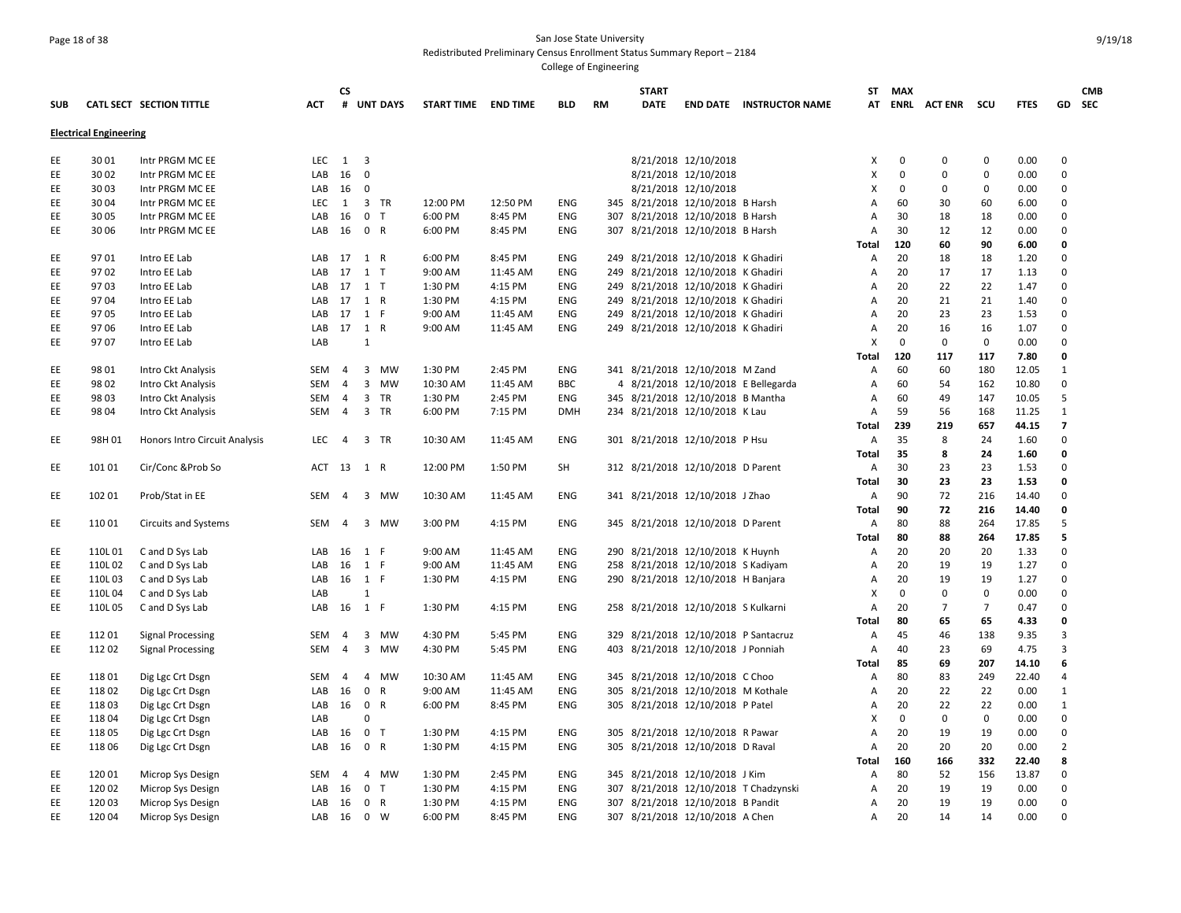San Jose State University
Redistributed Preliminary Census Enrollment Status Summary Report – 2184
College of Engineering

**Electrical Engineering**

| SUB | CATL SECT | SECTION TITTLE | ACT | CS # | UNT | DAYS | START TIME | END TIME | BLD | RM | START DATE | END DATE | INSTRUCTOR NAME | ST AT | MAX ENRL | ACT ENR | SCU | FTES | GD | CMB SEC |
|---|---|---|---|---|---|---|---|---|---|---|---|---|---|---|---|---|---|---|---|---|
| EE | 30 01 | Intr PRGM MC EE | LEC | 1 | 3 | | | | | | 8/21/2018 | 12/10/2018 | | X | 0 | 0 | 0 | 0.00 | 0 | |
| EE | 30 02 | Intr PRGM MC EE | LAB | 16 | 0 | | | | | | 8/21/2018 | 12/10/2018 | | X | 0 | 0 | 0 | 0.00 | 0 | |
| EE | 30 03 | Intr PRGM MC EE | LAB | 16 | 0 | | | | | | 8/21/2018 | 12/10/2018 | | X | 0 | 0 | 0 | 0.00 | 0 | |
| EE | 30 04 | Intr PRGM MC EE | LEC | 1 | 3 | TR | 12:00 PM | 12:50 PM | ENG | 345 | 8/21/2018 | 12/10/2018 | B Harsh | A | 60 | 30 | 60 | 6.00 | 0 | |
| EE | 30 05 | Intr PRGM MC EE | LAB | 16 | 0 | T | 6:00 PM | 8:45 PM | ENG | 307 | 8/21/2018 | 12/10/2018 | B Harsh | A | 30 | 18 | 18 | 0.00 | 0 | |
| EE | 30 06 | Intr PRGM MC EE | LAB | 16 | 0 | R | 6:00 PM | 8:45 PM | ENG | 307 | 8/21/2018 | 12/10/2018 | B Harsh | A | 30 | 12 | 12 | 0.00 | 0 | |
| | | | | | | | | | | | | | | **Total** | **120** | **60** | **90** | **6.00** | **0** | |
| EE | 97 01 | Intro EE Lab | LAB | 17 | 1 | R | 6:00 PM | 8:45 PM | ENG | 249 | 8/21/2018 | 12/10/2018 | K Ghadiri | A | 20 | 18 | 18 | 1.20 | 0 | |
| EE | 97 02 | Intro EE Lab | LAB | 17 | 1 | T | 9:00 AM | 11:45 AM | ENG | 249 | 8/21/2018 | 12/10/2018 | K Ghadiri | A | 20 | 17 | 17 | 1.13 | 0 | |
| EE | 97 03 | Intro EE Lab | LAB | 17 | 1 | T | 1:30 PM | 4:15 PM | ENG | 249 | 8/21/2018 | 12/10/2018 | K Ghadiri | A | 20 | 22 | 22 | 1.47 | 0 | |
| EE | 97 04 | Intro EE Lab | LAB | 17 | 1 | R | 1:30 PM | 4:15 PM | ENG | 249 | 8/21/2018 | 12/10/2018 | K Ghadiri | A | 20 | 21 | 21 | 1.40 | 0 | |
| EE | 97 05 | Intro EE Lab | LAB | 17 | 1 | F | 9:00 AM | 11:45 AM | ENG | 249 | 8/21/2018 | 12/10/2018 | K Ghadiri | A | 20 | 23 | 23 | 1.53 | 0 | |
| EE | 97 06 | Intro EE Lab | LAB | 17 | 1 | R | 9:00 AM | 11:45 AM | ENG | 249 | 8/21/2018 | 12/10/2018 | K Ghadiri | A | 20 | 16 | 16 | 1.07 | 0 | |
| EE | 97 07 | Intro EE Lab | LAB | | 1 | | | | | | | | | X | 0 | 0 | 0 | 0.00 | 0 | |
| | | | | | | | | | | | | | | **Total** | **120** | **117** | **117** | **7.80** | **0** | |
| EE | 98 01 | Intro Ckt Analysis | SEM | 4 | 3 | MW | 1:30 PM | 2:45 PM | ENG | 341 | 8/21/2018 | 12/10/2018 | M Zand | A | 60 | 60 | 180 | 12.05 | 1 | |
| EE | 98 02 | Intro Ckt Analysis | SEM | 4 | 3 | MW | 10:30 AM | 11:45 AM | BBC | 4 | 8/21/2018 | 12/10/2018 | E Bellegarda | A | 60 | 54 | 162 | 10.80 | 0 | |
| EE | 98 03 | Intro Ckt Analysis | SEM | 4 | 3 | TR | 1:30 PM | 2:45 PM | ENG | 345 | 8/21/2018 | 12/10/2018 | B Mantha | A | 60 | 49 | 147 | 10.05 | 5 | |
| EE | 98 04 | Intro Ckt Analysis | SEM | 4 | 3 | TR | 6:00 PM | 7:15 PM | DMH | 234 | 8/21/2018 | 12/10/2018 | K Lau | A | 59 | 56 | 168 | 11.25 | 1 | |
| | | | | | | | | | | | | | | **Total** | **239** | **219** | **657** | **44.15** | **7** | |
| EE | 98H 01 | Honors Intro Circuit Analysis | LEC | 4 | 3 | TR | 10:30 AM | 11:45 AM | ENG | 301 | 8/21/2018 | 12/10/2018 | P Hsu | A | 35 | 8 | 24 | 1.60 | 0 | |
| | | | | | | | | | | | | | | **Total** | **35** | **8** | **24** | **1.60** | **0** | |
| EE | 101 01 | Cir/Conc &Prob So | ACT | 13 | 1 | R | 12:00 PM | 1:50 PM | SH | 312 | 8/21/2018 | 12/10/2018 | D Parent | A | 30 | 23 | 23 | 1.53 | 0 | |
| | | | | | | | | | | | | | | **Total** | **30** | **23** | **23** | **1.53** | **0** | |
| EE | 102 01 | Prob/Stat in EE | SEM | 4 | 3 | MW | 10:30 AM | 11:45 AM | ENG | 341 | 8/21/2018 | 12/10/2018 | J Zhao | A | 90 | 72 | 216 | 14.40 | 0 | |
| | | | | | | | | | | | | | | **Total** | **90** | **72** | **216** | **14.40** | **0** | |
| EE | 110 01 | Circuits and Systems | SEM | 4 | 3 | MW | 3:00 PM | 4:15 PM | ENG | 345 | 8/21/2018 | 12/10/2018 | D Parent | A | 80 | 88 | 264 | 17.85 | 5 | |
| | | | | | | | | | | | | | | **Total** | **80** | **88** | **264** | **17.85** | **5** | |
| EE | 110L 01 | C and D Sys Lab | LAB | 16 | 1 | F | 9:00 AM | 11:45 AM | ENG | 290 | 8/21/2018 | 12/10/2018 | K Huynh | A | 20 | 20 | 20 | 1.33 | 0 | |
| EE | 110L 02 | C and D Sys Lab | LAB | 16 | 1 | F | 9:00 AM | 11:45 AM | ENG | 258 | 8/21/2018 | 12/10/2018 | S Kadiyam | A | 20 | 19 | 19 | 1.27 | 0 | |
| EE | 110L 03 | C and D Sys Lab | LAB | 16 | 1 | F | 1:30 PM | 4:15 PM | ENG | 290 | 8/21/2018 | 12/10/2018 | H Banjara | A | 20 | 19 | 19 | 1.27 | 0 | |
| EE | 110L 04 | C and D Sys Lab | LAB | | 1 | | | | | | | | | X | 0 | 0 | 0 | 0.00 | 0 | |
| EE | 110L 05 | C and D Sys Lab | LAB | 16 | 1 | F | 1:30 PM | 4:15 PM | ENG | 258 | 8/21/2018 | 12/10/2018 | S Kulkarni | A | 20 | 7 | 7 | 0.47 | 0 | |
| | | | | | | | | | | | | | | **Total** | **80** | **65** | **65** | **4.33** | **0** | |
| EE | 112 01 | Signal Processing | SEM | 4 | 3 | MW | 4:30 PM | 5:45 PM | ENG | 329 | 8/21/2018 | 12/10/2018 | P Santacruz | A | 45 | 46 | 138 | 9.35 | 3 | |
| EE | 112 02 | Signal Processing | SEM | 4 | 3 | MW | 4:30 PM | 5:45 PM | ENG | 403 | 8/21/2018 | 12/10/2018 | J Ponniah | A | 40 | 23 | 69 | 4.75 | 3 | |
| | | | | | | | | | | | | | | **Total** | **85** | **69** | **207** | **14.10** | **6** | |
| EE | 118 01 | Dig Lgc Crt Dsgn | SEM | 4 | 4 | MW | 10:30 AM | 11:45 AM | ENG | 345 | 8/21/2018 | 12/10/2018 | C Choo | A | 80 | 83 | 249 | 22.40 | 4 | |
| EE | 118 02 | Dig Lgc Crt Dsgn | LAB | 16 | 0 | R | 9:00 AM | 11:45 AM | ENG | 305 | 8/21/2018 | 12/10/2018 | M Kothale | A | 20 | 22 | 22 | 0.00 | 1 | |
| EE | 118 03 | Dig Lgc Crt Dsgn | LAB | 16 | 0 | R | 6:00 PM | 8:45 PM | ENG | 305 | 8/21/2018 | 12/10/2018 | P Patel | A | 20 | 22 | 22 | 0.00 | 1 | |
| EE | 118 04 | Dig Lgc Crt Dsgn | LAB | | 0 | | | | | | | | | X | 0 | 0 | 0 | 0.00 | 0 | |
| EE | 118 05 | Dig Lgc Crt Dsgn | LAB | 16 | 0 | T | 1:30 PM | 4:15 PM | ENG | 305 | 8/21/2018 | 12/10/2018 | R Pawar | A | 20 | 19 | 19 | 0.00 | 0 | |
| EE | 118 06 | Dig Lgc Crt Dsgn | LAB | 16 | 0 | R | 1:30 PM | 4:15 PM | ENG | 305 | 8/21/2018 | 12/10/2018 | D Raval | A | 20 | 20 | 20 | 0.00 | 2 | |
| | | | | | | | | | | | | | | **Total** | **160** | **166** | **332** | **22.40** | **8** | |
| EE | 120 01 | Microp Sys Design | SEM | 4 | 4 | MW | 1:30 PM | 2:45 PM | ENG | 345 | 8/21/2018 | 12/10/2018 | J Kim | A | 80 | 52 | 156 | 13.87 | 0 | |
| EE | 120 02 | Microp Sys Design | LAB | 16 | 0 | T | 1:30 PM | 4:15 PM | ENG | 307 | 8/21/2018 | 12/10/2018 | T Chadzynski | A | 20 | 19 | 19 | 0.00 | 0 | |
| EE | 120 03 | Microp Sys Design | LAB | 16 | 0 | R | 1:30 PM | 4:15 PM | ENG | 307 | 8/21/2018 | 12/10/2018 | B Pandit | A | 20 | 19 | 19 | 0.00 | 0 | |
| EE | 120 04 | Microp Sys Design | LAB | 16 | 0 | W | 6:00 PM | 8:45 PM | ENG | 307 | 8/21/2018 | 12/10/2018 | A Chen | A | 20 | 14 | 14 | 0.00 | 0 | |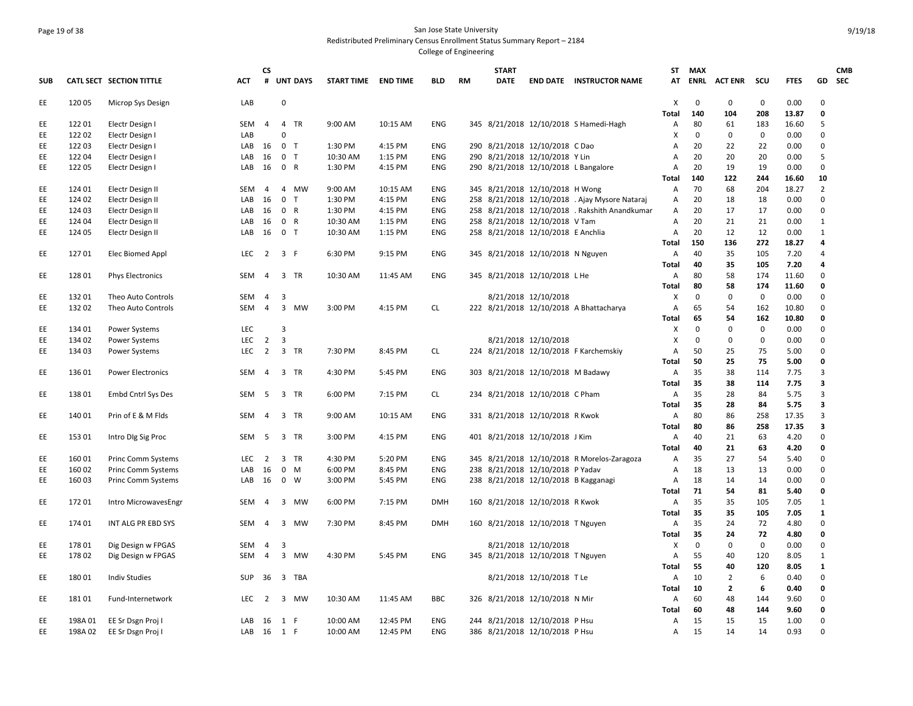San Jose State University

Redistributed Preliminary Census Enrollment Status Summary Report – 2184

College of Engineering

| SUB | CATL SECT | SECTION TITTLE | ACT | CS # | UNT | DAYS | START TIME | END TIME | BLD | RM | START DATE | END DATE | INSTRUCTOR NAME | ST AT | MAX ENRL | ACT ENR | SCU | FTES | GD | CMB SEC |
|---|---|---|---|---|---|---|---|---|---|---|---|---|---|---|---|---|---|---|---|---|
| EE | 120 05 | Microp Sys Design | LAB | | 0 | | | | | | | | | X | 0 | 0 | 0 | 0.00 | 0 | |
| | | | | | | | | | | | | | | Total | 140 | 104 | 208 | 13.87 | 0 | |
| EE | 122 01 | Electr Design I | SEM | 4 | 4 | TR | 9:00 AM | 10:15 AM | ENG | 345 | 8/21/2018 | 12/10/2018 | S Hamedi-Hagh | A | 80 | 61 | 183 | 16.60 | 5 | |
| EE | 122 02 | Electr Design I | LAB | | 0 | | | | | | | | | X | 0 | 0 | 0 | 0.00 | 0 | |
| EE | 122 03 | Electr Design I | LAB | 16 | 0 | T | 1:30 PM | 4:15 PM | ENG | 290 | 8/21/2018 | 12/10/2018 | C Dao | A | 20 | 22 | 22 | 0.00 | 0 | |
| EE | 122 04 | Electr Design I | LAB | 16 | 0 | T | 10:30 AM | 1:15 PM | ENG | 290 | 8/21/2018 | 12/10/2018 | Y Lin | A | 20 | 20 | 20 | 0.00 | 5 | |
| EE | 122 05 | Electr Design I | LAB | 16 | 0 | R | 1:30 PM | 4:15 PM | ENG | 290 | 8/21/2018 | 12/10/2018 | L Bangalore | A | 20 | 19 | 19 | 0.00 | 0 | |
| | | | | | | | | | | | | | | Total | 140 | 122 | 244 | 16.60 | 10 | |
| EE | 124 01 | Electr Design II | SEM | 4 | 4 | MW | 9:00 AM | 10:15 AM | ENG | 345 | 8/21/2018 | 12/10/2018 | H Wong | A | 70 | 68 | 204 | 18.27 | 2 | |
| EE | 124 02 | Electr Design II | LAB | 16 | 0 | T | 1:30 PM | 4:15 PM | ENG | 258 | 8/21/2018 | 12/10/2018 | . Ajay Mysore Nataraj | A | 20 | 18 | 18 | 0.00 | 0 | |
| EE | 124 03 | Electr Design II | LAB | 16 | 0 | R | 1:30 PM | 4:15 PM | ENG | 258 | 8/21/2018 | 12/10/2018 | . Rakshith Anandkumar | A | 20 | 17 | 17 | 0.00 | 0 | |
| EE | 124 04 | Electr Design II | LAB | 16 | 0 | R | 10:30 AM | 1:15 PM | ENG | 258 | 8/21/2018 | 12/10/2018 | V Tam | A | 20 | 21 | 21 | 0.00 | 1 | |
| EE | 124 05 | Electr Design II | LAB | 16 | 0 | T | 10:30 AM | 1:15 PM | ENG | 258 | 8/21/2018 | 12/10/2018 | E Anchlia | A | 20 | 12 | 12 | 0.00 | 1 | |
| | | | | | | | | | | | | | | Total | 150 | 136 | 272 | 18.27 | 4 | |
| EE | 127 01 | Elec Biomed Appl | LEC | 2 | 3 | F | 6:30 PM | 9:15 PM | ENG | 345 | 8/21/2018 | 12/10/2018 | N Nguyen | A | 40 | 35 | 105 | 7.20 | 4 | |
| | | | | | | | | | | | | | | Total | 40 | 35 | 105 | 7.20 | 4 | |
| EE | 128 01 | Phys Electronics | SEM | 4 | 3 | TR | 10:30 AM | 11:45 AM | ENG | 345 | 8/21/2018 | 12/10/2018 | L He | A | 80 | 58 | 174 | 11.60 | 0 | |
| | | | | | | | | | | | | | | Total | 80 | 58 | 174 | 11.60 | 0 | |
| EE | 132 01 | Theo Auto Controls | SEM | 4 | 3 | | | | | | 8/21/2018 | 12/10/2018 | | X | 0 | 0 | 0 | 0.00 | 0 | |
| EE | 132 02 | Theo Auto Controls | SEM | 4 | 3 | MW | 3:00 PM | 4:15 PM | CL | 222 | 8/21/2018 | 12/10/2018 | A Bhattacharya | A | 65 | 54 | 162 | 10.80 | 0 | |
| | | | | | | | | | | | | | | Total | 65 | 54 | 162 | 10.80 | 0 | |
| EE | 134 01 | Power Systems | LEC | | 3 | | | | | | | | | X | 0 | 0 | 0 | 0.00 | 0 | |
| EE | 134 02 | Power Systems | LEC | 2 | 3 | | | | | | 8/21/2018 | 12/10/2018 | | X | 0 | 0 | 0 | 0.00 | 0 | |
| EE | 134 03 | Power Systems | LEC | 2 | 3 | TR | 7:30 PM | 8:45 PM | CL | 224 | 8/21/2018 | 12/10/2018 | F Karchemskiy | A | 50 | 25 | 75 | 5.00 | 0 | |
| | | | | | | | | | | | | | | Total | 50 | 25 | 75 | 5.00 | 0 | |
| EE | 136 01 | Power Electronics | SEM | 4 | 3 | TR | 4:30 PM | 5:45 PM | ENG | 303 | 8/21/2018 | 12/10/2018 | M Badawy | A | 35 | 38 | 114 | 7.75 | 3 | |
| | | | | | | | | | | | | | | Total | 35 | 38 | 114 | 7.75 | 3 | |
| EE | 138 01 | Embd Cntrl Sys Des | SEM | 5 | 3 | TR | 6:00 PM | 7:15 PM | CL | 234 | 8/21/2018 | 12/10/2018 | C Pham | A | 35 | 28 | 84 | 5.75 | 3 | |
| | | | | | | | | | | | | | | Total | 35 | 28 | 84 | 5.75 | 3 | |
| EE | 140 01 | Prin of E & M Flds | SEM | 4 | 3 | TR | 9:00 AM | 10:15 AM | ENG | 331 | 8/21/2018 | 12/10/2018 | R Kwok | A | 80 | 86 | 258 | 17.35 | 3 | |
| | | | | | | | | | | | | | | Total | 80 | 86 | 258 | 17.35 | 3 | |
| EE | 153 01 | Intro Dlg Sig Proc | SEM | 5 | 3 | TR | 3:00 PM | 4:15 PM | ENG | 401 | 8/21/2018 | 12/10/2018 | J Kim | A | 40 | 21 | 63 | 4.20 | 0 | |
| | | | | | | | | | | | | | | Total | 40 | 21 | 63 | 4.20 | 0 | |
| EE | 160 01 | Princ Comm Systems | LEC | 2 | 3 | TR | 4:30 PM | 5:20 PM | ENG | 345 | 8/21/2018 | 12/10/2018 | R Morelos-Zaragoza | A | 35 | 27 | 54 | 5.40 | 0 | |
| EE | 160 02 | Princ Comm Systems | LAB | 16 | 0 | M | 6:00 PM | 8:45 PM | ENG | 238 | 8/21/2018 | 12/10/2018 | P Yadav | A | 18 | 13 | 13 | 0.00 | 0 | |
| EE | 160 03 | Princ Comm Systems | LAB | 16 | 0 | W | 3:00 PM | 5:45 PM | ENG | 238 | 8/21/2018 | 12/10/2018 | B Kagganagi | A | 18 | 14 | 14 | 0.00 | 0 | |
| | | | | | | | | | | | | | | Total | 71 | 54 | 81 | 5.40 | 0 | |
| EE | 172 01 | Intro MicrowavesEngr | SEM | 4 | 3 | MW | 6:00 PM | 7:15 PM | DMH | 160 | 8/21/2018 | 12/10/2018 | R Kwok | A | 35 | 35 | 105 | 7.05 | 1 | |
| | | | | | | | | | | | | | | Total | 35 | 35 | 105 | 7.05 | 1 | |
| EE | 174 01 | INT ALG PR EBD SYS | SEM | 4 | 3 | MW | 7:30 PM | 8:45 PM | DMH | 160 | 8/21/2018 | 12/10/2018 | T Nguyen | A | 35 | 24 | 72 | 4.80 | 0 | |
| | | | | | | | | | | | | | | Total | 35 | 24 | 72 | 4.80 | 0 | |
| EE | 178 01 | Dig Design w FPGAS | SEM | 4 | 3 | | | | | | 8/21/2018 | 12/10/2018 | | X | 0 | 0 | 0 | 0.00 | 0 | |
| EE | 178 02 | Dig Design w FPGAS | SEM | 4 | 3 | MW | 4:30 PM | 5:45 PM | ENG | 345 | 8/21/2018 | 12/10/2018 | T Nguyen | A | 55 | 40 | 120 | 8.05 | 1 | |
| | | | | | | | | | | | | | | Total | 55 | 40 | 120 | 8.05 | 1 | |
| EE | 180 01 | Indiv Studies | SUP | 36 | 3 | TBA | | | | | 8/21/2018 | 12/10/2018 | T Le | A | 10 | 2 | 6 | 0.40 | 0 | |
| | | | | | | | | | | | | | | Total | 10 | 2 | 6 | 0.40 | 0 | |
| EE | 181 01 | Fund-Internetwork | LEC | 2 | 3 | MW | 10:30 AM | 11:45 AM | BBC | 326 | 8/21/2018 | 12/10/2018 | N Mir | A | 60 | 48 | 144 | 9.60 | 0 | |
| | | | | | | | | | | | | | | Total | 60 | 48 | 144 | 9.60 | 0 | |
| EE | 198A 01 | EE Sr Dsgn Proj I | LAB | 16 | 1 | F | 10:00 AM | 12:45 PM | ENG | 244 | 8/21/2018 | 12/10/2018 | P Hsu | A | 15 | 15 | 15 | 1.00 | 0 | |
| EE | 198A 02 | EE Sr Dsgn Proj I | LAB | 16 | 1 | F | 10:00 AM | 12:45 PM | ENG | 386 | 8/21/2018 | 12/10/2018 | P Hsu | A | 15 | 14 | 14 | 0.93 | 0 | |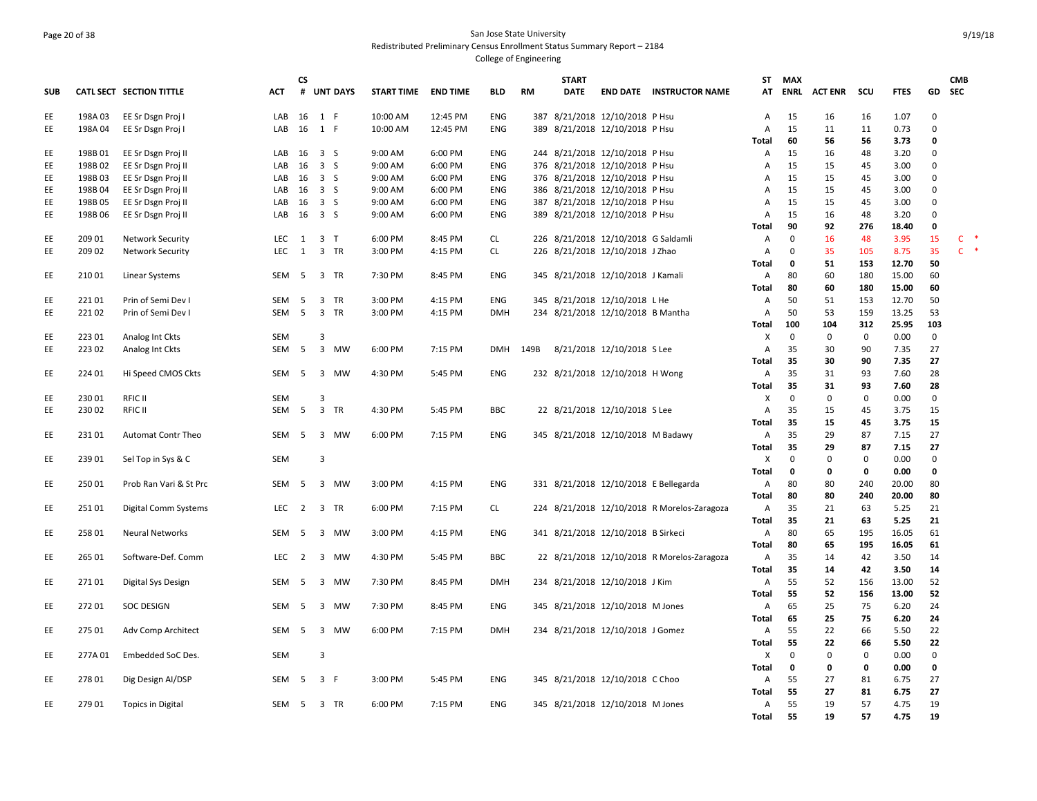San Jose State University

Redistributed Preliminary Census Enrollment Status Summary Report – 2184

College of Engineering

| SUB | CATL SECT | SECTION TITTLE | ACT | CS # | UNT | DAYS | START TIME | END TIME | BLD | RM | START DATE | END DATE | INSTRUCTOR NAME | ST AT | MAX ENRL | ACT ENR | SCU | FTES | GD | CMB SEC |
|---|---|---|---|---|---|---|---|---|---|---|---|---|---|---|---|---|---|---|---|---|
| EE | 198A 03 | EE Sr Dsgn Proj I | LAB | 16 | 1 | F | 10:00 AM | 12:45 PM | ENG | 387 | 8/21/2018 | 12/10/2018 | P Hsu | A | 15 | 16 | 16 | 1.07 | 0 | |
| EE | 198A 04 | EE Sr Dsgn Proj I | LAB | 16 | 1 | F | 10:00 AM | 12:45 PM | ENG | 389 | 8/21/2018 | 12/10/2018 | P Hsu | A | 15 | 11 | 11 | 0.73 | 0 | |
| | | | | | | | | | | | | | | **Total** | **60** | **56** | **56** | **3.73** | **0** | |
| EE | 198B 01 | EE Sr Dsgn Proj II | LAB | 16 | 3 | S | 9:00 AM | 6:00 PM | ENG | 244 | 8/21/2018 | 12/10/2018 | P Hsu | A | 15 | 16 | 48 | 3.20 | 0 | |
| EE | 198B 02 | EE Sr Dsgn Proj II | LAB | 16 | 3 | S | 9:00 AM | 6:00 PM | ENG | 376 | 8/21/2018 | 12/10/2018 | P Hsu | A | 15 | 15 | 45 | 3.00 | 0 | |
| EE | 198B 03 | EE Sr Dsgn Proj II | LAB | 16 | 3 | S | 9:00 AM | 6:00 PM | ENG | 376 | 8/21/2018 | 12/10/2018 | P Hsu | A | 15 | 15 | 45 | 3.00 | 0 | |
| EE | 198B 04 | EE Sr Dsgn Proj II | LAB | 16 | 3 | S | 9:00 AM | 6:00 PM | ENG | 386 | 8/21/2018 | 12/10/2018 | P Hsu | A | 15 | 15 | 45 | 3.00 | 0 | |
| EE | 198B 05 | EE Sr Dsgn Proj II | LAB | 16 | 3 | S | 9:00 AM | 6:00 PM | ENG | 387 | 8/21/2018 | 12/10/2018 | P Hsu | A | 15 | 15 | 45 | 3.00 | 0 | |
| EE | 198B 06 | EE Sr Dsgn Proj II | LAB | 16 | 3 | S | 9:00 AM | 6:00 PM | ENG | 389 | 8/21/2018 | 12/10/2018 | P Hsu | A | 15 | 16 | 48 | 3.20 | 0 | |
| | | | | | | | | | | | | | | **Total** | **90** | **92** | **276** | **18.40** | **0** | |
| EE | 209 01 | Network Security | LEC | 1 | 3 | T | 6:00 PM | 8:45 PM | CL | 226 | 8/21/2018 | 12/10/2018 | G Saldamli | A | 0 | 16 | 48 | 3.95 | 15 | C * |
| EE | 209 02 | Network Security | LEC | 1 | 3 | TR | 3:00 PM | 4:15 PM | CL | 226 | 8/21/2018 | 12/10/2018 | J Zhao | A | 0 | 35 | 105 | 8.75 | 35 | C * |
| | | | | | | | | | | | | | | **Total** | **0** | **51** | **153** | **12.70** | **50** | |
| EE | 210 01 | Linear Systems | SEM | 5 | 3 | TR | 7:30 PM | 8:45 PM | ENG | 345 | 8/21/2018 | 12/10/2018 | J Kamali | A | 80 | 60 | 180 | 15.00 | 60 | |
| | | | | | | | | | | | | | | **Total** | **80** | **60** | **180** | **15.00** | **60** | |
| EE | 221 01 | Prin of Semi Dev I | SEM | 5 | 3 | TR | 3:00 PM | 4:15 PM | ENG | 345 | 8/21/2018 | 12/10/2018 | L He | A | 50 | 51 | 153 | 12.70 | 50 | |
| EE | 221 02 | Prin of Semi Dev I | SEM | 5 | 3 | TR | 3:00 PM | 4:15 PM | DMH | 234 | 8/21/2018 | 12/10/2018 | B Mantha | A | 50 | 53 | 159 | 13.25 | 53 | |
| | | | | | | | | | | | | | | **Total** | **100** | **104** | **312** | **25.95** | **103** | |
| EE | 223 01 | Analog Int Ckts | SEM | | 3 | | | | | | | | | X | 0 | 0 | 0 | 0.00 | 0 | |
| EE | 223 02 | Analog Int Ckts | SEM | 5 | 3 | MW | 6:00 PM | 7:15 PM | DMH | 149B | 8/21/2018 | 12/10/2018 | S Lee | A | 35 | 30 | 90 | 7.35 | 27 | |
| | | | | | | | | | | | | | | **Total** | **35** | **30** | **90** | **7.35** | **27** | |
| EE | 224 01 | Hi Speed CMOS Ckts | SEM | 5 | 3 | MW | 4:30 PM | 5:45 PM | ENG | 232 | 8/21/2018 | 12/10/2018 | H Wong | A | 35 | 31 | 93 | 7.60 | 28 | |
| | | | | | | | | | | | | | | **Total** | **35** | **31** | **93** | **7.60** | **28** | |
| EE | 230 01 | RFIC II | SEM | | 3 | | | | | | | | | X | 0 | 0 | 0 | 0.00 | 0 | |
| EE | 230 02 | RFIC II | SEM | 5 | 3 | TR | 4:30 PM | 5:45 PM | BBC | 22 | 8/21/2018 | 12/10/2018 | S Lee | A | 35 | 15 | 45 | 3.75 | 15 | |
| | | | | | | | | | | | | | | **Total** | **35** | **15** | **45** | **3.75** | **15** | |
| EE | 231 01 | Automat Contr Theo | SEM | 5 | 3 | MW | 6:00 PM | 7:15 PM | ENG | 345 | 8/21/2018 | 12/10/2018 | M Badawy | A | 35 | 29 | 87 | 7.15 | 27 | |
| | | | | | | | | | | | | | | **Total** | **35** | **29** | **87** | **7.15** | **27** | |
| EE | 239 01 | Sel Top in Sys & C | SEM | | 3 | | | | | | | | | X | 0 | 0 | 0 | 0.00 | 0 | |
| | | | | | | | | | | | | | | **Total** | **0** | **0** | **0** | **0.00** | **0** | |
| EE | 250 01 | Prob Ran Vari & St Prc | SEM | 5 | 3 | MW | 3:00 PM | 4:15 PM | ENG | 331 | 8/21/2018 | 12/10/2018 | E Bellegarda | A | 80 | 80 | 240 | 20.00 | 80 | |
| | | | | | | | | | | | | | | **Total** | **80** | **80** | **240** | **20.00** | **80** | |
| EE | 251 01 | Digital Comm Systems | LEC | 2 | 3 | TR | 6:00 PM | 7:15 PM | CL | 224 | 8/21/2018 | 12/10/2018 | R Morelos-Zaragoza | A | 35 | 21 | 63 | 5.25 | 21 | |
| | | | | | | | | | | | | | | **Total** | **35** | **21** | **63** | **5.25** | **21** | |
| EE | 258 01 | Neural Networks | SEM | 5 | 3 | MW | 3:00 PM | 4:15 PM | ENG | 341 | 8/21/2018 | 12/10/2018 | B Sirkeci | A | 80 | 65 | 195 | 16.05 | 61 | |
| | | | | | | | | | | | | | | **Total** | **80** | **65** | **195** | **16.05** | **61** | |
| EE | 265 01 | Software-Def. Comm | LEC | 2 | 3 | MW | 4:30 PM | 5:45 PM | BBC | 22 | 8/21/2018 | 12/10/2018 | R Morelos-Zaragoza | A | 35 | 14 | 42 | 3.50 | 14 | |
| | | | | | | | | | | | | | | **Total** | **35** | **14** | **42** | **3.50** | **14** | |
| EE | 271 01 | Digital Sys Design | SEM | 5 | 3 | MW | 7:30 PM | 8:45 PM | DMH | 234 | 8/21/2018 | 12/10/2018 | J Kim | A | 55 | 52 | 156 | 13.00 | 52 | |
| | | | | | | | | | | | | | | **Total** | **55** | **52** | **156** | **13.00** | **52** | |
| EE | 272 01 | SOC DESIGN | SEM | 5 | 3 | MW | 7:30 PM | 8:45 PM | ENG | 345 | 8/21/2018 | 12/10/2018 | M Jones | A | 65 | 25 | 75 | 6.20 | 24 | |
| | | | | | | | | | | | | | | **Total** | **65** | **25** | **75** | **6.20** | **24** | |
| EE | 275 01 | Adv Comp Architect | SEM | 5 | 3 | MW | 6:00 PM | 7:15 PM | DMH | 234 | 8/21/2018 | 12/10/2018 | J Gomez | A | 55 | 22 | 66 | 5.50 | 22 | |
| | | | | | | | | | | | | | | **Total** | **55** | **22** | **66** | **5.50** | **22** | |
| EE | 277A 01 | Embedded SoC Des. | SEM | | 3 | | | | | | | | | X | 0 | 0 | 0 | 0.00 | 0 | |
| | | | | | | | | | | | | | | **Total** | **0** | **0** | **0** | **0.00** | **0** | |
| EE | 278 01 | Dig Design AI/DSP | SEM | 5 | 3 | F | 3:00 PM | 5:45 PM | ENG | 345 | 8/21/2018 | 12/10/2018 | C Choo | A | 55 | 27 | 81 | 6.75 | 27 | |
| | | | | | | | | | | | | | | **Total** | **55** | **27** | **81** | **6.75** | **27** | |
| EE | 279 01 | Topics in Digital | SEM | 5 | 3 | TR | 6:00 PM | 7:15 PM | ENG | 345 | 8/21/2018 | 12/10/2018 | M Jones | A | 55 | 19 | 57 | 4.75 | 19 | |
| | | | | | | | | | | | | | | **Total** | **55** | **19** | **57** | **4.75** | **19** | |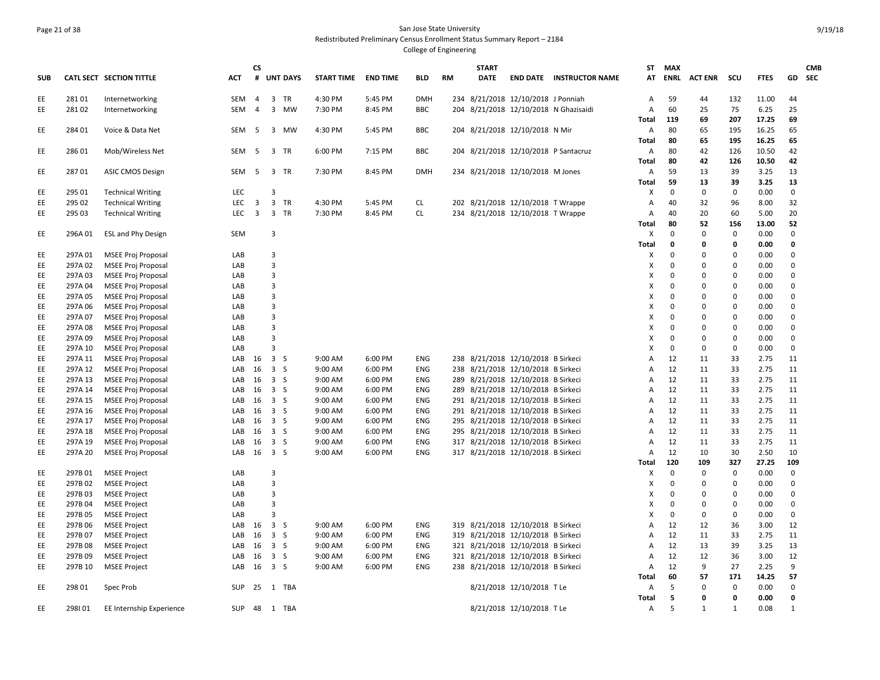San Jose State University
Redistributed Preliminary Census Enrollment Status Summary Report – 2184
College of Engineering

| SUB | CATL SECT | SECTION TITTLE | ACT | CS # | UNT | DAYS | START TIME | END TIME | BLD | RM | START DATE | END DATE | INSTRUCTOR NAME | ST AT | MAX ENRL | ACT ENR | SCU | FTES | GD | CMB SEC |
|---|---|---|---|---|---|---|---|---|---|---|---|---|---|---|---|---|---|---|---|---|
| EE | 281 01 | Internetworking | SEM | 4 | 3 | TR | 4:30 PM | 5:45 PM | DMH | 234 | 8/21/2018 | 12/10/2018 | J Ponniah | A | 59 | 44 | 132 | 11.00 | 44 | |
| EE | 281 02 | Internetworking | SEM | 4 | 3 | MW | 7:30 PM | 8:45 PM | BBC | 204 | 8/21/2018 | 12/10/2018 | N Ghazisaidi | A | 60 | 25 | 75 | 6.25 | 25 | |
| | | | | | | | | | | | | | | Total | 119 | 69 | 207 | 17.25 | 69 | |
| EE | 284 01 | Voice & Data Net | SEM | 5 | 3 | MW | 4:30 PM | 5:45 PM | BBC | 204 | 8/21/2018 | 12/10/2018 | N Mir | A | 80 | 65 | 195 | 16.25 | 65 | |
| | | | | | | | | | | | | | | Total | 80 | 65 | 195 | 16.25 | 65 | |
| EE | 286 01 | Mob/Wireless Net | SEM | 5 | 3 | TR | 6:00 PM | 7:15 PM | BBC | 204 | 8/21/2018 | 12/10/2018 | P Santacruz | A | 80 | 42 | 126 | 10.50 | 42 | |
| | | | | | | | | | | | | | | Total | 80 | 42 | 126 | 10.50 | 42 | |
| EE | 287 01 | ASIC CMOS Design | SEM | 5 | 3 | TR | 7:30 PM | 8:45 PM | DMH | 234 | 8/21/2018 | 12/10/2018 | M Jones | A | 59 | 13 | 39 | 3.25 | 13 | |
| | | | | | | | | | | | | | | Total | 59 | 13 | 39 | 3.25 | 13 | |
| EE | 295 01 | Technical Writing | LEC | | 3 | | | | | | | | | X | 0 | 0 | 0 | 0.00 | 0 | |
| EE | 295 02 | Technical Writing | LEC | 3 | 3 | TR | 4:30 PM | 5:45 PM | CL | 202 | 8/21/2018 | 12/10/2018 | T Wrappe | A | 40 | 32 | 96 | 8.00 | 32 | |
| EE | 295 03 | Technical Writing | LEC | 3 | 3 | TR | 7:30 PM | 8:45 PM | CL | 234 | 8/21/2018 | 12/10/2018 | T Wrappe | A | 40 | 20 | 60 | 5.00 | 20 | |
| | | | | | | | | | | | | | | Total | 80 | 52 | 156 | 13.00 | 52 | |
| EE | 296A 01 | ESL and Phy Design | SEM | | 3 | | | | | | | | | X | 0 | 0 | 0 | 0.00 | 0 | |
| | | | | | | | | | | | | | | Total | 0 | 0 | 0 | 0.00 | 0 | |
| EE | 297A 01 | MSEE Proj Proposal | LAB | | 3 | | | | | | | | | X | 0 | 0 | 0 | 0.00 | 0 | |
| EE | 297A 02 | MSEE Proj Proposal | LAB | | 3 | | | | | | | | | X | 0 | 0 | 0 | 0.00 | 0 | |
| EE | 297A 03 | MSEE Proj Proposal | LAB | | 3 | | | | | | | | | X | 0 | 0 | 0 | 0.00 | 0 | |
| EE | 297A 04 | MSEE Proj Proposal | LAB | | 3 | | | | | | | | | X | 0 | 0 | 0 | 0.00 | 0 | |
| EE | 297A 05 | MSEE Proj Proposal | LAB | | 3 | | | | | | | | | X | 0 | 0 | 0 | 0.00 | 0 | |
| EE | 297A 06 | MSEE Proj Proposal | LAB | | 3 | | | | | | | | | X | 0 | 0 | 0 | 0.00 | 0 | |
| EE | 297A 07 | MSEE Proj Proposal | LAB | | 3 | | | | | | | | | X | 0 | 0 | 0 | 0.00 | 0 | |
| EE | 297A 08 | MSEE Proj Proposal | LAB | | 3 | | | | | | | | | X | 0 | 0 | 0 | 0.00 | 0 | |
| EE | 297A 09 | MSEE Proj Proposal | LAB | | 3 | | | | | | | | | X | 0 | 0 | 0 | 0.00 | 0 | |
| EE | 297A 10 | MSEE Proj Proposal | LAB | | 3 | | | | | | | | | X | 0 | 0 | 0 | 0.00 | 0 | |
| EE | 297A 11 | MSEE Proj Proposal | LAB | 16 | 3 | S | 9:00 AM | 6:00 PM | ENG | 238 | 8/21/2018 | 12/10/2018 | B Sirkeci | A | 12 | 11 | 33 | 2.75 | 11 | |
| EE | 297A 12 | MSEE Proj Proposal | LAB | 16 | 3 | S | 9:00 AM | 6:00 PM | ENG | 238 | 8/21/2018 | 12/10/2018 | B Sirkeci | A | 12 | 11 | 33 | 2.75 | 11 | |
| EE | 297A 13 | MSEE Proj Proposal | LAB | 16 | 3 | S | 9:00 AM | 6:00 PM | ENG | 289 | 8/21/2018 | 12/10/2018 | B Sirkeci | A | 12 | 11 | 33 | 2.75 | 11 | |
| EE | 297A 14 | MSEE Proj Proposal | LAB | 16 | 3 | S | 9:00 AM | 6:00 PM | ENG | 289 | 8/21/2018 | 12/10/2018 | B Sirkeci | A | 12 | 11 | 33 | 2.75 | 11 | |
| EE | 297A 15 | MSEE Proj Proposal | LAB | 16 | 3 | S | 9:00 AM | 6:00 PM | ENG | 291 | 8/21/2018 | 12/10/2018 | B Sirkeci | A | 12 | 11 | 33 | 2.75 | 11 | |
| EE | 297A 16 | MSEE Proj Proposal | LAB | 16 | 3 | S | 9:00 AM | 6:00 PM | ENG | 291 | 8/21/2018 | 12/10/2018 | B Sirkeci | A | 12 | 11 | 33 | 2.75 | 11 | |
| EE | 297A 17 | MSEE Proj Proposal | LAB | 16 | 3 | S | 9:00 AM | 6:00 PM | ENG | 295 | 8/21/2018 | 12/10/2018 | B Sirkeci | A | 12 | 11 | 33 | 2.75 | 11 | |
| EE | 297A 18 | MSEE Proj Proposal | LAB | 16 | 3 | S | 9:00 AM | 6:00 PM | ENG | 295 | 8/21/2018 | 12/10/2018 | B Sirkeci | A | 12 | 11 | 33 | 2.75 | 11 | |
| EE | 297A 19 | MSEE Proj Proposal | LAB | 16 | 3 | S | 9:00 AM | 6:00 PM | ENG | 317 | 8/21/2018 | 12/10/2018 | B Sirkeci | A | 12 | 11 | 33 | 2.75 | 11 | |
| EE | 297A 20 | MSEE Proj Proposal | LAB | 16 | 3 | S | 9:00 AM | 6:00 PM | ENG | 317 | 8/21/2018 | 12/10/2018 | B Sirkeci | A | 12 | 10 | 30 | 2.50 | 10 | |
| | | | | | | | | | | | | | | Total | 120 | 109 | 327 | 27.25 | 109 | |
| EE | 297B 01 | MSEE Project | LAB | | 3 | | | | | | | | | X | 0 | 0 | 0 | 0.00 | 0 | |
| EE | 297B 02 | MSEE Project | LAB | | 3 | | | | | | | | | X | 0 | 0 | 0 | 0.00 | 0 | |
| EE | 297B 03 | MSEE Project | LAB | | 3 | | | | | | | | | X | 0 | 0 | 0 | 0.00 | 0 | |
| EE | 297B 04 | MSEE Project | LAB | | 3 | | | | | | | | | X | 0 | 0 | 0 | 0.00 | 0 | |
| EE | 297B 05 | MSEE Project | LAB | | 3 | | | | | | | | | X | 0 | 0 | 0 | 0.00 | 0 | |
| EE | 297B 06 | MSEE Project | LAB | 16 | 3 | S | 9:00 AM | 6:00 PM | ENG | 319 | 8/21/2018 | 12/10/2018 | B Sirkeci | A | 12 | 12 | 36 | 3.00 | 12 | |
| EE | 297B 07 | MSEE Project | LAB | 16 | 3 | S | 9:00 AM | 6:00 PM | ENG | 319 | 8/21/2018 | 12/10/2018 | B Sirkeci | A | 12 | 11 | 33 | 2.75 | 11 | |
| EE | 297B 08 | MSEE Project | LAB | 16 | 3 | S | 9:00 AM | 6:00 PM | ENG | 321 | 8/21/2018 | 12/10/2018 | B Sirkeci | A | 12 | 13 | 39 | 3.25 | 13 | |
| EE | 297B 09 | MSEE Project | LAB | 16 | 3 | S | 9:00 AM | 6:00 PM | ENG | 321 | 8/21/2018 | 12/10/2018 | B Sirkeci | A | 12 | 12 | 36 | 3.00 | 12 | |
| EE | 297B 10 | MSEE Project | LAB | 16 | 3 | S | 9:00 AM | 6:00 PM | ENG | 238 | 8/21/2018 | 12/10/2018 | B Sirkeci | A | 12 | 9 | 27 | 2.25 | 9 | |
| | | | | | | | | | | | | | | Total | 60 | 57 | 171 | 14.25 | 57 | |
| EE | 298 01 | Spec Prob | SUP | 25 | 1 | TBA | | | | | 8/21/2018 | 12/10/2018 | T Le | A | 5 | 0 | 0 | 0.00 | 0 | |
| | | | | | | | | | | | | | | Total | 5 | 0 | 0 | 0.00 | 0 | |
| EE | 298I 01 | EE Internship Experience | SUP | 48 | 1 | TBA | | | | | 8/21/2018 | 12/10/2018 | T Le | A | 5 | 1 | 1 | 0.08 | 1 | |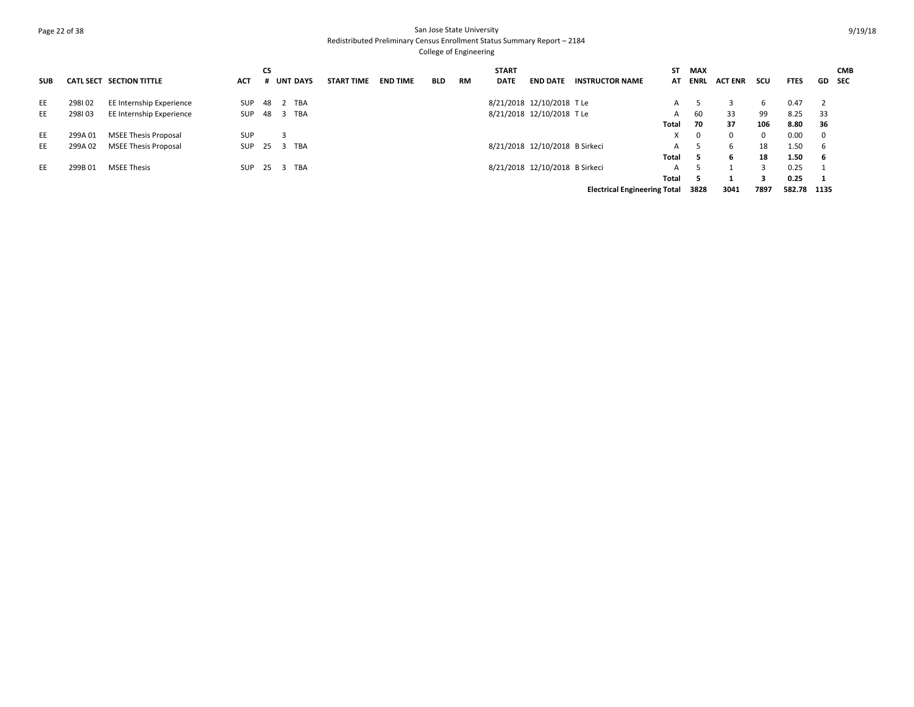| SUB | CATL SECT | SECTION TITTLE | ACT | CS # | UNT | DAYS | START TIME | END TIME | BLD | RM | START DATE | END DATE | INSTRUCTOR NAME | ST AT | MAX ENRL | ACT ENR | SCU | FTES | GD | CMB SEC |
|---|---|---|---|---|---|---|---|---|---|---|---|---|---|---|---|---|---|---|---|---|
| EE | 298I 02 | EE Internship Experience | SUP | 48 | 2 | TBA | | | | | 8/21/2018 | 12/10/2018 | T Le | A | 5 | 3 | 6 | 0.47 | 2 | |
| EE | 298I 03 | EE Internship Experience | SUP | 48 | 3 | TBA | | | | | 8/21/2018 | 12/10/2018 | T Le | A | 60 | 33 | 99 | 8.25 | 33 | |
| | | | | | | | | | | | | | | **Total** | **70** | **37** | **106** | **8.80** | **36** | |
| EE | 299A 01 | MSEE Thesis Proposal | SUP | | 3 | | | | | | | | | X | 0 | 0 | 0 | 0.00 | 0 | |
| EE | 299A 02 | MSEE Thesis Proposal | SUP | 25 | 3 | TBA | | | | | 8/21/2018 | 12/10/2018 | B Sirkeci | A | 5 | 6 | 18 | 1.50 | 6 | |
| | | | | | | | | | | | | | | **Total** | **5** | **6** | **18** | **1.50** | **6** | |
| EE | 299B 01 | MSEE Thesis | SUP | 25 | 3 | TBA | | | | | 8/21/2018 | 12/10/2018 | B Sirkeci | A | 5 | 1 | 3 | 0.25 | 1 | |
| | | | | | | | | | | | | | | **Total** | **5** | **1** | **3** | **0.25** | **1** | |
| | | | | | | | | | | | | | **Electrical Engineering Total** | | **3828** | **3041** | **7897** | **582.78** | **1135** | |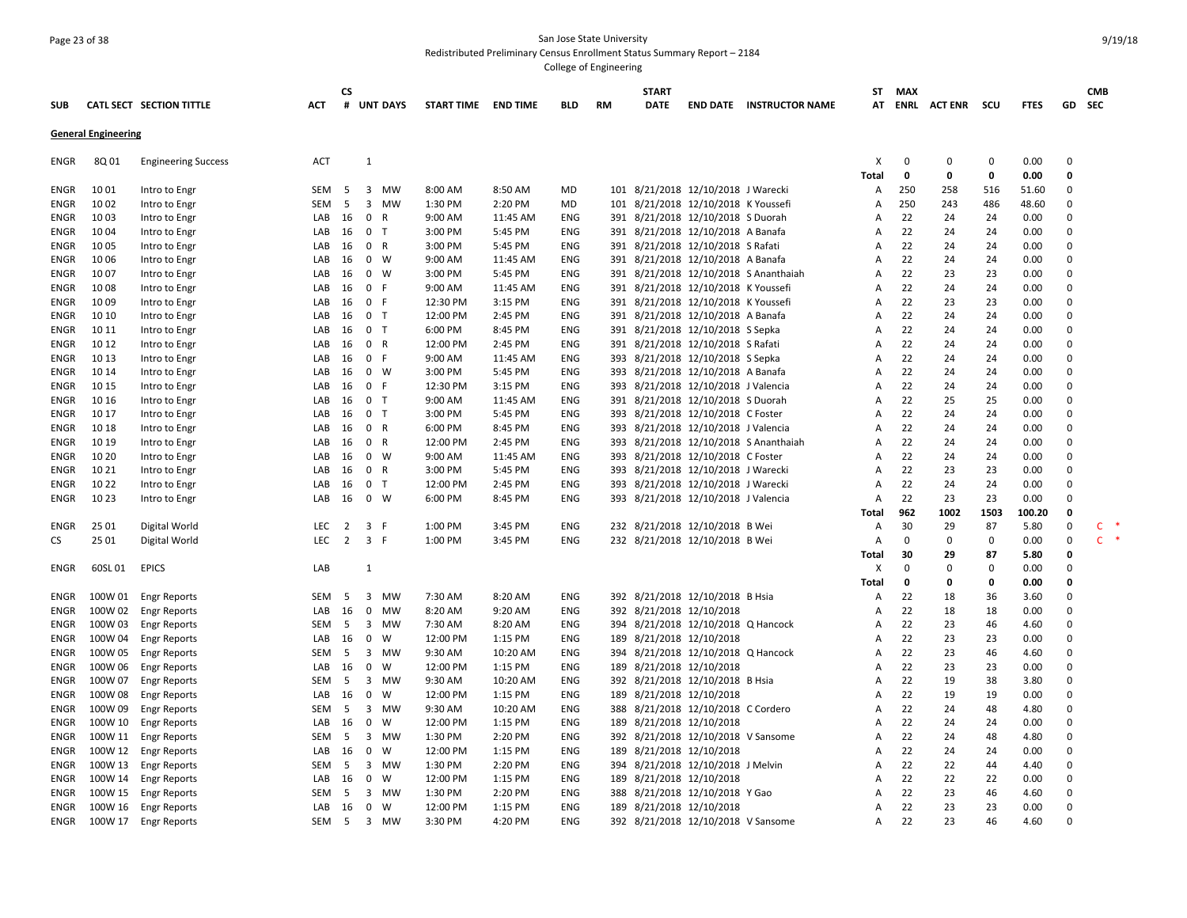San Jose State University

Redistributed Preliminary Census Enrollment Status Summary Report – 2184

College of Engineering

9/19/18

| SUB | CATL SECT | SECTION TITTLE | ACT | CS # | UNT | DAYS | START TIME | END TIME | BLD | RM | START DATE | END DATE | INSTRUCTOR NAME | ST AT | MAX ENRL | ACT ENR | SCU | FTES | GD | CMB SEC |
|---|---|---|---|---|---|---|---|---|---|---|---|---|---|---|---|---|---|---|---|---|
| **General Engineering** | | | | | | | | | | | | | | | | | | | | |
| ENGR | 8Q 01 | Engineering Success | ACT | | 1 | | | | | | | | | X | 0 | 0 | 0 | 0.00 | 0 | |
| | | | | | | | | | | | | | | **Total** | **0** | **0** | **0** | **0.00** | **0** | |
| ENGR | 10 01 | Intro to Engr | SEM | 5 | 3 | MW | 8:00 AM | 8:50 AM | MD | 101 | 8/21/2018 | 12/10/2018 | J Warecki | A | 250 | 258 | 516 | 51.60 | 0 | |
| ENGR | 10 02 | Intro to Engr | SEM | 5 | 3 | MW | 1:30 PM | 2:20 PM | MD | 101 | 8/21/2018 | 12/10/2018 | K Youssefi | A | 250 | 243 | 486 | 48.60 | 0 | |
| ENGR | 10 03 | Intro to Engr | LAB | 16 | 0 | R | 9:00 AM | 11:45 AM | ENG | 391 | 8/21/2018 | 12/10/2018 | S Duorah | A | 22 | 24 | 24 | 0.00 | 0 | |
| ENGR | 10 04 | Intro to Engr | LAB | 16 | 0 | T | 3:00 PM | 5:45 PM | ENG | 391 | 8/21/2018 | 12/10/2018 | A Banafa | A | 22 | 24 | 24 | 0.00 | 0 | |
| ENGR | 10 05 | Intro to Engr | LAB | 16 | 0 | R | 3:00 PM | 5:45 PM | ENG | 391 | 8/21/2018 | 12/10/2018 | S Rafati | A | 22 | 24 | 24 | 0.00 | 0 | |
| ENGR | 10 06 | Intro to Engr | LAB | 16 | 0 | W | 9:00 AM | 11:45 AM | ENG | 391 | 8/21/2018 | 12/10/2018 | A Banafa | A | 22 | 24 | 24 | 0.00 | 0 | |
| ENGR | 10 07 | Intro to Engr | LAB | 16 | 0 | W | 3:00 PM | 5:45 PM | ENG | 391 | 8/21/2018 | 12/10/2018 | S Ananthaiah | A | 22 | 23 | 23 | 0.00 | 0 | |
| ENGR | 10 08 | Intro to Engr | LAB | 16 | 0 | F | 9:00 AM | 11:45 AM | ENG | 391 | 8/21/2018 | 12/10/2018 | K Youssefi | A | 22 | 24 | 24 | 0.00 | 0 | |
| ENGR | 10 09 | Intro to Engr | LAB | 16 | 0 | F | 12:30 PM | 3:15 PM | ENG | 391 | 8/21/2018 | 12/10/2018 | K Youssefi | A | 22 | 23 | 23 | 0.00 | 0 | |
| ENGR | 10 10 | Intro to Engr | LAB | 16 | 0 | T | 12:00 PM | 2:45 PM | ENG | 391 | 8/21/2018 | 12/10/2018 | A Banafa | A | 22 | 24 | 24 | 0.00 | 0 | |
| ENGR | 10 11 | Intro to Engr | LAB | 16 | 0 | T | 6:00 PM | 8:45 PM | ENG | 391 | 8/21/2018 | 12/10/2018 | S Sepka | A | 22 | 24 | 24 | 0.00 | 0 | |
| ENGR | 10 12 | Intro to Engr | LAB | 16 | 0 | R | 12:00 PM | 2:45 PM | ENG | 391 | 8/21/2018 | 12/10/2018 | S Rafati | A | 22 | 24 | 24 | 0.00 | 0 | |
| ENGR | 10 13 | Intro to Engr | LAB | 16 | 0 | F | 9:00 AM | 11:45 AM | ENG | 393 | 8/21/2018 | 12/10/2018 | S Sepka | A | 22 | 24 | 24 | 0.00 | 0 | |
| ENGR | 10 14 | Intro to Engr | LAB | 16 | 0 | W | 3:00 PM | 5:45 PM | ENG | 393 | 8/21/2018 | 12/10/2018 | A Banafa | A | 22 | 24 | 24 | 0.00 | 0 | |
| ENGR | 10 15 | Intro to Engr | LAB | 16 | 0 | F | 12:30 PM | 3:15 PM | ENG | 393 | 8/21/2018 | 12/10/2018 | J Valencia | A | 22 | 24 | 24 | 0.00 | 0 | |
| ENGR | 10 16 | Intro to Engr | LAB | 16 | 0 | T | 9:00 AM | 11:45 AM | ENG | 391 | 8/21/2018 | 12/10/2018 | S Duorah | A | 22 | 25 | 25 | 0.00 | 0 | |
| ENGR | 10 17 | Intro to Engr | LAB | 16 | 0 | T | 3:00 PM | 5:45 PM | ENG | 393 | 8/21/2018 | 12/10/2018 | C Foster | A | 22 | 24 | 24 | 0.00 | 0 | |
| ENGR | 10 18 | Intro to Engr | LAB | 16 | 0 | R | 6:00 PM | 8:45 PM | ENG | 393 | 8/21/2018 | 12/10/2018 | J Valencia | A | 22 | 24 | 24 | 0.00 | 0 | |
| ENGR | 10 19 | Intro to Engr | LAB | 16 | 0 | R | 12:00 PM | 2:45 PM | ENG | 393 | 8/21/2018 | 12/10/2018 | S Ananthaiah | A | 22 | 24 | 24 | 0.00 | 0 | |
| ENGR | 10 20 | Intro to Engr | LAB | 16 | 0 | W | 9:00 AM | 11:45 AM | ENG | 393 | 8/21/2018 | 12/10/2018 | C Foster | A | 22 | 24 | 24 | 0.00 | 0 | |
| ENGR | 10 21 | Intro to Engr | LAB | 16 | 0 | R | 3:00 PM | 5:45 PM | ENG | 393 | 8/21/2018 | 12/10/2018 | J Warecki | A | 22 | 23 | 23 | 0.00 | 0 | |
| ENGR | 10 22 | Intro to Engr | LAB | 16 | 0 | T | 12:00 PM | 2:45 PM | ENG | 393 | 8/21/2018 | 12/10/2018 | J Warecki | A | 22 | 24 | 24 | 0.00 | 0 | |
| ENGR | 10 23 | Intro to Engr | LAB | 16 | 0 | W | 6:00 PM | 8:45 PM | ENG | 393 | 8/21/2018 | 12/10/2018 | J Valencia | A | 22 | 23 | 23 | 0.00 | 0 | |
| | | | | | | | | | | | | | | **Total** | **962** | **1002** | **1503** | **100.20** | **0** | |
| ENGR | 25 01 | Digital World | LEC | 2 | 3 | F | 1:00 PM | 3:45 PM | ENG | 232 | 8/21/2018 | 12/10/2018 | B Wei | A | 30 | 29 | 87 | 5.80 | 0 | C * |
| CS | 25 01 | Digital World | LEC | 2 | 3 | F | 1:00 PM | 3:45 PM | ENG | 232 | 8/21/2018 | 12/10/2018 | B Wei | A | 0 | 0 | 0 | 0.00 | 0 | C * |
| | | | | | | | | | | | | | | **Total** | **30** | **29** | **87** | **5.80** | **0** | |
| ENGR | 60SL 01 | EPICS | LAB | | 1 | | | | | | | | | X | 0 | 0 | 0 | 0.00 | 0 | |
| | | | | | | | | | | | | | | **Total** | **0** | **0** | **0** | **0.00** | **0** | |
| ENGR | 100W 01 | Engr Reports | SEM | 5 | 3 | MW | 7:30 AM | 8:20 AM | ENG | 392 | 8/21/2018 | 12/10/2018 | B Hsia | A | 22 | 18 | 36 | 3.60 | 0 | |
| ENGR | 100W 02 | Engr Reports | LAB | 16 | 0 | MW | 8:20 AM | 9:20 AM | ENG | 392 | 8/21/2018 | 12/10/2018 | | A | 22 | 18 | 18 | 0.00 | 0 | |
| ENGR | 100W 03 | Engr Reports | SEM | 5 | 3 | MW | 7:30 AM | 8:20 AM | ENG | 394 | 8/21/2018 | 12/10/2018 | Q Hancock | A | 22 | 23 | 46 | 4.60 | 0 | |
| ENGR | 100W 04 | Engr Reports | LAB | 16 | 0 | W | 12:00 PM | 1:15 PM | ENG | 189 | 8/21/2018 | 12/10/2018 | | A | 22 | 23 | 23 | 0.00 | 0 | |
| ENGR | 100W 05 | Engr Reports | SEM | 5 | 3 | MW | 9:30 AM | 10:20 AM | ENG | 394 | 8/21/2018 | 12/10/2018 | Q Hancock | A | 22 | 23 | 46 | 4.60 | 0 | |
| ENGR | 100W 06 | Engr Reports | LAB | 16 | 0 | W | 12:00 PM | 1:15 PM | ENG | 189 | 8/21/2018 | 12/10/2018 | | A | 22 | 23 | 23 | 0.00 | 0 | |
| ENGR | 100W 07 | Engr Reports | SEM | 5 | 3 | MW | 9:30 AM | 10:20 AM | ENG | 392 | 8/21/2018 | 12/10/2018 | B Hsia | A | 22 | 19 | 38 | 3.80 | 0 | |
| ENGR | 100W 08 | Engr Reports | LAB | 16 | 0 | W | 12:00 PM | 1:15 PM | ENG | 189 | 8/21/2018 | 12/10/2018 | | A | 22 | 19 | 19 | 0.00 | 0 | |
| ENGR | 100W 09 | Engr Reports | SEM | 5 | 3 | MW | 9:30 AM | 10:20 AM | ENG | 388 | 8/21/2018 | 12/10/2018 | C Cordero | A | 22 | 24 | 48 | 4.80 | 0 | |
| ENGR | 100W 10 | Engr Reports | LAB | 16 | 0 | W | 12:00 PM | 1:15 PM | ENG | 189 | 8/21/2018 | 12/10/2018 | | A | 22 | 24 | 24 | 0.00 | 0 | |
| ENGR | 100W 11 | Engr Reports | SEM | 5 | 3 | MW | 1:30 PM | 2:20 PM | ENG | 392 | 8/21/2018 | 12/10/2018 | V Sansome | A | 22 | 24 | 48 | 4.80 | 0 | |
| ENGR | 100W 12 | Engr Reports | LAB | 16 | 0 | W | 12:00 PM | 1:15 PM | ENG | 189 | 8/21/2018 | 12/10/2018 | | A | 22 | 24 | 24 | 0.00 | 0 | |
| ENGR | 100W 13 | Engr Reports | SEM | 5 | 3 | MW | 1:30 PM | 2:20 PM | ENG | 394 | 8/21/2018 | 12/10/2018 | J Melvin | A | 22 | 22 | 44 | 4.40 | 0 | |
| ENGR | 100W 14 | Engr Reports | LAB | 16 | 0 | W | 12:00 PM | 1:15 PM | ENG | 189 | 8/21/2018 | 12/10/2018 | | A | 22 | 22 | 22 | 0.00 | 0 | |
| ENGR | 100W 15 | Engr Reports | SEM | 5 | 3 | MW | 1:30 PM | 2:20 PM | ENG | 388 | 8/21/2018 | 12/10/2018 | Y Gao | A | 22 | 23 | 46 | 4.60 | 0 | |
| ENGR | 100W 16 | Engr Reports | LAB | 16 | 0 | W | 12:00 PM | 1:15 PM | ENG | 189 | 8/21/2018 | 12/10/2018 | | A | 22 | 23 | 23 | 0.00 | 0 | |
| ENGR | 100W 17 | Engr Reports | SEM | 5 | 3 | MW | 3:30 PM | 4:20 PM | ENG | 392 | 8/21/2018 | 12/10/2018 | V Sansome | A | 22 | 23 | 46 | 4.60 | 0 | |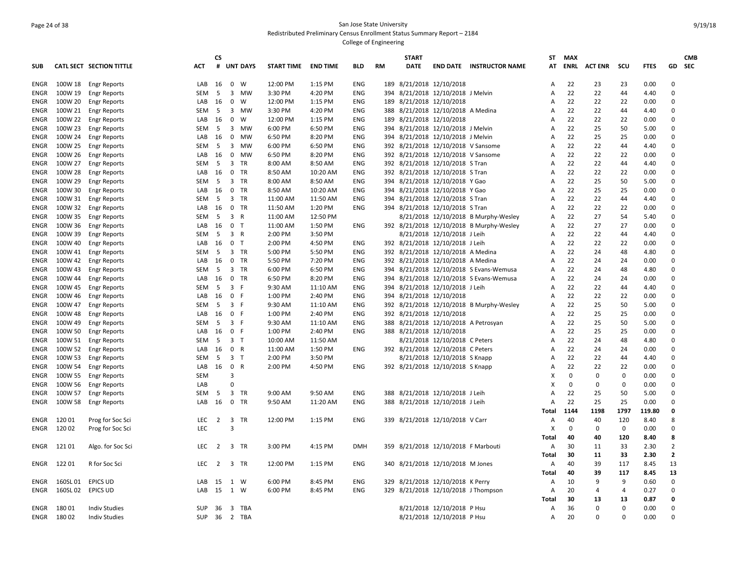San Jose State University
Redistributed Preliminary Census Enrollment Status Summary Report – 2184
College of Engineering

| SUB | CATL SECT | SECTION TITTLE | ACT | CS # | UNT | DAYS | START TIME | END TIME | BLD | RM | START DATE | END DATE | INSTRUCTOR NAME | ST AT | MAX ENRL | ACT ENR | SCU | FTES | GD | CMB SEC |
|---|---|---|---|---|---|---|---|---|---|---|---|---|---|---|---|---|---|---|---|---|
| ENGR | 100W 18 | Engr Reports | LAB | 16 | 0 | W | 12:00 PM | 1:15 PM | ENG | 189 | 8/21/2018 | 12/10/2018 | | A | 22 | 23 | 23 | 0.00 | 0 | |
| ENGR | 100W 19 | Engr Reports | SEM | 5 | 3 | MW | 3:30 PM | 4:20 PM | ENG | 394 | 8/21/2018 | 12/10/2018 | J Melvin | A | 22 | 22 | 44 | 4.40 | 0 | |
| ENGR | 100W 20 | Engr Reports | LAB | 16 | 0 | W | 12:00 PM | 1:15 PM | ENG | 189 | 8/21/2018 | 12/10/2018 | | A | 22 | 22 | 22 | 0.00 | 0 | |
| ENGR | 100W 21 | Engr Reports | SEM | 5 | 3 | MW | 3:30 PM | 4:20 PM | ENG | 388 | 8/21/2018 | 12/10/2018 | A Medina | A | 22 | 22 | 44 | 4.40 | 0 | |
| ENGR | 100W 22 | Engr Reports | LAB | 16 | 0 | W | 12:00 PM | 1:15 PM | ENG | 189 | 8/21/2018 | 12/10/2018 | | A | 22 | 22 | 22 | 0.00 | 0 | |
| ENGR | 100W 23 | Engr Reports | SEM | 5 | 3 | MW | 6:00 PM | 6:50 PM | ENG | 394 | 8/21/2018 | 12/10/2018 | J Melvin | A | 22 | 25 | 50 | 5.00 | 0 | |
| ENGR | 100W 24 | Engr Reports | LAB | 16 | 0 | MW | 6:50 PM | 8:20 PM | ENG | 394 | 8/21/2018 | 12/10/2018 | J Melvin | A | 22 | 25 | 25 | 0.00 | 0 | |
| ENGR | 100W 25 | Engr Reports | SEM | 5 | 3 | MW | 6:00 PM | 6:50 PM | ENG | 392 | 8/21/2018 | 12/10/2018 | V Sansome | A | 22 | 22 | 44 | 4.40 | 0 | |
| ENGR | 100W 26 | Engr Reports | LAB | 16 | 0 | MW | 6:50 PM | 8:20 PM | ENG | 392 | 8/21/2018 | 12/10/2018 | V Sansome | A | 22 | 22 | 22 | 0.00 | 0 | |
| ENGR | 100W 27 | Engr Reports | SEM | 5 | 3 | TR | 8:00 AM | 8:50 AM | ENG | 392 | 8/21/2018 | 12/10/2018 | S Tran | A | 22 | 22 | 44 | 4.40 | 0 | |
| ENGR | 100W 28 | Engr Reports | LAB | 16 | 0 | TR | 8:50 AM | 10:20 AM | ENG | 392 | 8/21/2018 | 12/10/2018 | S Tran | A | 22 | 22 | 22 | 0.00 | 0 | |
| ENGR | 100W 29 | Engr Reports | SEM | 5 | 3 | TR | 8:00 AM | 8:50 AM | ENG | 394 | 8/21/2018 | 12/10/2018 | Y Gao | A | 22 | 25 | 50 | 5.00 | 0 | |
| ENGR | 100W 30 | Engr Reports | LAB | 16 | 0 | TR | 8:50 AM | 10:20 AM | ENG | 394 | 8/21/2018 | 12/10/2018 | Y Gao | A | 22 | 25 | 25 | 0.00 | 0 | |
| ENGR | 100W 31 | Engr Reports | SEM | 5 | 3 | TR | 11:00 AM | 11:50 AM | ENG | 394 | 8/21/2018 | 12/10/2018 | S Tran | A | 22 | 22 | 44 | 4.40 | 0 | |
| ENGR | 100W 32 | Engr Reports | LAB | 16 | 0 | TR | 11:50 AM | 1:20 PM | ENG | 394 | 8/21/2018 | 12/10/2018 | S Tran | A | 22 | 22 | 22 | 0.00 | 0 | |
| ENGR | 100W 35 | Engr Reports | SEM | 5 | 3 | R | 11:00 AM | 12:50 PM | | | 8/21/2018 | 12/10/2018 | B Murphy-Wesley | A | 22 | 27 | 54 | 5.40 | 0 | |
| ENGR | 100W 36 | Engr Reports | LAB | 16 | 0 | T | 11:00 AM | 1:50 PM | ENG | 392 | 8/21/2018 | 12/10/2018 | B Murphy-Wesley | A | 22 | 27 | 27 | 0.00 | 0 | |
| ENGR | 100W 39 | Engr Reports | SEM | 5 | 3 | R | 2:00 PM | 3:50 PM | | | 8/21/2018 | 12/10/2018 | J Leih | A | 22 | 22 | 44 | 4.40 | 0 | |
| ENGR | 100W 40 | Engr Reports | LAB | 16 | 0 | T | 2:00 PM | 4:50 PM | ENG | 392 | 8/21/2018 | 12/10/2018 | J Leih | A | 22 | 22 | 22 | 0.00 | 0 | |
| ENGR | 100W 41 | Engr Reports | SEM | 5 | 3 | TR | 5:00 PM | 5:50 PM | ENG | 392 | 8/21/2018 | 12/10/2018 | A Medina | A | 22 | 24 | 48 | 4.80 | 0 | |
| ENGR | 100W 42 | Engr Reports | LAB | 16 | 0 | TR | 5:50 PM | 7:20 PM | ENG | 392 | 8/21/2018 | 12/10/2018 | A Medina | A | 22 | 24 | 24 | 0.00 | 0 | |
| ENGR | 100W 43 | Engr Reports | SEM | 5 | 3 | TR | 6:00 PM | 6:50 PM | ENG | 394 | 8/21/2018 | 12/10/2018 | S Evans-Wemusa | A | 22 | 24 | 48 | 4.80 | 0 | |
| ENGR | 100W 44 | Engr Reports | LAB | 16 | 0 | TR | 6:50 PM | 8:20 PM | ENG | 394 | 8/21/2018 | 12/10/2018 | S Evans-Wemusa | A | 22 | 24 | 24 | 0.00 | 0 | |
| ENGR | 100W 45 | Engr Reports | SEM | 5 | 3 | F | 9:30 AM | 11:10 AM | ENG | 394 | 8/21/2018 | 12/10/2018 | J Leih | A | 22 | 22 | 44 | 4.40 | 0 | |
| ENGR | 100W 46 | Engr Reports | LAB | 16 | 0 | F | 1:00 PM | 2:40 PM | ENG | 394 | 8/21/2018 | 12/10/2018 | | A | 22 | 22 | 22 | 0.00 | 0 | |
| ENGR | 100W 47 | Engr Reports | SEM | 5 | 3 | F | 9:30 AM | 11:10 AM | ENG | 392 | 8/21/2018 | 12/10/2018 | B Murphy-Wesley | A | 22 | 25 | 50 | 5.00 | 0 | |
| ENGR | 100W 48 | Engr Reports | LAB | 16 | 0 | F | 1:00 PM | 2:40 PM | ENG | 392 | 8/21/2018 | 12/10/2018 | | A | 22 | 25 | 25 | 0.00 | 0 | |
| ENGR | 100W 49 | Engr Reports | SEM | 5 | 3 | F | 9:30 AM | 11:10 AM | ENG | 388 | 8/21/2018 | 12/10/2018 | A Petrosyan | A | 22 | 25 | 50 | 5.00 | 0 | |
| ENGR | 100W 50 | Engr Reports | LAB | 16 | 0 | F | 1:00 PM | 2:40 PM | ENG | 388 | 8/21/2018 | 12/10/2018 | | A | 22 | 25 | 25 | 0.00 | 0 | |
| ENGR | 100W 51 | Engr Reports | SEM | 5 | 3 | T | 10:00 AM | 11:50 AM | | | 8/21/2018 | 12/10/2018 | C Peters | A | 22 | 24 | 48 | 4.80 | 0 | |
| ENGR | 100W 52 | Engr Reports | LAB | 16 | 0 | R | 11:00 AM | 1:50 PM | ENG | 392 | 8/21/2018 | 12/10/2018 | C Peters | A | 22 | 24 | 24 | 0.00 | 0 | |
| ENGR | 100W 53 | Engr Reports | SEM | 5 | 3 | T | 2:00 PM | 3:50 PM | | | 8/21/2018 | 12/10/2018 | S Knapp | A | 22 | 22 | 44 | 4.40 | 0 | |
| ENGR | 100W 54 | Engr Reports | LAB | 16 | 0 | R | 2:00 PM | 4:50 PM | ENG | 392 | 8/21/2018 | 12/10/2018 | S Knapp | A | 22 | 22 | 22 | 0.00 | 0 | |
| ENGR | 100W 55 | Engr Reports | SEM | | 3 | | | | | | | | | X | 0 | 0 | 0 | 0.00 | 0 | |
| ENGR | 100W 56 | Engr Reports | LAB | | 0 | | | | | | | | | X | 0 | 0 | 0 | 0.00 | 0 | |
| ENGR | 100W 57 | Engr Reports | SEM | 5 | 3 | TR | 9:00 AM | 9:50 AM | ENG | 388 | 8/21/2018 | 12/10/2018 | J Leih | A | 22 | 25 | 50 | 5.00 | 0 | |
| ENGR | 100W 58 | Engr Reports | LAB | 16 | 0 | TR | 9:50 AM | 11:20 AM | ENG | 388 | 8/21/2018 | 12/10/2018 | J Leih | A | 22 | 25 | 25 | 0.00 | 0 | |
| | | | | | | | | | | | | | | **Total** | **1144** | **1198** | **1797** | **119.80** | **0** | |
| ENGR | 120 01 | Prog for Soc Sci | LEC | 2 | 3 | TR | 12:00 PM | 1:15 PM | ENG | 339 | 8/21/2018 | 12/10/2018 | V Carr | A | 40 | 40 | 120 | 8.40 | 8 | |
| ENGR | 120 02 | Prog for Soc Sci | LEC | | 3 | | | | | | | | | X | 0 | 0 | 0 | 0.00 | 0 | |
| | | | | | | | | | | | | | | **Total** | **40** | **40** | **120** | **8.40** | **8** | |
| ENGR | 121 01 | Algo. for Soc Sci | LEC | 2 | 3 | TR | 3:00 PM | 4:15 PM | DMH | 359 | 8/21/2018 | 12/10/2018 | F Marbouti | A | 30 | 11 | 33 | 2.30 | 2 | |
| | | | | | | | | | | | | | | **Total** | **30** | **11** | **33** | **2.30** | **2** | |
| ENGR | 122 01 | R for Soc Sci | LEC | 2 | 3 | TR | 12:00 PM | 1:15 PM | ENG | 340 | 8/21/2018 | 12/10/2018 | M Jones | A | 40 | 39 | 117 | 8.45 | 13 | |
| | | | | | | | | | | | | | | **Total** | **40** | **39** | **117** | **8.45** | **13** | |
| ENGR | 160SL 01 | EPICS UD | LAB | 15 | 1 | W | 6:00 PM | 8:45 PM | ENG | 329 | 8/21/2018 | 12/10/2018 | K Perry | A | 10 | 9 | 9 | 0.60 | 0 | |
| ENGR | 160SL 02 | EPICS UD | LAB | 15 | 1 | W | 6:00 PM | 8:45 PM | ENG | 329 | 8/21/2018 | 12/10/2018 | J Thompson | A | 20 | 4 | 4 | 0.27 | 0 | |
| | | | | | | | | | | | | | | **Total** | **30** | **13** | **13** | **0.87** | **0** | |
| ENGR | 180 01 | Indiv Studies | SUP | 36 | 3 | TBA | | | | | 8/21/2018 | 12/10/2018 | P Hsu | A | 36 | 0 | 0 | 0.00 | 0 | |
| ENGR | 180 02 | Indiv Studies | SUP | 36 | 2 | TBA | | | | | 8/21/2018 | 12/10/2018 | P Hsu | A | 20 | 0 | 0 | 0.00 | 0 | |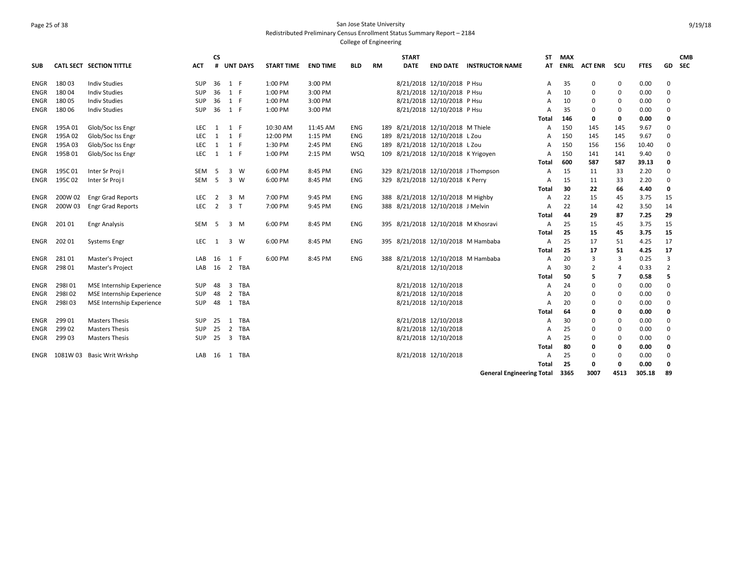San Jose State University
Redistributed Preliminary Census Enrollment Status Summary Report – 2184
College of Engineering

| SUB | CATL SECT | SECTION TITTLE | ACT | CS # | UNT | DAYS | START TIME | END TIME | BLD | RM | START DATE | END DATE | INSTRUCTOR NAME | ST AT | MAX ENRL | ACT ENR | SCU | FTES | GD | CMB SEC |
|---|---|---|---|---|---|---|---|---|---|---|---|---|---|---|---|---|---|---|---|---|
| ENGR | 180 03 | Indiv Studies | SUP | 36 | 1 | F | 1:00 PM | 3:00 PM | | | 8/21/2018 | 12/10/2018 | P Hsu | A | 35 | 0 | 0 | 0.00 | 0 | |
| ENGR | 180 04 | Indiv Studies | SUP | 36 | 1 | F | 1:00 PM | 3:00 PM | | | 8/21/2018 | 12/10/2018 | P Hsu | A | 10 | 0 | 0 | 0.00 | 0 | |
| ENGR | 180 05 | Indiv Studies | SUP | 36 | 1 | F | 1:00 PM | 3:00 PM | | | 8/21/2018 | 12/10/2018 | P Hsu | A | 10 | 0 | 0 | 0.00 | 0 | |
| ENGR | 180 06 | Indiv Studies | SUP | 36 | 1 | F | 1:00 PM | 3:00 PM | | | 8/21/2018 | 12/10/2018 | P Hsu | A | 35 | 0 | 0 | 0.00 | 0 | |
| | | | | | | | | | | | | | | **Total** | **146** | **0** | **0** | **0.00** | **0** | |
| ENGR | 195A 01 | Glob/Soc Iss Engr | LEC | 1 | 1 | F | 10:30 AM | 11:45 AM | ENG | 189 | 8/21/2018 | 12/10/2018 | M Thiele | A | 150 | 145 | 145 | 9.67 | 0 | |
| ENGR | 195A 02 | Glob/Soc Iss Engr | LEC | 1 | 1 | F | 12:00 PM | 1:15 PM | ENG | 189 | 8/21/2018 | 12/10/2018 | L Zou | A | 150 | 145 | 145 | 9.67 | 0 | |
| ENGR | 195A 03 | Glob/Soc Iss Engr | LEC | 1 | 1 | F | 1:30 PM | 2:45 PM | ENG | 189 | 8/21/2018 | 12/10/2018 | L Zou | A | 150 | 156 | 156 | 10.40 | 0 | |
| ENGR | 195B 01 | Glob/Soc Iss Engr | LEC | 1 | 1 | F | 1:00 PM | 2:15 PM | WSQ | 109 | 8/21/2018 | 12/10/2018 | K Yrigoyen | A | 150 | 141 | 141 | 9.40 | 0 | |
| | | | | | | | | | | | | | | **Total** | **600** | **587** | **587** | **39.13** | **0** | |
| ENGR | 195C 01 | Inter Sr Proj I | SEM | 5 | 3 | W | 6:00 PM | 8:45 PM | ENG | 329 | 8/21/2018 | 12/10/2018 | J Thompson | A | 15 | 11 | 33 | 2.20 | 0 | |
| ENGR | 195C 02 | Inter Sr Proj I | SEM | 5 | 3 | W | 6:00 PM | 8:45 PM | ENG | 329 | 8/21/2018 | 12/10/2018 | K Perry | A | 15 | 11 | 33 | 2.20 | 0 | |
| | | | | | | | | | | | | | | **Total** | **30** | **22** | **66** | **4.40** | **0** | |
| ENGR | 200W 02 | Engr Grad Reports | LEC | 2 | 3 | M | 7:00 PM | 9:45 PM | ENG | 388 | 8/21/2018 | 12/10/2018 | M Highby | A | 22 | 15 | 45 | 3.75 | 15 | |
| ENGR | 200W 03 | Engr Grad Reports | LEC | 2 | 3 | T | 7:00 PM | 9:45 PM | ENG | 388 | 8/21/2018 | 12/10/2018 | J Melvin | A | 22 | 14 | 42 | 3.50 | 14 | |
| | | | | | | | | | | | | | | **Total** | **44** | **29** | **87** | **7.25** | **29** | |
| ENGR | 201 01 | Engr Analysis | SEM | 5 | 3 | M | 6:00 PM | 8:45 PM | ENG | 395 | 8/21/2018 | 12/10/2018 | M Khosravi | A | 25 | 15 | 45 | 3.75 | 15 | |
| | | | | | | | | | | | | | | **Total** | **25** | **15** | **45** | **3.75** | **15** | |
| ENGR | 202 01 | Systems Engr | LEC | 1 | 3 | W | 6:00 PM | 8:45 PM | ENG | 395 | 8/21/2018 | 12/10/2018 | M Hambaba | A | 25 | 17 | 51 | 4.25 | 17 | |
| | | | | | | | | | | | | | | **Total** | **25** | **17** | **51** | **4.25** | **17** | |
| ENGR | 281 01 | Master's Project | LAB | 16 | 1 | F | 6:00 PM | 8:45 PM | ENG | 388 | 8/21/2018 | 12/10/2018 | M Hambaba | A | 20 | 3 | 3 | 0.25 | 3 | |
| ENGR | 298 01 | Master's Project | LAB | 16 | 2 | TBA | | | | | 8/21/2018 | 12/10/2018 | | A | 30 | 2 | 4 | 0.33 | 2 | |
| | | | | | | | | | | | | | | **Total** | **50** | **5** | **7** | **0.58** | **5** | |
| ENGR | 298I 01 | MSE Internship Experience | SUP | 48 | 3 | TBA | | | | | 8/21/2018 | 12/10/2018 | | A | 24 | 0 | 0 | 0.00 | 0 | |
| ENGR | 298I 02 | MSE Internship Experience | SUP | 48 | 2 | TBA | | | | | 8/21/2018 | 12/10/2018 | | A | 20 | 0 | 0 | 0.00 | 0 | |
| ENGR | 298I 03 | MSE Internship Experience | SUP | 48 | 1 | TBA | | | | | 8/21/2018 | 12/10/2018 | | A | 20 | 0 | 0 | 0.00 | 0 | |
| | | | | | | | | | | | | | | **Total** | **64** | **0** | **0** | **0.00** | **0** | |
| ENGR | 299 01 | Masters Thesis | SUP | 25 | 1 | TBA | | | | | 8/21/2018 | 12/10/2018 | | A | 30 | 0 | 0 | 0.00 | 0 | |
| ENGR | 299 02 | Masters Thesis | SUP | 25 | 2 | TBA | | | | | 8/21/2018 | 12/10/2018 | | A | 25 | 0 | 0 | 0.00 | 0 | |
| ENGR | 299 03 | Masters Thesis | SUP | 25 | 3 | TBA | | | | | 8/21/2018 | 12/10/2018 | | A | 25 | 0 | 0 | 0.00 | 0 | |
| | | | | | | | | | | | | | | **Total** | **80** | **0** | **0** | **0.00** | **0** | |
| ENGR | 1081W 03 | Basic Writ Wrkshp | LAB | 16 | 1 | TBA | | | | | 8/21/2018 | 12/10/2018 | | A | 25 | 0 | 0 | 0.00 | 0 | |
| | | | | | | | | | | | | | | **Total** | **25** | **0** | **0** | **0.00** | **0** | |
| | | | | | | | | | | | | | **General Engineering Total** | | **3365** | **3007** | **4513** | **305.18** | **89** | |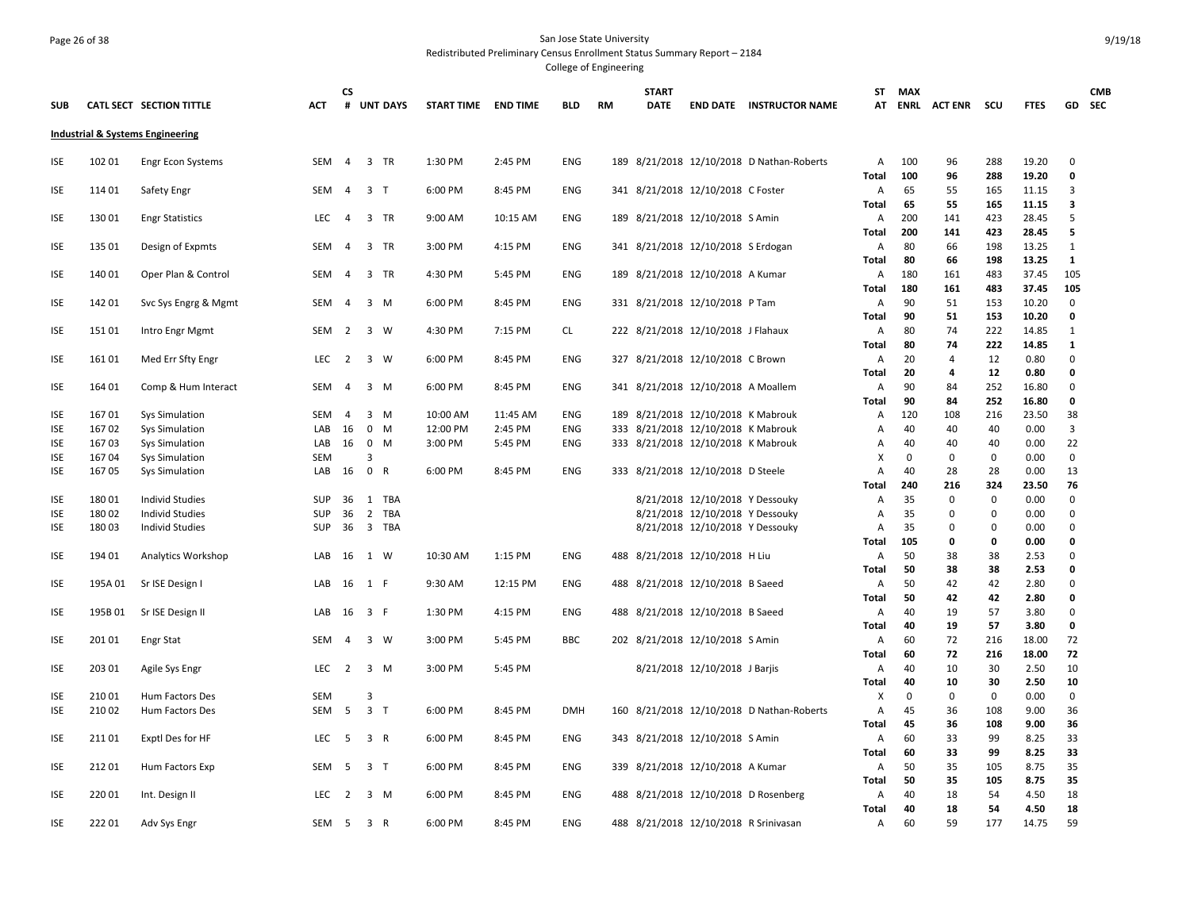San Jose State University
Redistributed Preliminary Census Enrollment Status Summary Report – 2184
College of Engineering

9/19/18

**Industrial & Systems Engineering**

| SUB | CATL SECT | SECTION TITTLE | ACT | CS # | UNT | DAYS | START TIME | END TIME | BLD | RM | START DATE | END DATE | INSTRUCTOR NAME | ST AT | MAX ENRL | ACT ENR | SCU | FTES | GD | CMB SEC |
|---|---|---|---|---|---|---|---|---|---|---|---|---|---|---|---|---|---|---|---|---|
| ISE | 102 01 | Engr Econ Systems | SEM | 4 | 3 | TR | 1:30 PM | 2:45 PM | ENG | 189 | 8/21/2018 | 12/10/2018 | D Nathan-Roberts | A | 100 | 96 | 288 | 19.20 | 0 | |
| | | | | | | | | | | | | | | **Total** | **100** | **96** | **288** | **19.20** | **0** | |
| ISE | 114 01 | Safety Engr | SEM | 4 | 3 | T | 6:00 PM | 8:45 PM | ENG | 341 | 8/21/2018 | 12/10/2018 | C Foster | A | 65 | 55 | 165 | 11.15 | 3 | |
| | | | | | | | | | | | | | | **Total** | **65** | **55** | **165** | **11.15** | **3** | |
| ISE | 130 01 | Engr Statistics | LEC | 4 | 3 | TR | 9:00 AM | 10:15 AM | ENG | 189 | 8/21/2018 | 12/10/2018 | S Amin | A | 200 | 141 | 423 | 28.45 | 5 | |
| | | | | | | | | | | | | | | **Total** | **200** | **141** | **423** | **28.45** | **5** | |
| ISE | 135 01 | Design of Expmts | SEM | 4 | 3 | TR | 3:00 PM | 4:15 PM | ENG | 341 | 8/21/2018 | 12/10/2018 | S Erdogan | A | 80 | 66 | 198 | 13.25 | 1 | |
| | | | | | | | | | | | | | | **Total** | **80** | **66** | **198** | **13.25** | **1** | |
| ISE | 140 01 | Oper Plan & Control | SEM | 4 | 3 | TR | 4:30 PM | 5:45 PM | ENG | 189 | 8/21/2018 | 12/10/2018 | A Kumar | A | 180 | 161 | 483 | 37.45 | 105 | |
| | | | | | | | | | | | | | | **Total** | **180** | **161** | **483** | **37.45** | **105** | |
| ISE | 142 01 | Svc Sys Engrg & Mgmt | SEM | 4 | 3 | M | 6:00 PM | 8:45 PM | ENG | 331 | 8/21/2018 | 12/10/2018 | P Tam | A | 90 | 51 | 153 | 10.20 | 0 | |
| | | | | | | | | | | | | | | **Total** | **90** | **51** | **153** | **10.20** | **0** | |
| ISE | 151 01 | Intro Engr Mgmt | SEM | 2 | 3 | W | 4:30 PM | 7:15 PM | CL | 222 | 8/21/2018 | 12/10/2018 | J Flahaux | A | 80 | 74 | 222 | 14.85 | 1 | |
| | | | | | | | | | | | | | | **Total** | **80** | **74** | **222** | **14.85** | **1** | |
| ISE | 161 01 | Med Err Sfty Engr | LEC | 2 | 3 | W | 6:00 PM | 8:45 PM | ENG | 327 | 8/21/2018 | 12/10/2018 | C Brown | A | 20 | 4 | 12 | 0.80 | 0 | |
| | | | | | | | | | | | | | | **Total** | **20** | **4** | **12** | **0.80** | **0** | |
| ISE | 164 01 | Comp & Hum Interact | SEM | 4 | 3 | M | 6:00 PM | 8:45 PM | ENG | 341 | 8/21/2018 | 12/10/2018 | A Moallem | A | 90 | 84 | 252 | 16.80 | 0 | |
| | | | | | | | | | | | | | | **Total** | **90** | **84** | **252** | **16.80** | **0** | |
| ISE | 167 01 | Sys Simulation | SEM | 4 | 3 | M | 10:00 AM | 11:45 AM | ENG | 189 | 8/21/2018 | 12/10/2018 | K Mabrouk | A | 120 | 108 | 216 | 23.50 | 38 | |
| ISE | 167 02 | Sys Simulation | LAB | 16 | 0 | M | 12:00 PM | 2:45 PM | ENG | 333 | 8/21/2018 | 12/10/2018 | K Mabrouk | A | 40 | 40 | 40 | 0.00 | 3 | |
| ISE | 167 03 | Sys Simulation | LAB | 16 | 0 | M | 3:00 PM | 5:45 PM | ENG | 333 | 8/21/2018 | 12/10/2018 | K Mabrouk | A | 40 | 40 | 40 | 0.00 | 22 | |
| ISE | 167 04 | Sys Simulation | SEM | | 3 | | | | | | | | | X | 0 | 0 | 0 | 0.00 | 0 | |
| ISE | 167 05 | Sys Simulation | LAB | 16 | 0 | R | 6:00 PM | 8:45 PM | ENG | 333 | 8/21/2018 | 12/10/2018 | D Steele | A | 40 | 28 | 28 | 0.00 | 13 | |
| | | | | | | | | | | | | | | **Total** | **240** | **216** | **324** | **23.50** | **76** | |
| ISE | 180 01 | Individ Studies | SUP | 36 | 1 | TBA | | | | | 8/21/2018 | 12/10/2018 | Y Dessouky | A | 35 | 0 | 0 | 0.00 | 0 | |
| ISE | 180 02 | Individ Studies | SUP | 36 | 2 | TBA | | | | | 8/21/2018 | 12/10/2018 | Y Dessouky | A | 35 | 0 | 0 | 0.00 | 0 | |
| ISE | 180 03 | Individ Studies | SUP | 36 | 3 | TBA | | | | | 8/21/2018 | 12/10/2018 | Y Dessouky | A | 35 | 0 | 0 | 0.00 | 0 | |
| | | | | | | | | | | | | | | **Total** | **105** | **0** | **0** | **0.00** | **0** | |
| ISE | 194 01 | Analytics Workshop | LAB | 16 | 1 | W | 10:30 AM | 1:15 PM | ENG | 488 | 8/21/2018 | 12/10/2018 | H Liu | A | 50 | 38 | 38 | 2.53 | 0 | |
| | | | | | | | | | | | | | | **Total** | **50** | **38** | **38** | **2.53** | **0** | |
| ISE | 195A 01 | Sr ISE Design I | LAB | 16 | 1 | F | 9:30 AM | 12:15 PM | ENG | 488 | 8/21/2018 | 12/10/2018 | B Saeed | A | 50 | 42 | 42 | 2.80 | 0 | |
| | | | | | | | | | | | | | | **Total** | **50** | **42** | **42** | **2.80** | **0** | |
| ISE | 195B 01 | Sr ISE Design II | LAB | 16 | 3 | F | 1:30 PM | 4:15 PM | ENG | 488 | 8/21/2018 | 12/10/2018 | B Saeed | A | 40 | 19 | 57 | 3.80 | 0 | |
| | | | | | | | | | | | | | | **Total** | **40** | **19** | **57** | **3.80** | **0** | |
| ISE | 201 01 | Engr Stat | SEM | 4 | 3 | W | 3:00 PM | 5:45 PM | BBC | 202 | 8/21/2018 | 12/10/2018 | S Amin | A | 60 | 72 | 216 | 18.00 | 72 | |
| | | | | | | | | | | | | | | **Total** | **60** | **72** | **216** | **18.00** | **72** | |
| ISE | 203 01 | Agile Sys Engr | LEC | 2 | 3 | M | 3:00 PM | 5:45 PM | | | 8/21/2018 | 12/10/2018 | J Barjis | A | 40 | 10 | 30 | 2.50 | 10 | |
| | | | | | | | | | | | | | | **Total** | **40** | **10** | **30** | **2.50** | **10** | |
| ISE | 210 01 | Hum Factors Des | SEM | | 3 | | | | | | | | | X | 0 | 0 | 0 | 0.00 | 0 | |
| ISE | 210 02 | Hum Factors Des | SEM | 5 | 3 | T | 6:00 PM | 8:45 PM | DMH | 160 | 8/21/2018 | 12/10/2018 | D Nathan-Roberts | A | 45 | 36 | 108 | 9.00 | 36 | |
| | | | | | | | | | | | | | | **Total** | **45** | **36** | **108** | **9.00** | **36** | |
| ISE | 211 01 | Exptl Des for HF | LEC | 5 | 3 | R | 6:00 PM | 8:45 PM | ENG | 343 | 8/21/2018 | 12/10/2018 | S Amin | A | 60 | 33 | 99 | 8.25 | 33 | |
| | | | | | | | | | | | | | | **Total** | **60** | **33** | **99** | **8.25** | **33** | |
| ISE | 212 01 | Hum Factors Exp | SEM | 5 | 3 | T | 6:00 PM | 8:45 PM | ENG | 339 | 8/21/2018 | 12/10/2018 | A Kumar | A | 50 | 35 | 105 | 8.75 | 35 | |
| | | | | | | | | | | | | | | **Total** | **50** | **35** | **105** | **8.75** | **35** | |
| ISE | 220 01 | Int. Design II | LEC | 2 | 3 | M | 6:00 PM | 8:45 PM | ENG | 488 | 8/21/2018 | 12/10/2018 | D Rosenberg | A | 40 | 18 | 54 | 4.50 | 18 | |
| | | | | | | | | | | | | | | **Total** | **40** | **18** | **54** | **4.50** | **18** | |
| ISE | 222 01 | Adv Sys Engr | SEM | 5 | 3 | R | 6:00 PM | 8:45 PM | ENG | 488 | 8/21/2018 | 12/10/2018 | R Srinivasan | A | 60 | 59 | 177 | 14.75 | 59 | |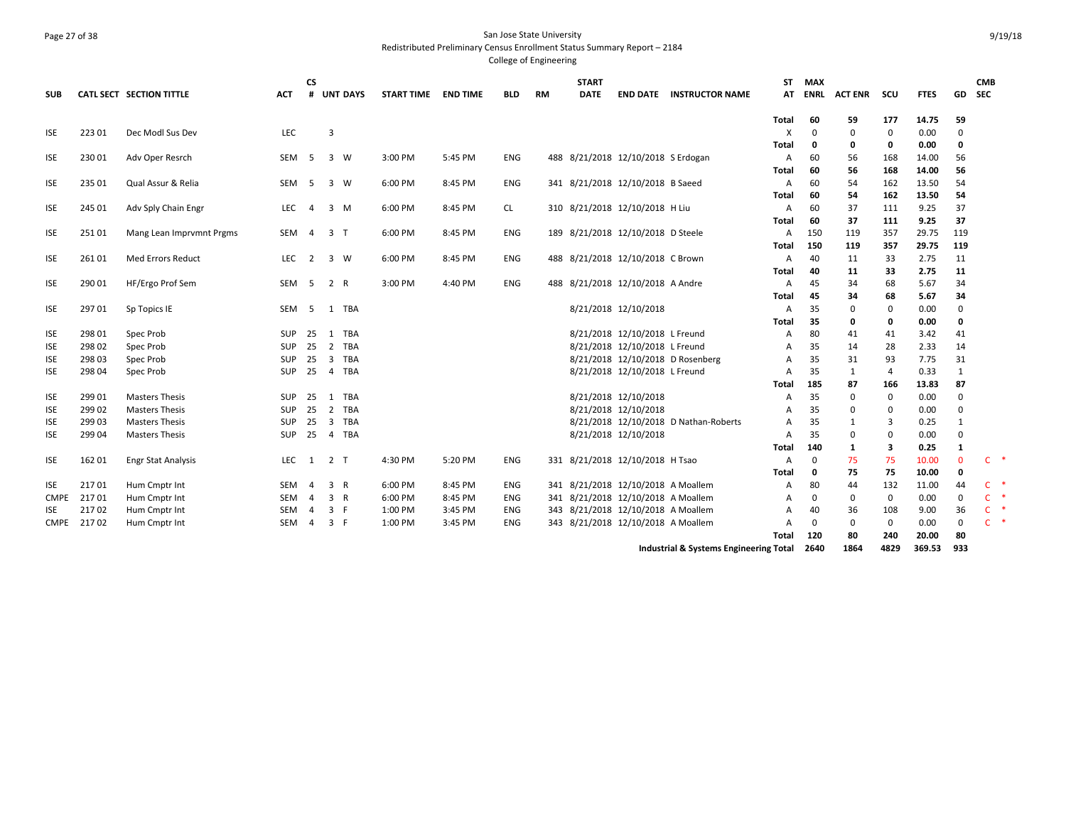San Jose State University

Redistributed Preliminary Census Enrollment Status Summary Report – 2184

College of Engineering

| SUB | CATL SECT | SECTION TITTLE | ACT | CS # | UNT | DAYS | START TIME | END TIME | BLD | RM | START DATE | END DATE | INSTRUCTOR NAME | ST AT | MAX ENRL | ACT ENR | SCU | FTES | GD | CMB SEC |
|---|---|---|---|---|---|---|---|---|---|---|---|---|---|---|---|---|---|---|---|---|
| | | | | | | | | | | | | | | **Total** | **60** | **59** | **177** | **14.75** | **59** | |
| ISE | 223 01 | Dec Modl Sus Dev | LEC | | 3 | | | | | | | | | X | 0 | 0 | 0 | 0.00 | 0 | |
| | | | | | | | | | | | | | | **Total** | **0** | **0** | **0** | **0.00** | **0** | |
| ISE | 230 01 | Adv Oper Resrch | SEM | 5 | 3 | W | 3:00 PM | 5:45 PM | ENG | 488 | 8/21/2018 | 12/10/2018 | S Erdogan | A | 60 | 56 | 168 | 14.00 | 56 | |
| | | | | | | | | | | | | | | **Total** | **60** | **56** | **168** | **14.00** | **56** | |
| ISE | 235 01 | Qual Assur & Relia | SEM | 5 | 3 | W | 6:00 PM | 8:45 PM | ENG | 341 | 8/21/2018 | 12/10/2018 | B Saeed | A | 60 | 54 | 162 | 13.50 | 54 | |
| | | | | | | | | | | | | | | **Total** | **60** | **54** | **162** | **13.50** | **54** | |
| ISE | 245 01 | Adv Sply Chain Engr | LEC | 4 | 3 | M | 6:00 PM | 8:45 PM | CL | 310 | 8/21/2018 | 12/10/2018 | H Liu | A | 60 | 37 | 111 | 9.25 | 37 | |
| | | | | | | | | | | | | | | **Total** | **60** | **37** | **111** | **9.25** | **37** | |
| ISE | 251 01 | Mang Lean Imprvmnt Prgms | SEM | 4 | 3 | T | 6:00 PM | 8:45 PM | ENG | 189 | 8/21/2018 | 12/10/2018 | D Steele | A | 150 | 119 | 357 | 29.75 | 119 | |
| | | | | | | | | | | | | | | **Total** | **150** | **119** | **357** | **29.75** | **119** | |
| ISE | 261 01 | Med Errors Reduct | LEC | 2 | 3 | W | 6:00 PM | 8:45 PM | ENG | 488 | 8/21/2018 | 12/10/2018 | C Brown | A | 40 | 11 | 33 | 2.75 | 11 | |
| | | | | | | | | | | | | | | **Total** | **40** | **11** | **33** | **2.75** | **11** | |
| ISE | 290 01 | HF/Ergo Prof Sem | SEM | 5 | 2 | R | 3:00 PM | 4:40 PM | ENG | 488 | 8/21/2018 | 12/10/2018 | A Andre | A | 45 | 34 | 68 | 5.67 | 34 | |
| | | | | | | | | | | | | | | **Total** | **45** | **34** | **68** | **5.67** | **34** | |
| ISE | 297 01 | Sp Topics IE | SEM | 5 | 1 | TBA | | | | | 8/21/2018 | 12/10/2018 | | A | 35 | 0 | 0 | 0.00 | 0 | |
| | | | | | | | | | | | | | | **Total** | **35** | **0** | **0** | **0.00** | **0** | |
| ISE | 298 01 | Spec Prob | SUP | 25 | 1 | TBA | | | | | 8/21/2018 | 12/10/2018 | L Freund | A | 80 | 41 | 41 | 3.42 | 41 | |
| ISE | 298 02 | Spec Prob | SUP | 25 | 2 | TBA | | | | | 8/21/2018 | 12/10/2018 | L Freund | A | 35 | 14 | 28 | 2.33 | 14 | |
| ISE | 298 03 | Spec Prob | SUP | 25 | 3 | TBA | | | | | 8/21/2018 | 12/10/2018 | D Rosenberg | A | 35 | 31 | 93 | 7.75 | 31 | |
| ISE | 298 04 | Spec Prob | SUP | 25 | 4 | TBA | | | | | 8/21/2018 | 12/10/2018 | L Freund | A | 35 | 1 | 4 | 0.33 | 1 | |
| | | | | | | | | | | | | | | **Total** | **185** | **87** | **166** | **13.83** | **87** | |
| ISE | 299 01 | Masters Thesis | SUP | 25 | 1 | TBA | | | | | 8/21/2018 | 12/10/2018 | | A | 35 | 0 | 0 | 0.00 | 0 | |
| ISE | 299 02 | Masters Thesis | SUP | 25 | 2 | TBA | | | | | 8/21/2018 | 12/10/2018 | | A | 35 | 0 | 0 | 0.00 | 0 | |
| ISE | 299 03 | Masters Thesis | SUP | 25 | 3 | TBA | | | | | 8/21/2018 | 12/10/2018 | D Nathan-Roberts | A | 35 | 1 | 3 | 0.25 | 1 | |
| ISE | 299 04 | Masters Thesis | SUP | 25 | 4 | TBA | | | | | 8/21/2018 | 12/10/2018 | | A | 35 | 0 | 0 | 0.00 | 0 | |
| | | | | | | | | | | | | | | **Total** | **140** | **1** | **3** | **0.25** | **1** | |
| ISE | 162 01 | Engr Stat Analysis | LEC | 1 | 2 | T | 4:30 PM | 5:20 PM | ENG | 331 | 8/21/2018 | 12/10/2018 | H Tsao | A | 0 | 75 | 75 | 10.00 | 0 | C * |
| | | | | | | | | | | | | | | **Total** | **0** | **75** | **75** | **10.00** | **0** | |
| ISE | 217 01 | Hum Cmptr Int | SEM | 4 | 3 | R | 6:00 PM | 8:45 PM | ENG | 341 | 8/21/2018 | 12/10/2018 | A Moallem | A | 80 | 44 | 132 | 11.00 | 44 | C * |
| CMPE | 217 01 | Hum Cmptr Int | SEM | 4 | 3 | R | 6:00 PM | 8:45 PM | ENG | 341 | 8/21/2018 | 12/10/2018 | A Moallem | A | 0 | 0 | 0 | 0.00 | 0 | C * |
| ISE | 217 02 | Hum Cmptr Int | SEM | 4 | 3 | F | 1:00 PM | 3:45 PM | ENG | 343 | 8/21/2018 | 12/10/2018 | A Moallem | A | 40 | 36 | 108 | 9.00 | 36 | C * |
| CMPE | 217 02 | Hum Cmptr Int | SEM | 4 | 3 | F | 1:00 PM | 3:45 PM | ENG | 343 | 8/21/2018 | 12/10/2018 | A Moallem | A | 0 | 0 | 0 | 0.00 | 0 | C * |
| | | | | | | | | | | | | | | **Total** | **120** | **80** | **240** | **20.00** | **80** | |
| | | | | | | | | | | | | | **Industrial & Systems Engineering Total** | | **2640** | **1864** | **4829** | **369.53** | **933** | |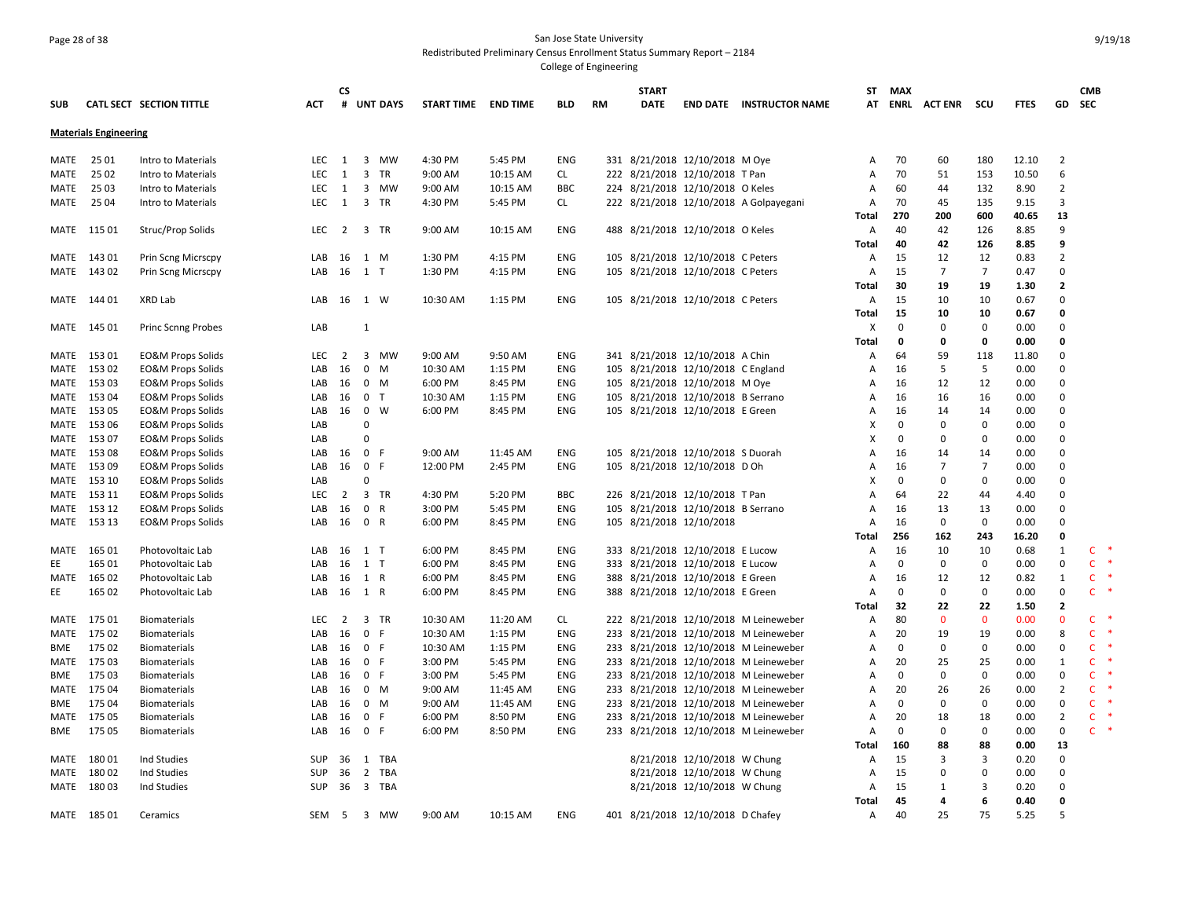San Jose State University
Redistributed Preliminary Census Enrollment Status Summary Report – 2184
College of Engineering

9/19/18

| SUB | CATL SECT | SECTION TITTLE | ACT | CS # | UNT | DAYS | START TIME | END TIME | BLD | RM | START DATE | END DATE | INSTRUCTOR NAME | ST AT | MAX ENRL | ACT ENR | SCU | FTES | GD | CMB SEC |
|---|---|---|---|---|---|---|---|---|---|---|---|---|---|---|---|---|---|---|---|---|
| **Materials Engineering** | | | | | | | | | | | | | | | | | | | | |
| MATE | 25 01 | Intro to Materials | LEC | 1 | 3 | MW | 4:30 PM | 5:45 PM | ENG | 331 | 8/21/2018 | 12/10/2018 | M Oye | A | 70 | 60 | 180 | 12.10 | 2 | |
| MATE | 25 02 | Intro to Materials | LEC | 1 | 3 | TR | 9:00 AM | 10:15 AM | CL | 222 | 8/21/2018 | 12/10/2018 | T Pan | A | 70 | 51 | 153 | 10.50 | 6 | |
| MATE | 25 03 | Intro to Materials | LEC | 1 | 3 | MW | 9:00 AM | 10:15 AM | BBC | 224 | 8/21/2018 | 12/10/2018 | O Keles | A | 60 | 44 | 132 | 8.90 | 2 | |
| MATE | 25 04 | Intro to Materials | LEC | 1 | 3 | TR | 4:30 PM | 5:45 PM | CL | 222 | 8/21/2018 | 12/10/2018 | A Golpayegani | A | 70 | 45 | 135 | 9.15 | 3 | |
| | | | | | | | | | | | | | | **Total** | **270** | **200** | **600** | **40.65** | **13** | |
| MATE | 115 01 | Struc/Prop Solids | LEC | 2 | 3 | TR | 9:00 AM | 10:15 AM | ENG | 488 | 8/21/2018 | 12/10/2018 | O Keles | A | 40 | 42 | 126 | 8.85 | 9 | |
| | | | | | | | | | | | | | | **Total** | **40** | **42** | **126** | **8.85** | **9** | |
| MATE | 143 01 | Prin Scng Micrscpy | LAB | 16 | 1 | M | 1:30 PM | 4:15 PM | ENG | 105 | 8/21/2018 | 12/10/2018 | C Peters | A | 15 | 12 | 12 | 0.83 | 2 | |
| MATE | 143 02 | Prin Scng Micrscpy | LAB | 16 | 1 | T | 1:30 PM | 4:15 PM | ENG | 105 | 8/21/2018 | 12/10/2018 | C Peters | A | 15 | 7 | 7 | 0.47 | 0 | |
| | | | | | | | | | | | | | | **Total** | **30** | **19** | **19** | **1.30** | **2** | |
| MATE | 144 01 | XRD Lab | LAB | 16 | 1 | W | 10:30 AM | 1:15 PM | ENG | 105 | 8/21/2018 | 12/10/2018 | C Peters | A | 15 | 10 | 10 | 0.67 | 0 | |
| | | | | | | | | | | | | | | **Total** | **15** | **10** | **10** | **0.67** | **0** | |
| MATE | 145 01 | Princ Scnng Probes | LAB | | 1 | | | | | | | | | X | 0 | 0 | 0 | 0.00 | 0 | |
| | | | | | | | | | | | | | | **Total** | **0** | **0** | **0** | **0.00** | **0** | |
| MATE | 153 01 | EO&M Props Solids | LEC | 2 | 3 | MW | 9:00 AM | 9:50 AM | ENG | 341 | 8/21/2018 | 12/10/2018 | A Chin | A | 64 | 59 | 118 | 11.80 | 0 | |
| MATE | 153 02 | EO&M Props Solids | LAB | 16 | 0 | M | 10:30 AM | 1:15 PM | ENG | 105 | 8/21/2018 | 12/10/2018 | C England | A | 16 | 5 | 5 | 0.00 | 0 | |
| MATE | 153 03 | EO&M Props Solids | LAB | 16 | 0 | M | 6:00 PM | 8:45 PM | ENG | 105 | 8/21/2018 | 12/10/2018 | M Oye | A | 16 | 12 | 12 | 0.00 | 0 | |
| MATE | 153 04 | EO&M Props Solids | LAB | 16 | 0 | T | 10:30 AM | 1:15 PM | ENG | 105 | 8/21/2018 | 12/10/2018 | B Serrano | A | 16 | 16 | 16 | 0.00 | 0 | |
| MATE | 153 05 | EO&M Props Solids | LAB | 16 | 0 | W | 6:00 PM | 8:45 PM | ENG | 105 | 8/21/2018 | 12/10/2018 | E Green | A | 16 | 14 | 14 | 0.00 | 0 | |
| MATE | 153 06 | EO&M Props Solids | LAB | | 0 | | | | | | | | | X | 0 | 0 | 0 | 0.00 | 0 | |
| MATE | 153 07 | EO&M Props Solids | LAB | | 0 | | | | | | | | | X | 0 | 0 | 0 | 0.00 | 0 | |
| MATE | 153 08 | EO&M Props Solids | LAB | 16 | 0 | F | 9:00 AM | 11:45 AM | ENG | 105 | 8/21/2018 | 12/10/2018 | S Duorah | A | 16 | 14 | 14 | 0.00 | 0 | |
| MATE | 153 09 | EO&M Props Solids | LAB | 16 | 0 | F | 12:00 PM | 2:45 PM | ENG | 105 | 8/21/2018 | 12/10/2018 | D Oh | A | 16 | 7 | 7 | 0.00 | 0 | |
| MATE | 153 10 | EO&M Props Solids | LAB | | 0 | | | | | | | | | X | 0 | 0 | 0 | 0.00 | 0 | |
| MATE | 153 11 | EO&M Props Solids | LEC | 2 | 3 | TR | 4:30 PM | 5:20 PM | BBC | 226 | 8/21/2018 | 12/10/2018 | T Pan | A | 64 | 22 | 44 | 4.40 | 0 | |
| MATE | 153 12 | EO&M Props Solids | LAB | 16 | 0 | R | 3:00 PM | 5:45 PM | ENG | 105 | 8/21/2018 | 12/10/2018 | B Serrano | A | 16 | 13 | 13 | 0.00 | 0 | |
| MATE | 153 13 | EO&M Props Solids | LAB | 16 | 0 | R | 6:00 PM | 8:45 PM | ENG | 105 | 8/21/2018 | 12/10/2018 | | A | 16 | 0 | 0 | 0.00 | 0 | |
| | | | | | | | | | | | | | | **Total** | **256** | **162** | **243** | **16.20** | **0** | |
| MATE | 165 01 | Photovoltaic Lab | LAB | 16 | 1 | T | 6:00 PM | 8:45 PM | ENG | 333 | 8/21/2018 | 12/10/2018 | E Lucow | A | 16 | 10 | 10 | 0.68 | 1 | C * |
| EE | 165 01 | Photovoltaic Lab | LAB | 16 | 1 | T | 6:00 PM | 8:45 PM | ENG | 333 | 8/21/2018 | 12/10/2018 | E Lucow | A | 0 | 0 | 0 | 0.00 | 0 | C * |
| MATE | 165 02 | Photovoltaic Lab | LAB | 16 | 1 | R | 6:00 PM | 8:45 PM | ENG | 388 | 8/21/2018 | 12/10/2018 | E Green | A | 16 | 12 | 12 | 0.82 | 1 | C * |
| EE | 165 02 | Photovoltaic Lab | LAB | 16 | 1 | R | 6:00 PM | 8:45 PM | ENG | 388 | 8/21/2018 | 12/10/2018 | E Green | A | 0 | 0 | 0 | 0.00 | 0 | C * |
| | | | | | | | | | | | | | | **Total** | **32** | **22** | **22** | **1.50** | **2** | |
| MATE | 175 01 | Biomaterials | LEC | 2 | 3 | TR | 10:30 AM | 11:20 AM | CL | 222 | 8/21/2018 | 12/10/2018 | M Leineweber | A | 80 | 0 | 0 | 0.00 | 0 | C * |
| MATE | 175 02 | Biomaterials | LAB | 16 | 0 | F | 10:30 AM | 1:15 PM | ENG | 233 | 8/21/2018 | 12/10/2018 | M Leineweber | A | 20 | 19 | 19 | 0.00 | 8 | C * |
| BME | 175 02 | Biomaterials | LAB | 16 | 0 | F | 10:30 AM | 1:15 PM | ENG | 233 | 8/21/2018 | 12/10/2018 | M Leineweber | A | 0 | 0 | 0 | 0.00 | 0 | C * |
| MATE | 175 03 | Biomaterials | LAB | 16 | 0 | F | 3:00 PM | 5:45 PM | ENG | 233 | 8/21/2018 | 12/10/2018 | M Leineweber | A | 20 | 25 | 25 | 0.00 | 1 | C * |
| BME | 175 03 | Biomaterials | LAB | 16 | 0 | F | 3:00 PM | 5:45 PM | ENG | 233 | 8/21/2018 | 12/10/2018 | M Leineweber | A | 0 | 0 | 0 | 0.00 | 0 | C * |
| MATE | 175 04 | Biomaterials | LAB | 16 | 0 | M | 9:00 AM | 11:45 AM | ENG | 233 | 8/21/2018 | 12/10/2018 | M Leineweber | A | 20 | 26 | 26 | 0.00 | 2 | C * |
| BME | 175 04 | Biomaterials | LAB | 16 | 0 | M | 9:00 AM | 11:45 AM | ENG | 233 | 8/21/2018 | 12/10/2018 | M Leineweber | A | 0 | 0 | 0 | 0.00 | 0 | C * |
| MATE | 175 05 | Biomaterials | LAB | 16 | 0 | F | 6:00 PM | 8:50 PM | ENG | 233 | 8/21/2018 | 12/10/2018 | M Leineweber | A | 20 | 18 | 18 | 0.00 | 2 | C * |
| BME | 175 05 | Biomaterials | LAB | 16 | 0 | F | 6:00 PM | 8:50 PM | ENG | 233 | 8/21/2018 | 12/10/2018 | M Leineweber | A | 0 | 0 | 0 | 0.00 | 0 | C * |
| | | | | | | | | | | | | | | **Total** | **160** | **88** | **88** | **0.00** | **13** | |
| MATE | 180 01 | Ind Studies | SUP | 36 | 1 | TBA | | | | | 8/21/2018 | 12/10/2018 | W Chung | A | 15 | 3 | 3 | 0.20 | 0 | |
| MATE | 180 02 | Ind Studies | SUP | 36 | 2 | TBA | | | | | 8/21/2018 | 12/10/2018 | W Chung | A | 15 | 0 | 0 | 0.00 | 0 | |
| MATE | 180 03 | Ind Studies | SUP | 36 | 3 | TBA | | | | | 8/21/2018 | 12/10/2018 | W Chung | A | 15 | 1 | 3 | 0.20 | 0 | |
| | | | | | | | | | | | | | | **Total** | **45** | **4** | **6** | **0.40** | **0** | |
| MATE | 185 01 | Ceramics | SEM | 5 | 3 | MW | 9:00 AM | 10:15 AM | ENG | 401 | 8/21/2018 | 12/10/2018 | D Chafey | A | 40 | 25 | 75 | 5.25 | 5 | |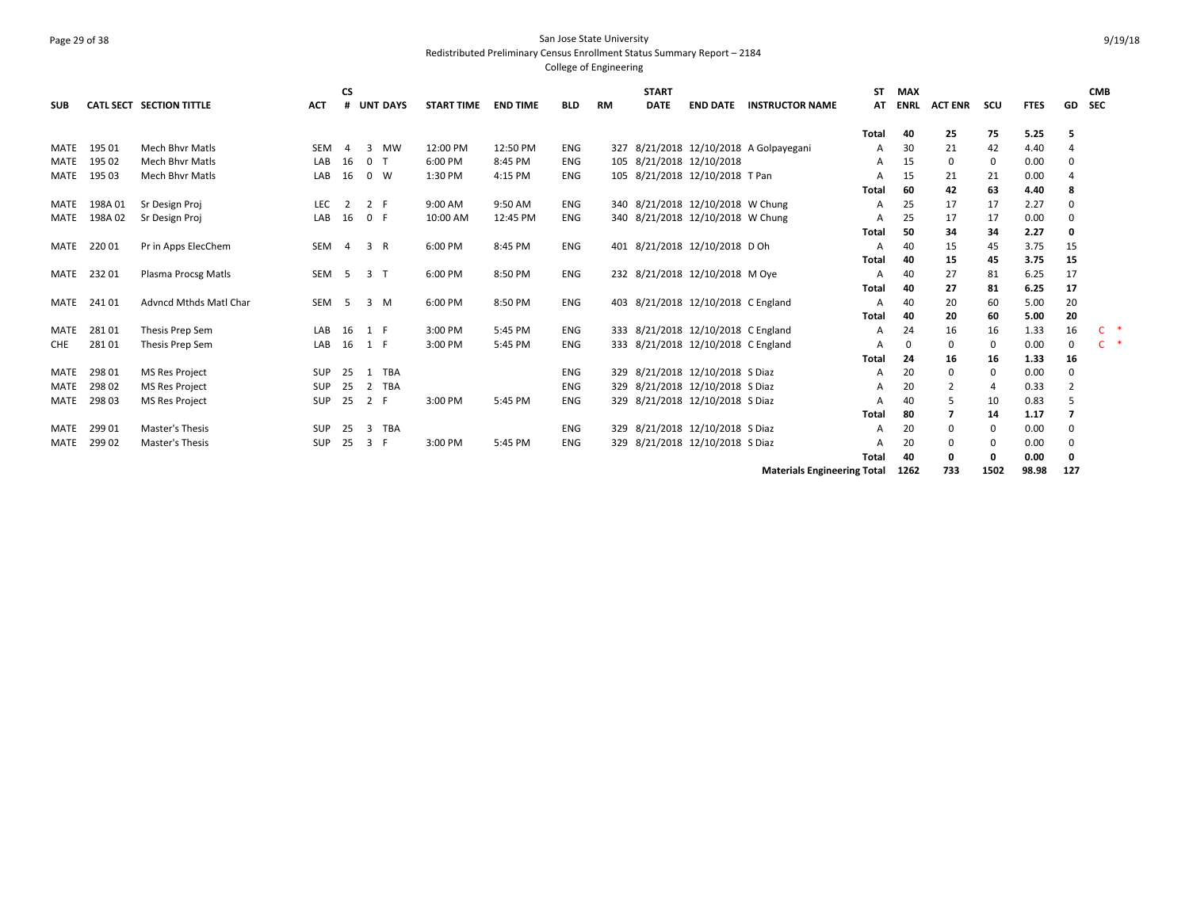San Jose State University

Redistributed Preliminary Census Enrollment Status Summary Report – 2184

College of Engineering

| SUB | CATL SECT | SECTION TITTLE | ACT | CS # | UNT | DAYS | START TIME | END TIME | BLD | RM | START DATE | END DATE | INSTRUCTOR NAME | ST AT | MAX ENRL | ACT ENR | SCU | FTES | GD | CMB SEC |
|---|---|---|---|---|---|---|---|---|---|---|---|---|---|---|---|---|---|---|---|---|
| | | | | | | | | | | | | | | **Total** | **40** | **25** | **75** | **5.25** | **5** | |
| MATE | 195 01 | Mech Bhvr Matls | SEM | 4 | 3 | MW | 12:00 PM | 12:50 PM | ENG | 327 | 8/21/2018 | 12/10/2018 | A Golpayegani | A | 30 | 21 | 42 | 4.40 | 4 | |
| MATE | 195 02 | Mech Bhvr Matls | LAB | 16 | 0 | T | 6:00 PM | 8:45 PM | ENG | 105 | 8/21/2018 | 12/10/2018 | | A | 15 | 0 | 0 | 0.00 | 0 | |
| MATE | 195 03 | Mech Bhvr Matls | LAB | 16 | 0 | W | 1:30 PM | 4:15 PM | ENG | 105 | 8/21/2018 | 12/10/2018 | T Pan | A | 15 | 21 | 21 | 0.00 | 4 | |
| | | | | | | | | | | | | | | **Total** | **60** | **42** | **63** | **4.40** | **8** | |
| MATE | 198A 01 | Sr Design Proj | LEC | 2 | 2 | F | 9:00 AM | 9:50 AM | ENG | 340 | 8/21/2018 | 12/10/2018 | W Chung | A | 25 | 17 | 17 | 2.27 | 0 | |
| MATE | 198A 02 | Sr Design Proj | LAB | 16 | 0 | F | 10:00 AM | 12:45 PM | ENG | 340 | 8/21/2018 | 12/10/2018 | W Chung | A | 25 | 17 | 17 | 0.00 | 0 | |
| | | | | | | | | | | | | | | **Total** | **50** | **34** | **34** | **2.27** | **0** | |
| MATE | 220 01 | Pr in Apps ElecChem | SEM | 4 | 3 | R | 6:00 PM | 8:45 PM | ENG | 401 | 8/21/2018 | 12/10/2018 | D Oh | A | 40 | 15 | 45 | 3.75 | 15 | |
| | | | | | | | | | | | | | | **Total** | **40** | **15** | **45** | **3.75** | **15** | |
| MATE | 232 01 | Plasma Procsg Matls | SEM | 5 | 3 | T | 6:00 PM | 8:50 PM | ENG | 232 | 8/21/2018 | 12/10/2018 | M Oye | A | 40 | 27 | 81 | 6.25 | 17 | |
| | | | | | | | | | | | | | | **Total** | **40** | **27** | **81** | **6.25** | **17** | |
| MATE | 241 01 | Advncd Mthds Matl Char | SEM | 5 | 3 | M | 6:00 PM | 8:50 PM | ENG | 403 | 8/21/2018 | 12/10/2018 | C England | A | 40 | 20 | 60 | 5.00 | 20 | |
| | | | | | | | | | | | | | | **Total** | **40** | **20** | **60** | **5.00** | **20** | |
| MATE | 281 01 | Thesis Prep Sem | LAB | 16 | 1 | F | 3:00 PM | 5:45 PM | ENG | 333 | 8/21/2018 | 12/10/2018 | C England | A | 24 | 16 | 16 | 1.33 | 16 | C * |
| CHE | 281 01 | Thesis Prep Sem | LAB | 16 | 1 | F | 3:00 PM | 5:45 PM | ENG | 333 | 8/21/2018 | 12/10/2018 | C England | A | 0 | 0 | 0 | 0.00 | 0 | C * |
| | | | | | | | | | | | | | | **Total** | **24** | **16** | **16** | **1.33** | **16** | |
| MATE | 298 01 | MS Res Project | SUP | 25 | 1 | TBA | | | ENG | 329 | 8/21/2018 | 12/10/2018 | S Diaz | A | 20 | 0 | 0 | 0.00 | 0 | |
| MATE | 298 02 | MS Res Project | SUP | 25 | 2 | TBA | | | ENG | 329 | 8/21/2018 | 12/10/2018 | S Diaz | A | 20 | 2 | 4 | 0.33 | 2 | |
| MATE | 298 03 | MS Res Project | SUP | 25 | 2 | F | 3:00 PM | 5:45 PM | ENG | 329 | 8/21/2018 | 12/10/2018 | S Diaz | A | 40 | 5 | 10 | 0.83 | 5 | |
| | | | | | | | | | | | | | | **Total** | **80** | **7** | **14** | **1.17** | **7** | |
| MATE | 299 01 | Master's Thesis | SUP | 25 | 3 | TBA | | | ENG | 329 | 8/21/2018 | 12/10/2018 | S Diaz | A | 20 | 0 | 0 | 0.00 | 0 | |
| MATE | 299 02 | Master's Thesis | SUP | 25 | 3 | F | 3:00 PM | 5:45 PM | ENG | 329 | 8/21/2018 | 12/10/2018 | S Diaz | A | 20 | 0 | 0 | 0.00 | 0 | |
| | | | | | | | | | | | | | | **Total** | **40** | **0** | **0** | **0.00** | **0** | |
| | | | | | | | | | | | | | **Materials Engineering Total** | | **1262** | **733** | **1502** | **98.98** | **127** | |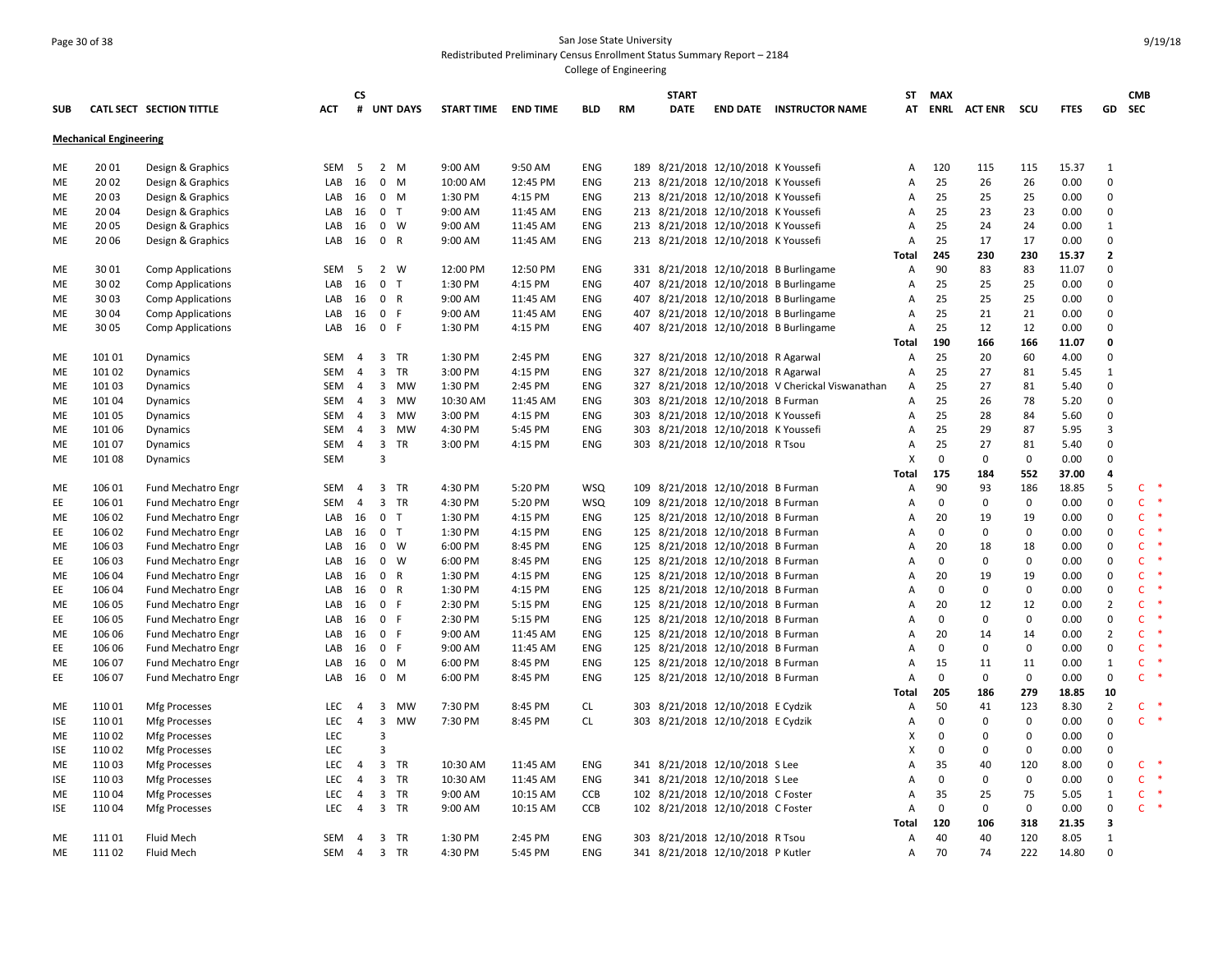San Jose State University
Redistributed Preliminary Census Enrollment Status Summary Report – 2184
College of Engineering

| SUB | CATL SECT | SECTION TITTLE | ACT | CS # | UNT | DAYS | START TIME | END TIME | BLD | RM | START DATE | END DATE | INSTRUCTOR NAME | ST AT | MAX ENRL | ACT ENR | SCU | FTES | GD | CMB SEC |
|---|---|---|---|---|---|---|---|---|---|---|---|---|---|---|---|---|---|---|---|---|
| **Mechanical Engineering** | | | | | | | | | | | | | | | | | | | | |
| ME | 20 01 | Design & Graphics | SEM | 5 | 2 | M | 9:00 AM | 9:50 AM | ENG | 189 | 8/21/2018 | 12/10/2018 | K Youssefi | A | 120 | 115 | 115 | 15.37 | 1 | |
| ME | 20 02 | Design & Graphics | LAB | 16 | 0 | M | 10:00 AM | 12:45 PM | ENG | 213 | 8/21/2018 | 12/10/2018 | K Youssefi | A | 25 | 26 | 26 | 0.00 | 0 | |
| ME | 20 03 | Design & Graphics | LAB | 16 | 0 | M | 1:30 PM | 4:15 PM | ENG | 213 | 8/21/2018 | 12/10/2018 | K Youssefi | A | 25 | 25 | 25 | 0.00 | 0 | |
| ME | 20 04 | Design & Graphics | LAB | 16 | 0 | T | 9:00 AM | 11:45 AM | ENG | 213 | 8/21/2018 | 12/10/2018 | K Youssefi | A | 25 | 23 | 23 | 0.00 | 0 | |
| ME | 20 05 | Design & Graphics | LAB | 16 | 0 | W | 9:00 AM | 11:45 AM | ENG | 213 | 8/21/2018 | 12/10/2018 | K Youssefi | A | 25 | 24 | 24 | 0.00 | 1 | |
| ME | 20 06 | Design & Graphics | LAB | 16 | 0 | R | 9:00 AM | 11:45 AM | ENG | 213 | 8/21/2018 | 12/10/2018 | K Youssefi | A | 25 | 17 | 17 | 0.00 | 0 | |
| | | | | | | | | | | | | | | Total | 245 | 230 | 230 | 15.37 | 2 | |
| ME | 30 01 | Comp Applications | SEM | 5 | 2 | W | 12:00 PM | 12:50 PM | ENG | 331 | 8/21/2018 | 12/10/2018 | B Burlingame | A | 90 | 83 | 83 | 11.07 | 0 | |
| ME | 30 02 | Comp Applications | LAB | 16 | 0 | T | 1:30 PM | 4:15 PM | ENG | 407 | 8/21/2018 | 12/10/2018 | B Burlingame | A | 25 | 25 | 25 | 0.00 | 0 | |
| ME | 30 03 | Comp Applications | LAB | 16 | 0 | R | 9:00 AM | 11:45 AM | ENG | 407 | 8/21/2018 | 12/10/2018 | B Burlingame | A | 25 | 25 | 25 | 0.00 | 0 | |
| ME | 30 04 | Comp Applications | LAB | 16 | 0 | F | 9:00 AM | 11:45 AM | ENG | 407 | 8/21/2018 | 12/10/2018 | B Burlingame | A | 25 | 21 | 21 | 0.00 | 0 | |
| ME | 30 05 | Comp Applications | LAB | 16 | 0 | F | 1:30 PM | 4:15 PM | ENG | 407 | 8/21/2018 | 12/10/2018 | B Burlingame | A | 25 | 12 | 12 | 0.00 | 0 | |
| | | | | | | | | | | | | | | Total | 190 | 166 | 166 | 11.07 | 0 | |
| ME | 101 01 | Dynamics | SEM | 4 | 3 | TR | 1:30 PM | 2:45 PM | ENG | 327 | 8/21/2018 | 12/10/2018 | R Agarwal | A | 25 | 20 | 60 | 4.00 | 0 | |
| ME | 101 02 | Dynamics | SEM | 4 | 3 | TR | 3:00 PM | 4:15 PM | ENG | 327 | 8/21/2018 | 12/10/2018 | R Agarwal | A | 25 | 27 | 81 | 5.45 | 1 | |
| ME | 101 03 | Dynamics | SEM | 4 | 3 | MW | 1:30 PM | 2:45 PM | ENG | 327 | 8/21/2018 | 12/10/2018 | V Cherickal Viswanathan | A | 25 | 27 | 81 | 5.40 | 0 | |
| ME | 101 04 | Dynamics | SEM | 4 | 3 | MW | 10:30 AM | 11:45 AM | ENG | 303 | 8/21/2018 | 12/10/2018 | B Furman | A | 25 | 26 | 78 | 5.20 | 0 | |
| ME | 101 05 | Dynamics | SEM | 4 | 3 | MW | 3:00 PM | 4:15 PM | ENG | 303 | 8/21/2018 | 12/10/2018 | K Youssefi | A | 25 | 28 | 84 | 5.60 | 0 | |
| ME | 101 06 | Dynamics | SEM | 4 | 3 | MW | 4:30 PM | 5:45 PM | ENG | 303 | 8/21/2018 | 12/10/2018 | K Youssefi | A | 25 | 29 | 87 | 5.95 | 3 | |
| ME | 101 07 | Dynamics | SEM | 4 | 3 | TR | 3:00 PM | 4:15 PM | ENG | 303 | 8/21/2018 | 12/10/2018 | R Tsou | A | 25 | 27 | 81 | 5.40 | 0 | |
| ME | 101 08 | Dynamics | SEM | | 3 | | | | | | | | | X | 0 | 0 | 0 | 0.00 | 0 | |
| | | | | | | | | | | | | | | Total | 175 | 184 | 552 | 37.00 | 4 | |
| ME | 106 01 | Fund Mechatro Engr | SEM | 4 | 3 | TR | 4:30 PM | 5:20 PM | WSQ | 109 | 8/21/2018 | 12/10/2018 | B Furman | A | 90 | 93 | 186 | 18.85 | 5 | C * |
| EE | 106 01 | Fund Mechatro Engr | SEM | 4 | 3 | TR | 4:30 PM | 5:20 PM | WSQ | 109 | 8/21/2018 | 12/10/2018 | B Furman | A | 0 | 0 | 0 | 0.00 | 0 | C * |
| ME | 106 02 | Fund Mechatro Engr | LAB | 16 | 0 | T | 1:30 PM | 4:15 PM | ENG | 125 | 8/21/2018 | 12/10/2018 | B Furman | A | 20 | 19 | 19 | 0.00 | 0 | C * |
| EE | 106 02 | Fund Mechatro Engr | LAB | 16 | 0 | T | 1:30 PM | 4:15 PM | ENG | 125 | 8/21/2018 | 12/10/2018 | B Furman | A | 0 | 0 | 0 | 0.00 | 0 | C * |
| ME | 106 03 | Fund Mechatro Engr | LAB | 16 | 0 | W | 6:00 PM | 8:45 PM | ENG | 125 | 8/21/2018 | 12/10/2018 | B Furman | A | 20 | 18 | 18 | 0.00 | 0 | C * |
| EE | 106 03 | Fund Mechatro Engr | LAB | 16 | 0 | W | 6:00 PM | 8:45 PM | ENG | 125 | 8/21/2018 | 12/10/2018 | B Furman | A | 0 | 0 | 0 | 0.00 | 0 | C * |
| ME | 106 04 | Fund Mechatro Engr | LAB | 16 | 0 | R | 1:30 PM | 4:15 PM | ENG | 125 | 8/21/2018 | 12/10/2018 | B Furman | A | 20 | 19 | 19 | 0.00 | 0 | C * |
| EE | 106 04 | Fund Mechatro Engr | LAB | 16 | 0 | R | 1:30 PM | 4:15 PM | ENG | 125 | 8/21/2018 | 12/10/2018 | B Furman | A | 0 | 0 | 0 | 0.00 | 0 | C * |
| ME | 106 05 | Fund Mechatro Engr | LAB | 16 | 0 | F | 2:30 PM | 5:15 PM | ENG | 125 | 8/21/2018 | 12/10/2018 | B Furman | A | 20 | 12 | 12 | 0.00 | 2 | C * |
| EE | 106 05 | Fund Mechatro Engr | LAB | 16 | 0 | F | 2:30 PM | 5:15 PM | ENG | 125 | 8/21/2018 | 12/10/2018 | B Furman | A | 0 | 0 | 0 | 0.00 | 0 | C * |
| ME | 106 06 | Fund Mechatro Engr | LAB | 16 | 0 | F | 9:00 AM | 11:45 AM | ENG | 125 | 8/21/2018 | 12/10/2018 | B Furman | A | 20 | 14 | 14 | 0.00 | 2 | C * |
| EE | 106 06 | Fund Mechatro Engr | LAB | 16 | 0 | F | 9:00 AM | 11:45 AM | ENG | 125 | 8/21/2018 | 12/10/2018 | B Furman | A | 0 | 0 | 0 | 0.00 | 0 | C * |
| ME | 106 07 | Fund Mechatro Engr | LAB | 16 | 0 | M | 6:00 PM | 8:45 PM | ENG | 125 | 8/21/2018 | 12/10/2018 | B Furman | A | 15 | 11 | 11 | 0.00 | 1 | C * |
| EE | 106 07 | Fund Mechatro Engr | LAB | 16 | 0 | M | 6:00 PM | 8:45 PM | ENG | 125 | 8/21/2018 | 12/10/2018 | B Furman | A | 0 | 0 | 0 | 0.00 | 0 | C * |
| | | | | | | | | | | | | | | Total | 205 | 186 | 279 | 18.85 | 10 | |
| ME | 110 01 | Mfg Processes | LEC | 4 | 3 | MW | 7:30 PM | 8:45 PM | CL | 303 | 8/21/2018 | 12/10/2018 | E Cydzik | A | 50 | 41 | 123 | 8.30 | 2 | C * |
| ISE | 110 01 | Mfg Processes | LEC | 4 | 3 | MW | 7:30 PM | 8:45 PM | CL | 303 | 8/21/2018 | 12/10/2018 | E Cydzik | A | 0 | 0 | 0 | 0.00 | 0 | C * |
| ME | 110 02 | Mfg Processes | LEC | | 3 | | | | | | | | | X | 0 | 0 | 0 | 0.00 | 0 | |
| ISE | 110 02 | Mfg Processes | LEC | | 3 | | | | | | | | | X | 0 | 0 | 0 | 0.00 | 0 | |
| ME | 110 03 | Mfg Processes | LEC | 4 | 3 | TR | 10:30 AM | 11:45 AM | ENG | 341 | 8/21/2018 | 12/10/2018 | S Lee | A | 35 | 40 | 120 | 8.00 | 0 | C * |
| ISE | 110 03 | Mfg Processes | LEC | 4 | 3 | TR | 10:30 AM | 11:45 AM | ENG | 341 | 8/21/2018 | 12/10/2018 | S Lee | A | 0 | 0 | 0 | 0.00 | 0 | C * |
| ME | 110 04 | Mfg Processes | LEC | 4 | 3 | TR | 9:00 AM | 10:15 AM | CCB | 102 | 8/21/2018 | 12/10/2018 | C Foster | A | 35 | 25 | 75 | 5.05 | 1 | C * |
| ISE | 110 04 | Mfg Processes | LEC | 4 | 3 | TR | 9:00 AM | 10:15 AM | CCB | 102 | 8/21/2018 | 12/10/2018 | C Foster | A | 0 | 0 | 0 | 0.00 | 0 | C * |
| | | | | | | | | | | | | | | Total | 120 | 106 | 318 | 21.35 | 3 | |
| ME | 111 01 | Fluid Mech | SEM | 4 | 3 | TR | 1:30 PM | 2:45 PM | ENG | 303 | 8/21/2018 | 12/10/2018 | R Tsou | A | 40 | 40 | 120 | 8.05 | 1 | |
| ME | 111 02 | Fluid Mech | SEM | 4 | 3 | TR | 4:30 PM | 5:45 PM | ENG | 341 | 8/21/2018 | 12/10/2018 | P Kutler | A | 70 | 74 | 222 | 14.80 | 0 | |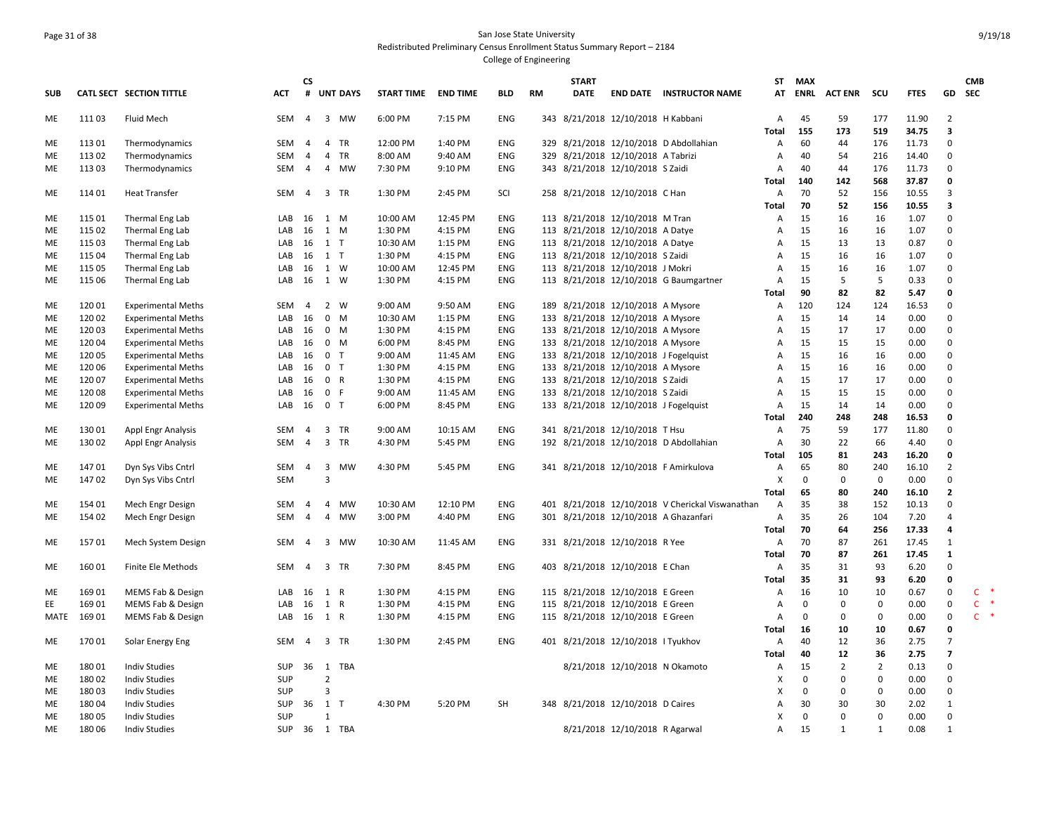San Jose State University
Redistributed Preliminary Census Enrollment Status Summary Report – 2184
College of Engineering

| SUB | CATL SECT | SECTION TITTLE | ACT | CS # | UNT | DAYS | START TIME | END TIME | BLD | RM | START DATE | END DATE | INSTRUCTOR NAME | ST AT | MAX ENRL | ACT ENR | SCU | FTES | GD | CMB SEC |
|---|---|---|---|---|---|---|---|---|---|---|---|---|---|---|---|---|---|---|---|---|
| ME | 111 03 | Fluid Mech | SEM | 4 | 3 | MW | 6:00 PM | 7:15 PM | ENG | 343 | 8/21/2018 | 12/10/2018 | H Kabbani | A | 45 | 59 | 177 | 11.90 | 2 | |
| | | | | | | | | | | | | | | Total | 155 | 173 | 519 | 34.75 | 3 | |
| ME | 113 01 | Thermodynamics | SEM | 4 | 4 | TR | 12:00 PM | 1:40 PM | ENG | 329 | 8/21/2018 | 12/10/2018 | D Abdollahian | A | 60 | 44 | 176 | 11.73 | 0 | |
| ME | 113 02 | Thermodynamics | SEM | 4 | 4 | TR | 8:00 AM | 9:40 AM | ENG | 329 | 8/21/2018 | 12/10/2018 | A Tabrizi | A | 40 | 54 | 216 | 14.40 | 0 | |
| ME | 113 03 | Thermodynamics | SEM | 4 | 4 | MW | 7:30 PM | 9:10 PM | ENG | 343 | 8/21/2018 | 12/10/2018 | S Zaidi | A | 40 | 44 | 176 | 11.73 | 0 | |
| | | | | | | | | | | | | | | Total | 140 | 142 | 568 | 37.87 | 0 | |
| ME | 114 01 | Heat Transfer | SEM | 4 | 3 | TR | 1:30 PM | 2:45 PM | SCI | 258 | 8/21/2018 | 12/10/2018 | C Han | A | 70 | 52 | 156 | 10.55 | 3 | |
| | | | | | | | | | | | | | | Total | 70 | 52 | 156 | 10.55 | 3 | |
| ME | 115 01 | Thermal Eng Lab | LAB | 16 | 1 | M | 10:00 AM | 12:45 PM | ENG | 113 | 8/21/2018 | 12/10/2018 | M Tran | A | 15 | 16 | 16 | 1.07 | 0 | |
| ME | 115 02 | Thermal Eng Lab | LAB | 16 | 1 | M | 1:30 PM | 4:15 PM | ENG | 113 | 8/21/2018 | 12/10/2018 | A Datye | A | 15 | 16 | 16 | 1.07 | 0 | |
| ME | 115 03 | Thermal Eng Lab | LAB | 16 | 1 | T | 10:30 AM | 1:15 PM | ENG | 113 | 8/21/2018 | 12/10/2018 | A Datye | A | 15 | 13 | 13 | 0.87 | 0 | |
| ME | 115 04 | Thermal Eng Lab | LAB | 16 | 1 | T | 1:30 PM | 4:15 PM | ENG | 113 | 8/21/2018 | 12/10/2018 | S Zaidi | A | 15 | 16 | 16 | 1.07 | 0 | |
| ME | 115 05 | Thermal Eng Lab | LAB | 16 | 1 | W | 10:00 AM | 12:45 PM | ENG | 113 | 8/21/2018 | 12/10/2018 | J Mokri | A | 15 | 16 | 16 | 1.07 | 0 | |
| ME | 115 06 | Thermal Eng Lab | LAB | 16 | 1 | W | 1:30 PM | 4:15 PM | ENG | 113 | 8/21/2018 | 12/10/2018 | G Baumgartner | A | 15 | 5 | 5 | 0.33 | 0 | |
| | | | | | | | | | | | | | | Total | 90 | 82 | 82 | 5.47 | 0 | |
| ME | 120 01 | Experimental Meths | SEM | 4 | 2 | W | 9:00 AM | 9:50 AM | ENG | 189 | 8/21/2018 | 12/10/2018 | A Mysore | A | 120 | 124 | 124 | 16.53 | 0 | |
| ME | 120 02 | Experimental Meths | LAB | 16 | 0 | M | 10:30 AM | 1:15 PM | ENG | 133 | 8/21/2018 | 12/10/2018 | A Mysore | A | 15 | 14 | 14 | 0.00 | 0 | |
| ME | 120 03 | Experimental Meths | LAB | 16 | 0 | M | 1:30 PM | 4:15 PM | ENG | 133 | 8/21/2018 | 12/10/2018 | A Mysore | A | 15 | 17 | 17 | 0.00 | 0 | |
| ME | 120 04 | Experimental Meths | LAB | 16 | 0 | M | 6:00 PM | 8:45 PM | ENG | 133 | 8/21/2018 | 12/10/2018 | A Mysore | A | 15 | 15 | 15 | 0.00 | 0 | |
| ME | 120 05 | Experimental Meths | LAB | 16 | 0 | T | 9:00 AM | 11:45 AM | ENG | 133 | 8/21/2018 | 12/10/2018 | J Fogelquist | A | 15 | 16 | 16 | 0.00 | 0 | |
| ME | 120 06 | Experimental Meths | LAB | 16 | 0 | T | 1:30 PM | 4:15 PM | ENG | 133 | 8/21/2018 | 12/10/2018 | A Mysore | A | 15 | 16 | 16 | 0.00 | 0 | |
| ME | 120 07 | Experimental Meths | LAB | 16 | 0 | R | 1:30 PM | 4:15 PM | ENG | 133 | 8/21/2018 | 12/10/2018 | S Zaidi | A | 15 | 17 | 17 | 0.00 | 0 | |
| ME | 120 08 | Experimental Meths | LAB | 16 | 0 | F | 9:00 AM | 11:45 AM | ENG | 133 | 8/21/2018 | 12/10/2018 | S Zaidi | A | 15 | 15 | 15 | 0.00 | 0 | |
| ME | 120 09 | Experimental Meths | LAB | 16 | 0 | T | 6:00 PM | 8:45 PM | ENG | 133 | 8/21/2018 | 12/10/2018 | J Fogelquist | A | 15 | 14 | 14 | 0.00 | 0 | |
| | | | | | | | | | | | | | | Total | 240 | 248 | 248 | 16.53 | 0 | |
| ME | 130 01 | Appl Engr Analysis | SEM | 4 | 3 | TR | 9:00 AM | 10:15 AM | ENG | 341 | 8/21/2018 | 12/10/2018 | T Hsu | A | 75 | 59 | 177 | 11.80 | 0 | |
| ME | 130 02 | Appl Engr Analysis | SEM | 4 | 3 | TR | 4:30 PM | 5:45 PM | ENG | 192 | 8/21/2018 | 12/10/2018 | D Abdollahian | A | 30 | 22 | 66 | 4.40 | 0 | |
| | | | | | | | | | | | | | | Total | 105 | 81 | 243 | 16.20 | 0 | |
| ME | 147 01 | Dyn Sys Vibs Cntrl | SEM | 4 | 3 | MW | 4:30 PM | 5:45 PM | ENG | 341 | 8/21/2018 | 12/10/2018 | F Amirkulova | A | 65 | 80 | 240 | 16.10 | 2 | |
| ME | 147 02 | Dyn Sys Vibs Cntrl | SEM | | 3 | | | | | | | | | X | 0 | 0 | 0 | 0.00 | 0 | |
| | | | | | | | | | | | | | | Total | 65 | 80 | 240 | 16.10 | 2 | |
| ME | 154 01 | Mech Engr Design | SEM | 4 | 4 | MW | 10:30 AM | 12:10 PM | ENG | 401 | 8/21/2018 | 12/10/2018 | V Cherickal Viswanathan | A | 35 | 38 | 152 | 10.13 | 0 | |
| ME | 154 02 | Mech Engr Design | SEM | 4 | 4 | MW | 3:00 PM | 4:40 PM | ENG | 301 | 8/21/2018 | 12/10/2018 | A Ghazanfari | A | 35 | 26 | 104 | 7.20 | 4 | |
| | | | | | | | | | | | | | | Total | 70 | 64 | 256 | 17.33 | 4 | |
| ME | 157 01 | Mech System Design | SEM | 4 | 3 | MW | 10:30 AM | 11:45 AM | ENG | 331 | 8/21/2018 | 12/10/2018 | R Yee | A | 70 | 87 | 261 | 17.45 | 1 | |
| | | | | | | | | | | | | | | Total | 70 | 87 | 261 | 17.45 | 1 | |
| ME | 160 01 | Finite Ele Methods | SEM | 4 | 3 | TR | 7:30 PM | 8:45 PM | ENG | 403 | 8/21/2018 | 12/10/2018 | E Chan | A | 35 | 31 | 93 | 6.20 | 0 | |
| | | | | | | | | | | | | | | Total | 35 | 31 | 93 | 6.20 | 0 | |
| ME | 169 01 | MEMS Fab & Design | LAB | 16 | 1 | R | 1:30 PM | 4:15 PM | ENG | 115 | 8/21/2018 | 12/10/2018 | E Green | A | 16 | 10 | 10 | 0.67 | 0 | C * |
| EE | 169 01 | MEMS Fab & Design | LAB | 16 | 1 | R | 1:30 PM | 4:15 PM | ENG | 115 | 8/21/2018 | 12/10/2018 | E Green | A | 0 | 0 | 0 | 0.00 | 0 | C * |
| MATE | 169 01 | MEMS Fab & Design | LAB | 16 | 1 | R | 1:30 PM | 4:15 PM | ENG | 115 | 8/21/2018 | 12/10/2018 | E Green | A | 0 | 0 | 0 | 0.00 | 0 | C * |
| | | | | | | | | | | | | | | Total | 16 | 10 | 10 | 0.67 | 0 | |
| ME | 170 01 | Solar Energy Eng | SEM | 4 | 3 | TR | 1:30 PM | 2:45 PM | ENG | 401 | 8/21/2018 | 12/10/2018 | I Tyukhov | A | 40 | 12 | 36 | 2.75 | 7 | |
| | | | | | | | | | | | | | | Total | 40 | 12 | 36 | 2.75 | 7 | |
| ME | 180 01 | Indiv Studies | SUP | 36 | 1 | TBA | | | | | 8/21/2018 | 12/10/2018 | N Okamoto | A | 15 | 2 | 2 | 0.13 | 0 | |
| ME | 180 02 | Indiv Studies | SUP | | 2 | | | | | | | | | X | 0 | 0 | 0 | 0.00 | 0 | |
| ME | 180 03 | Indiv Studies | SUP | | 3 | | | | | | | | | X | 0 | 0 | 0 | 0.00 | 0 | |
| ME | 180 04 | Indiv Studies | SUP | 36 | 1 | T | 4:30 PM | 5:20 PM | SH | 348 | 8/21/2018 | 12/10/2018 | D Caires | A | 30 | 30 | 30 | 2.02 | 1 | |
| ME | 180 05 | Indiv Studies | SUP | | 1 | | | | | | | | | X | 0 | 0 | 0 | 0.00 | 0 | |
| ME | 180 06 | Indiv Studies | SUP | 36 | 1 | TBA | | | | | 8/21/2018 | 12/10/2018 | R Agarwal | A | 15 | 1 | 1 | 0.08 | 1 | |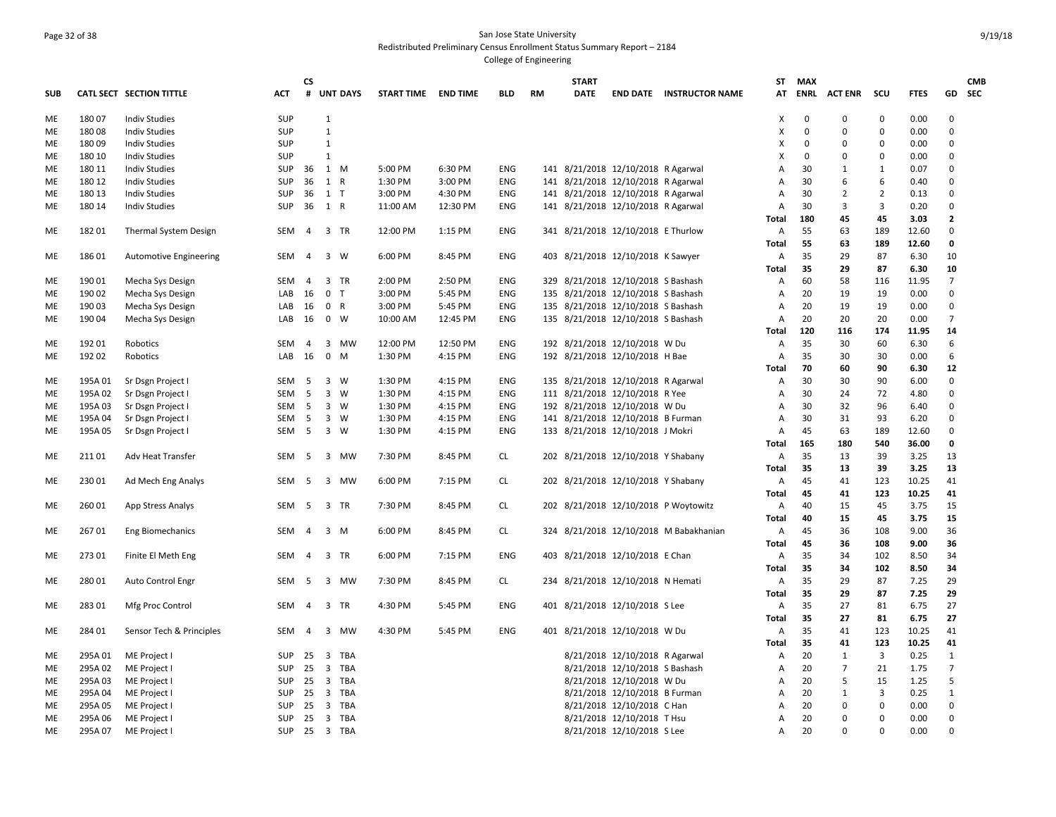San Jose State University
Redistributed Preliminary Census Enrollment Status Summary Report – 2184
College of Engineering

| SUB | CATL SECT | SECTION TITTLE | ACT | CS # | UNT | DAYS | START TIME | END TIME | BLD | RM | START DATE | END DATE | INSTRUCTOR NAME | ST AT | MAX ENRL | ACT ENR | SCU | FTES | GD | CMB SEC |
|---|---|---|---|---|---|---|---|---|---|---|---|---|---|---|---|---|---|---|---|---|
| ME | 180 07 | Indiv Studies | SUP | | 1 | | | | | | | | | X | 0 | 0 | 0 | 0.00 | 0 | |
| ME | 180 08 | Indiv Studies | SUP | | 1 | | | | | | | | | X | 0 | 0 | 0 | 0.00 | 0 | |
| ME | 180 09 | Indiv Studies | SUP | | 1 | | | | | | | | | X | 0 | 0 | 0 | 0.00 | 0 | |
| ME | 180 10 | Indiv Studies | SUP | | 1 | | | | | | | | | X | 0 | 0 | 0 | 0.00 | 0 | |
| ME | 180 11 | Indiv Studies | SUP | 36 | 1 | M | 5:00 PM | 6:30 PM | ENG | 141 | 8/21/2018 | 12/10/2018 | R Agarwal | A | 30 | 1 | 1 | 0.07 | 0 | |
| ME | 180 12 | Indiv Studies | SUP | 36 | 1 | R | 1:30 PM | 3:00 PM | ENG | 141 | 8/21/2018 | 12/10/2018 | R Agarwal | A | 30 | 6 | 6 | 0.40 | 0 | |
| ME | 180 13 | Indiv Studies | SUP | 36 | 1 | T | 3:00 PM | 4:30 PM | ENG | 141 | 8/21/2018 | 12/10/2018 | R Agarwal | A | 30 | 2 | 2 | 0.13 | 0 | |
| ME | 180 14 | Indiv Studies | SUP | 36 | 1 | R | 11:00 AM | 12:30 PM | ENG | 141 | 8/21/2018 | 12/10/2018 | R Agarwal | A | 30 | 3 | 3 | 0.20 | 0 | |
| | | | | | | | | | | | | | | **Total** | **180** | **45** | **45** | **3.03** | **2** | |
| ME | 182 01 | Thermal System Design | SEM | 4 | 3 | TR | 12:00 PM | 1:15 PM | ENG | 341 | 8/21/2018 | 12/10/2018 | E Thurlow | A | 55 | 63 | 189 | 12.60 | 0 | |
| | | | | | | | | | | | | | | **Total** | **55** | **63** | **189** | **12.60** | **0** | |
| ME | 186 01 | Automotive Engineering | SEM | 4 | 3 | W | 6:00 PM | 8:45 PM | ENG | 403 | 8/21/2018 | 12/10/2018 | K Sawyer | A | 35 | 29 | 87 | 6.30 | 10 | |
| | | | | | | | | | | | | | | **Total** | **35** | **29** | **87** | **6.30** | **10** | |
| ME | 190 01 | Mecha Sys Design | SEM | 4 | 3 | TR | 2:00 PM | 2:50 PM | ENG | 329 | 8/21/2018 | 12/10/2018 | S Bashash | A | 60 | 58 | 116 | 11.95 | 7 | |
| ME | 190 02 | Mecha Sys Design | LAB | 16 | 0 | T | 3:00 PM | 5:45 PM | ENG | 135 | 8/21/2018 | 12/10/2018 | S Bashash | A | 20 | 19 | 19 | 0.00 | 0 | |
| ME | 190 03 | Mecha Sys Design | LAB | 16 | 0 | R | 3:00 PM | 5:45 PM | ENG | 135 | 8/21/2018 | 12/10/2018 | S Bashash | A | 20 | 19 | 19 | 0.00 | 0 | |
| ME | 190 04 | Mecha Sys Design | LAB | 16 | 0 | W | 10:00 AM | 12:45 PM | ENG | 135 | 8/21/2018 | 12/10/2018 | S Bashash | A | 20 | 20 | 20 | 0.00 | 7 | |
| | | | | | | | | | | | | | | **Total** | **120** | **116** | **174** | **11.95** | **14** | |
| ME | 192 01 | Robotics | SEM | 4 | 3 | MW | 12:00 PM | 12:50 PM | ENG | 192 | 8/21/2018 | 12/10/2018 | W Du | A | 35 | 30 | 60 | 6.30 | 6 | |
| ME | 192 02 | Robotics | LAB | 16 | 0 | M | 1:30 PM | 4:15 PM | ENG | 192 | 8/21/2018 | 12/10/2018 | H Bae | A | 35 | 30 | 30 | 0.00 | 6 | |
| | | | | | | | | | | | | | | **Total** | **70** | **60** | **90** | **6.30** | **12** | |
| ME | 195A 01 | Sr Dsgn Project I | SEM | 5 | 3 | W | 1:30 PM | 4:15 PM | ENG | 135 | 8/21/2018 | 12/10/2018 | R Agarwal | A | 30 | 30 | 90 | 6.00 | 0 | |
| ME | 195A 02 | Sr Dsgn Project I | SEM | 5 | 3 | W | 1:30 PM | 4:15 PM | ENG | 111 | 8/21/2018 | 12/10/2018 | R Yee | A | 30 | 24 | 72 | 4.80 | 0 | |
| ME | 195A 03 | Sr Dsgn Project I | SEM | 5 | 3 | W | 1:30 PM | 4:15 PM | ENG | 192 | 8/21/2018 | 12/10/2018 | W Du | A | 30 | 32 | 96 | 6.40 | 0 | |
| ME | 195A 04 | Sr Dsgn Project I | SEM | 5 | 3 | W | 1:30 PM | 4:15 PM | ENG | 141 | 8/21/2018 | 12/10/2018 | B Furman | A | 30 | 31 | 93 | 6.20 | 0 | |
| ME | 195A 05 | Sr Dsgn Project I | SEM | 5 | 3 | W | 1:30 PM | 4:15 PM | ENG | 133 | 8/21/2018 | 12/10/2018 | J Mokri | A | 45 | 63 | 189 | 12.60 | 0 | |
| | | | | | | | | | | | | | | **Total** | **165** | **180** | **540** | **36.00** | **0** | |
| ME | 211 01 | Adv Heat Transfer | SEM | 5 | 3 | MW | 7:30 PM | 8:45 PM | CL | 202 | 8/21/2018 | 12/10/2018 | Y Shabany | A | 35 | 13 | 39 | 3.25 | 13 | |
| | | | | | | | | | | | | | | **Total** | **35** | **13** | **39** | **3.25** | **13** | |
| ME | 230 01 | Ad Mech Eng Analys | SEM | 5 | 3 | MW | 6:00 PM | 7:15 PM | CL | 202 | 8/21/2018 | 12/10/2018 | Y Shabany | A | 45 | 41 | 123 | 10.25 | 41 | |
| | | | | | | | | | | | | | | **Total** | **45** | **41** | **123** | **10.25** | **41** | |
| ME | 260 01 | App Stress Analys | SEM | 5 | 3 | TR | 7:30 PM | 8:45 PM | CL | 202 | 8/21/2018 | 12/10/2018 | P Woytowitz | A | 40 | 15 | 45 | 3.75 | 15 | |
| | | | | | | | | | | | | | | **Total** | **40** | **15** | **45** | **3.75** | **15** | |
| ME | 267 01 | Eng Biomechanics | SEM | 4 | 3 | M | 6:00 PM | 8:45 PM | CL | 324 | 8/21/2018 | 12/10/2018 | M Babakhanian | A | 45 | 36 | 108 | 9.00 | 36 | |
| | | | | | | | | | | | | | | **Total** | **45** | **36** | **108** | **9.00** | **36** | |
| ME | 273 01 | Finite El Meth Eng | SEM | 4 | 3 | TR | 6:00 PM | 7:15 PM | ENG | 403 | 8/21/2018 | 12/10/2018 | E Chan | A | 35 | 34 | 102 | 8.50 | 34 | |
| | | | | | | | | | | | | | | **Total** | **35** | **34** | **102** | **8.50** | **34** | |
| ME | 280 01 | Auto Control Engr | SEM | 5 | 3 | MW | 7:30 PM | 8:45 PM | CL | 234 | 8/21/2018 | 12/10/2018 | N Hemati | A | 35 | 29 | 87 | 7.25 | 29 | |
| | | | | | | | | | | | | | | **Total** | **35** | **29** | **87** | **7.25** | **29** | |
| ME | 283 01 | Mfg Proc Control | SEM | 4 | 3 | TR | 4:30 PM | 5:45 PM | ENG | 401 | 8/21/2018 | 12/10/2018 | S Lee | A | 35 | 27 | 81 | 6.75 | 27 | |
| | | | | | | | | | | | | | | **Total** | **35** | **27** | **81** | **6.75** | **27** | |
| ME | 284 01 | Sensor Tech & Principles | SEM | 4 | 3 | MW | 4:30 PM | 5:45 PM | ENG | 401 | 8/21/2018 | 12/10/2018 | W Du | A | 35 | 41 | 123 | 10.25 | 41 | |
| | | | | | | | | | | | | | | **Total** | **35** | **41** | **123** | **10.25** | **41** | |
| ME | 295A 01 | ME Project I | SUP | 25 | 3 | TBA | | | | | 8/21/2018 | 12/10/2018 | R Agarwal | A | 20 | 1 | 3 | 0.25 | 1 | |
| ME | 295A 02 | ME Project I | SUP | 25 | 3 | TBA | | | | | 8/21/2018 | 12/10/2018 | S Bashash | A | 20 | 7 | 21 | 1.75 | 7 | |
| ME | 295A 03 | ME Project I | SUP | 25 | 3 | TBA | | | | | 8/21/2018 | 12/10/2018 | W Du | A | 20 | 5 | 15 | 1.25 | 5 | |
| ME | 295A 04 | ME Project I | SUP | 25 | 3 | TBA | | | | | 8/21/2018 | 12/10/2018 | B Furman | A | 20 | 1 | 3 | 0.25 | 1 | |
| ME | 295A 05 | ME Project I | SUP | 25 | 3 | TBA | | | | | 8/21/2018 | 12/10/2018 | C Han | A | 20 | 0 | 0 | 0.00 | 0 | |
| ME | 295A 06 | ME Project I | SUP | 25 | 3 | TBA | | | | | 8/21/2018 | 12/10/2018 | T Hsu | A | 20 | 0 | 0 | 0.00 | 0 | |
| ME | 295A 07 | ME Project I | SUP | 25 | 3 | TBA | | | | | 8/21/2018 | 12/10/2018 | S Lee | A | 20 | 0 | 0 | 0.00 | 0 | |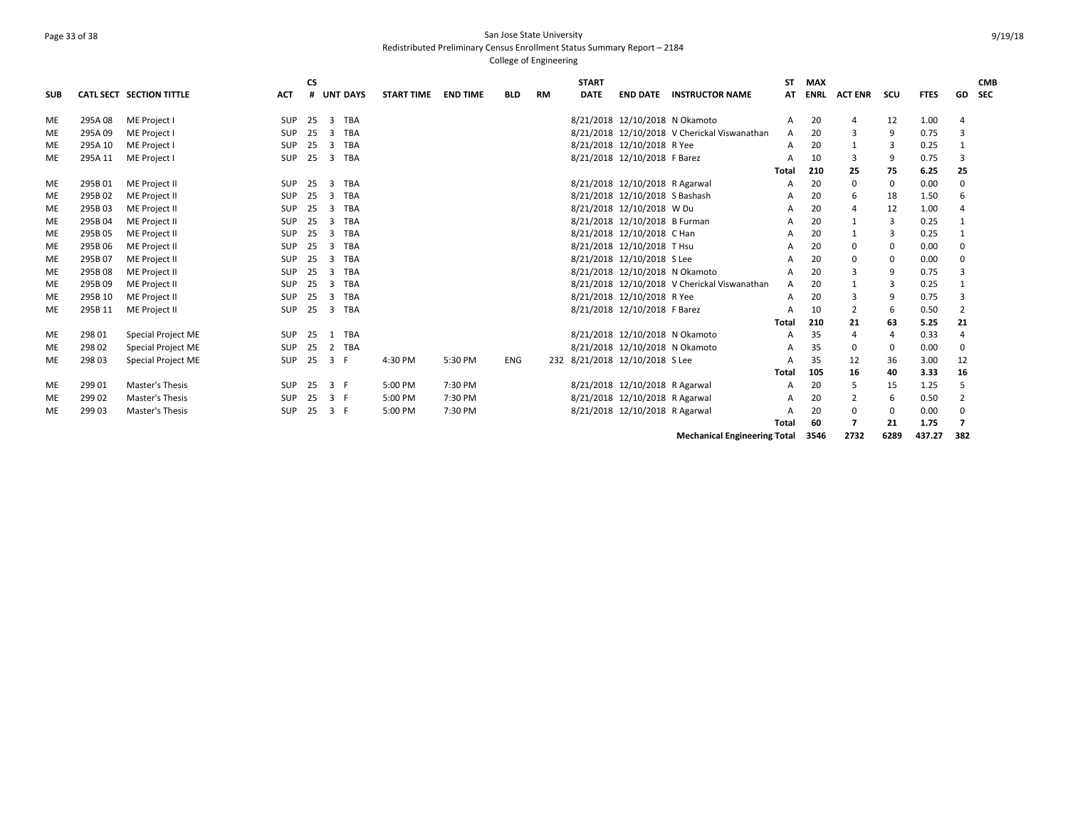San Jose State University
Redistributed Preliminary Census Enrollment Status Summary Report – 2184
College of Engineering

| SUB | CATL SECT | SECTION TITTLE | ACT | CS # | UNT | DAYS | START TIME | END TIME | BLD | RM | START DATE | END DATE | INSTRUCTOR NAME | ST AT | MAX ENRL | ACT ENR | SCU | FTES | GD | CMB SEC |
|---|---|---|---|---|---|---|---|---|---|---|---|---|---|---|---|---|---|---|---|---|
| ME | 295A 08 | ME Project I | SUP | 25 | 3 | TBA | | | | | 8/21/2018 | 12/10/2018 | N Okamoto | A | 20 | 4 | 12 | 1.00 | 4 | |
| ME | 295A 09 | ME Project I | SUP | 25 | 3 | TBA | | | | | 8/21/2018 | 12/10/2018 | V Cherickal Viswanathan | A | 20 | 3 | 9 | 0.75 | 3 | |
| ME | 295A 10 | ME Project I | SUP | 25 | 3 | TBA | | | | | 8/21/2018 | 12/10/2018 | R Yee | A | 20 | 1 | 3 | 0.25 | 1 | |
| ME | 295A 11 | ME Project I | SUP | 25 | 3 | TBA | | | | | 8/21/2018 | 12/10/2018 | F Barez | A | 10 | 3 | 9 | 0.75 | 3 | |
| | | | | | | | | | | | | | | **Total** | **210** | **25** | **75** | **6.25** | **25** | |
| ME | 295B 01 | ME Project II | SUP | 25 | 3 | TBA | | | | | 8/21/2018 | 12/10/2018 | R Agarwal | A | 20 | 0 | 0 | 0.00 | 0 | |
| ME | 295B 02 | ME Project II | SUP | 25 | 3 | TBA | | | | | 8/21/2018 | 12/10/2018 | S Bashash | A | 20 | 6 | 18 | 1.50 | 6 | |
| ME | 295B 03 | ME Project II | SUP | 25 | 3 | TBA | | | | | 8/21/2018 | 12/10/2018 | W Du | A | 20 | 4 | 12 | 1.00 | 4 | |
| ME | 295B 04 | ME Project II | SUP | 25 | 3 | TBA | | | | | 8/21/2018 | 12/10/2018 | B Furman | A | 20 | 1 | 3 | 0.25 | 1 | |
| ME | 295B 05 | ME Project II | SUP | 25 | 3 | TBA | | | | | 8/21/2018 | 12/10/2018 | C Han | A | 20 | 1 | 3 | 0.25 | 1 | |
| ME | 295B 06 | ME Project II | SUP | 25 | 3 | TBA | | | | | 8/21/2018 | 12/10/2018 | T Hsu | A | 20 | 0 | 0 | 0.00 | 0 | |
| ME | 295B 07 | ME Project II | SUP | 25 | 3 | TBA | | | | | 8/21/2018 | 12/10/2018 | S Lee | A | 20 | 0 | 0 | 0.00 | 0 | |
| ME | 295B 08 | ME Project II | SUP | 25 | 3 | TBA | | | | | 8/21/2018 | 12/10/2018 | N Okamoto | A | 20 | 3 | 9 | 0.75 | 3 | |
| ME | 295B 09 | ME Project II | SUP | 25 | 3 | TBA | | | | | 8/21/2018 | 12/10/2018 | V Cherickal Viswanathan | A | 20 | 1 | 3 | 0.25 | 1 | |
| ME | 295B 10 | ME Project II | SUP | 25 | 3 | TBA | | | | | 8/21/2018 | 12/10/2018 | R Yee | A | 20 | 3 | 9 | 0.75 | 3 | |
| ME | 295B 11 | ME Project II | SUP | 25 | 3 | TBA | | | | | 8/21/2018 | 12/10/2018 | F Barez | A | 10 | 2 | 6 | 0.50 | 2 | |
| | | | | | | | | | | | | | | **Total** | **210** | **21** | **63** | **5.25** | **21** | |
| ME | 298 01 | Special Project ME | SUP | 25 | 1 | TBA | | | | | 8/21/2018 | 12/10/2018 | N Okamoto | A | 35 | 4 | 4 | 0.33 | 4 | |
| ME | 298 02 | Special Project ME | SUP | 25 | 2 | TBA | | | | | 8/21/2018 | 12/10/2018 | N Okamoto | A | 35 | 0 | 0 | 0.00 | 0 | |
| ME | 298 03 | Special Project ME | SUP | 25 | 3 | F | 4:30 PM | 5:30 PM | ENG | 232 | 8/21/2018 | 12/10/2018 | S Lee | A | 35 | 12 | 36 | 3.00 | 12 | |
| | | | | | | | | | | | | | | **Total** | **105** | **16** | **40** | **3.33** | **16** | |
| ME | 299 01 | Master's Thesis | SUP | 25 | 3 | F | 5:00 PM | 7:30 PM | | | 8/21/2018 | 12/10/2018 | R Agarwal | A | 20 | 5 | 15 | 1.25 | 5 | |
| ME | 299 02 | Master's Thesis | SUP | 25 | 3 | F | 5:00 PM | 7:30 PM | | | 8/21/2018 | 12/10/2018 | R Agarwal | A | 20 | 2 | 6 | 0.50 | 2 | |
| ME | 299 03 | Master's Thesis | SUP | 25 | 3 | F | 5:00 PM | 7:30 PM | | | 8/21/2018 | 12/10/2018 | R Agarwal | A | 20 | 0 | 0 | 0.00 | 0 | |
| | | | | | | | | | | | | | | **Total** | **60** | **7** | **21** | **1.75** | **7** | |
| | | | | | | | | | | | | | **Mechanical Engineering Total** | | **3546** | **2732** | **6289** | **437.27** | **382** | |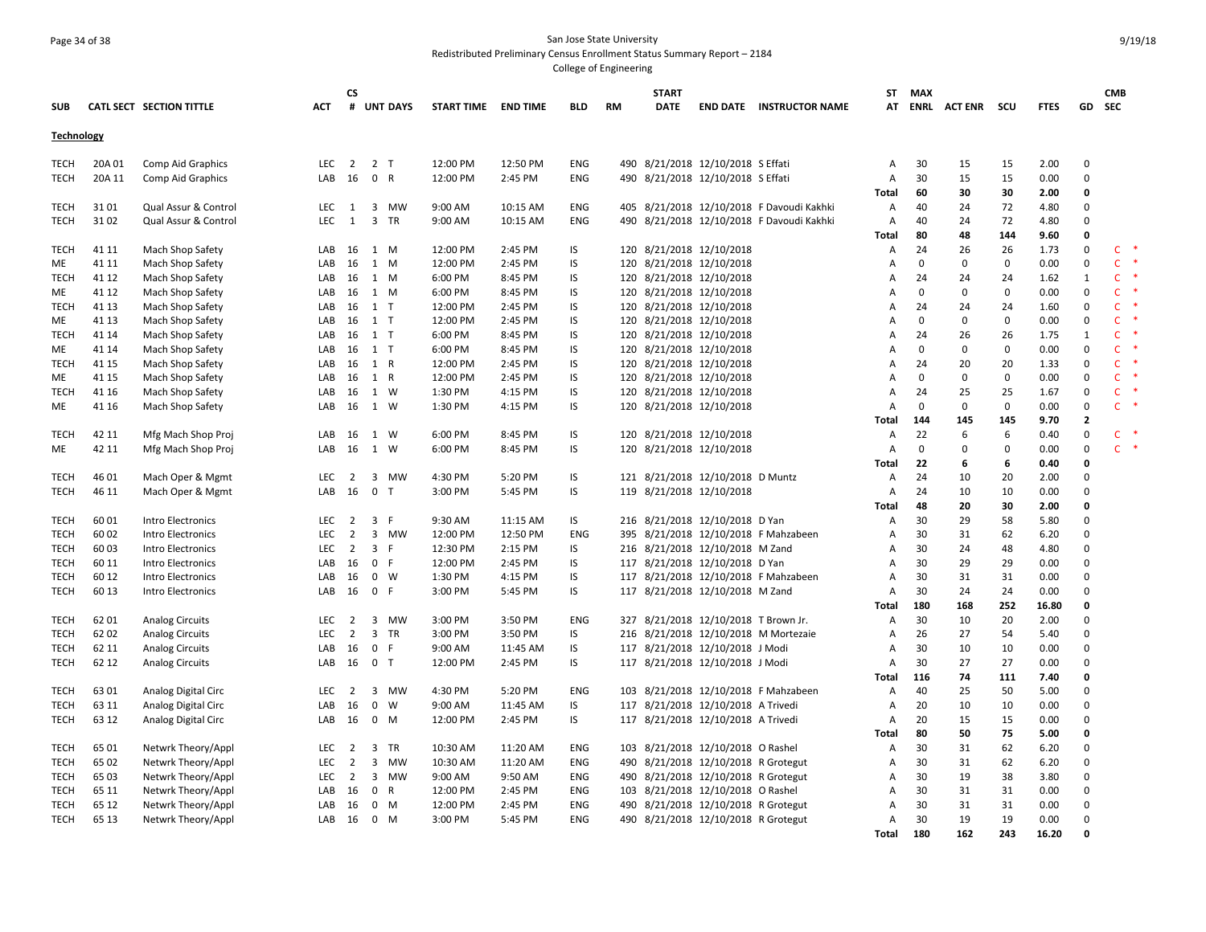San Jose State University
Redistributed Preliminary Census Enrollment Status Summary Report – 2184
College of Engineering

9/19/18

## Technology

| SUB | CATL SECT | SECTION TITTLE | ACT | CS # | UNT DAYS | | START TIME | END TIME | BLD | RM | START DATE | END DATE | INSTRUCTOR NAME | ST AT | MAX ENRL | ACT ENR | SCU | FTES | GD | CMB SEC |
|---|---|---|---|---|---|---|---|---|---|---|---|---|---|---|---|---|---|---|---|---|
| TECH | 20A 01 | Comp Aid Graphics | LEC | 2 | 2 | T | 12:00 PM | 12:50 PM | ENG | 490 | 8/21/2018 | 12/10/2018 | S Effati | A | 30 | 15 | 15 | 2.00 | 0 | |
| TECH | 20A 11 | Comp Aid Graphics | LAB | 16 | 0 | R | 12:00 PM | 2:45 PM | ENG | 490 | 8/21/2018 | 12/10/2018 | S Effati | A | 30 | 15 | 15 | 0.00 | 0 | |
| | | | | | | | | | | | | | | **Total** | **60** | **30** | **30** | **2.00** | **0** | |
| TECH | 31 01 | Qual Assur & Control | LEC | 1 | 3 | MW | 9:00 AM | 10:15 AM | ENG | 405 | 8/21/2018 | 12/10/2018 | F Davoudi Kakhki | A | 40 | 24 | 72 | 4.80 | 0 | |
| TECH | 31 02 | Qual Assur & Control | LEC | 1 | 3 | TR | 9:00 AM | 10:15 AM | ENG | 490 | 8/21/2018 | 12/10/2018 | F Davoudi Kakhki | A | 40 | 24 | 72 | 4.80 | 0 | |
| | | | | | | | | | | | | | | **Total** | **80** | **48** | **144** | **9.60** | **0** | |
| TECH | 41 11 | Mach Shop Safety | LAB | 16 | 1 | M | 12:00 PM | 2:45 PM | IS | 120 | 8/21/2018 | 12/10/2018 | | A | 24 | 26 | 26 | 1.73 | 0 | C * |
| ME | 41 11 | Mach Shop Safety | LAB | 16 | 1 | M | 12:00 PM | 2:45 PM | IS | 120 | 8/21/2018 | 12/10/2018 | | A | 0 | 0 | 0 | 0.00 | 0 | C * |
| TECH | 41 12 | Mach Shop Safety | LAB | 16 | 1 | M | 6:00 PM | 8:45 PM | IS | 120 | 8/21/2018 | 12/10/2018 | | A | 24 | 24 | 24 | 1.62 | 1 | C * |
| ME | 41 12 | Mach Shop Safety | LAB | 16 | 1 | M | 6:00 PM | 8:45 PM | IS | 120 | 8/21/2018 | 12/10/2018 | | A | 0 | 0 | 0 | 0.00 | 0 | C * |
| TECH | 41 13 | Mach Shop Safety | LAB | 16 | 1 | T | 12:00 PM | 2:45 PM | IS | 120 | 8/21/2018 | 12/10/2018 | | A | 24 | 24 | 24 | 1.60 | 0 | C * |
| ME | 41 13 | Mach Shop Safety | LAB | 16 | 1 | T | 12:00 PM | 2:45 PM | IS | 120 | 8/21/2018 | 12/10/2018 | | A | 0 | 0 | 0 | 0.00 | 0 | C * |
| TECH | 41 14 | Mach Shop Safety | LAB | 16 | 1 | T | 6:00 PM | 8:45 PM | IS | 120 | 8/21/2018 | 12/10/2018 | | A | 24 | 26 | 26 | 1.75 | 1 | C * |
| ME | 41 14 | Mach Shop Safety | LAB | 16 | 1 | T | 6:00 PM | 8:45 PM | IS | 120 | 8/21/2018 | 12/10/2018 | | A | 0 | 0 | 0 | 0.00 | 0 | C * |
| TECH | 41 15 | Mach Shop Safety | LAB | 16 | 1 | R | 12:00 PM | 2:45 PM | IS | 120 | 8/21/2018 | 12/10/2018 | | A | 24 | 20 | 20 | 1.33 | 0 | C * |
| ME | 41 15 | Mach Shop Safety | LAB | 16 | 1 | R | 12:00 PM | 2:45 PM | IS | 120 | 8/21/2018 | 12/10/2018 | | A | 0 | 0 | 0 | 0.00 | 0 | C * |
| TECH | 41 16 | Mach Shop Safety | LAB | 16 | 1 | W | 1:30 PM | 4:15 PM | IS | 120 | 8/21/2018 | 12/10/2018 | | A | 24 | 25 | 25 | 1.67 | 0 | C * |
| ME | 41 16 | Mach Shop Safety | LAB | 16 | 1 | W | 1:30 PM | 4:15 PM | IS | 120 | 8/21/2018 | 12/10/2018 | | A | 0 | 0 | 0 | 0.00 | 0 | C * |
| | | | | | | | | | | | | | | **Total** | **144** | **145** | **145** | **9.70** | **2** | |
| TECH | 42 11 | Mfg Mach Shop Proj | LAB | 16 | 1 | W | 6:00 PM | 8:45 PM | IS | 120 | 8/21/2018 | 12/10/2018 | | A | 22 | 6 | 6 | 0.40 | 0 | C * |
| ME | 42 11 | Mfg Mach Shop Proj | LAB | 16 | 1 | W | 6:00 PM | 8:45 PM | IS | 120 | 8/21/2018 | 12/10/2018 | | A | 0 | 0 | 0 | 0.00 | 0 | C * |
| | | | | | | | | | | | | | | **Total** | **22** | **6** | **6** | **0.40** | **0** | |
| TECH | 46 01 | Mach Oper & Mgmt | LEC | 2 | 3 | MW | 4:30 PM | 5:20 PM | IS | 121 | 8/21/2018 | 12/10/2018 | D Muntz | A | 24 | 10 | 20 | 2.00 | 0 | |
| TECH | 46 11 | Mach Oper & Mgmt | LAB | 16 | 0 | T | 3:00 PM | 5:45 PM | IS | 119 | 8/21/2018 | 12/10/2018 | | A | 24 | 10 | 10 | 0.00 | 0 | |
| | | | | | | | | | | | | | | **Total** | **48** | **20** | **30** | **2.00** | **0** | |
| TECH | 60 01 | Intro Electronics | LEC | 2 | 3 | F | 9:30 AM | 11:15 AM | IS | 216 | 8/21/2018 | 12/10/2018 | D Yan | A | 30 | 29 | 58 | 5.80 | 0 | |
| TECH | 60 02 | Intro Electronics | LEC | 2 | 3 | MW | 12:00 PM | 12:50 PM | ENG | 395 | 8/21/2018 | 12/10/2018 | F Mahzabeen | A | 30 | 31 | 62 | 6.20 | 0 | |
| TECH | 60 03 | Intro Electronics | LEC | 2 | 3 | F | 12:30 PM | 2:15 PM | IS | 216 | 8/21/2018 | 12/10/2018 | M Zand | A | 30 | 24 | 48 | 4.80 | 0 | |
| TECH | 60 11 | Intro Electronics | LAB | 16 | 0 | F | 12:00 PM | 2:45 PM | IS | 117 | 8/21/2018 | 12/10/2018 | D Yan | A | 30 | 29 | 29 | 0.00 | 0 | |
| TECH | 60 12 | Intro Electronics | LAB | 16 | 0 | W | 1:30 PM | 4:15 PM | IS | 117 | 8/21/2018 | 12/10/2018 | F Mahzabeen | A | 30 | 31 | 31 | 0.00 | 0 | |
| TECH | 60 13 | Intro Electronics | LAB | 16 | 0 | F | 3:00 PM | 5:45 PM | IS | 117 | 8/21/2018 | 12/10/2018 | M Zand | A | 30 | 24 | 24 | 0.00 | 0 | |
| | | | | | | | | | | | | | | **Total** | **180** | **168** | **252** | **16.80** | **0** | |
| TECH | 62 01 | Analog Circuits | LEC | 2 | 3 | MW | 3:00 PM | 3:50 PM | ENG | 327 | 8/21/2018 | 12/10/2018 | T Brown Jr. | A | 30 | 10 | 20 | 2.00 | 0 | |
| TECH | 62 02 | Analog Circuits | LEC | 2 | 3 | TR | 3:00 PM | 3:50 PM | IS | 216 | 8/21/2018 | 12/10/2018 | M Mortezaie | A | 26 | 27 | 54 | 5.40 | 0 | |
| TECH | 62 11 | Analog Circuits | LAB | 16 | 0 | F | 9:00 AM | 11:45 AM | IS | 117 | 8/21/2018 | 12/10/2018 | J Modi | A | 30 | 10 | 10 | 0.00 | 0 | |
| TECH | 62 12 | Analog Circuits | LAB | 16 | 0 | T | 12:00 PM | 2:45 PM | IS | 117 | 8/21/2018 | 12/10/2018 | J Modi | A | 30 | 27 | 27 | 0.00 | 0 | |
| | | | | | | | | | | | | | | **Total** | **116** | **74** | **111** | **7.40** | **0** | |
| TECH | 63 01 | Analog Digital Circ | LEC | 2 | 3 | MW | 4:30 PM | 5:20 PM | ENG | 103 | 8/21/2018 | 12/10/2018 | F Mahzabeen | A | 40 | 25 | 50 | 5.00 | 0 | |
| TECH | 63 11 | Analog Digital Circ | LAB | 16 | 0 | W | 9:00 AM | 11:45 AM | IS | 117 | 8/21/2018 | 12/10/2018 | A Trivedi | A | 20 | 10 | 10 | 0.00 | 0 | |
| TECH | 63 12 | Analog Digital Circ | LAB | 16 | 0 | M | 12:00 PM | 2:45 PM | IS | 117 | 8/21/2018 | 12/10/2018 | A Trivedi | A | 20 | 15 | 15 | 0.00 | 0 | |
| | | | | | | | | | | | | | | **Total** | **80** | **50** | **75** | **5.00** | **0** | |
| TECH | 65 01 | Netwrk Theory/Appl | LEC | 2 | 3 | TR | 10:30 AM | 11:20 AM | ENG | 103 | 8/21/2018 | 12/10/2018 | O Rashel | A | 30 | 31 | 62 | 6.20 | 0 | |
| TECH | 65 02 | Netwrk Theory/Appl | LEC | 2 | 3 | MW | 10:30 AM | 11:20 AM | ENG | 490 | 8/21/2018 | 12/10/2018 | R Grotegut | A | 30 | 31 | 62 | 6.20 | 0 | |
| TECH | 65 03 | Netwrk Theory/Appl | LEC | 2 | 3 | MW | 9:00 AM | 9:50 AM | ENG | 490 | 8/21/2018 | 12/10/2018 | R Grotegut | A | 30 | 19 | 38 | 3.80 | 0 | |
| TECH | 65 11 | Netwrk Theory/Appl | LAB | 16 | 0 | R | 12:00 PM | 2:45 PM | ENG | 103 | 8/21/2018 | 12/10/2018 | O Rashel | A | 30 | 31 | 31 | 0.00 | 0 | |
| TECH | 65 12 | Netwrk Theory/Appl | LAB | 16 | 0 | M | 12:00 PM | 2:45 PM | ENG | 490 | 8/21/2018 | 12/10/2018 | R Grotegut | A | 30 | 31 | 31 | 0.00 | 0 | |
| TECH | 65 13 | Netwrk Theory/Appl | LAB | 16 | 0 | M | 3:00 PM | 5:45 PM | ENG | 490 | 8/21/2018 | 12/10/2018 | R Grotegut | A | 30 | 19 | 19 | 0.00 | 0 | |
| | | | | | | | | | | | | | | **Total** | **180** | **162** | **243** | **16.20** | **0** | |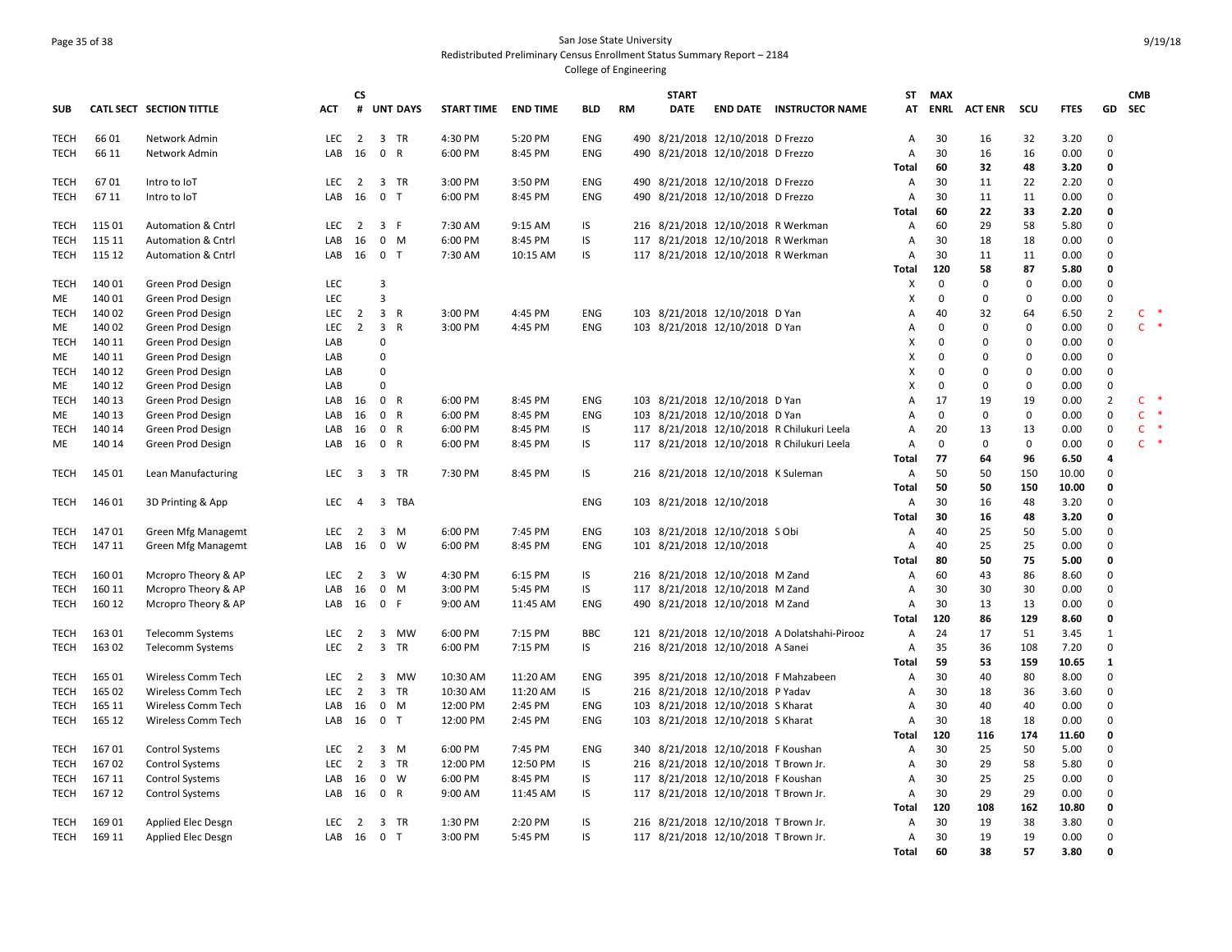San Jose State University
Redistributed Preliminary Census Enrollment Status Summary Report – 2184
College of Engineering

| SUB | CATL SECT | SECTION TITTLE | ACT | CS # | UNT | DAYS | START TIME | END TIME | BLD | RM | START DATE | END DATE | INSTRUCTOR NAME | ST AT | MAX ENRL | ACT ENR | SCU | FTES | GD | CMB SEC |
|---|---|---|---|---|---|---|---|---|---|---|---|---|---|---|---|---|---|---|---|---|
| TECH | 66 01 | Network Admin | LEC | 2 | 3 | TR | 4:30 PM | 5:20 PM | ENG | 490 | 8/21/2018 | 12/10/2018 | D Frezzo | A | 30 | 16 | 32 | 3.20 | 0 | |
| TECH | 66 11 | Network Admin | LAB | 16 | 0 | R | 6:00 PM | 8:45 PM | ENG | 490 | 8/21/2018 | 12/10/2018 | D Frezzo | A | 30 | 16 | 16 | 0.00 | 0 | |
| | | | | | | | | | | | | | | Total | 60 | 32 | 48 | 3.20 | 0 | |
| TECH | 67 01 | Intro to IoT | LEC | 2 | 3 | TR | 3:00 PM | 3:50 PM | ENG | 490 | 8/21/2018 | 12/10/2018 | D Frezzo | A | 30 | 11 | 22 | 2.20 | 0 | |
| TECH | 67 11 | Intro to IoT | LAB | 16 | 0 | T | 6:00 PM | 8:45 PM | ENG | 490 | 8/21/2018 | 12/10/2018 | D Frezzo | A | 30 | 11 | 11 | 0.00 | 0 | |
| | | | | | | | | | | | | | | Total | 60 | 22 | 33 | 2.20 | 0 | |
| TECH | 115 01 | Automation & Cntrl | LEC | 2 | 3 | F | 7:30 AM | 9:15 AM | IS | 216 | 8/21/2018 | 12/10/2018 | R Werkman | A | 60 | 29 | 58 | 5.80 | 0 | |
| TECH | 115 11 | Automation & Cntrl | LAB | 16 | 0 | M | 6:00 PM | 8:45 PM | IS | 117 | 8/21/2018 | 12/10/2018 | R Werkman | A | 30 | 18 | 18 | 0.00 | 0 | |
| TECH | 115 12 | Automation & Cntrl | LAB | 16 | 0 | T | 7:30 AM | 10:15 AM | IS | 117 | 8/21/2018 | 12/10/2018 | R Werkman | A | 30 | 11 | 11 | 0.00 | 0 | |
| | | | | | | | | | | | | | | Total | 120 | 58 | 87 | 5.80 | 0 | |
| TECH | 140 01 | Green Prod Design | LEC | | 3 | | | | | | | | | X | 0 | 0 | 0 | 0.00 | 0 | |
| ME | 140 01 | Green Prod Design | LEC | | 3 | | | | | | | | | X | 0 | 0 | 0 | 0.00 | 0 | |
| TECH | 140 02 | Green Prod Design | LEC | 2 | 3 | R | 3:00 PM | 4:45 PM | ENG | 103 | 8/21/2018 | 12/10/2018 | D Yan | A | 40 | 32 | 64 | 6.50 | 2 | C * |
| ME | 140 02 | Green Prod Design | LEC | 2 | 3 | R | 3:00 PM | 4:45 PM | ENG | 103 | 8/21/2018 | 12/10/2018 | D Yan | A | 0 | 0 | 0 | 0.00 | 0 | C * |
| TECH | 140 11 | Green Prod Design | LAB | | 0 | | | | | | | | | X | 0 | 0 | 0 | 0.00 | 0 | |
| ME | 140 11 | Green Prod Design | LAB | | 0 | | | | | | | | | X | 0 | 0 | 0 | 0.00 | 0 | |
| TECH | 140 12 | Green Prod Design | LAB | | 0 | | | | | | | | | X | 0 | 0 | 0 | 0.00 | 0 | |
| ME | 140 12 | Green Prod Design | LAB | | 0 | | | | | | | | | X | 0 | 0 | 0 | 0.00 | 0 | |
| TECH | 140 13 | Green Prod Design | LAB | 16 | 0 | R | 6:00 PM | 8:45 PM | ENG | 103 | 8/21/2018 | 12/10/2018 | D Yan | A | 17 | 19 | 19 | 0.00 | 2 | C * |
| ME | 140 13 | Green Prod Design | LAB | 16 | 0 | R | 6:00 PM | 8:45 PM | ENG | 103 | 8/21/2018 | 12/10/2018 | D Yan | A | 0 | 0 | 0 | 0.00 | 0 | C * |
| TECH | 140 14 | Green Prod Design | LAB | 16 | 0 | R | 6:00 PM | 8:45 PM | IS | 117 | 8/21/2018 | 12/10/2018 | R Chilukuri Leela | A | 20 | 13 | 13 | 0.00 | 0 | C * |
| ME | 140 14 | Green Prod Design | LAB | 16 | 0 | R | 6:00 PM | 8:45 PM | IS | 117 | 8/21/2018 | 12/10/2018 | R Chilukuri Leela | A | 0 | 0 | 0 | 0.00 | 0 | C * |
| | | | | | | | | | | | | | | Total | 77 | 64 | 96 | 6.50 | 4 | |
| TECH | 145 01 | Lean Manufacturing | LEC | 3 | 3 | TR | 7:30 PM | 8:45 PM | IS | 216 | 8/21/2018 | 12/10/2018 | K Suleman | A | 50 | 50 | 150 | 10.00 | 0 | |
| | | | | | | | | | | | | | | Total | 50 | 50 | 150 | 10.00 | 0 | |
| TECH | 146 01 | 3D Printing & App | LEC | 4 | 3 | TBA | | | ENG | 103 | 8/21/2018 | 12/10/2018 | | A | 30 | 16 | 48 | 3.20 | 0 | |
| | | | | | | | | | | | | | | Total | 30 | 16 | 48 | 3.20 | 0 | |
| TECH | 147 01 | Green Mfg Managemt | LEC | 2 | 3 | M | 6:00 PM | 7:45 PM | ENG | 103 | 8/21/2018 | 12/10/2018 | S Obi | A | 40 | 25 | 50 | 5.00 | 0 | |
| TECH | 147 11 | Green Mfg Managemt | LAB | 16 | 0 | W | 6:00 PM | 8:45 PM | ENG | 101 | 8/21/2018 | 12/10/2018 | | A | 40 | 25 | 25 | 0.00 | 0 | |
| | | | | | | | | | | | | | | Total | 80 | 50 | 75 | 5.00 | 0 | |
| TECH | 160 01 | Mcropro Theory & AP | LEC | 2 | 3 | W | 4:30 PM | 6:15 PM | IS | 216 | 8/21/2018 | 12/10/2018 | M Zand | A | 60 | 43 | 86 | 8.60 | 0 | |
| TECH | 160 11 | Mcropro Theory & AP | LAB | 16 | 0 | M | 3:00 PM | 5:45 PM | IS | 117 | 8/21/2018 | 12/10/2018 | M Zand | A | 30 | 30 | 30 | 0.00 | 0 | |
| TECH | 160 12 | Mcropro Theory & AP | LAB | 16 | 0 | F | 9:00 AM | 11:45 AM | ENG | 490 | 8/21/2018 | 12/10/2018 | M Zand | A | 30 | 13 | 13 | 0.00 | 0 | |
| | | | | | | | | | | | | | | Total | 120 | 86 | 129 | 8.60 | 0 | |
| TECH | 163 01 | Telecomm Systems | LEC | 2 | 3 | MW | 6:00 PM | 7:15 PM | BBC | 121 | 8/21/2018 | 12/10/2018 | A Dolatshahi-Pirooz | A | 24 | 17 | 51 | 3.45 | 1 | |
| TECH | 163 02 | Telecomm Systems | LEC | 2 | 3 | TR | 6:00 PM | 7:15 PM | IS | 216 | 8/21/2018 | 12/10/2018 | A Sanei | A | 35 | 36 | 108 | 7.20 | 0 | |
| | | | | | | | | | | | | | | Total | 59 | 53 | 159 | 10.65 | 1 | |
| TECH | 165 01 | Wireless Comm Tech | LEC | 2 | 3 | MW | 10:30 AM | 11:20 AM | ENG | 395 | 8/21/2018 | 12/10/2018 | F Mahzabeen | A | 30 | 40 | 80 | 8.00 | 0 | |
| TECH | 165 02 | Wireless Comm Tech | LEC | 2 | 3 | TR | 10:30 AM | 11:20 AM | IS | 216 | 8/21/2018 | 12/10/2018 | P Yadav | A | 30 | 18 | 36 | 3.60 | 0 | |
| TECH | 165 11 | Wireless Comm Tech | LAB | 16 | 0 | M | 12:00 PM | 2:45 PM | ENG | 103 | 8/21/2018 | 12/10/2018 | S Kharat | A | 30 | 40 | 40 | 0.00 | 0 | |
| TECH | 165 12 | Wireless Comm Tech | LAB | 16 | 0 | T | 12:00 PM | 2:45 PM | ENG | 103 | 8/21/2018 | 12/10/2018 | S Kharat | A | 30 | 18 | 18 | 0.00 | 0 | |
| | | | | | | | | | | | | | | Total | 120 | 116 | 174 | 11.60 | 0 | |
| TECH | 167 01 | Control Systems | LEC | 2 | 3 | M | 6:00 PM | 7:45 PM | ENG | 340 | 8/21/2018 | 12/10/2018 | F Koushan | A | 30 | 25 | 50 | 5.00 | 0 | |
| TECH | 167 02 | Control Systems | LEC | 2 | 3 | TR | 12:00 PM | 12:50 PM | IS | 216 | 8/21/2018 | 12/10/2018 | T Brown Jr. | A | 30 | 29 | 58 | 5.80 | 0 | |
| TECH | 167 11 | Control Systems | LAB | 16 | 0 | W | 6:00 PM | 8:45 PM | IS | 117 | 8/21/2018 | 12/10/2018 | F Koushan | A | 30 | 25 | 25 | 0.00 | 0 | |
| TECH | 167 12 | Control Systems | LAB | 16 | 0 | R | 9:00 AM | 11:45 AM | IS | 117 | 8/21/2018 | 12/10/2018 | T Brown Jr. | A | 30 | 29 | 29 | 0.00 | 0 | |
| | | | | | | | | | | | | | | Total | 120 | 108 | 162 | 10.80 | 0 | |
| TECH | 169 01 | Applied Elec Desgn | LEC | 2 | 3 | TR | 1:30 PM | 2:20 PM | IS | 216 | 8/21/2018 | 12/10/2018 | T Brown Jr. | A | 30 | 19 | 38 | 3.80 | 0 | |
| TECH | 169 11 | Applied Elec Desgn | LAB | 16 | 0 | T | 3:00 PM | 5:45 PM | IS | 117 | 8/21/2018 | 12/10/2018 | T Brown Jr. | A | 30 | 19 | 19 | 0.00 | 0 | |
| | | | | | | | | | | | | | | Total | 60 | 38 | 57 | 3.80 | 0 | |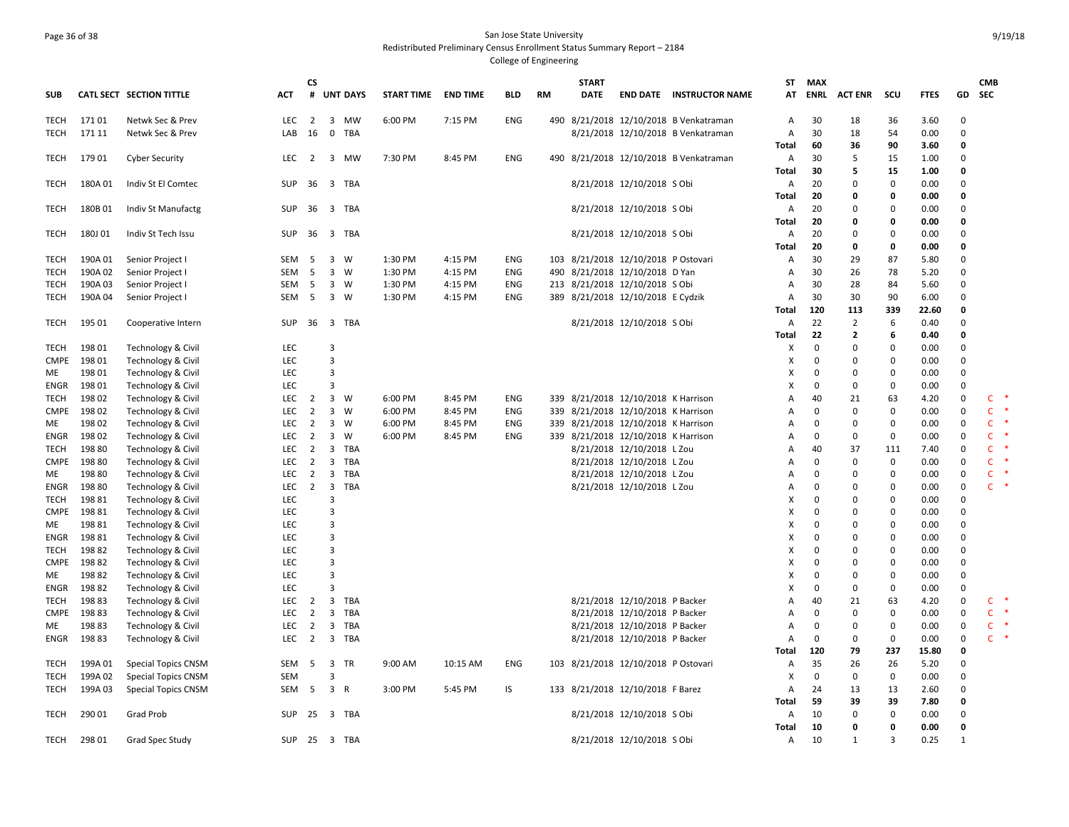San Jose State University
Redistributed Preliminary Census Enrollment Status Summary Report – 2184
College of Engineering

| SUB | CATL SECT | SECTION TITTLE | ACT | CS # | UNT | DAYS | START TIME | END TIME | BLD | RM | START DATE | END DATE | INSTRUCTOR NAME | ST AT | MAX ENRL | ACT ENR | SCU | FTES | GD | CMB SEC |
|---|---|---|---|---|---|---|---|---|---|---|---|---|---|---|---|---|---|---|---|---|
| TECH | 171 01 | Netwk Sec & Prev | LEC | 2 | 3 | MW | 6:00 PM | 7:15 PM | ENG | 490 | 8/21/2018 | 12/10/2018 | B Venkatraman | A | 30 | 18 | 36 | 3.60 | 0 | |
| TECH | 171 11 | Netwk Sec & Prev | LAB | 16 | 0 | TBA | | | | | 8/21/2018 | 12/10/2018 | B Venkatraman | A | 30 | 18 | 54 | 0.00 | 0 | |
| | | | | | | | | | | | | | | **Total** | **60** | **36** | **90** | **3.60** | **0** | |
| TECH | 179 01 | Cyber Security | LEC | 2 | 3 | MW | 7:30 PM | 8:45 PM | ENG | 490 | 8/21/2018 | 12/10/2018 | B Venkatraman | A | 30 | 5 | 15 | 1.00 | 0 | |
| | | | | | | | | | | | | | | **Total** | **30** | **5** | **15** | **1.00** | **0** | |
| TECH | 180A 01 | Indiv St El Comtec | SUP | 36 | 3 | TBA | | | | | 8/21/2018 | 12/10/2018 | S Obi | A | 20 | 0 | 0 | 0.00 | 0 | |
| | | | | | | | | | | | | | | **Total** | **20** | **0** | **0** | **0.00** | **0** | |
| TECH | 180B 01 | Indiv St Manufactg | SUP | 36 | 3 | TBA | | | | | 8/21/2018 | 12/10/2018 | S Obi | A | 20 | 0 | 0 | 0.00 | 0 | |
| | | | | | | | | | | | | | | **Total** | **20** | **0** | **0** | **0.00** | **0** | |
| TECH | 180J 01 | Indiv St Tech Issu | SUP | 36 | 3 | TBA | | | | | 8/21/2018 | 12/10/2018 | S Obi | A | 20 | 0 | 0 | 0.00 | 0 | |
| | | | | | | | | | | | | | | **Total** | **20** | **0** | **0** | **0.00** | **0** | |
| TECH | 190A 01 | Senior Project I | SEM | 5 | 3 | W | 1:30 PM | 4:15 PM | ENG | 103 | 8/21/2018 | 12/10/2018 | P Ostovari | A | 30 | 29 | 87 | 5.80 | 0 | |
| TECH | 190A 02 | Senior Project I | SEM | 5 | 3 | W | 1:30 PM | 4:15 PM | ENG | 490 | 8/21/2018 | 12/10/2018 | D Yan | A | 30 | 26 | 78 | 5.20 | 0 | |
| TECH | 190A 03 | Senior Project I | SEM | 5 | 3 | W | 1:30 PM | 4:15 PM | ENG | 213 | 8/21/2018 | 12/10/2018 | S Obi | A | 30 | 28 | 84 | 5.60 | 0 | |
| TECH | 190A 04 | Senior Project I | SEM | 5 | 3 | W | 1:30 PM | 4:15 PM | ENG | 389 | 8/21/2018 | 12/10/2018 | E Cydzik | A | 30 | 30 | 90 | 6.00 | 0 | |
| | | | | | | | | | | | | | | **Total** | **120** | **113** | **339** | **22.60** | **0** | |
| TECH | 195 01 | Cooperative Intern | SUP | 36 | 3 | TBA | | | | | 8/21/2018 | 12/10/2018 | S Obi | A | 22 | 2 | 6 | 0.40 | 0 | |
| | | | | | | | | | | | | | | **Total** | **22** | **2** | **6** | **0.40** | **0** | |
| TECH | 198 01 | Technology & Civil | LEC | | 3 | | | | | | | | | X | 0 | 0 | 0 | 0.00 | 0 | |
| CMPE | 198 01 | Technology & Civil | LEC | | 3 | | | | | | | | | X | 0 | 0 | 0 | 0.00 | 0 | |
| ME | 198 01 | Technology & Civil | LEC | | 3 | | | | | | | | | X | 0 | 0 | 0 | 0.00 | 0 | |
| ENGR | 198 01 | Technology & Civil | LEC | | 3 | | | | | | | | | X | 0 | 0 | 0 | 0.00 | 0 | |
| TECH | 198 02 | Technology & Civil | LEC | 2 | 3 | W | 6:00 PM | 8:45 PM | ENG | 339 | 8/21/2018 | 12/10/2018 | K Harrison | A | 40 | 21 | 63 | 4.20 | 0 | C * |
| CMPE | 198 02 | Technology & Civil | LEC | 2 | 3 | W | 6:00 PM | 8:45 PM | ENG | 339 | 8/21/2018 | 12/10/2018 | K Harrison | A | 0 | 0 | 0 | 0.00 | 0 | C * |
| ME | 198 02 | Technology & Civil | LEC | 2 | 3 | W | 6:00 PM | 8:45 PM | ENG | 339 | 8/21/2018 | 12/10/2018 | K Harrison | A | 0 | 0 | 0 | 0.00 | 0 | C * |
| ENGR | 198 02 | Technology & Civil | LEC | 2 | 3 | W | 6:00 PM | 8:45 PM | ENG | 339 | 8/21/2018 | 12/10/2018 | K Harrison | A | 0 | 0 | 0 | 0.00 | 0 | C * |
| TECH | 198 80 | Technology & Civil | LEC | 2 | 3 | TBA | | | | | 8/21/2018 | 12/10/2018 | L Zou | A | 40 | 37 | 111 | 7.40 | 0 | C * |
| CMPE | 198 80 | Technology & Civil | LEC | 2 | 3 | TBA | | | | | 8/21/2018 | 12/10/2018 | L Zou | A | 0 | 0 | 0 | 0.00 | 0 | C * |
| ME | 198 80 | Technology & Civil | LEC | 2 | 3 | TBA | | | | | 8/21/2018 | 12/10/2018 | L Zou | A | 0 | 0 | 0 | 0.00 | 0 | C * |
| ENGR | 198 80 | Technology & Civil | LEC | 2 | 3 | TBA | | | | | 8/21/2018 | 12/10/2018 | L Zou | A | 0 | 0 | 0 | 0.00 | 0 | C * |
| TECH | 198 81 | Technology & Civil | LEC | | 3 | | | | | | | | | X | 0 | 0 | 0 | 0.00 | 0 | |
| CMPE | 198 81 | Technology & Civil | LEC | | 3 | | | | | | | | | X | 0 | 0 | 0 | 0.00 | 0 | |
| ME | 198 81 | Technology & Civil | LEC | | 3 | | | | | | | | | X | 0 | 0 | 0 | 0.00 | 0 | |
| ENGR | 198 81 | Technology & Civil | LEC | | 3 | | | | | | | | | X | 0 | 0 | 0 | 0.00 | 0 | |
| TECH | 198 82 | Technology & Civil | LEC | | 3 | | | | | | | | | X | 0 | 0 | 0 | 0.00 | 0 | |
| CMPE | 198 82 | Technology & Civil | LEC | | 3 | | | | | | | | | X | 0 | 0 | 0 | 0.00 | 0 | |
| ME | 198 82 | Technology & Civil | LEC | | 3 | | | | | | | | | X | 0 | 0 | 0 | 0.00 | 0 | |
| ENGR | 198 82 | Technology & Civil | LEC | | 3 | | | | | | | | | X | 0 | 0 | 0 | 0.00 | 0 | |
| TECH | 198 83 | Technology & Civil | LEC | 2 | 3 | TBA | | | | | 8/21/2018 | 12/10/2018 | P Backer | A | 40 | 21 | 63 | 4.20 | 0 | C * |
| CMPE | 198 83 | Technology & Civil | LEC | 2 | 3 | TBA | | | | | 8/21/2018 | 12/10/2018 | P Backer | A | 0 | 0 | 0 | 0.00 | 0 | C * |
| ME | 198 83 | Technology & Civil | LEC | 2 | 3 | TBA | | | | | 8/21/2018 | 12/10/2018 | P Backer | A | 0 | 0 | 0 | 0.00 | 0 | C * |
| ENGR | 198 83 | Technology & Civil | LEC | 2 | 3 | TBA | | | | | 8/21/2018 | 12/10/2018 | P Backer | A | 0 | 0 | 0 | 0.00 | 0 | C * |
| | | | | | | | | | | | | | | **Total** | **120** | **79** | **237** | **15.80** | **0** | |
| TECH | 199A 01 | Special Topics CNSM | SEM | 5 | 3 | TR | 9:00 AM | 10:15 AM | ENG | 103 | 8/21/2018 | 12/10/2018 | P Ostovari | A | 35 | 26 | 26 | 5.20 | 0 | |
| TECH | 199A 02 | Special Topics CNSM | SEM | | 3 | | | | | | | | | X | 0 | 0 | 0 | 0.00 | 0 | |
| TECH | 199A 03 | Special Topics CNSM | SEM | 5 | 3 | R | 3:00 PM | 5:45 PM | IS | 133 | 8/21/2018 | 12/10/2018 | F Barez | A | 24 | 13 | 13 | 2.60 | 0 | |
| | | | | | | | | | | | | | | **Total** | **59** | **39** | **39** | **7.80** | **0** | |
| TECH | 290 01 | Grad Prob | SUP | 25 | 3 | TBA | | | | | 8/21/2018 | 12/10/2018 | S Obi | A | 10 | 0 | 0 | 0.00 | 0 | |
| | | | | | | | | | | | | | | **Total** | **10** | **0** | **0** | **0.00** | **0** | |
| TECH | 298 01 | Grad Spec Study | SUP | 25 | 3 | TBA | | | | | 8/21/2018 | 12/10/2018 | S Obi | A | 10 | 1 | 3 | 0.25 | 1 | |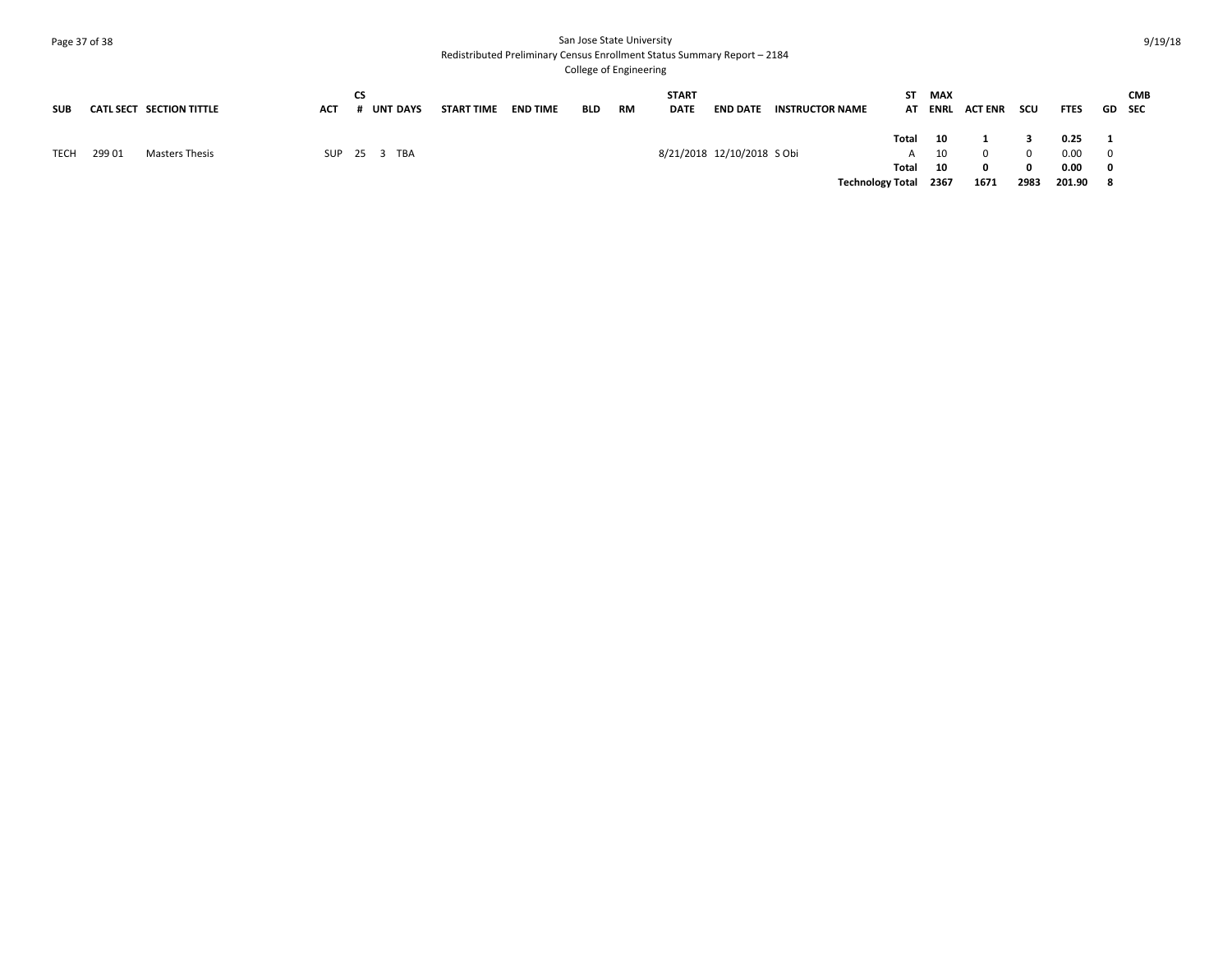| SUB | CATL SECT | SECTION TITTLE | ACT | CS # | UNT | DAYS | START TIME | END TIME | BLD | RM | START DATE | END DATE | INSTRUCTOR NAME | ST AT | MAX ENRL | ACT ENR | SCU | FTES | GD | CMB SEC |
|---|---|---|---|---|---|---|---|---|---|---|---|---|---|---|---|---|---|---|---|---|
| | | | | | | | | | | | | | | **Total** | **10** | **1** | **3** | **0.25** | **1** | |
| TECH | 299 01 | Masters Thesis | SUP | 25 | 3 | TBA | | | | | 8/21/2018 | 12/10/2018 | S Obi | A | 10 | 0 | 0 | 0.00 | 0 | |
| | | | | | | | | | | | | | | **Total** | **10** | **0** | **0** | **0.00** | **0** | |
| | | | | | | | | | | | | | **Technology Total** | | **2367** | **1671** | **2983** | **201.90** | **8** | |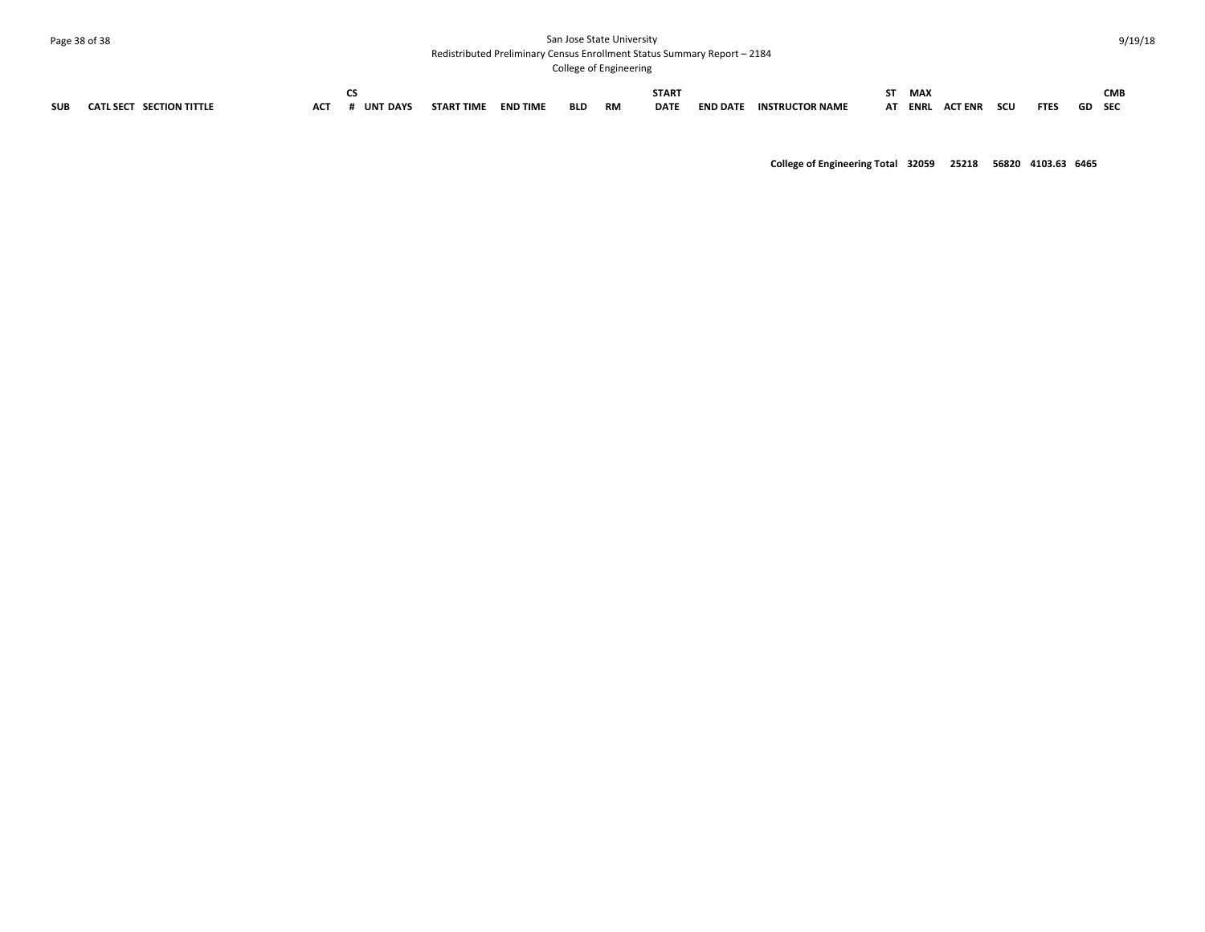| SUB | CATL | SECT | SECTION TITTLE | ACT | CS # | UNT | DAYS | START TIME | END TIME | BLD | RM | START DATE | END DATE | INSTRUCTOR NAME | ST AT | MAX ENRL | ACT ENR | SCU | FTES | GD | CMB SEC |
|---|---|---|---|---|---|---|---|---|---|---|---|---|---|---|---|---|---|---|---|---|---|
| | | | | | | | | | | | | | | **College of Engineering Total** | | **32059** | **25218** | **56820** | **4103.63** | **6465** | |